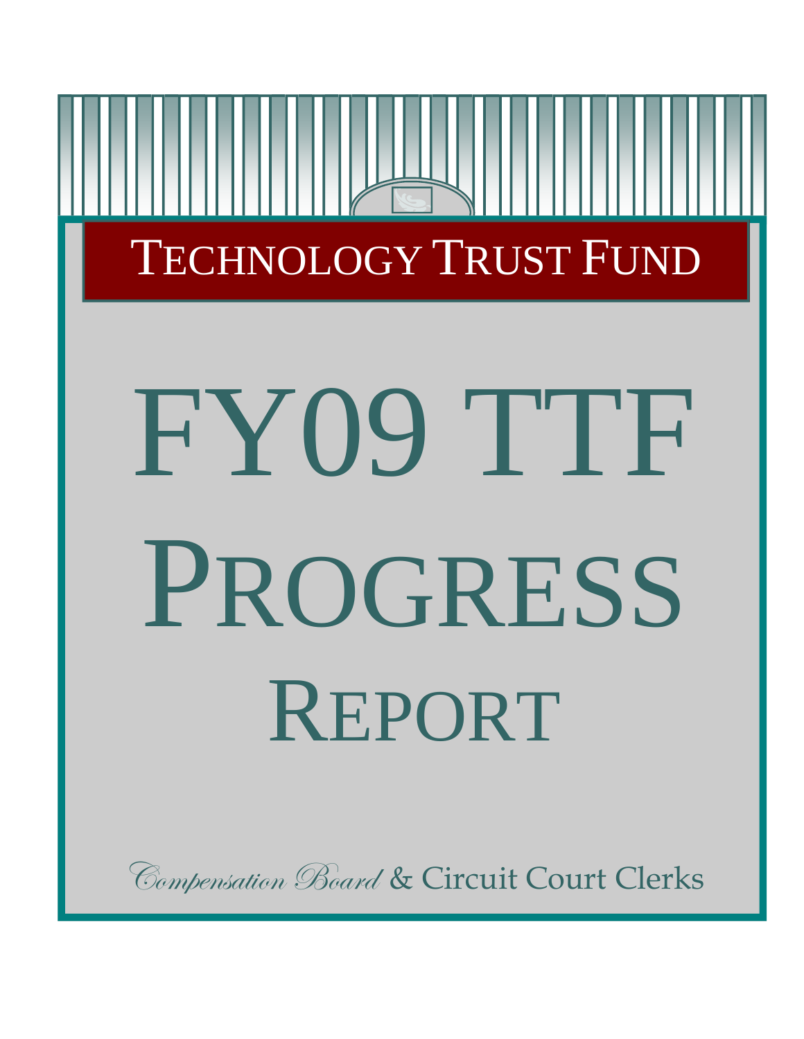# Technology Trust Fund

# FY09 TTF Progress Report

*Compensation Board* & Circuit Court Clerks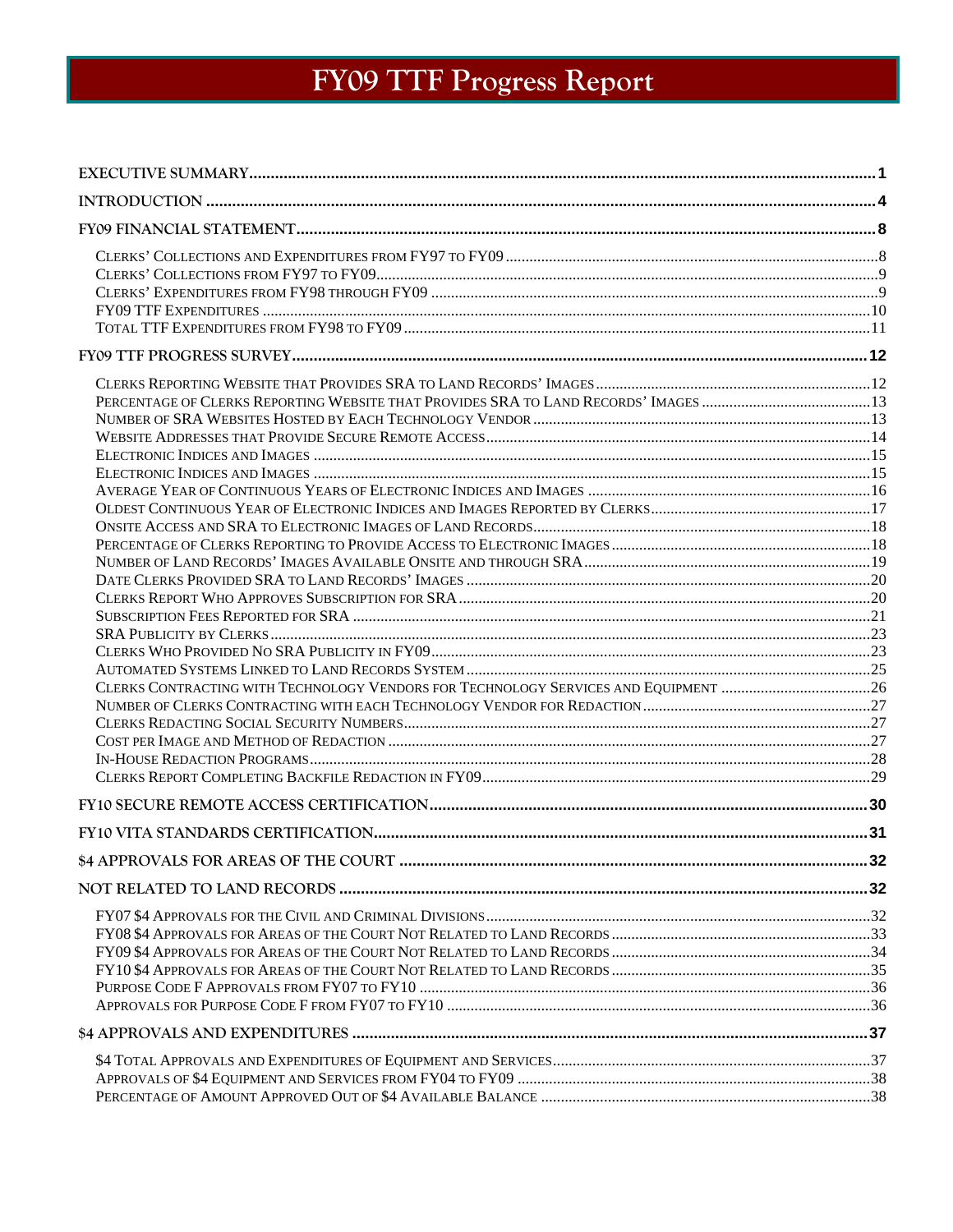# FY09 TTF Progress Report

| | |
|---|---|
| **EXECUTIVE SUMMARY** | **1** |
| **INTRODUCTION** | **4** |
| **FY09 FINANCIAL STATEMENT** | **8** |
| Clerks' Collections and Expenditures from FY97 to FY09 | 8 |
| Clerks' Collections from FY97 to FY09 | 9 |
| Clerks' Expenditures from FY98 through FY09 | 9 |
| FY09 TTF Expenditures | 10 |
| Total TTF Expenditures from FY98 to FY09 | 11 |
| **FY09 TTF PROGRESS SURVEY** | **12** |
| Clerks Reporting Website that Provides SRA to Land Records' Images | 12 |
| Percentage of Clerks Reporting Website that Provides SRA to Land Records' Images | 13 |
| Number of SRA Websites Hosted by Each Technology Vendor | 13 |
| Website Addresses that Provide Secure Remote Access | 14 |
| Electronic Indices and Images | 15 |
| Electronic Indices and Images | 15 |
| Average Year of Continuous Years of Electronic Indices and Images | 16 |
| Oldest Continuous Year of Electronic Indices and Images Reported by Clerks | 17 |
| Onsite Access and SRA to Electronic Images of Land Records | 18 |
| Percentage of Clerks Reporting to Provide Access to Electronic Images | 18 |
| Number of Land Records' Images Available Onsite and through SRA | 19 |
| Date Clerks Provided SRA to Land Records' Images | 20 |
| Clerks Report Who Approves Subscription for SRA | 20 |
| Subscription Fees Reported for SRA | 21 |
| SRA Publicity by Clerks | 23 |
| Clerks Who Provided No SRA Publicity in FY09 | 23 |
| Automated Systems Linked to Land Records System | 25 |
| Clerks Contracting with Technology Vendors for Technology Services and Equipment | 26 |
| Number of Clerks Contracting with each Technology Vendor for Redaction | 27 |
| Clerks Redacting Social Security Numbers | 27 |
| Cost per Image and Method of Redaction | 27 |
| In-House Redaction Programs | 28 |
| Clerks Report Completing Backfile Redaction in FY09 | 29 |
| **FY10 SECURE REMOTE ACCESS CERTIFICATION** | **30** |
| **FY10 VITA STANDARDS CERTIFICATION** | **31** |
| **$4 APPROVALS FOR AREAS OF THE COURT** | **32** |
| **NOT RELATED TO LAND RECORDS** | **32** |
| FY07 $4 Approvals for the Civil and Criminal Divisions | 32 |
| FY08 $4 Approvals for Areas of the Court Not Related to Land Records | 33 |
| FY09 $4 Approvals for Areas of the Court Not Related to Land Records | 34 |
| FY10 $4 Approvals for Areas of the Court Not Related to Land Records | 35 |
| Purpose Code F Approvals from FY07 to FY10 | 36 |
| Approvals for Purpose Code F from FY07 to FY10 | 36 |
| **$4 APPROVALS AND EXPENDITURES** | **37** |
| $4 Total Approvals and Expenditures of Equipment and Services | 37 |
| Approvals of $4 Equipment and Services from FY04 to FY09 | 38 |
| Percentage of Amount Approved out of $4 Available Balance | 38 |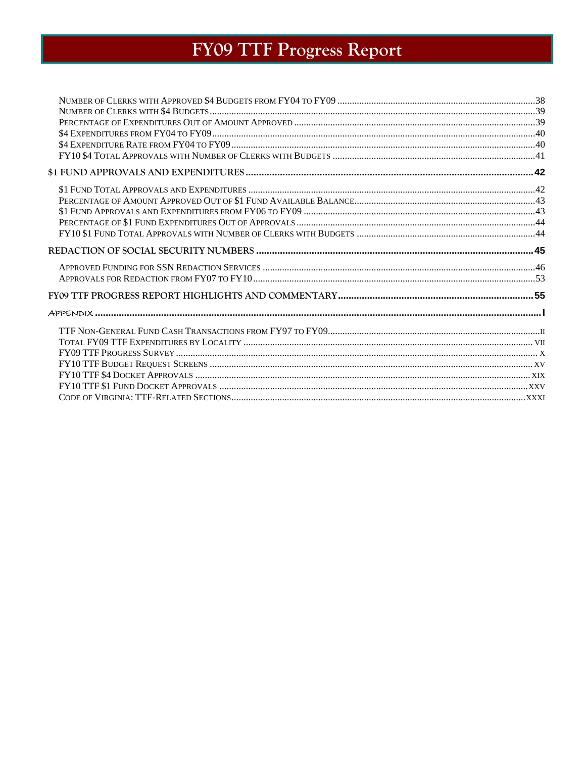# FY09 TTF Progress Report

Number of Clerks with Approved $4 Budgets from FY04 to FY09 ....................................................................................38
Number of Clerks with $4 Budgets ....................................................................................................................................39
Percentage of Expenditures Out of Amount Approved ......................................................................................................39
$4 Expenditures from FY04 to FY09 ..................................................................................................................................40
$4 Expenditure Rate from FY04 to FY09 ............................................................................................................................40
FY10 $4 Total Approvals with Number of Clerks with Budgets .......................................................................................41

**$1 FUND APPROVALS AND EXPENDITURES ...............................................................................................................42**

$1 Fund Total Approvals and Expenditures .......................................................................................................................42
Percentage of Amount Approved Out of $1 Fund Available Balance..................................................................................43
$1 Fund Approvals and Expenditures from FY06 to FY09 ..................................................................................................43
Percentage of $1 Fund Expenditures Out of Approvals .......................................................................................................44
FY10 $1 Fund Total Approvals with Number of Clerks with Budgets ...............................................................................44

**REDACTION OF SOCIAL SECURITY NUMBERS ..........................................................................................................45**

Approved Funding for SSN Redaction Services ..................................................................................................................46
Approvals for Redaction from FY07 to FY10 ......................................................................................................................53

**FY09 TTF PROGRESS REPORT HIGHLIGHTS AND COMMENTARY ..............................................................................55**

**APPENDIX ....................................................................................................................................................................I**

TTF Non-General Fund Cash Transactions from FY97 to FY09 ...........................................................................................II
Total FY09 TTF Expenditures by Locality ..........................................................................................................................VII
FY09 TTF Progress Survey ...................................................................................................................................................X
FY10 TTF Budget Request Screens ....................................................................................................................................XV
FY10 TTF $4 Docket Approvals ........................................................................................................................................XIX
FY10 TTF $1 Fund Docket Approvals ...............................................................................................................................XXV
Code of Virginia: TTF-Related Sections ..........................................................................................................................XXXI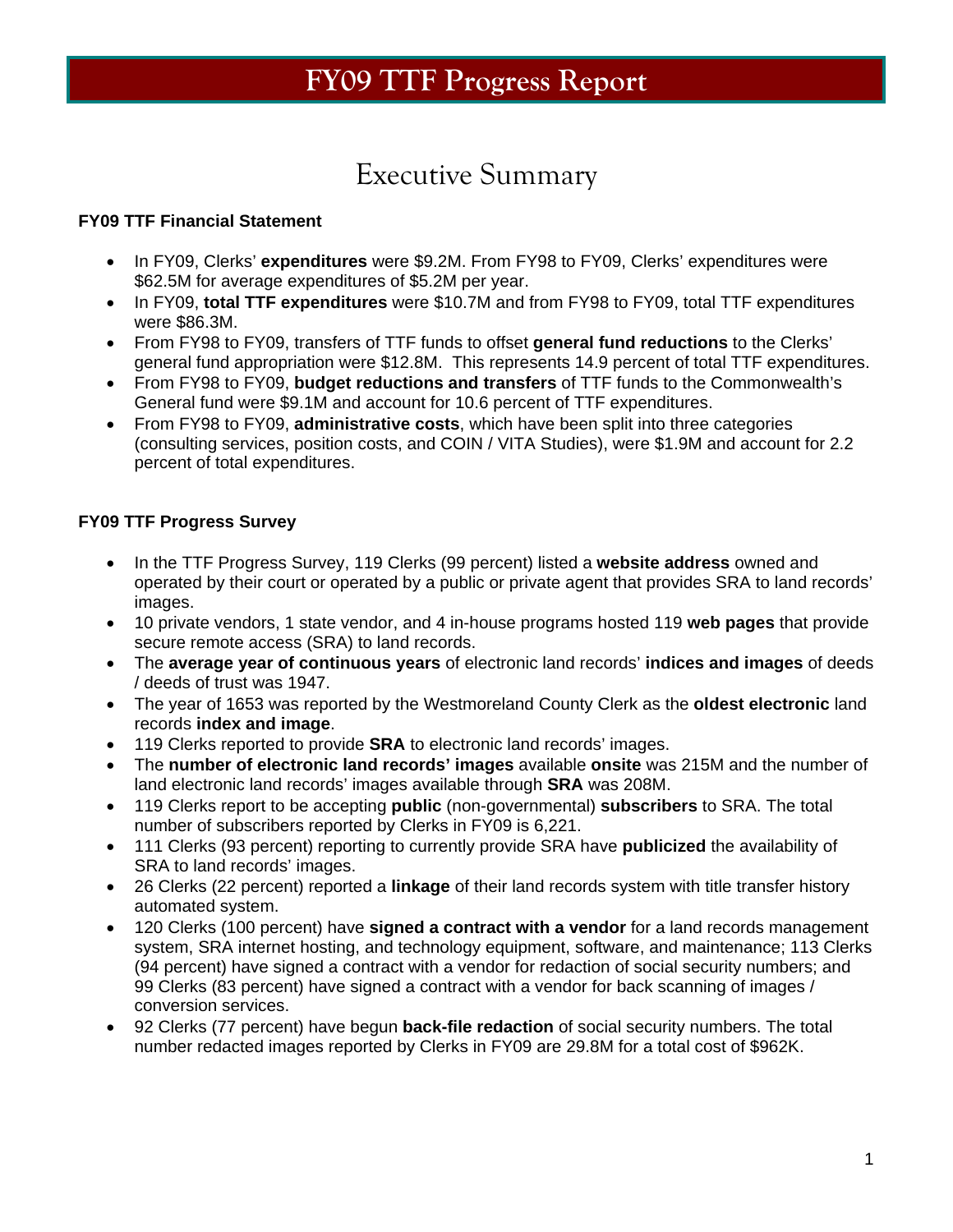# FY09 TTF Progress Report

## Executive Summary

**FY09 TTF Financial Statement**

- In FY09, Clerks' **expenditures** were $9.2M. From FY98 to FY09, Clerks' expenditures were $62.5M for average expenditures of $5.2M per year.
- In FY09, **total TTF expenditures** were $10.7M and from FY98 to FY09, total TTF expenditures were $86.3M.
- From FY98 to FY09, transfers of TTF funds to offset **general fund reductions** to the Clerks' general fund appropriation were $12.8M. This represents 14.9 percent of total TTF expenditures.
- From FY98 to FY09, **budget reductions and transfers** of TTF funds to the Commonwealth's General fund were $9.1M and account for 10.6 percent of TTF expenditures.
- From FY98 to FY09, **administrative costs**, which have been split into three categories (consulting services, position costs, and COIN / VITA Studies), were $1.9M and account for 2.2 percent of total expenditures.

**FY09 TTF Progress Survey**

- In the TTF Progress Survey, 119 Clerks (99 percent) listed a **website address** owned and operated by their court or operated by a public or private agent that provides SRA to land records' images.
- 10 private vendors, 1 state vendor, and 4 in-house programs hosted 119 **web pages** that provide secure remote access (SRA) to land records.
- The **average year of continuous years** of electronic land records' **indices and images** of deeds / deeds of trust was 1947.
- The year of 1653 was reported by the Westmoreland County Clerk as the **oldest electronic** land records **index and image**.
- 119 Clerks reported to provide **SRA** to electronic land records' images.
- The **number of electronic land records' images** available **onsite** was 215M and the number of land electronic land records' images available through **SRA** was 208M.
- 119 Clerks report to be accepting **public** (non-governmental) **subscribers** to SRA. The total number of subscribers reported by Clerks in FY09 is 6,221.
- 111 Clerks (93 percent) reporting to currently provide SRA have **publicized** the availability of SRA to land records' images.
- 26 Clerks (22 percent) reported a **linkage** of their land records system with title transfer history automated system.
- 120 Clerks (100 percent) have **signed a contract with a vendor** for a land records management system, SRA internet hosting, and technology equipment, software, and maintenance; 113 Clerks (94 percent) have signed a contract with a vendor for redaction of social security numbers; and 99 Clerks (83 percent) have signed a contract with a vendor for back scanning of images / conversion services.
- 92 Clerks (77 percent) have begun **back-file redaction** of social security numbers. The total number redacted images reported by Clerks in FY09 are 29.8M for a total cost of $962K.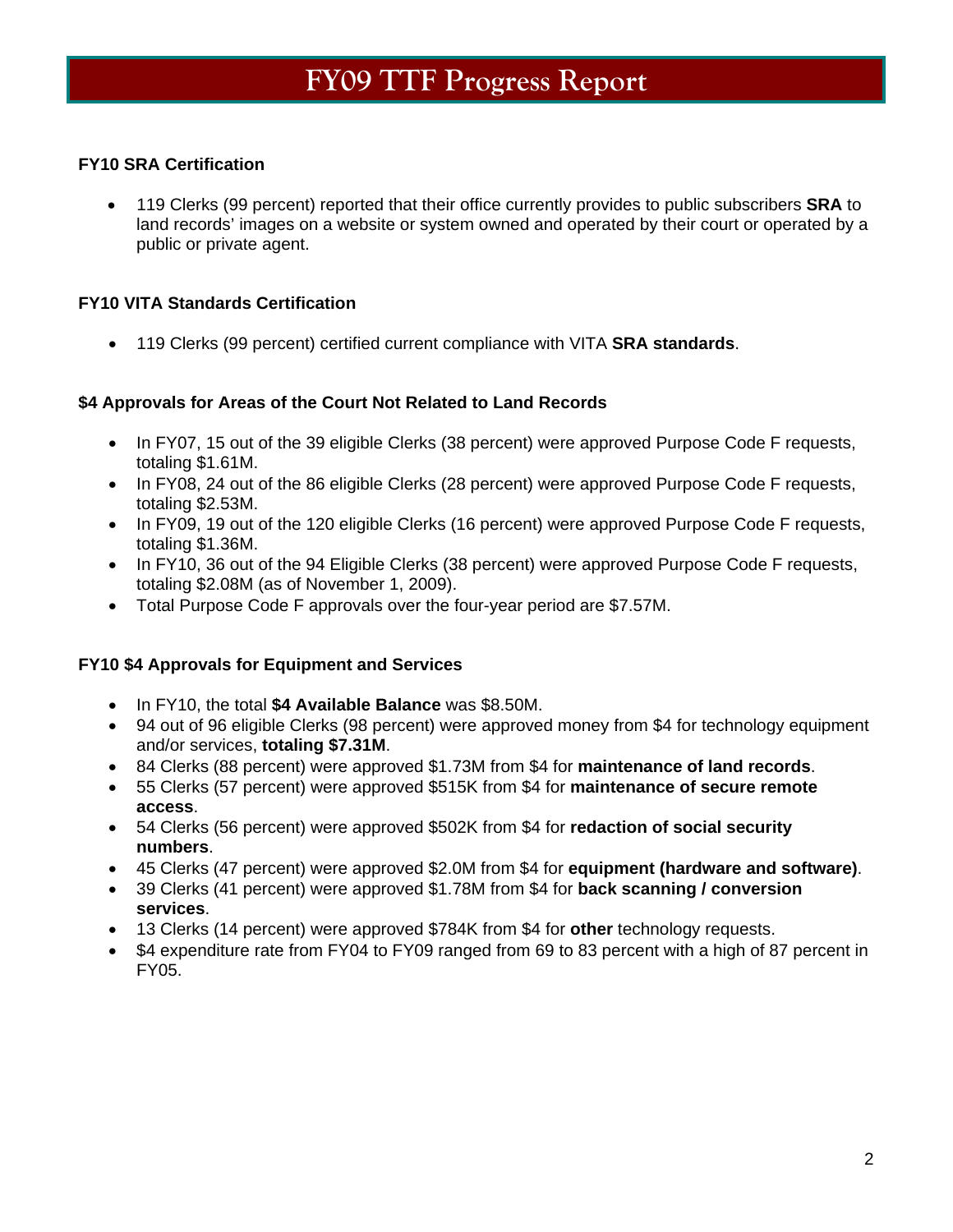# FY09 TTF Progress Report

**FY10 SRA Certification**

- 119 Clerks (99 percent) reported that their office currently provides to public subscribers **SRA** to land records' images on a website or system owned and operated by their court or operated by a public or private agent.

**FY10 VITA Standards Certification**

- 119 Clerks (99 percent) certified current compliance with VITA **SRA standards**.

**$4 Approvals for Areas of the Court Not Related to Land Records**

- In FY07, 15 out of the 39 eligible Clerks (38 percent) were approved Purpose Code F requests, totaling $1.61M.
- In FY08, 24 out of the 86 eligible Clerks (28 percent) were approved Purpose Code F requests, totaling $2.53M.
- In FY09, 19 out of the 120 eligible Clerks (16 percent) were approved Purpose Code F requests, totaling $1.36M.
- In FY10, 36 out of the 94 Eligible Clerks (38 percent) were approved Purpose Code F requests, totaling $2.08M (as of November 1, 2009).
- Total Purpose Code F approvals over the four-year period are $7.57M.

**FY10 $4 Approvals for Equipment and Services**

- In FY10, the total **$4 Available Balance** was $8.50M.
- 94 out of 96 eligible Clerks (98 percent) were approved money from $4 for technology equipment and/or services, **totaling $7.31M**.
- 84 Clerks (88 percent) were approved $1.73M from $4 for **maintenance of land records**.
- 55 Clerks (57 percent) were approved $515K from $4 for **maintenance of secure remote access**.
- 54 Clerks (56 percent) were approved $502K from $4 for **redaction of social security numbers**.
- 45 Clerks (47 percent) were approved $2.0M from $4 for **equipment (hardware and software)**.
- 39 Clerks (41 percent) were approved $1.78M from $4 for **back scanning / conversion services**.
- 13 Clerks (14 percent) were approved $784K from $4 for **other** technology requests.
- $4 expenditure rate from FY04 to FY09 ranged from 69 to 83 percent with a high of 87 percent in FY05.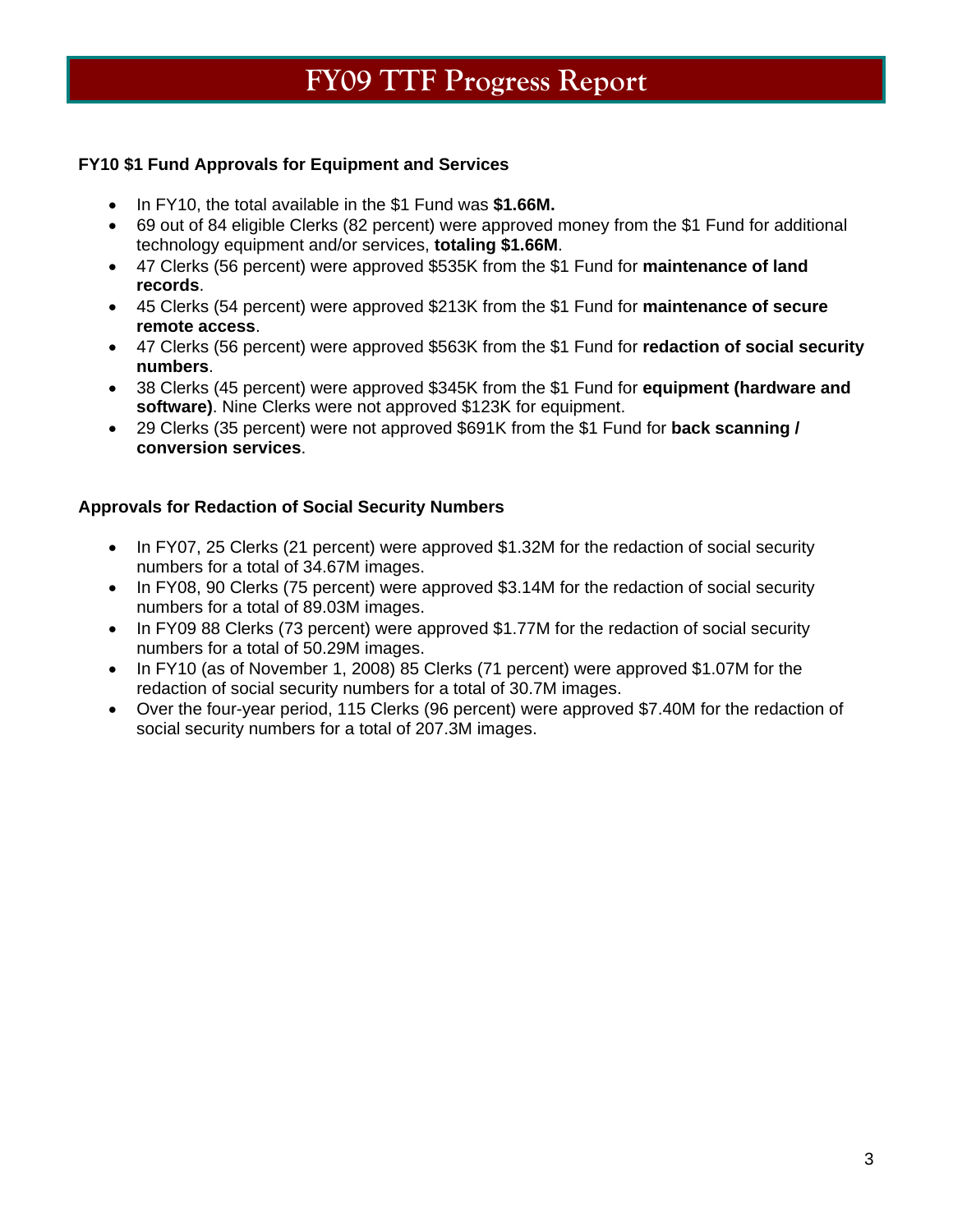# FY09 TTF Progress Report

### FY10 $1 Fund Approvals for Equipment and Services

- In FY10, the total available in the $1 Fund was **$1.66M.**
- 69 out of 84 eligible Clerks (82 percent) were approved money from the $1 Fund for additional technology equipment and/or services, **totaling $1.66M**.
- 47 Clerks (56 percent) were approved $535K from the $1 Fund for **maintenance of land records**.
- 45 Clerks (54 percent) were approved $213K from the $1 Fund for **maintenance of secure remote access**.
- 47 Clerks (56 percent) were approved $563K from the $1 Fund for **redaction of social security numbers**.
- 38 Clerks (45 percent) were approved $345K from the $1 Fund for **equipment (hardware and software)**. Nine Clerks were not approved $123K for equipment.
- 29 Clerks (35 percent) were not approved $691K from the $1 Fund for **back scanning / conversion services**.

### Approvals for Redaction of Social Security Numbers

- In FY07, 25 Clerks (21 percent) were approved $1.32M for the redaction of social security numbers for a total of 34.67M images.
- In FY08, 90 Clerks (75 percent) were approved $3.14M for the redaction of social security numbers for a total of 89.03M images.
- In FY09 88 Clerks (73 percent) were approved $1.77M for the redaction of social security numbers for a total of 50.29M images.
- In FY10 (as of November 1, 2008) 85 Clerks (71 percent) were approved $1.07M for the redaction of social security numbers for a total of 30.7M images.
- Over the four-year period, 115 Clerks (96 percent) were approved $7.40M for the redaction of social security numbers for a total of 207.3M images.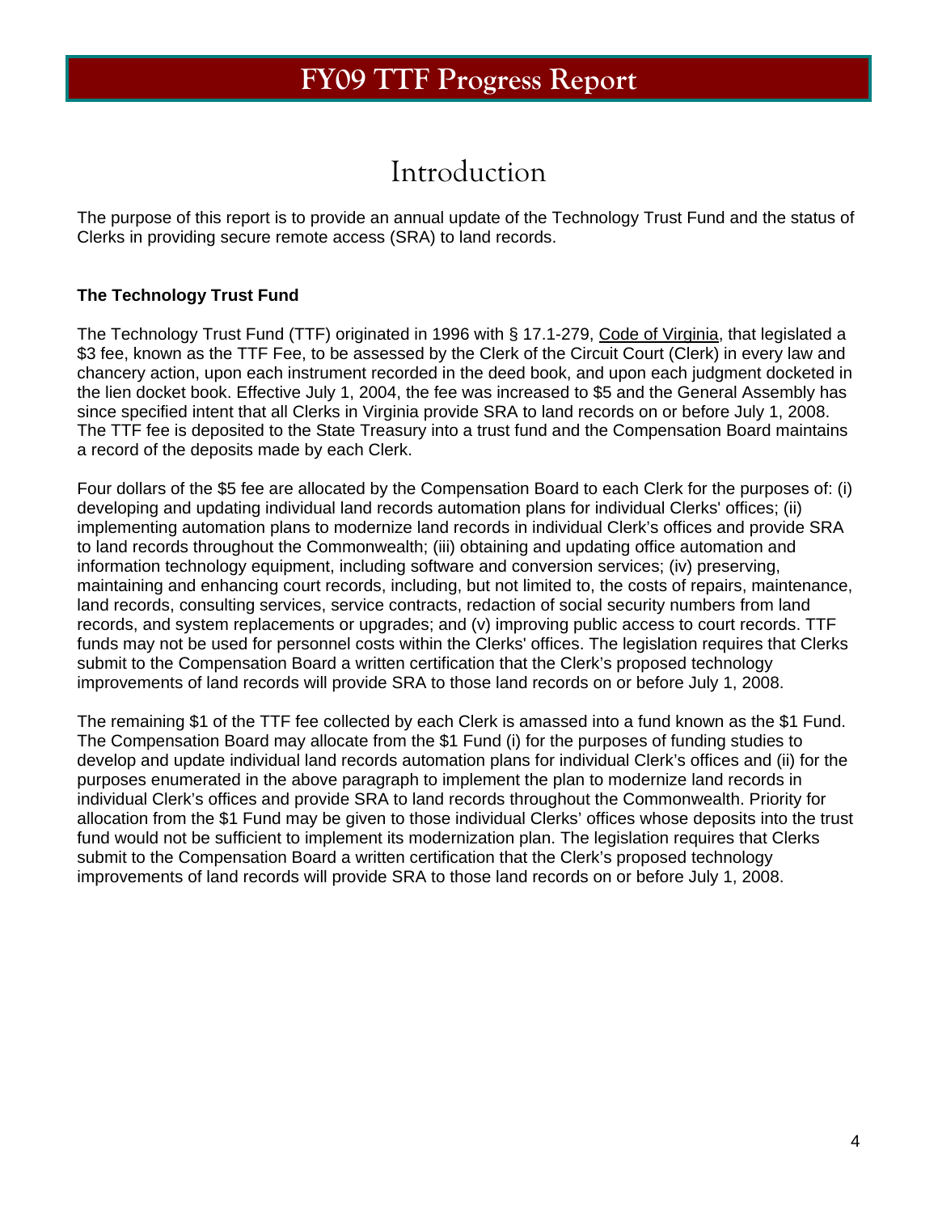# Introduction

The purpose of this report is to provide an annual update of the Technology Trust Fund and the status of Clerks in providing secure remote access (SRA) to land records.

**The Technology Trust Fund**

The Technology Trust Fund (TTF) originated in 1996 with § 17.1-279, Code of Virginia, that legislated a $3 fee, known as the TTF Fee, to be assessed by the Clerk of the Circuit Court (Clerk) in every law and chancery action, upon each instrument recorded in the deed book, and upon each judgment docketed in the lien docket book. Effective July 1, 2004, the fee was increased to $5 and the General Assembly has since specified intent that all Clerks in Virginia provide SRA to land records on or before July 1, 2008. The TTF fee is deposited to the State Treasury into a trust fund and the Compensation Board maintains a record of the deposits made by each Clerk.

Four dollars of the $5 fee are allocated by the Compensation Board to each Clerk for the purposes of: (i) developing and updating individual land records automation plans for individual Clerks' offices; (ii) implementing automation plans to modernize land records in individual Clerk's offices and provide SRA to land records throughout the Commonwealth; (iii) obtaining and updating office automation and information technology equipment, including software and conversion services; (iv) preserving, maintaining and enhancing court records, including, but not limited to, the costs of repairs, maintenance, land records, consulting services, service contracts, redaction of social security numbers from land records, and system replacements or upgrades; and (v) improving public access to court records. TTF funds may not be used for personnel costs within the Clerks' offices. The legislation requires that Clerks submit to the Compensation Board a written certification that the Clerk's proposed technology improvements of land records will provide SRA to those land records on or before July 1, 2008.

The remaining $1 of the TTF fee collected by each Clerk is amassed into a fund known as the $1 Fund. The Compensation Board may allocate from the $1 Fund (i) for the purposes of funding studies to develop and update individual land records automation plans for individual Clerk's offices and (ii) for the purposes enumerated in the above paragraph to implement the plan to modernize land records in individual Clerk's offices and provide SRA to land records throughout the Commonwealth. Priority for allocation from the $1 Fund may be given to those individual Clerks' offices whose deposits into the trust fund would not be sufficient to implement its modernization plan. The legislation requires that Clerks submit to the Compensation Board a written certification that the Clerk's proposed technology improvements of land records will provide SRA to those land records on or before July 1, 2008.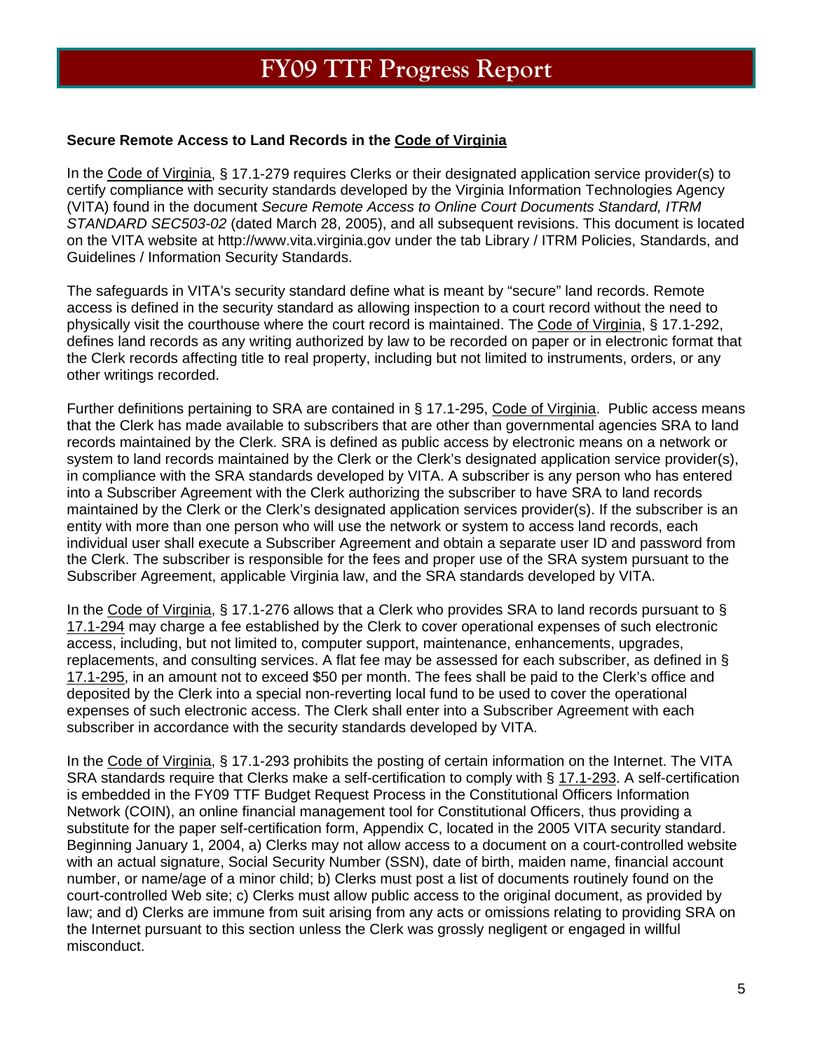**Secure Remote Access to Land Records in the Code of Virginia**

In the Code of Virginia, § 17.1-279 requires Clerks or their designated application service provider(s) to certify compliance with security standards developed by the Virginia Information Technologies Agency (VITA) found in the document *Secure Remote Access to Online Court Documents Standard, ITRM STANDARD SEC503-02* (dated March 28, 2005), and all subsequent revisions. This document is located on the VITA website at http://www.vita.virginia.gov under the tab Library / ITRM Policies, Standards, and Guidelines / Information Security Standards.

The safeguards in VITA's security standard define what is meant by "secure" land records. Remote access is defined in the security standard as allowing inspection to a court record without the need to physically visit the courthouse where the court record is maintained. The Code of Virginia, § 17.1-292, defines land records as any writing authorized by law to be recorded on paper or in electronic format that the Clerk records affecting title to real property, including but not limited to instruments, orders, or any other writings recorded.

Further definitions pertaining to SRA are contained in § 17.1-295, Code of Virginia. Public access means that the Clerk has made available to subscribers that are other than governmental agencies SRA to land records maintained by the Clerk. SRA is defined as public access by electronic means on a network or system to land records maintained by the Clerk or the Clerk's designated application service provider(s), in compliance with the SRA standards developed by VITA. A subscriber is any person who has entered into a Subscriber Agreement with the Clerk authorizing the subscriber to have SRA to land records maintained by the Clerk or the Clerk's designated application services provider(s). If the subscriber is an entity with more than one person who will use the network or system to access land records, each individual user shall execute a Subscriber Agreement and obtain a separate user ID and password from the Clerk. The subscriber is responsible for the fees and proper use of the SRA system pursuant to the Subscriber Agreement, applicable Virginia law, and the SRA standards developed by VITA.

In the Code of Virginia, § 17.1-276 allows that a Clerk who provides SRA to land records pursuant to § 17.1-294 may charge a fee established by the Clerk to cover operational expenses of such electronic access, including, but not limited to, computer support, maintenance, enhancements, upgrades, replacements, and consulting services. A flat fee may be assessed for each subscriber, as defined in § 17.1-295, in an amount not to exceed $50 per month. The fees shall be paid to the Clerk's office and deposited by the Clerk into a special non-reverting local fund to be used to cover the operational expenses of such electronic access. The Clerk shall enter into a Subscriber Agreement with each subscriber in accordance with the security standards developed by VITA.

In the Code of Virginia, § 17.1-293 prohibits the posting of certain information on the Internet. The VITA SRA standards require that Clerks make a self-certification to comply with § 17.1-293. A self-certification is embedded in the FY09 TTF Budget Request Process in the Constitutional Officers Information Network (COIN), an online financial management tool for Constitutional Officers, thus providing a substitute for the paper self-certification form, Appendix C, located in the 2005 VITA security standard. Beginning January 1, 2004, a) Clerks may not allow access to a document on a court-controlled website with an actual signature, Social Security Number (SSN), date of birth, maiden name, financial account number, or name/age of a minor child; b) Clerks must post a list of documents routinely found on the court-controlled Web site; c) Clerks must allow public access to the original document, as provided by law; and d) Clerks are immune from suit arising from any acts or omissions relating to providing SRA on the Internet pursuant to this section unless the Clerk was grossly negligent or engaged in willful misconduct.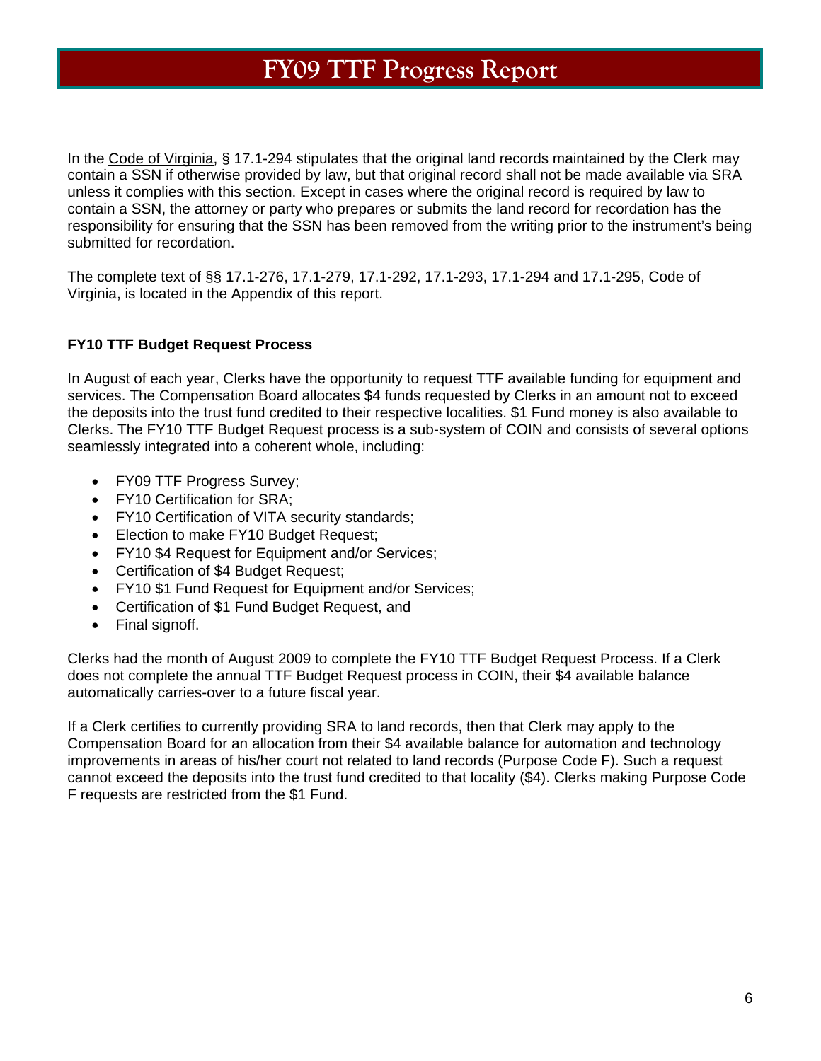In the Code of Virginia, § 17.1-294 stipulates that the original land records maintained by the Clerk may contain a SSN if otherwise provided by law, but that original record shall not be made available via SRA unless it complies with this section. Except in cases where the original record is required by law to contain a SSN, the attorney or party who prepares or submits the land record for recordation has the responsibility for ensuring that the SSN has been removed from the writing prior to the instrument's being submitted for recordation.

The complete text of §§ 17.1-276, 17.1-279, 17.1-292, 17.1-293, 17.1-294 and 17.1-295, Code of Virginia, is located in the Appendix of this report.

**FY10 TTF Budget Request Process**

In August of each year, Clerks have the opportunity to request TTF available funding for equipment and services. The Compensation Board allocates $4 funds requested by Clerks in an amount not to exceed the deposits into the trust fund credited to their respective localities. $1 Fund money is also available to Clerks. The FY10 TTF Budget Request process is a sub-system of COIN and consists of several options seamlessly integrated into a coherent whole, including:

- FY09 TTF Progress Survey;
- FY10 Certification for SRA;
- FY10 Certification of VITA security standards;
- Election to make FY10 Budget Request;
- FY10 $4 Request for Equipment and/or Services;
- Certification of $4 Budget Request;
- FY10 $1 Fund Request for Equipment and/or Services;
- Certification of $1 Fund Budget Request, and
- Final signoff.

Clerks had the month of August 2009 to complete the FY10 TTF Budget Request Process. If a Clerk does not complete the annual TTF Budget Request process in COIN, their $4 available balance automatically carries-over to a future fiscal year.

If a Clerk certifies to currently providing SRA to land records, then that Clerk may apply to the Compensation Board for an allocation from their $4 available balance for automation and technology improvements in areas of his/her court not related to land records (Purpose Code F). Such a request cannot exceed the deposits into the trust fund credited to that locality ($4). Clerks making Purpose Code F requests are restricted from the $1 Fund.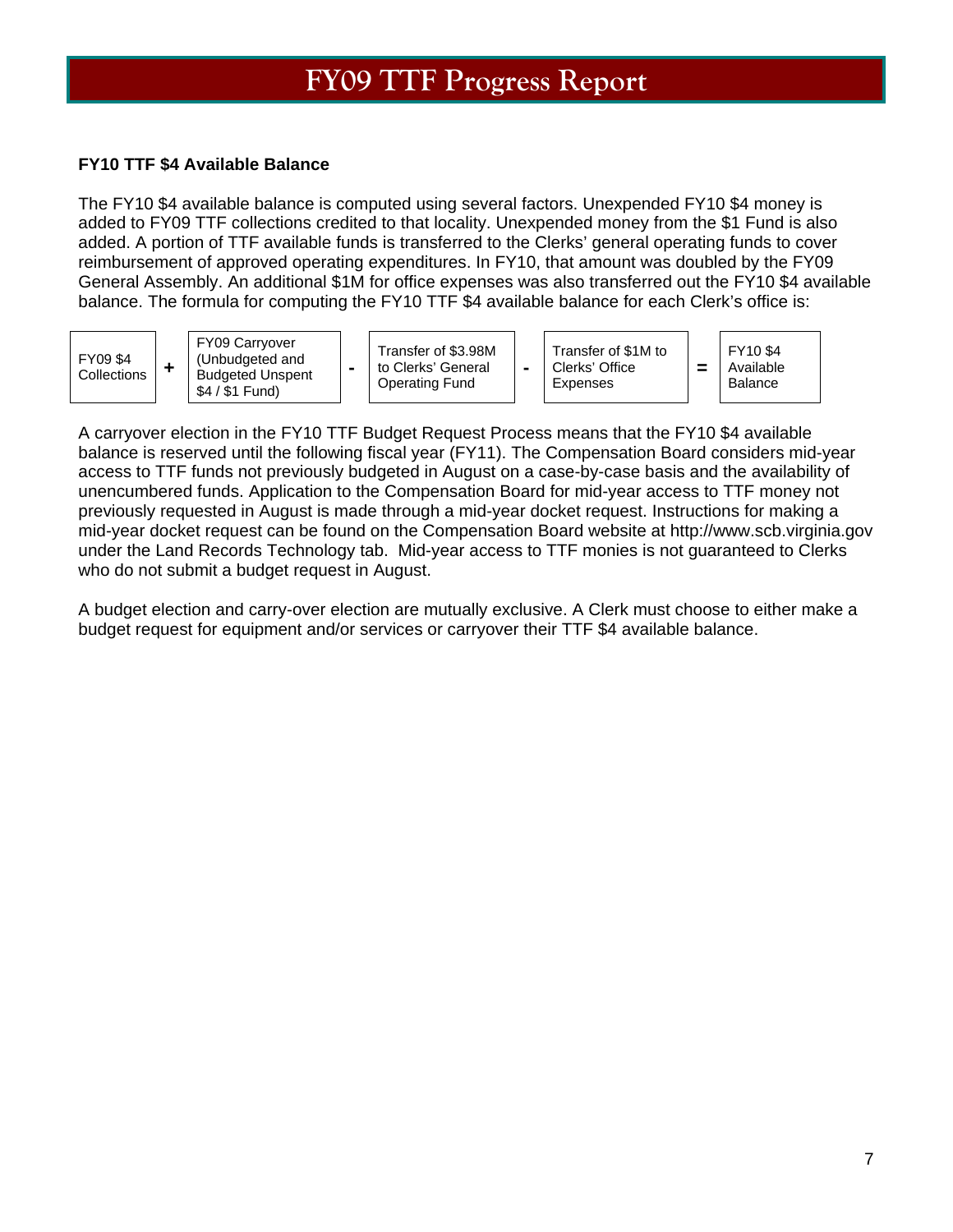# FY09 TTF Progress Report

**FY10 TTF $4 Available Balance**

The FY10 $4 available balance is computed using several factors. Unexpended FY10 $4 money is added to FY09 TTF collections credited to that locality. Unexpended money from the $1 Fund is also added. A portion of TTF available funds is transferred to the Clerks' general operating funds to cover reimbursement of approved operating expenditures. In FY10, that amount was doubled by the FY09 General Assembly. An additional $1M for office expenses was also transferred out the FY10 $4 available balance. The formula for computing the FY10 TTF $4 available balance for each Clerk's office is:

| FY09 $4 Collections | + | FY09 Carryover (Unbudgeted and Budgeted Unspent $4 / $1 Fund) | - | Transfer of $3.98M to Clerks' General Operating Fund | - | Transfer of $1M to Clerks' Office Expenses | = | FY10 $4 Available Balance |
|---|---|---|---|---|---|---|---|---|

A carryover election in the FY10 TTF Budget Request Process means that the FY10 $4 available balance is reserved until the following fiscal year (FY11). The Compensation Board considers mid-year access to TTF funds not previously budgeted in August on a case-by-case basis and the availability of unencumbered funds. Application to the Compensation Board for mid-year access to TTF money not previously requested in August is made through a mid-year docket request. Instructions for making a mid-year docket request can be found on the Compensation Board website at http://www.scb.virginia.gov under the Land Records Technology tab. Mid-year access to TTF monies is not guaranteed to Clerks who do not submit a budget request in August.

A budget election and carry-over election are mutually exclusive. A Clerk must choose to either make a budget request for equipment and/or services or carryover their TTF $4 available balance.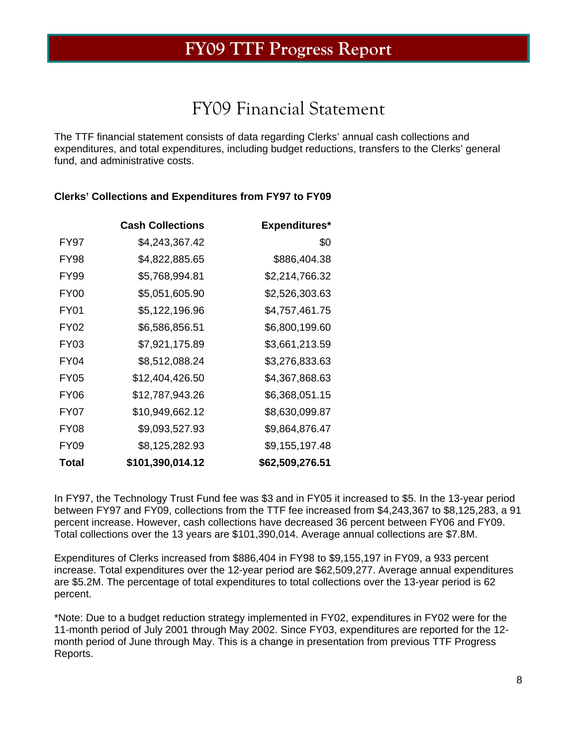# FY09 TTF Progress Report

## FY09 Financial Statement

The TTF financial statement consists of data regarding Clerks' annual cash collections and expenditures, and total expenditures, including budget reductions, transfers to the Clerks' general fund, and administrative costs.

**Clerks' Collections and Expenditures from FY97 to FY09**

| | Cash Collections | Expenditures* |
|---|---:|---:|
| FY97 | $4,243,367.42 | $0 |
| FY98 | $4,822,885.65 | $886,404.38 |
| FY99 | $5,768,994.81 | $2,214,766.32 |
| FY00 | $5,051,605.90 | $2,526,303.63 |
| FY01 | $5,122,196.96 | $4,757,461.75 |
| FY02 | $6,586,856.51 | $6,800,199.60 |
| FY03 | $7,921,175.89 | $3,661,213.59 |
| FY04 | $8,512,088.24 | $3,276,833.63 |
| FY05 | $12,404,426.50 | $4,367,868.63 |
| FY06 | $12,787,943.26 | $6,368,051.15 |
| FY07 | $10,949,662.12 | $8,630,099.87 |
| FY08 | $9,093,527.93 | $9,864,876.47 |
| FY09 | $8,125,282.93 | $9,155,197.48 |
| **Total** | **$101,390,014.12** | **$62,509,276.51** |

In FY97, the Technology Trust Fund fee was $3 and in FY05 it increased to $5. In the 13-year period between FY97 and FY09, collections from the TTF fee increased from $4,243,367 to $8,125,283, a 91 percent increase. However, cash collections have decreased 36 percent between FY06 and FY09. Total collections over the 13 years are $101,390,014. Average annual collections are $7.8M.

Expenditures of Clerks increased from $886,404 in FY98 to $9,155,197 in FY09, a 933 percent increase. Total expenditures over the 12-year period are $62,509,277. Average annual expenditures are $5.2M. The percentage of total expenditures to total collections over the 13-year period is 62 percent.

*Note: Due to a budget reduction strategy implemented in FY02, expenditures in FY02 were for the 11-month period of July 2001 through May 2002. Since FY03, expenditures are reported for the 12-month period of June through May. This is a change in presentation from previous TTF Progress Reports.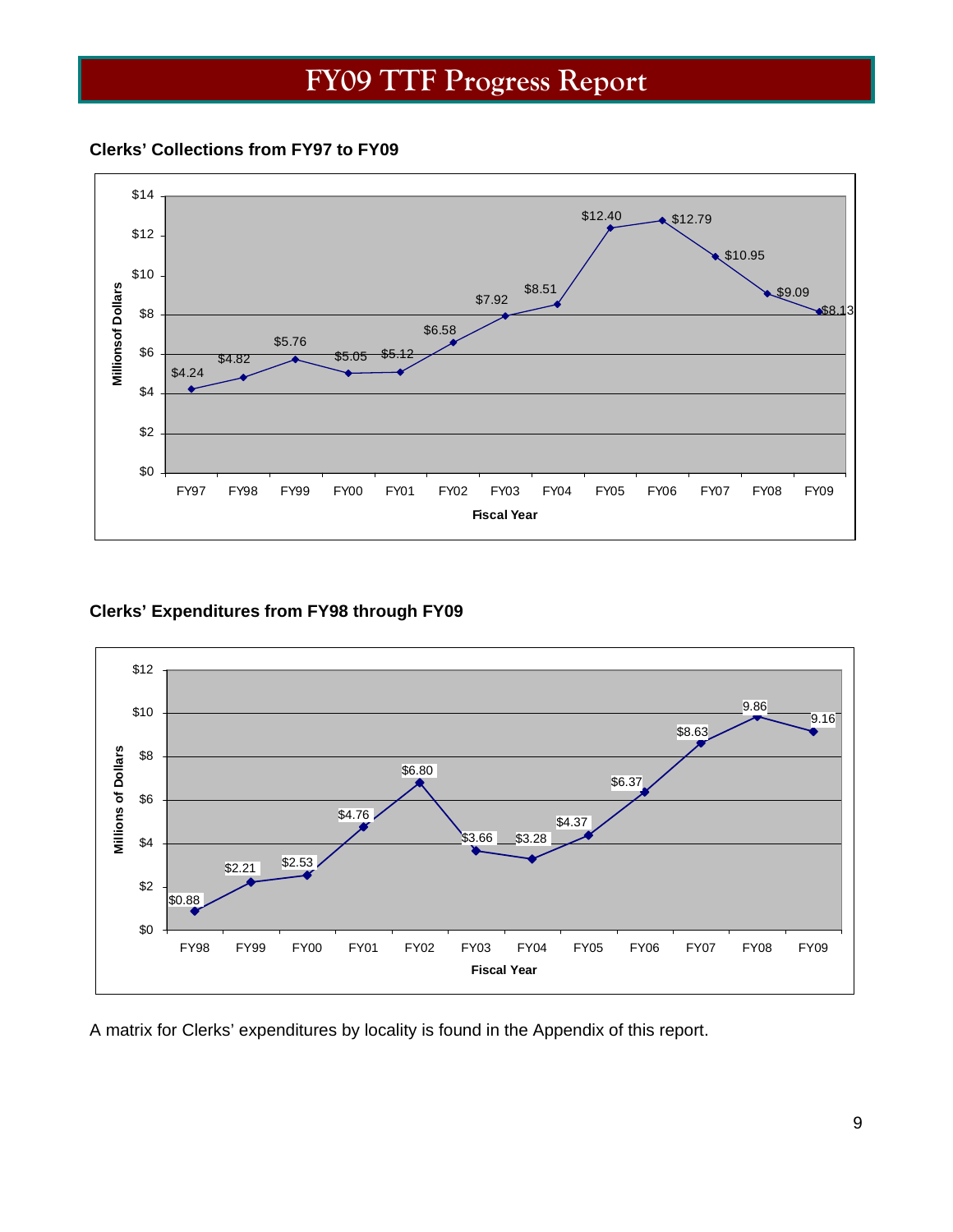# FY09 TTF Progress Report

**Clerks' Collections from FY97 to FY09**

| Fiscal Year | Millions of Dollars |
|---|---|
| FY97 | $4.24 |
| FY98 | $4.82 |
| FY99 | $5.76 |
| FY00 | $5.05 |
| FY01 | $5.12 |
| FY02 | $6.58 |
| FY03 | $7.92 |
| FY04 | $8.51 |
| FY05 | $12.40 |
| FY06 | $12.79 |
| FY07 | $10.95 |
| FY08 | $9.09 |
| FY09 | $8.13 |

**Clerks' Expenditures from FY98 through FY09**

| Fiscal Year | Millions of Dollars |
|---|---|
| FY98 | $0.88 |
| FY99 | $2.21 |
| FY00 | $2.53 |
| FY01 | $4.76 |
| FY02 | $6.80 |
| FY03 | $3.66 |
| FY04 | $3.28 |
| FY05 | $4.37 |
| FY06 | $6.37 |
| FY07 | $8.63 |
| FY08 | 9.86 |
| FY09 | 9.16 |

A matrix for Clerks' expenditures by locality is found in the Appendix of this report.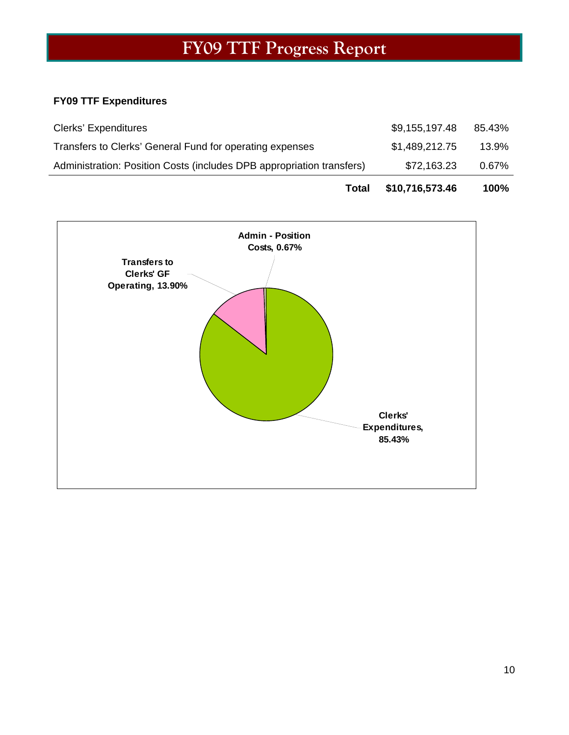# FY09 TTF Progress Report

**FY09 TTF Expenditures**

| | | |
|---|---|---|
| Clerks' Expenditures | $9,155,197.48 | 85.43% |
| Transfers to Clerks' General Fund for operating expenses | $1,489,212.75 | 13.9% |
| Administration: Position Costs (includes DPB appropriation transfers) | $72,163.23 | 0.67% |
| **Total** | **$10,716,573.46** | **100%** |

Admin - Position Costs, 0.67%

Transfers to Clerks' GF Operating, 13.90%

Clerks' Expenditures, 85.43%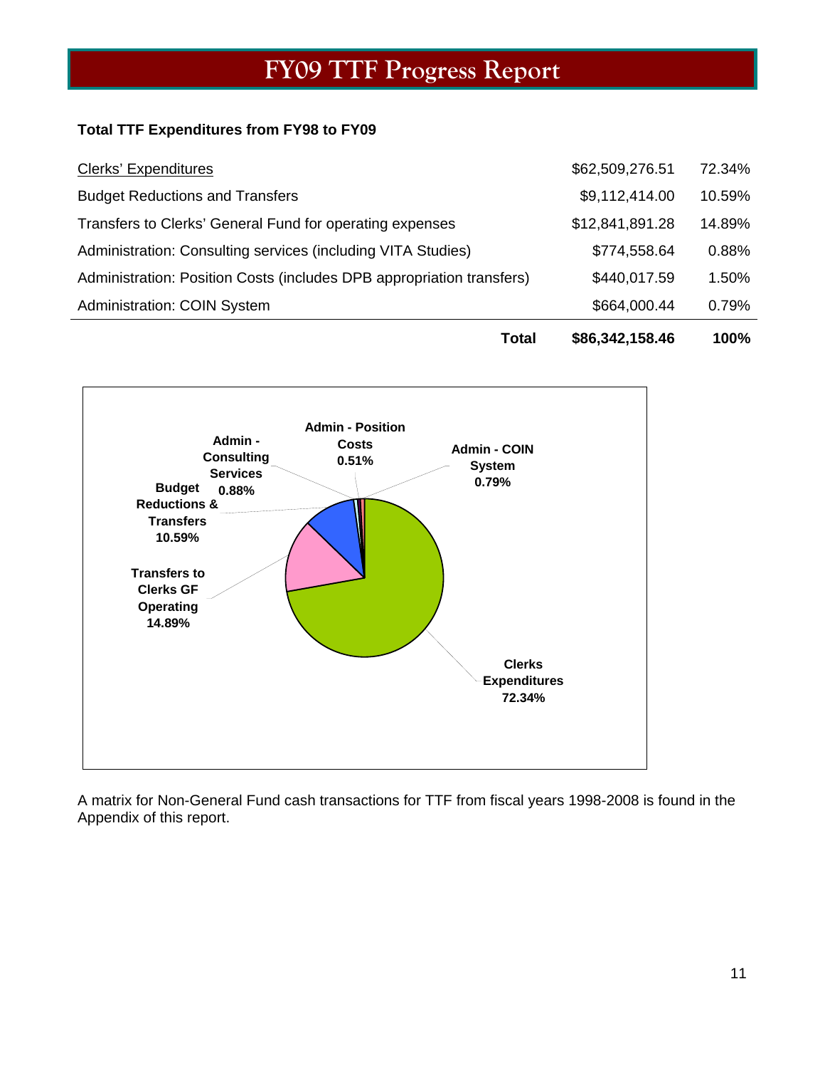# FY09 TTF Progress Report

**Total TTF Expenditures from FY98 to FY09**

| | | |
|---|---|---|
| Clerks' Expenditures | $62,509,276.51 | 72.34% |
| Budget Reductions and Transfers | $9,112,414.00 | 10.59% |
| Transfers to Clerks' General Fund for operating expenses | $12,841,891.28 | 14.89% |
| Administration: Consulting services (including VITA Studies) | $774,558.64 | 0.88% |
| Administration: Position Costs (includes DPB appropriation transfers) | $440,017.59 | 1.50% |
| Administration: COIN System | $664,000.44 | 0.79% |
| **Total** | **$86,342,158.46** | **100%** |

A matrix for Non-General Fund cash transactions for TTF from fiscal years 1998-2008 is found in the Appendix of this report.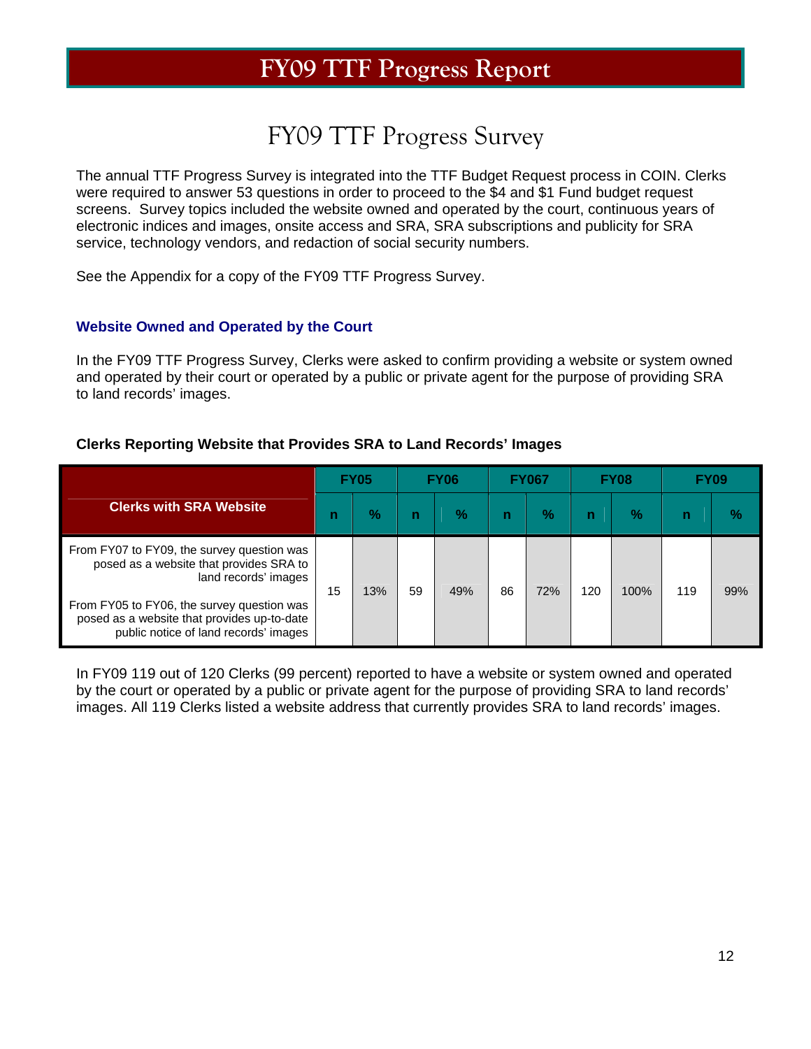# FY09 TTF Progress Report

## FY09 TTF Progress Survey

The annual TTF Progress Survey is integrated into the TTF Budget Request process in COIN. Clerks were required to answer 53 questions in order to proceed to the $4 and $1 Fund budget request screens. Survey topics included the website owned and operated by the court, continuous years of electronic indices and images, onsite access and SRA, SRA subscriptions and publicity for SRA service, technology vendors, and redaction of social security numbers.

See the Appendix for a copy of the FY09 TTF Progress Survey.

### Website Owned and Operated by the Court

In the FY09 TTF Progress Survey, Clerks were asked to confirm providing a website or system owned and operated by their court or operated by a public or private agent for the purpose of providing SRA to land records' images.

**Clerks Reporting Website that Provides SRA to Land Records' Images**

| Clerks with SRA Website | FY05 | | FY06 | | FY067 | | FY08 | | FY09 | |
|---|---|---|---|---|---|---|---|---|---|---|
| | n | % | n | % | n | % | n | % | n | % |
| From FY07 to FY09, the survey question was posed as a website that provides SRA to land records' images<br><br>From FY05 to FY06, the survey question was posed as a website that provides up-to-date public notice of land records' images | 15 | 13% | 59 | 49% | 86 | 72% | 120 | 100% | 119 | 99% |

In FY09 119 out of 120 Clerks (99 percent) reported to have a website or system owned and operated by the court or operated by a public or private agent for the purpose of providing SRA to land records' images. All 119 Clerks listed a website address that currently provides SRA to land records' images.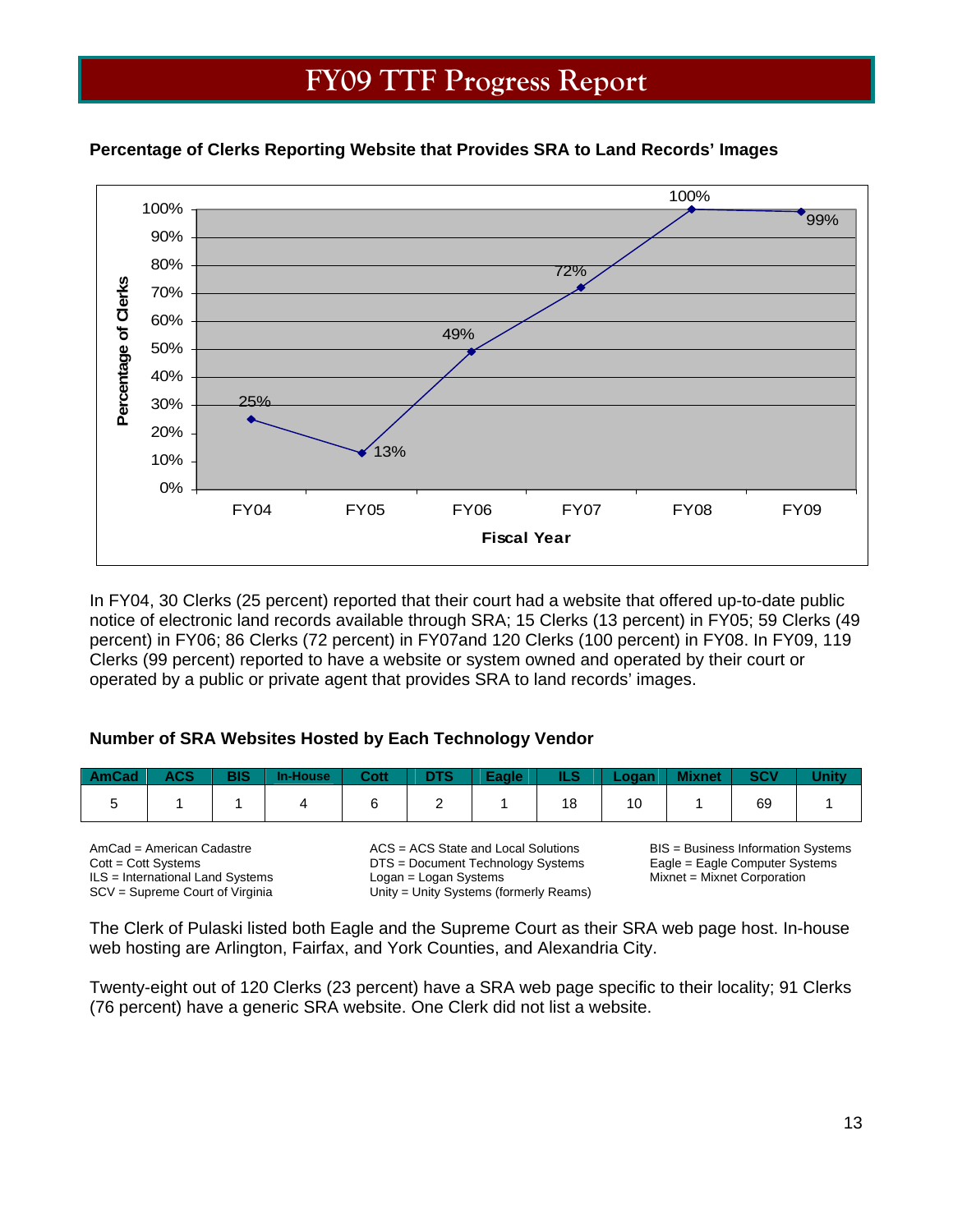## Percentage of Clerks Reporting Website that Provides SRA to Land Records' Images

In FY04, 30 Clerks (25 percent) reported that their court had a website that offered up-to-date public notice of electronic land records available through SRA; 15 Clerks (13 percent) in FY05; 59 Clerks (49 percent) in FY06; 86 Clerks (72 percent) in FY07and 120 Clerks (100 percent) in FY08. In FY09, 119 Clerks (99 percent) reported to have a website or system owned and operated by their court or operated by a public or private agent that provides SRA to land records' images.

## Number of SRA Websites Hosted by Each Technology Vendor

| AmCad | ACS | BIS | In-House | Cott | DTS | Eagle | ILS | Logan | Mixnet | SCV | Unity |
|---|---|---|---|---|---|---|---|---|---|---|---|
| 5 | 1 | 1 | 4 | 6 | 2 | 1 | 18 | 10 | 1 | 69 | 1 |

AmCad = American Cadastre
Cott = Cott Systems
ILS = International Land Systems
SCV = Supreme Court of Virginia
ACS = ACS State and Local Solutions
DTS = Document Technology Systems
Logan = Logan Systems
Unity = Unity Systems (formerly Reams)
BIS = Business Information Systems
Eagle = Eagle Computer Systems
Mixnet = Mixnet Corporation

The Clerk of Pulaski listed both Eagle and the Supreme Court as their SRA web page host. In-house web hosting are Arlington, Fairfax, and York Counties, and Alexandria City.

Twenty-eight out of 120 Clerks (23 percent) have a SRA web page specific to their locality; 91 Clerks (76 percent) have a generic SRA website. One Clerk did not list a website.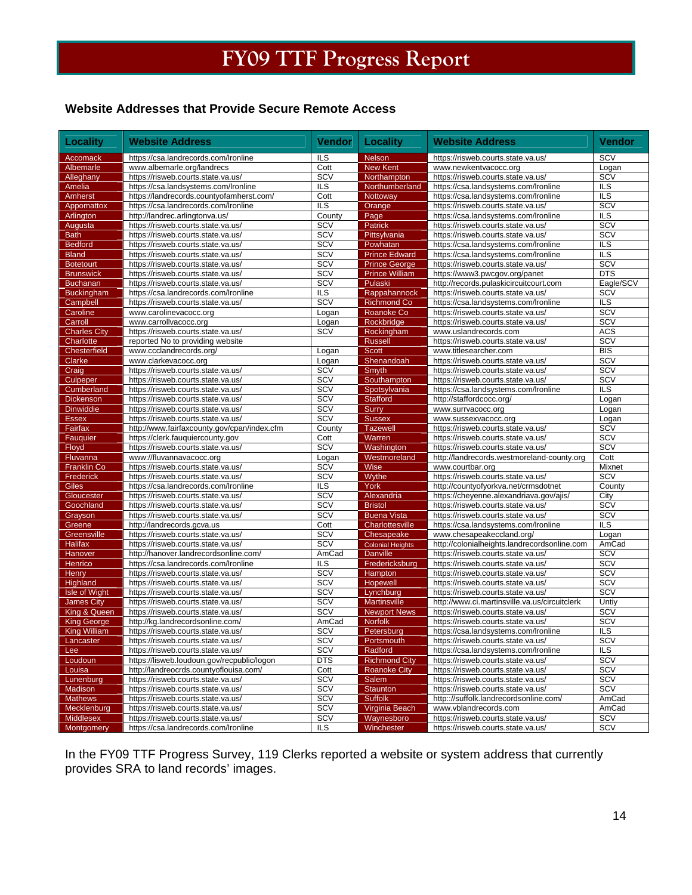# FY09 TTF Progress Report

### Website Addresses that Provide Secure Remote Access

| Locality | Website Address | Vendor | Locality | Website Address | Vendor |
|---|---|---|---|---|---|
| Accomack | https://csa.landrecords.com/lronline | ILS | Nelson | https://risweb.courts.state.va.us/ | SCV |
| Albemarle | www.albemarle.org/landrecs | Cott | New Kent | www.newkentvacocc.org | Logan |
| Alleghany | https://risweb.courts.state.va.us/ | SCV | Northampton | https://risweb.courts.state.va.us/ | SCV |
| Amelia | https://csa.landsystems.com/lronline | ILS | Northumberland | https://csa.landsystems.com/lronline | ILS |
| Amherst | https://landrecords.countyofamherst.com/ | Cott | Nottoway | https://csa.landsystems.com/lronline | ILS |
| Appomattox | https://csa.landrecords.com/lronline | ILS | Orange | https://risweb.courts.state.va.us/ | SCV |
| Arlington | http://landrec.arlingtonva.us/ | County | Page | https://csa.landsystems.com/lronline | ILS |
| Augusta | https://risweb.courts.state.va.us/ | SCV | Patrick | https://risweb.courts.state.va.us/ | SCV |
| Bath | https://risweb.courts.state.va.us/ | SCV | Pittsylvania | https://risweb.courts.state.va.us/ | SCV |
| Bedford | https://risweb.courts.state.va.us/ | SCV | Powhatan | https://csa.landsystems.com/lronline | ILS |
| Bland | https://risweb.courts.state.va.us/ | SCV | Prince Edward | https://csa.landsystems.com/lronline | ILS |
| Botetourt | https://risweb.courts.state.va.us/ | SCV | Prince George | https://risweb.courts.state.va.us/ | SCV |
| Brunswick | https://risweb.courts.state.va.us/ | SCV | Prince William | https://www3.pwcgov.org/panet | DTS |
| Buchanan | https://risweb.courts.state.va.us/ | SCV | Pulaski | http://records.pulaskicircuitcourt.com | Eagle/SCV |
| Buckingham | https://csa.landrecords.com/lronline | ILS | Rappahannock | https://risweb.courts.state.va.us/ | SCV |
| Campbell | https://risweb.courts.state.va.us/ | SCV | Richmond Co | https://csa.landsystems.com/lronline | ILS |
| Caroline | www.carolinevacocc.org | Logan | Roanoke Co | https://risweb.courts.state.va.us/ | SCV |
| Carroll | www.carrollvacocc.org | Logan | Rockbridge | https://risweb.courts.state.va.us/ | SCV |
| Charles City | https://risweb.courts.state.va.us/ | SCV | Rockingham | www.uslandrecords.com | ACS |
| Charlotte | reported No to providing website | | Russell | https://risweb.courts.state.va.us/ | SCV |
| Chesterfield | www.ccclandrecords.org/ | Logan | Scott | www.titlesearcher.com | BIS |
| Clarke | www.clarkevacocc.org | Logan | Shenandoah | https://risweb.courts.state.va.us/ | SCV |
| Craig | https://risweb.courts.state.va.us/ | SCV | Smyth | https://risweb.courts.state.va.us/ | SCV |
| Culpeper | https://risweb.courts.state.va.us/ | SCV | Southampton | https://risweb.courts.state.va.us/ | SCV |
| Cumberland | https://risweb.courts.state.va.us/ | SCV | Spotsylvania | https://csa.landsystems.com/lronline | ILS |
| Dickenson | https://risweb.courts.state.va.us/ | SCV | Stafford | http://staffordcocc.org/ | Logan |
| Dinwiddie | https://risweb.courts.state.va.us/ | SCV | Surry | www.surrvacocc.org | Logan |
| Essex | https://risweb.courts.state.va.us/ | SCV | Sussex | www.sussexvacocc.org | Logan |
| Fairfax | http://www.fairfaxcounty.gov/cpan/index.cfm | County | Tazewell | https://risweb.courts.state.va.us/ | SCV |
| Fauquier | https://clerk.fauquiercounty.gov | Cott | Warren | https://risweb.courts.state.va.us/ | SCV |
| Floyd | https://risweb.courts.state.va.us/ | SCV | Washington | https://risweb.courts.state.va.us/ | SCV |
| Fluvanna | www://fluvannavacocc.org | Logan | Westmoreland | http://landrecords.westmoreland-county.org | Cott |
| Franklin Co | https://risweb.courts.state.va.us/ | SCV | Wise | www.courtbar.org | Mixnet |
| Frederick | https://risweb.courts.state.va.us/ | SCV | Wythe | https://risweb.courts.state.va.us/ | SCV |
| Giles | https://csa.landrecords.com/lronline | ILS | York | http://countyofyorkva.net/crmsdotnet | County |
| Gloucester | https://risweb.courts.state.va.us/ | SCV | Alexandria | https://cheyenne.alexandriava.gov/ajis/ | City |
| Goochland | https://risweb.courts.state.va.us/ | SCV | Bristol | https://risweb.courts.state.va.us/ | SCV |
| Grayson | https://risweb.courts.state.va.us/ | SCV | Buena Vista | https://risweb.courts.state.va.us/ | SCV |
| Greene | http://landrecords.gcva.us | Cott | Charlottesville | https://csa.landsystems.com/lronline | ILS |
| Greensville | https://risweb.courts.state.va.us/ | SCV | Chesapeake | www.chesapeakeccland.org/ | Logan |
| Halifax | https://risweb.courts.state.va.us/ | SCV | Colonial Heights | http://colonialheights.landrecordsonline.com | AmCad |
| Hanover | http://hanover.landrecordsonline.com/ | AmCad | Danville | https://risweb.courts.state.va.us/ | SCV |
| Henrico | https://csa.landrecords.com/lronline | ILS | Fredericksburg | https://risweb.courts.state.va.us/ | SCV |
| Henry | https://risweb.courts.state.va.us/ | SCV | Hampton | https://risweb.courts.state.va.us/ | SCV |
| Highland | https://risweb.courts.state.va.us/ | SCV | Hopewell | https://risweb.courts.state.va.us/ | SCV |
| Isle of Wight | https://risweb.courts.state.va.us/ | SCV | Lynchburg | https://risweb.courts.state.va.us/ | SCV |
| James City | https://risweb.courts.state.va.us/ | SCV | Martinsville | http://www.ci.martinsville.va.us/circuitclerk | Untiy |
| King & Queen | https://risweb.courts.state.va.us/ | SCV | Newport News | https://risweb.courts.state.va.us/ | SCV |
| King George | http://kg.landrecordsonline.com/ | AmCad | Norfolk | https://risweb.courts.state.va.us/ | SCV |
| King William | https://risweb.courts.state.va.us/ | SCV | Petersburg | https://csa.landsystems.com/lronline | ILS |
| Lancaster | https://risweb.courts.state.va.us/ | SCV | Portsmouth | https://risweb.courts.state.va.us/ | SCV |
| Lee | https://risweb.courts.state.va.us/ | SCV | Radford | https://csa.landsystems.com/lronline | ILS |
| Loudoun | https://lisweb.loudoun.gov/recpublic/logon | DTS | Richmond City | https://risweb.courts.state.va.us/ | SCV |
| Louisa | http://landreocrds.countyoflouisa.com/ | Cott | Roanoke City | https://risweb.courts.state.va.us/ | SCV |
| Lunenburg | https://risweb.courts.state.va.us/ | SCV | Salem | https://risweb.courts.state.va.us/ | SCV |
| Madison | https://risweb.courts.state.va.us/ | SCV | Staunton | https://risweb.courts.state.va.us/ | SCV |
| Mathews | https://risweb.courts.state.va.us/ | SCV | Suffolk | http:://suffolk.landrecordsonline.com/ | AmCad |
| Mecklenburg | https://risweb.courts.state.va.us/ | SCV | Virginia Beach | www.vblandrecords.com | AmCad |
| Middlesex | https://risweb.courts.state.va.us/ | SCV | Waynesboro | https://risweb.courts.state.va.us/ | SCV |
| Montgomery | https://csa.landrecords.com/lronline | ILS | Winchester | https://risweb.courts.state.va.us/ | SCV |

In the FY09 TTF Progress Survey, 119 Clerks reported a website or system address that currently provides SRA to land records' images.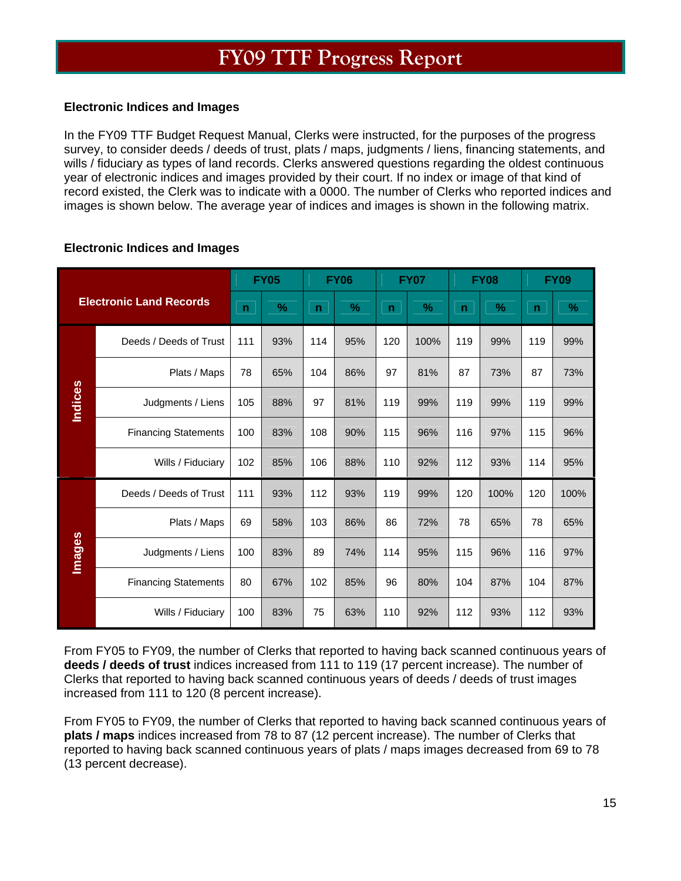# FY09 TTF Progress Report

### Electronic Indices and Images

In the FY09 TTF Budget Request Manual, Clerks were instructed, for the purposes of the progress survey, to consider deeds / deeds of trust, plats / maps, judgments / liens, financing statements, and wills / fiduciary as types of land records. Clerks answered questions regarding the oldest continuous year of electronic indices and images provided by their court. If no index or image of that kind of record existed, the Clerk was to indicate with a 0000. The number of Clerks who reported indices and images is shown below. The average year of indices and images is shown in the following matrix.

### Electronic Indices and Images

| Electronic Land Records | | FY05 | | FY06 | | FY07 | | FY08 | | FY09 | |
|---|---|---|---|---|---|---|---|---|---|---|---|
| | | n | % | n | % | n | % | n | % | n | % |
| Indices | Deeds / Deeds of Trust | 111 | 93% | 114 | 95% | 120 | 100% | 119 | 99% | 119 | 99% |
| | Plats / Maps | 78 | 65% | 104 | 86% | 97 | 81% | 87 | 73% | 87 | 73% |
| | Judgments / Liens | 105 | 88% | 97 | 81% | 119 | 99% | 119 | 99% | 119 | 99% |
| | Financing Statements | 100 | 83% | 108 | 90% | 115 | 96% | 116 | 97% | 115 | 96% |
| | Wills / Fiduciary | 102 | 85% | 106 | 88% | 110 | 92% | 112 | 93% | 114 | 95% |
| Images | Deeds / Deeds of Trust | 111 | 93% | 112 | 93% | 119 | 99% | 120 | 100% | 120 | 100% |
| | Plats / Maps | 69 | 58% | 103 | 86% | 86 | 72% | 78 | 65% | 78 | 65% |
| | Judgments / Liens | 100 | 83% | 89 | 74% | 114 | 95% | 115 | 96% | 116 | 97% |
| | Financing Statements | 80 | 67% | 102 | 85% | 96 | 80% | 104 | 87% | 104 | 87% |
| | Wills / Fiduciary | 100 | 83% | 75 | 63% | 110 | 92% | 112 | 93% | 112 | 93% |

From FY05 to FY09, the number of Clerks that reported to having back scanned continuous years of **deeds / deeds of trust** indices increased from 111 to 119 (17 percent increase). The number of Clerks that reported to having back scanned continuous years of deeds / deeds of trust images increased from 111 to 120 (8 percent increase).

From FY05 to FY09, the number of Clerks that reported to having back scanned continuous years of **plats / maps** indices increased from 78 to 87 (12 percent increase). The number of Clerks that reported to having back scanned continuous years of plats / maps images decreased from 69 to 78 (13 percent decrease).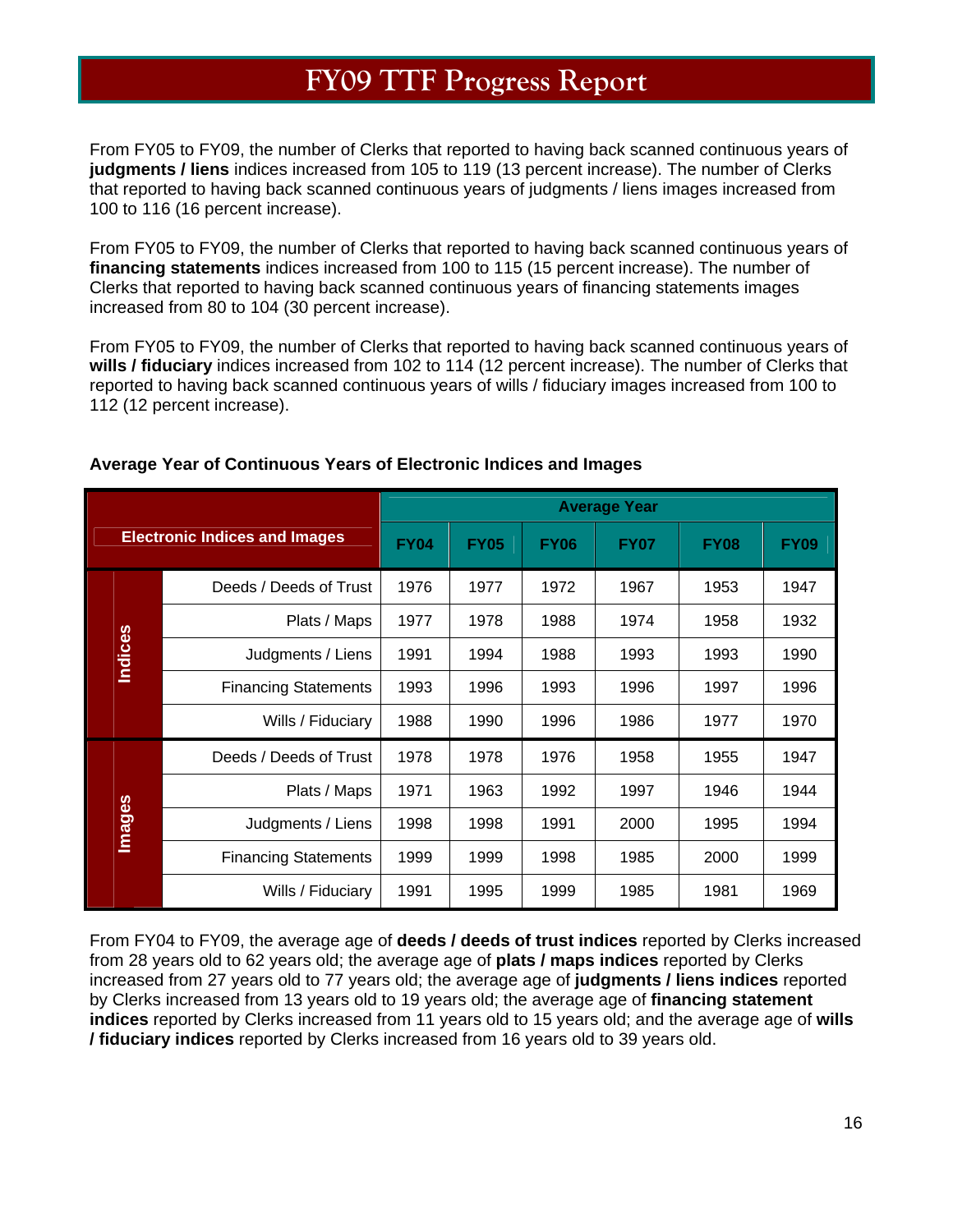# FY09 TTF Progress Report

From FY05 to FY09, the number of Clerks that reported to having back scanned continuous years of **judgments / liens** indices increased from 105 to 119 (13 percent increase). The number of Clerks that reported to having back scanned continuous years of judgments / liens images increased from 100 to 116 (16 percent increase).

From FY05 to FY09, the number of Clerks that reported to having back scanned continuous years of **financing statements** indices increased from 100 to 115 (15 percent increase). The number of Clerks that reported to having back scanned continuous years of financing statements images increased from 80 to 104 (30 percent increase).

From FY05 to FY09, the number of Clerks that reported to having back scanned continuous years of **wills / fiduciary** indices increased from 102 to 114 (12 percent increase). The number of Clerks that reported to having back scanned continuous years of wills / fiduciary images increased from 100 to 112 (12 percent increase).

**Average Year of Continuous Years of Electronic Indices and Images**

| Electronic Indices and Images | | Average Year | | | | | |
|---|---|---|---|---|---|---|---|
| | | FY04 | FY05 | FY06 | FY07 | FY08 | FY09 |
| Indices | Deeds / Deeds of Trust | 1976 | 1977 | 1972 | 1967 | 1953 | 1947 |
| | Plats / Maps | 1977 | 1978 | 1988 | 1974 | 1958 | 1932 |
| | Judgments / Liens | 1991 | 1994 | 1988 | 1993 | 1993 | 1990 |
| | Financing Statements | 1993 | 1996 | 1993 | 1996 | 1997 | 1996 |
| | Wills / Fiduciary | 1988 | 1990 | 1996 | 1986 | 1977 | 1970 |
| Images | Deeds / Deeds of Trust | 1978 | 1978 | 1976 | 1958 | 1955 | 1947 |
| | Plats / Maps | 1971 | 1963 | 1992 | 1997 | 1946 | 1944 |
| | Judgments / Liens | 1998 | 1998 | 1991 | 2000 | 1995 | 1994 |
| | Financing Statements | 1999 | 1999 | 1998 | 1985 | 2000 | 1999 |
| | Wills / Fiduciary | 1991 | 1995 | 1999 | 1985 | 1981 | 1969 |

From FY04 to FY09, the average age of **deeds / deeds of trust indices** reported by Clerks increased from 28 years old to 62 years old; the average age of **plats / maps indices** reported by Clerks increased from 27 years old to 77 years old; the average age of **judgments / liens indices** reported by Clerks increased from 13 years old to 19 years old; the average age of **financing statement indices** reported by Clerks increased from 11 years old to 15 years old; and the average age of **wills / fiduciary indices** reported by Clerks increased from 16 years old to 39 years old.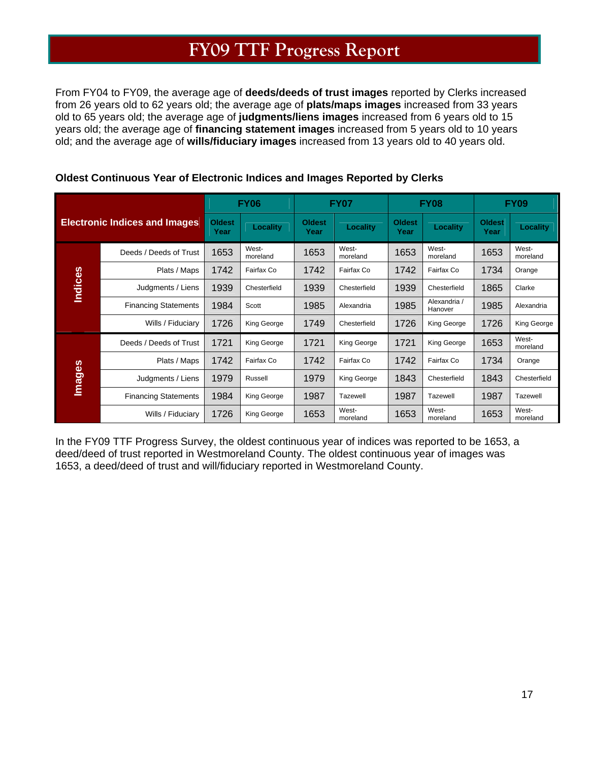# FY09 TTF Progress Report

From FY04 to FY09, the average age of **deeds/deeds of trust images** reported by Clerks increased from 26 years old to 62 years old; the average age of **plats/maps images** increased from 33 years old to 65 years old; the average age of **judgments/liens images** increased from 6 years old to 15 years old; the average age of **financing statement images** increased from 5 years old to 10 years old; and the average age of **wills/fiduciary images** increased from 13 years old to 40 years old.

**Oldest Continuous Year of Electronic Indices and Images Reported by Clerks**

| Electronic Indices and Images | | FY06 | | FY07 | | FY08 | | FY09 | |
|---|---|---|---|---|---|---|---|---|---|
| | | Oldest Year | Locality | Oldest Year | Locality | Oldest Year | Locality | Oldest Year | Locality |
| Indices | Deeds / Deeds of Trust | 1653 | West-moreland | 1653 | West-moreland | 1653 | West-moreland | 1653 | West-moreland |
| Indices | Plats / Maps | 1742 | Fairfax Co | 1742 | Fairfax Co | 1742 | Fairfax Co | 1734 | Orange |
| Indices | Judgments / Liens | 1939 | Chesterfield | 1939 | Chesterfield | 1939 | Chesterfield | 1865 | Clarke |
| Indices | Financing Statements | 1984 | Scott | 1985 | Alexandria | 1985 | Alexandria / Hanover | 1985 | Alexandria |
| Indices | Wills / Fiduciary | 1726 | King George | 1749 | Chesterfield | 1726 | King George | 1726 | King George |
| Images | Deeds / Deeds of Trust | 1721 | King George | 1721 | King George | 1721 | King George | 1653 | West-moreland |
| Images | Plats / Maps | 1742 | Fairfax Co | 1742 | Fairfax Co | 1742 | Fairfax Co | 1734 | Orange |
| Images | Judgments / Liens | 1979 | Russell | 1979 | King George | 1843 | Chesterfield | 1843 | Chesterfield |
| Images | Financing Statements | 1984 | King George | 1987 | Tazewell | 1987 | Tazewell | 1987 | Tazewell |
| Images | Wills / Fiduciary | 1726 | King George | 1653 | West-moreland | 1653 | West-moreland | 1653 | West-moreland |

In the FY09 TTF Progress Survey, the oldest continuous year of indices was reported to be 1653, a deed/deed of trust reported in Westmoreland County. The oldest continuous year of images was 1653, a deed/deed of trust and will/fiduciary reported in Westmoreland County.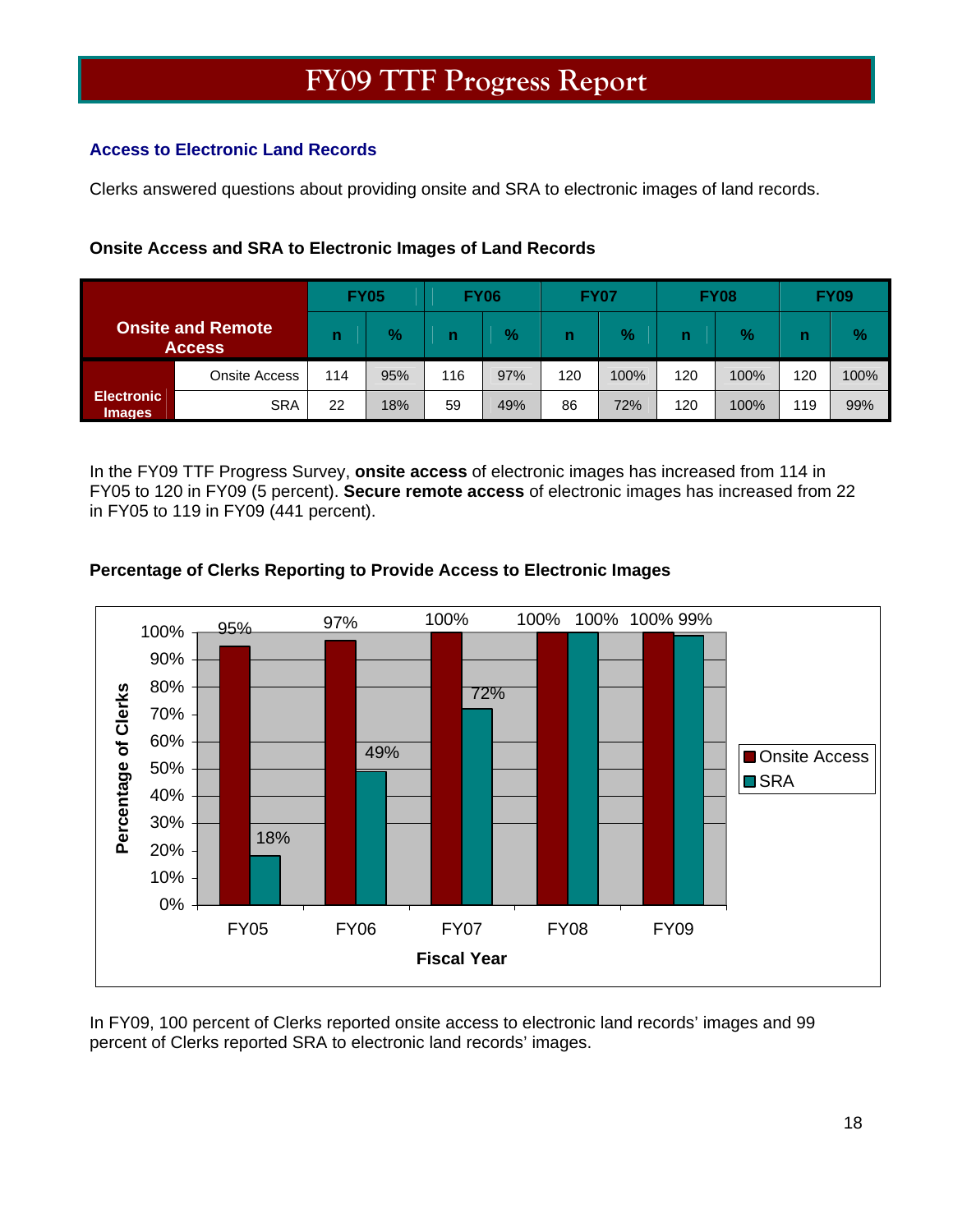# FY09 TTF Progress Report

### Access to Electronic Land Records

Clerks answered questions about providing onsite and SRA to electronic images of land records.

**Onsite Access and SRA to Electronic Images of Land Records**

| Onsite and Remote Access | | FY05 | | FY06 | | FY07 | | FY08 | | FY09 | |
|---|---|---|---|---|---|---|---|---|---|---|---|
| | | n | % | n | % | n | % | n | % | n | % |
| Electronic Images | Onsite Access | 114 | 95% | 116 | 97% | 120 | 100% | 120 | 100% | 120 | 100% |
| | SRA | 22 | 18% | 59 | 49% | 86 | 72% | 120 | 100% | 119 | 99% |

In the FY09 TTF Progress Survey, **onsite access** of electronic images has increased from 114 in FY05 to 120 in FY09 (5 percent). **Secure remote access** of electronic images has increased from 22 in FY05 to 119 in FY09 (441 percent).

**Percentage of Clerks Reporting to Provide Access to Electronic Images**

| Fiscal Year | Onsite Access | SRA |
|---|---|---|
| FY05 | 95% | 18% |
| FY06 | 97% | 49% |
| FY07 | 100% | 72% |
| FY08 | 100% | 100% |
| FY09 | 100% | 99% |

In FY09, 100 percent of Clerks reported onsite access to electronic land records' images and 99 percent of Clerks reported SRA to electronic land records' images.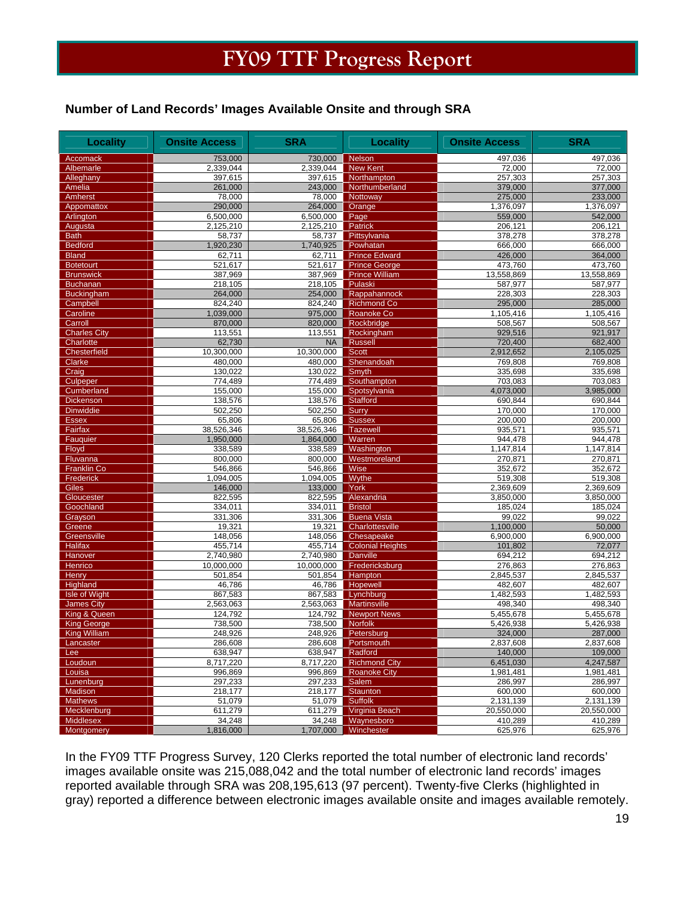# FY09 TTF Progress Report

### Number of Land Records' Images Available Onsite and through SRA

| Locality | Onsite Access | SRA | Locality | Onsite Access | SRA |
|---|---|---|---|---|---|
| Accomack | 753,000 | 730,000 | Nelson | 497,036 | 497,036 |
| Albemarle | 2,339,044 | 2,339,044 | New Kent | 72,000 | 72,000 |
| Alleghany | 397,615 | 397,615 | Northampton | 257,303 | 257,303 |
| Amelia | 261,000 | 243,000 | Northumberland | 379,000 | 377,000 |
| Amherst | 78,000 | 78,000 | Nottoway | 275,000 | 233,000 |
| Appomattox | 290,000 | 264,000 | Orange | 1,376,097 | 1,376,097 |
| Arlington | 6,500,000 | 6,500,000 | Page | 559,000 | 542,000 |
| Augusta | 2,125,210 | 2,125,210 | Patrick | 206,121 | 206,121 |
| Bath | 58,737 | 58,737 | Pittsylvania | 378,278 | 378,278 |
| Bedford | 1,920,230 | 1,740,925 | Powhatan | 666,000 | 666,000 |
| Bland | 62,711 | 62,711 | Prince Edward | 426,000 | 364,000 |
| Botetourt | 521,617 | 521,617 | Prince George | 473,760 | 473,760 |
| Brunswick | 387,969 | 387,969 | Prince William | 13,558,869 | 13,558,869 |
| Buchanan | 218,105 | 218,105 | Pulaski | 587,977 | 587,977 |
| Buckingham | 264,000 | 254,000 | Rappahannock | 228,303 | 228,303 |
| Campbell | 824,240 | 824,240 | Richmond Co | 295,000 | 285,000 |
| Caroline | 1,039,000 | 975,000 | Roanoke Co | 1,105,416 | 1,105,416 |
| Carroll | 870,000 | 820,000 | Rockbridge | 508,567 | 508,567 |
| Charles City | 113,551 | 113,551 | Rockingham | 929,516 | 921,917 |
| Charlotte | 62,730 | NA | Russell | 720,400 | 682,400 |
| Chesterfield | 10,300,000 | 10,300,000 | Scott | 2,912,652 | 2,105,025 |
| Clarke | 480,000 | 480,000 | Shenandoah | 769,808 | 769,808 |
| Craig | 130,022 | 130,022 | Smyth | 335,698 | 335,698 |
| Culpeper | 774,489 | 774,489 | Southampton | 703,083 | 703,083 |
| Cumberland | 155,000 | 155,000 | Spotsylvania | 4,073,000 | 3,985,000 |
| Dickenson | 138,576 | 138,576 | Stafford | 690,844 | 690,844 |
| Dinwiddie | 502,250 | 502,250 | Surry | 170,000 | 170,000 |
| Essex | 65,806 | 65,806 | Sussex | 200,000 | 200,000 |
| Fairfax | 38,526,346 | 38,526,346 | Tazewell | 935,571 | 935,571 |
| Fauquier | 1,950,000 | 1,864,000 | Warren | 944,478 | 944,478 |
| Floyd | 338,589 | 338,589 | Washington | 1,147,814 | 1,147,814 |
| Fluvanna | 800,000 | 800,000 | Westmoreland | 270,871 | 270,871 |
| Franklin Co | 546,866 | 546,866 | Wise | 352,672 | 352,672 |
| Frederick | 1,094,005 | 1,094,005 | Wythe | 519,308 | 519,308 |
| Giles | 146,000 | 133,000 | York | 2,369,609 | 2,369,609 |
| Gloucester | 822,595 | 822,595 | Alexandria | 3,850,000 | 3,850,000 |
| Goochland | 334,011 | 334,011 | Bristol | 185,024 | 185,024 |
| Grayson | 331,306 | 331,306 | Buena Vista | 99,022 | 99,022 |
| Greene | 19,321 | 19,321 | Charlottesville | 1,100,000 | 50,000 |
| Greensville | 148,056 | 148,056 | Chesapeake | 6,900,000 | 6,900,000 |
| Halifax | 455,714 | 455,714 | Colonial Heights | 101,802 | 72,077 |
| Hanover | 2,740,980 | 2,740,980 | Danville | 694,212 | 694,212 |
| Henrico | 10,000,000 | 10,000,000 | Fredericksburg | 276,863 | 276,863 |
| Henry | 501,854 | 501,854 | Hampton | 2,845,537 | 2,845,537 |
| Highland | 46,786 | 46,786 | Hopewell | 482,607 | 482,607 |
| Isle of Wight | 867,583 | 867,583 | Lynchburg | 1,482,593 | 1,482,593 |
| James City | 2,563,063 | 2,563,063 | Martinsville | 498,340 | 498,340 |
| King & Queen | 124,792 | 124,792 | Newport News | 5,455,678 | 5,455,678 |
| King George | 738,500 | 738,500 | Norfolk | 5,426,938 | 5,426,938 |
| King William | 248,926 | 248,926 | Petersburg | 324,000 | 287,000 |
| Lancaster | 286,608 | 286,608 | Portsmouth | 2,837,608 | 2,837,608 |
| Lee | 638,947 | 638,947 | Radford | 140,000 | 109,000 |
| Loudoun | 8,717,220 | 8,717,220 | Richmond City | 6,451,030 | 4,247,587 |
| Louisa | 996,869 | 996,869 | Roanoke City | 1,981,481 | 1,981,481 |
| Lunenburg | 297,233 | 297,233 | Salem | 286,997 | 286,997 |
| Madison | 218,177 | 218,177 | Staunton | 600,000 | 600,000 |
| Mathews | 51,079 | 51,079 | Suffolk | 2,131,139 | 2,131,139 |
| Mecklenburg | 611,279 | 611,279 | Virginia Beach | 20,550,000 | 20,550,000 |
| Middlesex | 34,248 | 34,248 | Waynesboro | 410,289 | 410,289 |
| Montgomery | 1,816,000 | 1,707,000 | Winchester | 625,976 | 625,976 |

In the FY09 TTF Progress Survey, 120 Clerks reported the total number of electronic land records' images available onsite was 215,088,042 and the total number of electronic land records' images reported available through SRA was 208,195,613 (97 percent). Twenty-five Clerks (highlighted in gray) reported a difference between electronic images available onsite and images available remotely.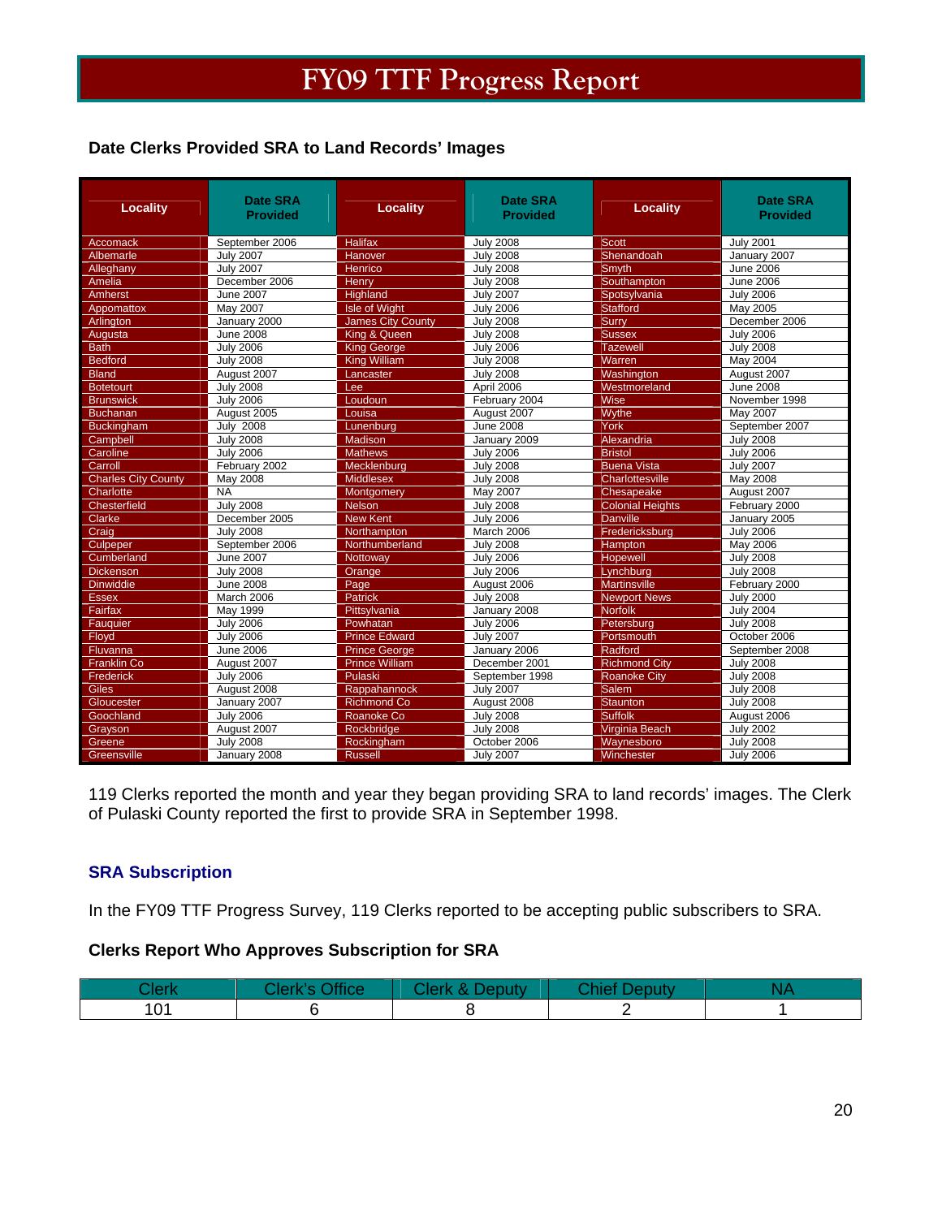# FY09 TTF Progress Report

### Date Clerks Provided SRA to Land Records' Images

| Locality | Date SRA Provided | Locality | Date SRA Provided | Locality | Date SRA Provided |
|---|---|---|---|---|---|
| Accomack | September 2006 | Halifax | July 2008 | Scott | July 2001 |
| Albemarle | July 2007 | Hanover | July 2008 | Shenandoah | January 2007 |
| Alleghany | July 2007 | Henrico | July 2008 | Smyth | June 2006 |
| Amelia | December 2006 | Henry | July 2008 | Southampton | June 2006 |
| Amherst | June 2007 | Highland | July 2007 | Spotsylvania | July 2006 |
| Appomattox | May 2007 | Isle of Wight | July 2006 | Stafford | May 2005 |
| Arlington | January 2000 | James City County | July 2008 | Surry | December 2006 |
| Augusta | June 2008 | King & Queen | July 2008 | Sussex | July 2006 |
| Bath | July 2006 | King George | July 2006 | Tazewell | July 2008 |
| Bedford | July 2008 | King William | July 2008 | Warren | May 2004 |
| Bland | August 2007 | Lancaster | July 2008 | Washington | August 2007 |
| Botetourt | July 2008 | Lee | April 2006 | Westmoreland | June 2008 |
| Brunswick | July 2006 | Loudoun | February 2004 | Wise | November 1998 |
| Buchanan | August 2005 | Louisa | August 2007 | Wythe | May 2007 |
| Buckingham | July 2008 | Lunenburg | June 2008 | York | September 2007 |
| Campbell | July 2008 | Madison | January 2009 | Alexandria | July 2008 |
| Caroline | July 2006 | Mathews | July 2006 | Bristol | July 2006 |
| Carroll | February 2002 | Mecklenburg | July 2008 | Buena Vista | July 2007 |
| Charles City County | May 2008 | Middlesex | July 2008 | Charlottesville | May 2008 |
| Charlotte | NA | Montgomery | May 2007 | Chesapeake | August 2007 |
| Chesterfield | July 2008 | Nelson | July 2008 | Colonial Heights | February 2000 |
| Clarke | December 2005 | New Kent | July 2006 | Danville | January 2005 |
| Craig | July 2008 | Northampton | March 2006 | Fredericksburg | July 2006 |
| Culpeper | September 2006 | Northumberland | July 2008 | Hampton | May 2006 |
| Cumberland | June 2007 | Nottoway | July 2006 | Hopewell | July 2008 |
| Dickenson | July 2008 | Orange | July 2006 | Lynchburg | July 2008 |
| Dinwiddie | June 2008 | Page | August 2006 | Martinsville | February 2000 |
| Essex | March 2006 | Patrick | July 2008 | Newport News | July 2000 |
| Fairfax | May 1999 | Pittsylvania | January 2008 | Norfolk | July 2004 |
| Fauquier | July 2006 | Powhatan | July 2006 | Petersburg | July 2008 |
| Floyd | July 2006 | Prince Edward | July 2007 | Portsmouth | October 2006 |
| Fluvanna | June 2006 | Prince George | January 2006 | Radford | September 2008 |
| Franklin Co | August 2007 | Prince William | December 2001 | Richmond City | July 2008 |
| Frederick | July 2006 | Pulaski | September 1998 | Roanoke City | July 2008 |
| Giles | August 2008 | Rappahannock | July 2007 | Salem | July 2008 |
| Gloucester | January 2007 | Richmond Co | August 2008 | Staunton | July 2008 |
| Goochland | July 2006 | Roanoke Co | July 2008 | Suffolk | August 2006 |
| Grayson | August 2007 | Rockbridge | July 2008 | Virginia Beach | July 2002 |
| Greene | July 2008 | Rockingham | October 2006 | Waynesboro | July 2008 |
| Greensville | January 2008 | Russell | July 2007 | Winchester | July 2006 |

119 Clerks reported the month and year they began providing SRA to land records' images. The Clerk of Pulaski County reported the first to provide SRA in September 1998.

## SRA Subscription

In the FY09 TTF Progress Survey, 119 Clerks reported to be accepting public subscribers to SRA.

### Clerks Report Who Approves Subscription for SRA

| Clerk | Clerk's Office | Clerk & Deputy | Chief Deputy | NA |
|---|---|---|---|---|
| 101 | 6 | 8 | 2 | 1 |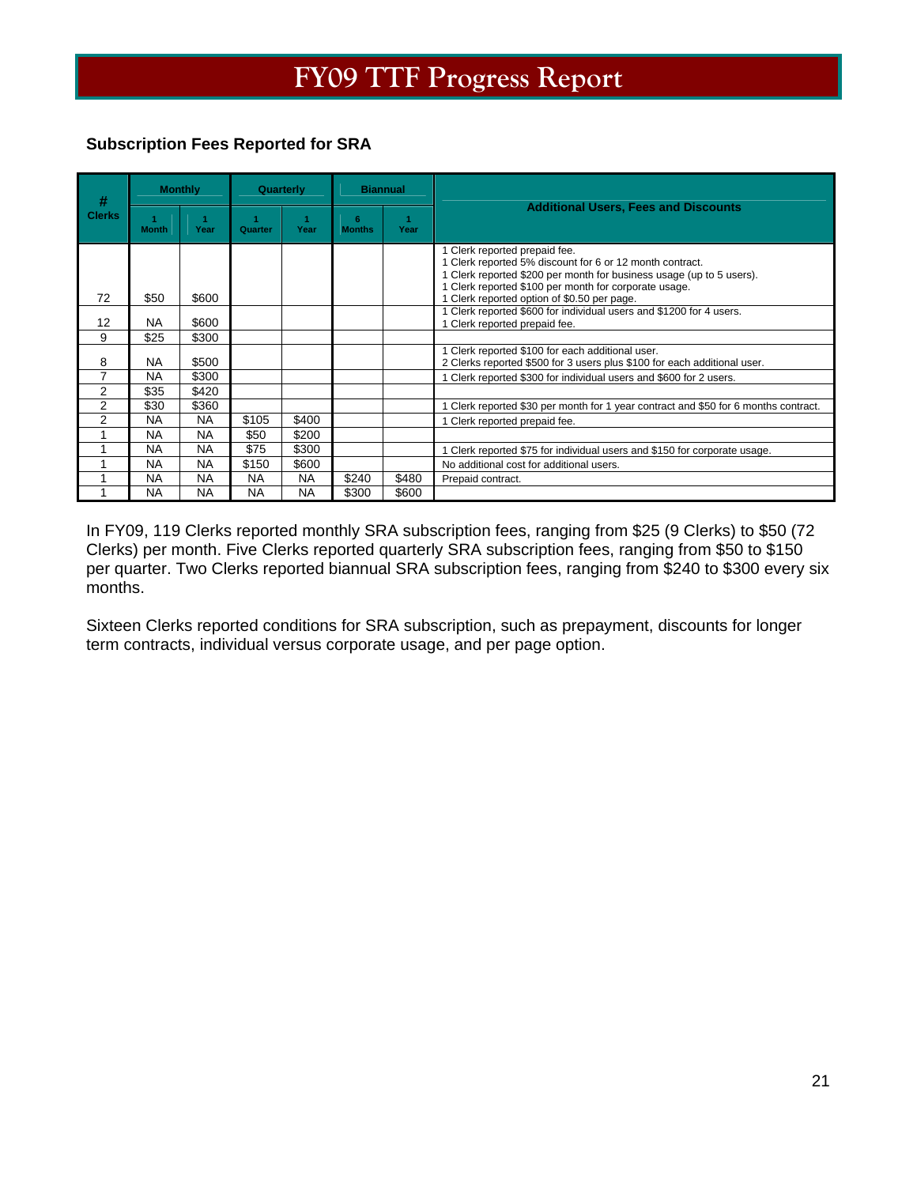## Subscription Fees Reported for SRA

| # Clerks | Monthly | | Quarterly | | Biannual | | Additional Users, Fees and Discounts |
|---|---|---|---|---|---|---|---|
| | 1 Month | 1 Year | 1 Quarter | 1 Year | 6 Months | 1 Year | |
| 72 | $50 | $600 | | | | | 1 Clerk reported prepaid fee.<br>1 Clerk reported 5% discount for 6 or 12 month contract.<br>1 Clerk reported $200 per month for business usage (up to 5 users).<br>1 Clerk reported $100 per month for corporate usage.<br>1 Clerk reported option of $0.50 per page. |
| 12 | NA | $600 | | | | | 1 Clerk reported $600 for individual users and $1200 for 4 users.<br>1 Clerk reported prepaid fee. |
| 9 | $25 | $300 | | | | | |
| 8 | NA | $500 | | | | | 1 Clerk reported $100 for each additional user.<br>2 Clerks reported $500 for 3 users plus $100 for each additional user. |
| 7 | NA | $300 | | | | | 1 Clerk reported $300 for individual users and $600 for 2 users. |
| 2 | $35 | $420 | | | | | |
| 2 | $30 | $360 | | | | | 1 Clerk reported $30 per month for 1 year contract and $50 for 6 months contract. |
| 2 | NA | NA | $105 | $400 | | | 1 Clerk reported prepaid fee. |
| 1 | NA | NA | $50 | $200 | | | |
| 1 | NA | NA | $75 | $300 | | | 1 Clerk reported $75 for individual users and $150 for corporate usage. |
| 1 | NA | NA | $150 | $600 | | | No additional cost for additional users. |
| 1 | NA | NA | NA | NA | $240 | $480 | Prepaid contract. |
| 1 | NA | NA | NA | NA | $300 | $600 | |

In FY09, 119 Clerks reported monthly SRA subscription fees, ranging from $25 (9 Clerks) to $50 (72 Clerks) per month. Five Clerks reported quarterly SRA subscription fees, ranging from $50 to $150 per quarter. Two Clerks reported biannual SRA subscription fees, ranging from $240 to $300 every six months.

Sixteen Clerks reported conditions for SRA subscription, such as prepayment, discounts for longer term contracts, individual versus corporate usage, and per page option.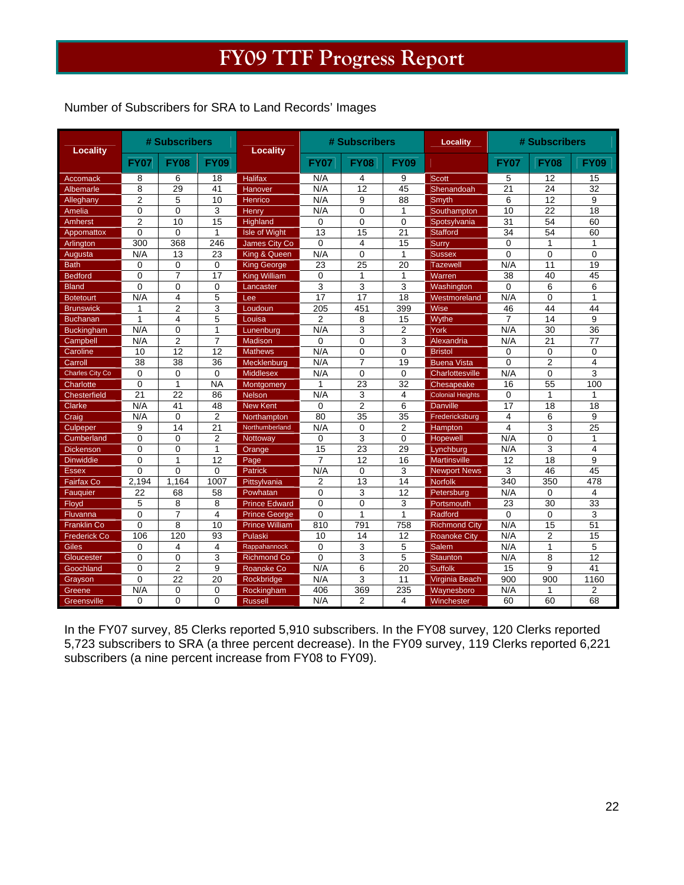# FY09 TTF Progress Report

Number of Subscribers for SRA to Land Records' Images

| Locality | # Subscribers | | | Locality | # Subscribers | | | Locality | # Subscribers | | |
|---|---|---|---|---|---|---|---|---|---|---|---|
| | FY07 | FY08 | FY09 | | FY07 | FY08 | FY09 | | FY07 | FY08 | FY09 |
| Accomack | 8 | 6 | 18 | Halifax | N/A | 4 | 9 | Scott | 5 | 12 | 15 |
| Albemarle | 8 | 29 | 41 | Hanover | N/A | 12 | 45 | Shenandoah | 21 | 24 | 32 |
| Alleghany | 2 | 5 | 10 | Henrico | N/A | 9 | 88 | Smyth | 6 | 12 | 9 |
| Amelia | 0 | 0 | 3 | Henry | N/A | 0 | 1 | Southampton | 10 | 22 | 18 |
| Amherst | 2 | 10 | 15 | Highland | 0 | 0 | 0 | Spotsylvania | 31 | 54 | 60 |
| Appomattox | 0 | 0 | 1 | Isle of Wight | 13 | 15 | 21 | Stafford | 34 | 54 | 60 |
| Arlington | 300 | 368 | 246 | James City Co | 0 | 4 | 15 | Surry | 0 | 1 | 1 |
| Augusta | N/A | 13 | 23 | King & Queen | N/A | 0 | 1 | Sussex | 0 | 0 | 0 |
| Bath | 0 | 0 | 0 | King George | 23 | 25 | 20 | Tazewell | N/A | 11 | 19 |
| Bedford | 0 | 7 | 17 | King William | 0 | 1 | 1 | Warren | 38 | 40 | 45 |
| Bland | 0 | 0 | 0 | Lancaster | 3 | 3 | 3 | Washington | 0 | 6 | 6 |
| Botetourt | N/A | 4 | 5 | Lee | 17 | 17 | 18 | Westmoreland | N/A | 0 | 1 |
| Brunswick | 1 | 2 | 3 | Loudoun | 205 | 451 | 399 | Wise | 46 | 44 | 44 |
| Buchanan | 1 | 4 | 5 | Louisa | 2 | 8 | 15 | Wythe | 7 | 14 | 9 |
| Buckingham | N/A | 0 | 1 | Lunenburg | N/A | 3 | 2 | York | N/A | 30 | 36 |
| Campbell | N/A | 2 | 7 | Madison | 0 | 0 | 3 | Alexandria | N/A | 21 | 77 |
| Caroline | 10 | 12 | 12 | Mathews | N/A | 0 | 0 | Bristol | 0 | 0 | 0 |
| Carroll | 38 | 38 | 36 | Mecklenburg | N/A | 7 | 19 | Buena Vista | 0 | 2 | 4 |
| Charles City Co | 0 | 0 | 0 | Middlesex | N/A | 0 | 0 | Charlottesville | N/A | 0 | 3 |
| Charlotte | 0 | 1 | NA | Montgomery | 1 | 23 | 32 | Chesapeake | 16 | 55 | 100 |
| Chesterfield | 21 | 22 | 86 | Nelson | N/A | 3 | 4 | Colonial Heights | 0 | 1 | 1 |
| Clarke | N/A | 41 | 48 | New Kent | 0 | 2 | 6 | Danville | 17 | 18 | 18 |
| Craig | N/A | 0 | 2 | Northampton | 80 | 35 | 35 | Fredericksburg | 4 | 6 | 9 |
| Culpeper | 9 | 14 | 21 | Northumberland | N/A | 0 | 2 | Hampton | 4 | 3 | 25 |
| Cumberland | 0 | 0 | 2 | Nottoway | 0 | 3 | 0 | Hopewell | N/A | 0 | 1 |
| Dickenson | 0 | 0 | 1 | Orange | 15 | 23 | 29 | Lynchburg | N/A | 3 | 4 |
| Dinwiddie | 0 | 1 | 12 | Page | 7 | 12 | 16 | Martinsville | 12 | 18 | 9 |
| Essex | 0 | 0 | 0 | Patrick | N/A | 0 | 3 | Newport News | 3 | 46 | 45 |
| Fairfax Co | 2,194 | 1,164 | 1007 | Pittsylvania | 2 | 13 | 14 | Norfolk | 340 | 350 | 478 |
| Fauquier | 22 | 68 | 58 | Powhatan | 0 | 3 | 12 | Petersburg | N/A | 0 | 4 |
| Floyd | 5 | 8 | 8 | Prince Edward | 0 | 0 | 3 | Portsmouth | 23 | 30 | 33 |
| Fluvanna | 0 | 7 | 4 | Prince George | 0 | 1 | 1 | Radford | 0 | 0 | 3 |
| Franklin Co | 0 | 8 | 10 | Prince William | 810 | 791 | 758 | Richmond City | N/A | 15 | 51 |
| Frederick Co | 106 | 120 | 93 | Pulaski | 10 | 14 | 12 | Roanoke City | N/A | 2 | 15 |
| Giles | 0 | 4 | 4 | Rappahannock | 0 | 3 | 5 | Salem | N/A | 1 | 5 |
| Gloucester | 0 | 0 | 3 | Richmond Co | 0 | 3 | 5 | Staunton | N/A | 8 | 12 |
| Goochland | 0 | 2 | 9 | Roanoke Co | N/A | 6 | 20 | Suffolk | 15 | 9 | 41 |
| Grayson | 0 | 22 | 20 | Rockbridge | N/A | 3 | 11 | Virginia Beach | 900 | 900 | 1160 |
| Greene | N/A | 0 | 0 | Rockingham | 406 | 369 | 235 | Waynesboro | N/A | 1 | 2 |
| Greensville | 0 | 0 | 0 | Russell | N/A | 2 | 4 | Winchester | 60 | 60 | 68 |

In the FY07 survey, 85 Clerks reported 5,910 subscribers. In the FY08 survey, 120 Clerks reported 5,723 subscribers to SRA (a three percent decrease). In the FY09 survey, 119 Clerks reported 6,221 subscribers (a nine percent increase from FY08 to FY09).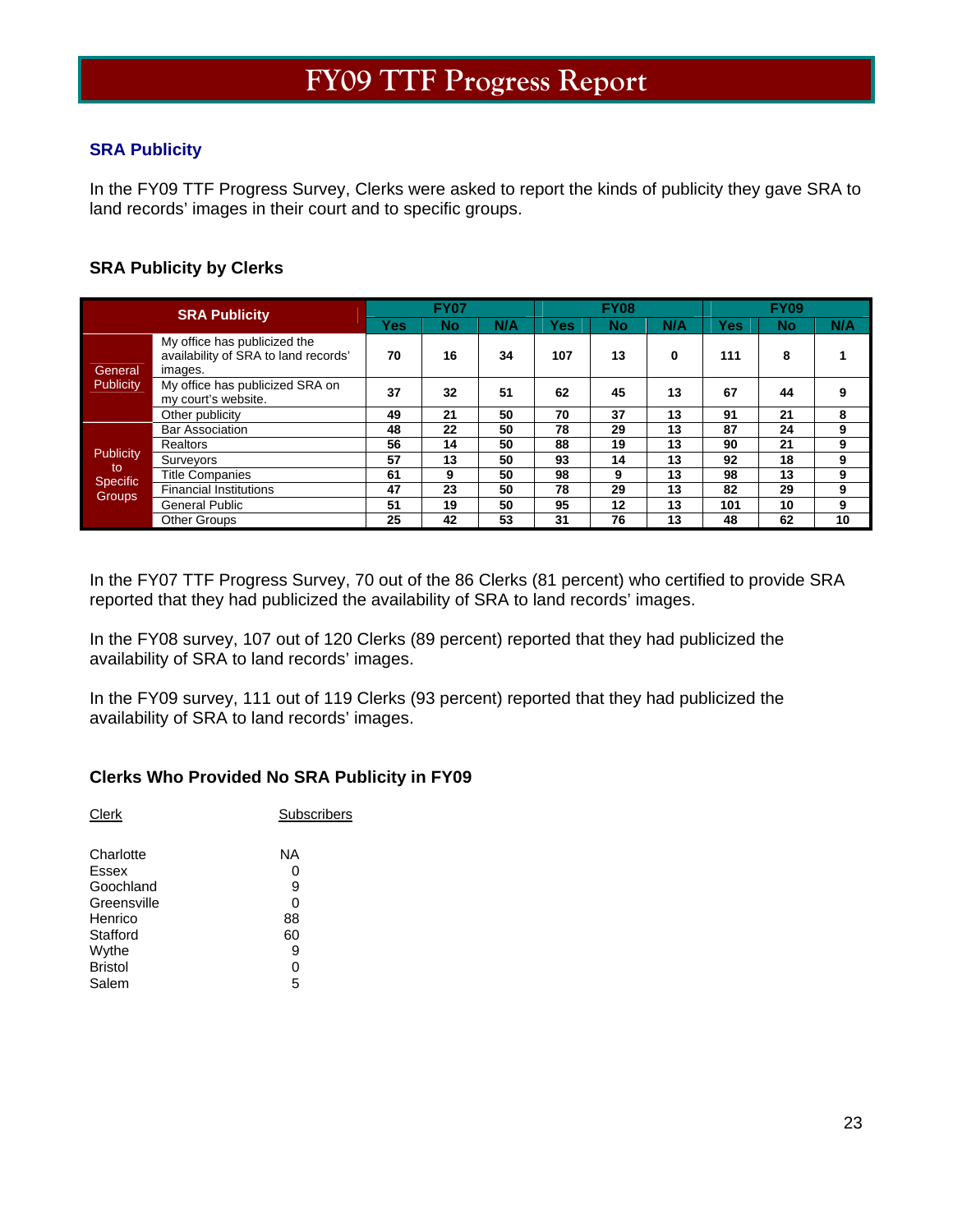# FY09 TTF Progress Report

## SRA Publicity

In the FY09 TTF Progress Survey, Clerks were asked to report the kinds of publicity they gave SRA to land records' images in their court and to specific groups.

### SRA Publicity by Clerks

| SRA Publicity | | FY07 | | | FY08 | | | FY09 | | |
|---|---|---|---|---|---|---|---|---|---|---|
| | | Yes | No | N/A | Yes | No | N/A | Yes | No | N/A |
| General Publicity | My office has publicized the availability of SRA to land records' images. | 70 | 16 | 34 | 107 | 13 | 0 | 111 | 8 | 1 |
| | My office has publicized SRA on my court's website. | 37 | 32 | 51 | 62 | 45 | 13 | 67 | 44 | 9 |
| | Other publicity | 49 | 21 | 50 | 70 | 37 | 13 | 91 | 21 | 8 |
| Publicity to Specific Groups | Bar Association | 48 | 22 | 50 | 78 | 29 | 13 | 87 | 24 | 9 |
| | Realtors | 56 | 14 | 50 | 88 | 19 | 13 | 90 | 21 | 9 |
| | Surveyors | 57 | 13 | 50 | 93 | 14 | 13 | 92 | 18 | 9 |
| | Title Companies | 61 | 9 | 50 | 98 | 9 | 13 | 98 | 13 | 9 |
| | Financial Institutions | 47 | 23 | 50 | 78 | 29 | 13 | 82 | 29 | 9 |
| | General Public | 51 | 19 | 50 | 95 | 12 | 13 | 101 | 10 | 9 |
| | Other Groups | 25 | 42 | 53 | 31 | 76 | 13 | 48 | 62 | 10 |

In the FY07 TTF Progress Survey, 70 out of the 86 Clerks (81 percent) who certified to provide SRA reported that they had publicized the availability of SRA to land records' images.

In the FY08 survey, 107 out of 120 Clerks (89 percent) reported that they had publicized the availability of SRA to land records' images.

In the FY09 survey, 111 out of 119 Clerks (93 percent) reported that they had publicized the availability of SRA to land records' images.

### Clerks Who Provided No SRA Publicity in FY09

| Clerk | Subscribers |
|---|---|
| Charlotte | NA |
| Essex | 0 |
| Goochland | 9 |
| Greensville | 0 |
| Henrico | 88 |
| Stafford | 60 |
| Wythe | 9 |
| Bristol | 0 |
| Salem | 5 |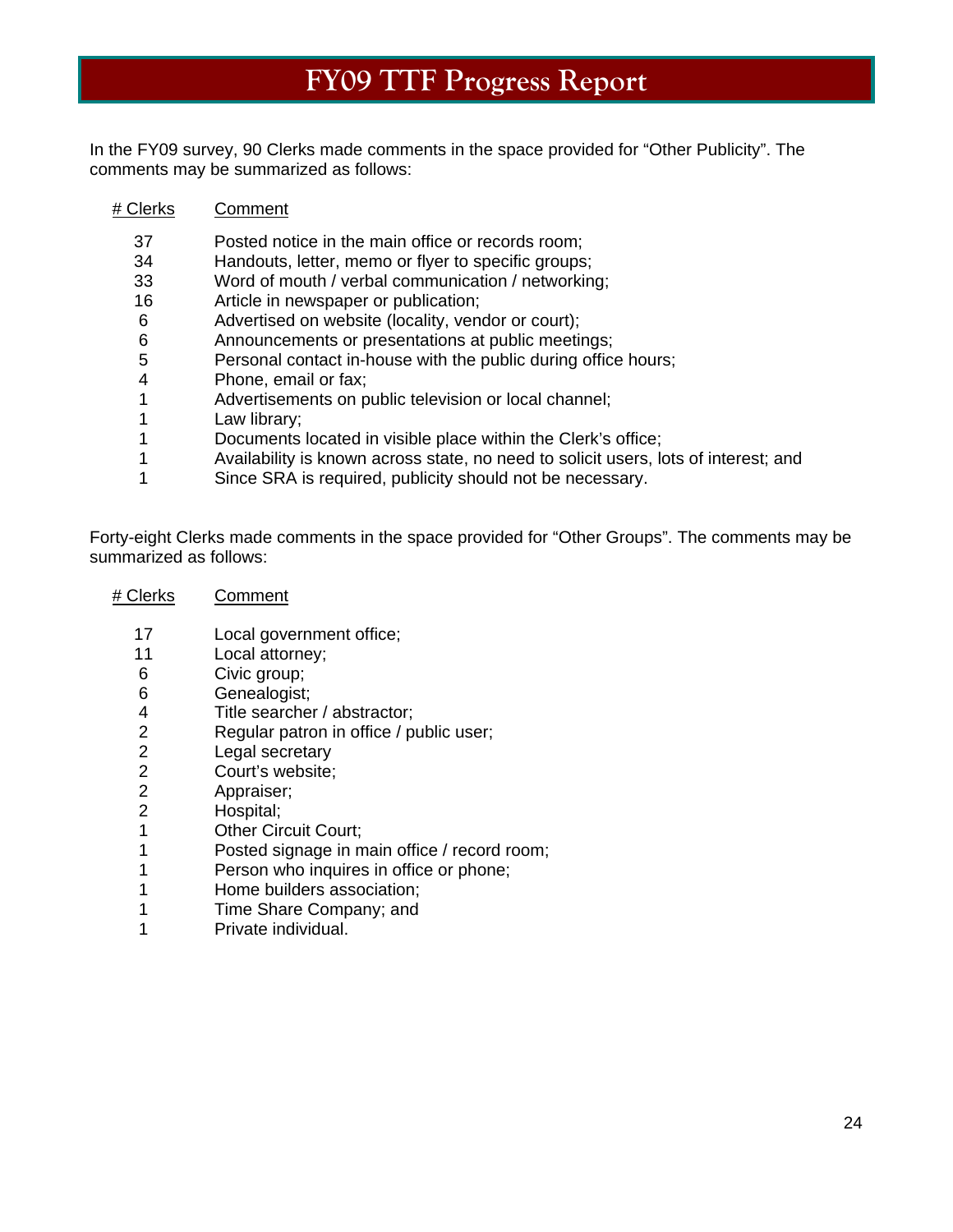# FY09 TTF Progress Report

In the FY09 survey, 90 Clerks made comments in the space provided for "Other Publicity". The comments may be summarized as follows:

| # Clerks | Comment |
|---|---|
| 37 | Posted notice in the main office or records room; |
| 34 | Handouts, letter, memo or flyer to specific groups; |
| 33 | Word of mouth / verbal communication / networking; |
| 16 | Article in newspaper or publication; |
| 6 | Advertised on website (locality, vendor or court); |
| 6 | Announcements or presentations at public meetings; |
| 5 | Personal contact in-house with the public during office hours; |
| 4 | Phone, email or fax; |
| 1 | Advertisements on public television or local channel; |
| 1 | Law library; |
| 1 | Documents located in visible place within the Clerk's office; |
| 1 | Availability is known across state, no need to solicit users, lots of interest; and |
| 1 | Since SRA is required, publicity should not be necessary. |

Forty-eight Clerks made comments in the space provided for "Other Groups". The comments may be summarized as follows:

| # Clerks | Comment |
|---|---|
| 17 | Local government office; |
| 11 | Local attorney; |
| 6 | Civic group; |
| 6 | Genealogist; |
| 4 | Title searcher / abstractor; |
| 2 | Regular patron in office / public user; |
| 2 | Legal secretary |
| 2 | Court's website; |
| 2 | Appraiser; |
| 2 | Hospital; |
| 1 | Other Circuit Court; |
| 1 | Posted signage in main office / record room; |
| 1 | Person who inquires in office or phone; |
| 1 | Home builders association; |
| 1 | Time Share Company; and |
| 1 | Private individual. |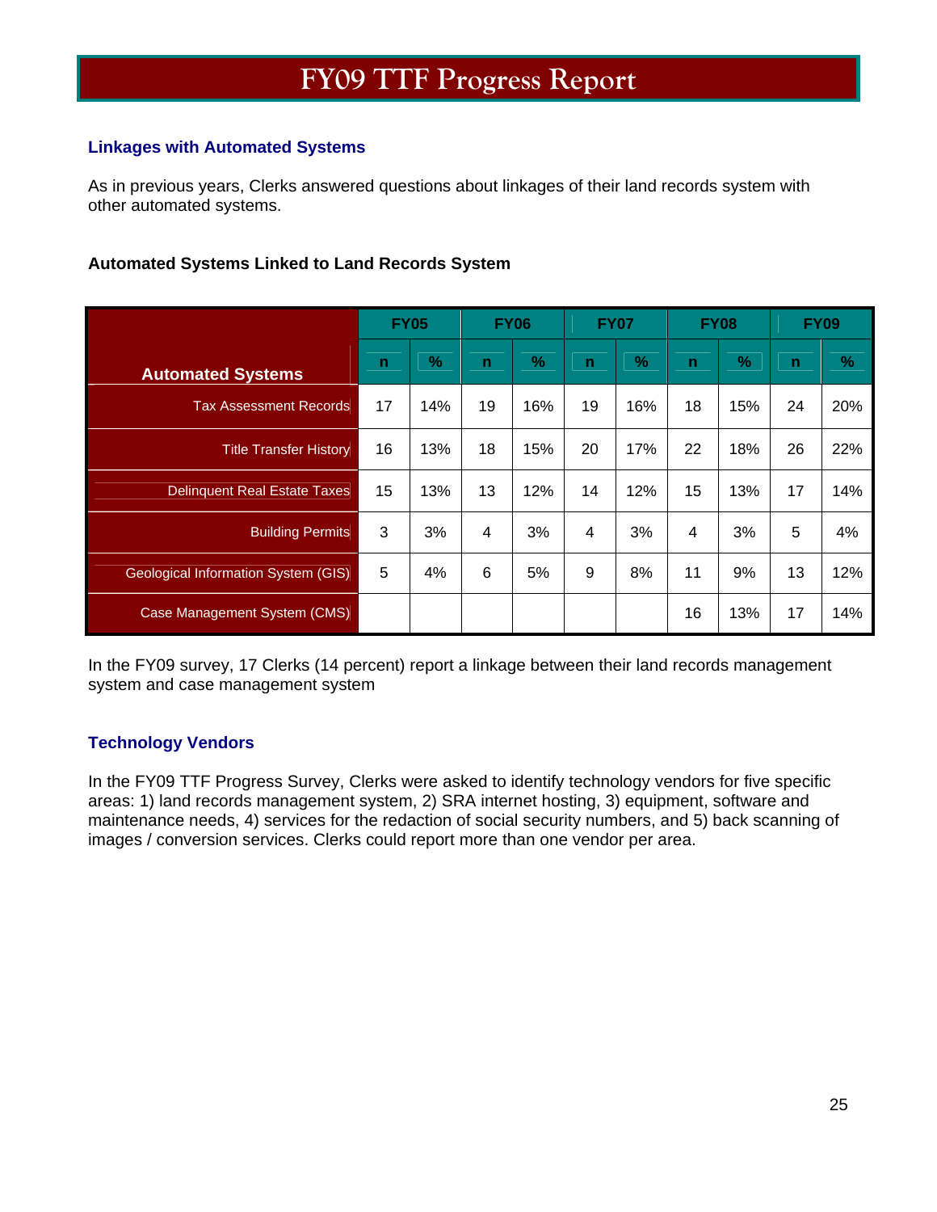# FY09 TTF Progress Report

### Linkages with Automated Systems

As in previous years, Clerks answered questions about linkages of their land records system with other automated systems.

**Automated Systems Linked to Land Records System**

| Automated Systems | FY05 | | FY06 | | FY07 | | FY08 | | FY09 | |
|---|---|---|---|---|---|---|---|---|---|---|
| | n | % | n | % | n | % | n | % | n | % |
| Tax Assessment Records | 17 | 14% | 19 | 16% | 19 | 16% | 18 | 15% | 24 | 20% |
| Title Transfer History | 16 | 13% | 18 | 15% | 20 | 17% | 22 | 18% | 26 | 22% |
| Delinquent Real Estate Taxes | 15 | 13% | 13 | 12% | 14 | 12% | 15 | 13% | 17 | 14% |
| Building Permits | 3 | 3% | 4 | 3% | 4 | 3% | 4 | 3% | 5 | 4% |
| Geological Information System (GIS) | 5 | 4% | 6 | 5% | 9 | 8% | 11 | 9% | 13 | 12% |
| Case Management System (CMS) | | | | | | | 16 | 13% | 17 | 14% |

In the FY09 survey, 17 Clerks (14 percent) report a linkage between their land records management system and case management system

### Technology Vendors

In the FY09 TTF Progress Survey, Clerks were asked to identify technology vendors for five specific areas: 1) land records management system, 2) SRA internet hosting, 3) equipment, software and maintenance needs, 4) services for the redaction of social security numbers, and 5) back scanning of images / conversion services. Clerks could report more than one vendor per area.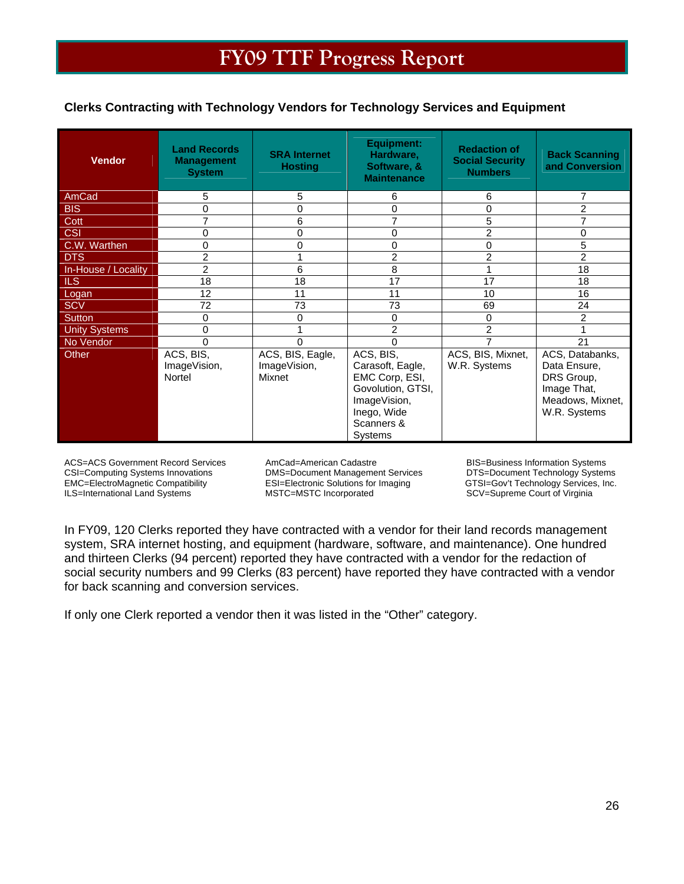# FY09 TTF Progress Report

**Clerks Contracting with Technology Vendors for Technology Services and Equipment**

| Vendor | Land Records Management System | SRA Internet Hosting | Equipment: Hardware, Software, & Maintenance | Redaction of Social Security Numbers | Back Scanning and Conversion |
|---|---|---|---|---|---|
| AmCad | 5 | 5 | 6 | 6 | 7 |
| BIS | 0 | 0 | 0 | 0 | 2 |
| Cott | 7 | 6 | 7 | 5 | 7 |
| CSI | 0 | 0 | 0 | 2 | 0 |
| C.W. Warthen | 0 | 0 | 0 | 0 | 5 |
| DTS | 2 | 1 | 2 | 2 | 2 |
| In-House / Locality | 2 | 6 | 8 | 1 | 18 |
| ILS | 18 | 18 | 17 | 17 | 18 |
| Logan | 12 | 11 | 11 | 10 | 16 |
| SCV | 72 | 73 | 73 | 69 | 24 |
| Sutton | 0 | 0 | 0 | 0 | 2 |
| Unity Systems | 0 | 1 | 2 | 2 | 1 |
| No Vendor | 0 | 0 | 0 | 7 | 21 |
| Other | ACS, BIS, ImageVision, Nortel | ACS, BIS, Eagle, ImageVision, Mixnet | ACS, BIS, Carasoft, Eagle, EMC Corp, ESI, Govolution, GTSI, ImageVision, Inego, Wide Scanners & Systems | ACS, BIS, Mixnet, W.R. Systems | ACS, Databanks, Data Ensure, DRS Group, Image That, Meadows, Mixnet, W.R. Systems |

ACS=ACS Government Record Services
CSI=Computing Systems Innovations
EMC=ElectroMagnetic Compatibility
ILS=International Land Systems
AmCad=American Cadastre
DMS=Document Management Services
ESI=Electronic Solutions for Imaging
MSTC=MSTC Incorporated
BIS=Business Information Systems
DTS=Document Technology Systems
GTSI=Gov't Technology Services, Inc.
SCV=Supreme Court of Virginia

In FY09, 120 Clerks reported they have contracted with a vendor for their land records management system, SRA internet hosting, and equipment (hardware, software, and maintenance). One hundred and thirteen Clerks (94 percent) reported they have contracted with a vendor for the redaction of social security numbers and 99 Clerks (83 percent) have reported they have contracted with a vendor for back scanning and conversion services.

If only one Clerk reported a vendor then it was listed in the "Other" category.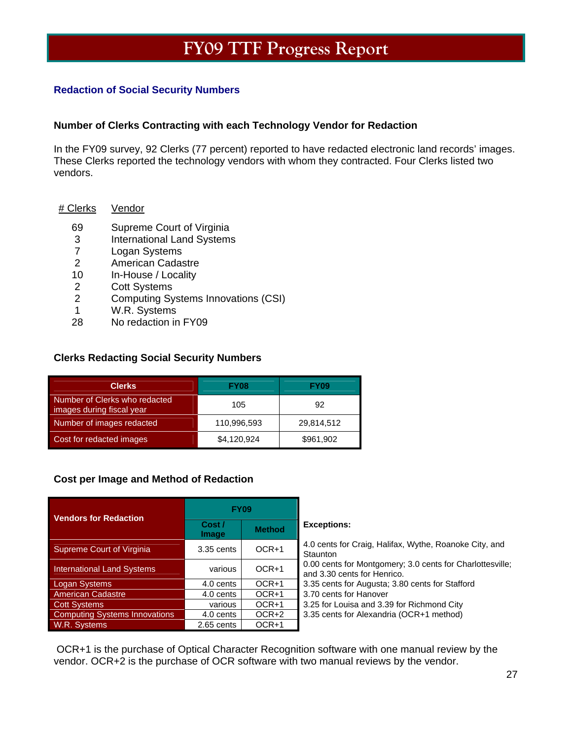# FY09 TTF Progress Report

## Redaction of Social Security Numbers

### Number of Clerks Contracting with each Technology Vendor for Redaction

In the FY09 survey, 92 Clerks (77 percent) reported to have redacted electronic land records' images. These Clerks reported the technology vendors with whom they contracted. Four Clerks listed two vendors.

| # Clerks | Vendor |
|---|---|
| 69 | Supreme Court of Virginia |
| 3 | International Land Systems |
| 7 | Logan Systems |
| 2 | American Cadastre |
| 10 | In-House / Locality |
| 2 | Cott Systems |
| 2 | Computing Systems Innovations (CSI) |
| 1 | W.R. Systems |
| 28 | No redaction in FY09 |

### Clerks Redacting Social Security Numbers

| Clerks | FY08 | FY09 |
|---|---|---|
| Number of Clerks who redacted images during fiscal year | 105 | 92 |
| Number of images redacted | 110,996,593 | 29,814,512 |
| Cost for redacted images | $4,120,924 | $961,902 |

### Cost per Image and Method of Redaction

| Vendors for Redaction | FY09 | | Exceptions: |
|---|---|---|---|
| | Cost / Image | Method | |
| Supreme Court of Virginia | 3.35 cents | OCR+1 | 4.0 cents for Craig, Halifax, Wythe, Roanoke City, and Staunton |
| International Land Systems | various | OCR+1 | 0.00 cents for Montgomery; 3.0 cents for Charlottesville; and 3.30 cents for Henrico. |
| Logan Systems | 4.0 cents | OCR+1 | 3.35 cents for Augusta; 3.80 cents for Stafford |
| American Cadastre | 4.0 cents | OCR+1 | 3.70 cents for Hanover |
| Cott Systems | various | OCR+1 | 3.25 for Louisa and 3.39 for Richmond City |
| Computing Systems Innovations | 4.0 cents | OCR+2 | 3.35 cents for Alexandria (OCR+1 method) |
| W.R. Systems | 2.65 cents | OCR+1 | |

OCR+1 is the purchase of Optical Character Recognition software with one manual review by the vendor. OCR+2 is the purchase of OCR software with two manual reviews by the vendor.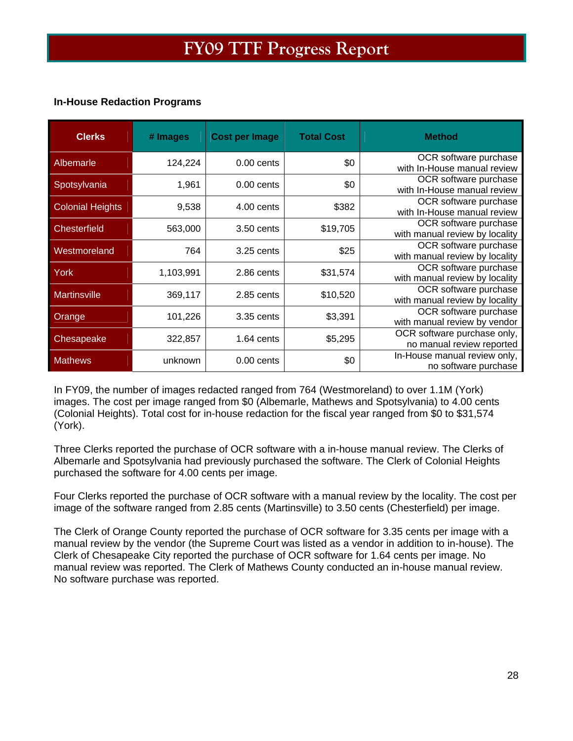# FY09 TTF Progress Report

**In-House Redaction Programs**

| Clerks | # Images | Cost per Image | Total Cost | Method |
|---|---|---|---|---|
| Albemarle | 124,224 | 0.00 cents | $0 | OCR software purchase with In-House manual review |
| Spotsylvania | 1,961 | 0.00 cents | $0 | OCR software purchase with In-House manual review |
| Colonial Heights | 9,538 | 4.00 cents | $382 | OCR software purchase with In-House manual review |
| Chesterfield | 563,000 | 3.50 cents | $19,705 | OCR software purchase with manual review by locality |
| Westmoreland | 764 | 3.25 cents | $25 | OCR software purchase with manual review by locality |
| York | 1,103,991 | 2.86 cents | $31,574 | OCR software purchase with manual review by locality |
| Martinsville | 369,117 | 2.85 cents | $10,520 | OCR software purchase with manual review by locality |
| Orange | 101,226 | 3.35 cents | $3,391 | OCR software purchase with manual review by vendor |
| Chesapeake | 322,857 | 1.64 cents | $5,295 | OCR software purchase only, no manual review reported |
| Mathews | unknown | 0.00 cents | $0 | In-House manual review only, no software purchase |

In FY09, the number of images redacted ranged from 764 (Westmoreland) to over 1.1M (York) images. The cost per image ranged from $0 (Albemarle, Mathews and Spotsylvania) to 4.00 cents (Colonial Heights). Total cost for in-house redaction for the fiscal year ranged from $0 to $31,574 (York).

Three Clerks reported the purchase of OCR software with a in-house manual review. The Clerks of Albemarle and Spotsylvania had previously purchased the software. The Clerk of Colonial Heights purchased the software for 4.00 cents per image.

Four Clerks reported the purchase of OCR software with a manual review by the locality. The cost per image of the software ranged from 2.85 cents (Martinsville) to 3.50 cents (Chesterfield) per image.

The Clerk of Orange County reported the purchase of OCR software for 3.35 cents per image with a manual review by the vendor (the Supreme Court was listed as a vendor in addition to in-house). The Clerk of Chesapeake City reported the purchase of OCR software for 1.64 cents per image. No manual review was reported. The Clerk of Mathews County conducted an in-house manual review. No software purchase was reported.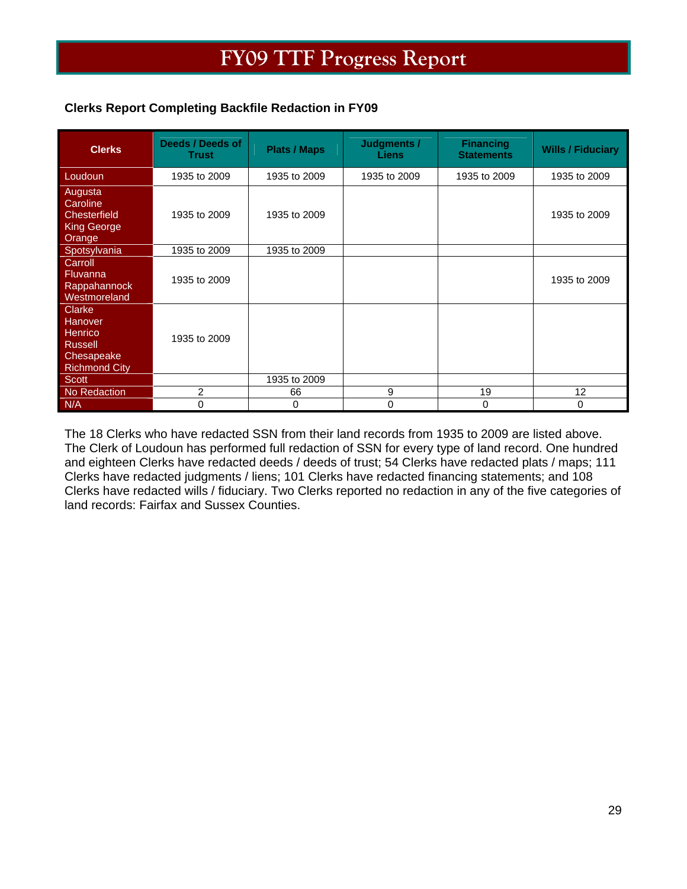# FY09 TTF Progress Report

**Clerks Report Completing Backfile Redaction in FY09**

| Clerks | Deeds / Deeds of Trust | Plats / Maps | Judgments / Liens | Financing Statements | Wills / Fiduciary |
|---|---|---|---|---|---|
| Loudoun | 1935 to 2009 | 1935 to 2009 | 1935 to 2009 | 1935 to 2009 | 1935 to 2009 |
| Augusta<br>Caroline<br>Chesterfield<br>King George<br>Orange | 1935 to 2009 | 1935 to 2009 | | | 1935 to 2009 |
| Spotsylvania | 1935 to 2009 | 1935 to 2009 | | | |
| Carroll<br>Fluvanna<br>Rappahannock<br>Westmoreland | 1935 to 2009 | | | | 1935 to 2009 |
| Clarke<br>Hanover<br>Henrico<br>Russell<br>Chesapeake<br>Richmond City | 1935 to 2009 | | | | |
| Scott | | 1935 to 2009 | | | |
| No Redaction | 2 | 66 | 9 | 19 | 12 |
| N/A | 0 | 0 | 0 | 0 | 0 |

The 18 Clerks who have redacted SSN from their land records from 1935 to 2009 are listed above. The Clerk of Loudoun has performed full redaction of SSN for every type of land record. One hundred and eighteen Clerks have redacted deeds / deeds of trust; 54 Clerks have redacted plats / maps; 111 Clerks have redacted judgments / liens; 101 Clerks have redacted financing statements; and 108 Clerks have redacted wills / fiduciary. Two Clerks reported no redaction in any of the five categories of land records: Fairfax and Sussex Counties.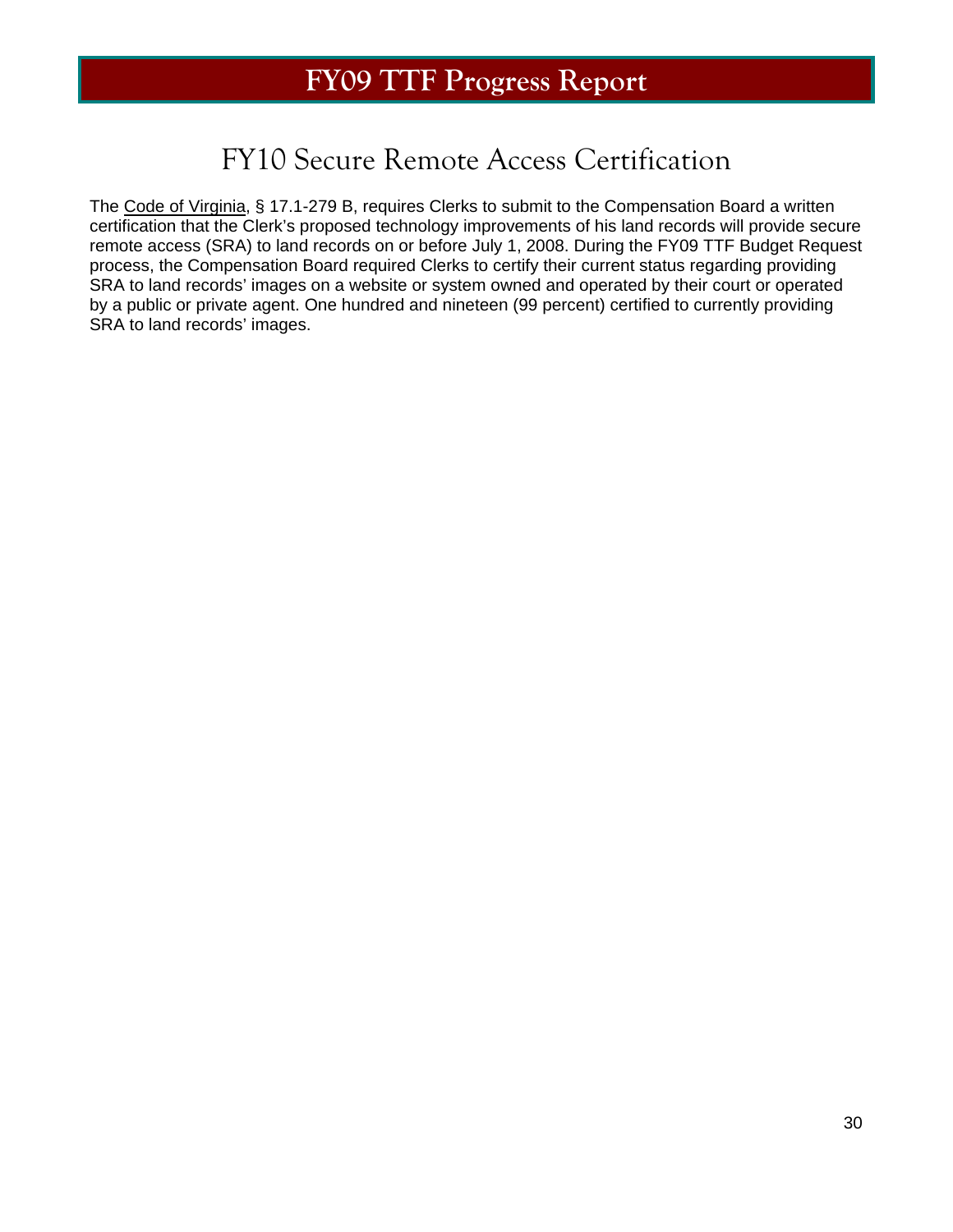# FY10 Secure Remote Access Certification

The Code of Virginia, § 17.1-279 B, requires Clerks to submit to the Compensation Board a written certification that the Clerk's proposed technology improvements of his land records will provide secure remote access (SRA) to land records on or before July 1, 2008. During the FY09 TTF Budget Request process, the Compensation Board required Clerks to certify their current status regarding providing SRA to land records' images on a website or system owned and operated by their court or operated by a public or private agent. One hundred and nineteen (99 percent) certified to currently providing SRA to land records' images.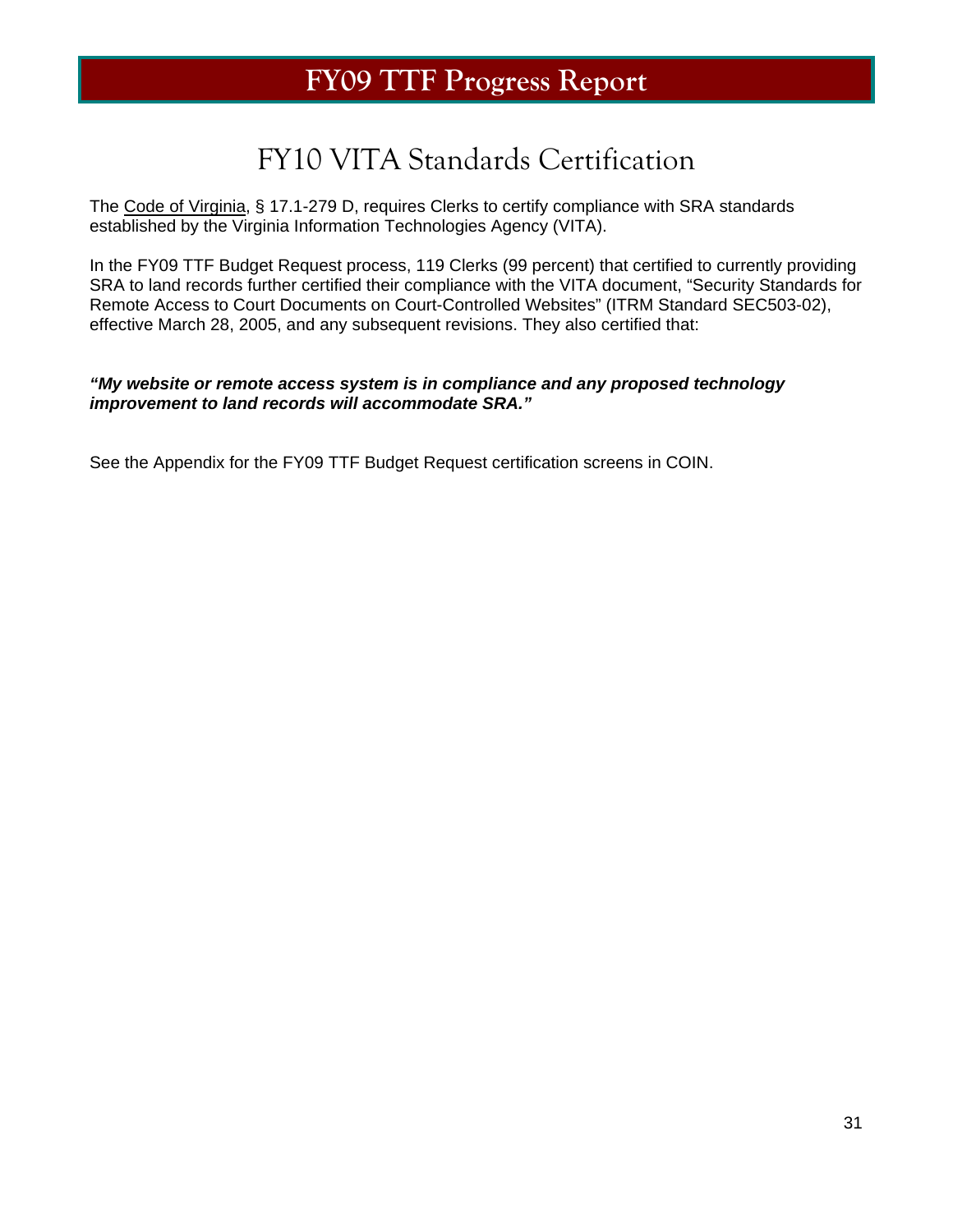# FY09 TTF Progress Report

## FY10 VITA Standards Certification

The Code of Virginia, § 17.1-279 D, requires Clerks to certify compliance with SRA standards established by the Virginia Information Technologies Agency (VITA).

In the FY09 TTF Budget Request process, 119 Clerks (99 percent) that certified to currently providing SRA to land records further certified their compliance with the VITA document, "Security Standards for Remote Access to Court Documents on Court-Controlled Websites" (ITRM Standard SEC503-02), effective March 28, 2005, and any subsequent revisions. They also certified that:

***"My website or remote access system is in compliance and any proposed technology improvement to land records will accommodate SRA."***

See the Appendix for the FY09 TTF Budget Request certification screens in COIN.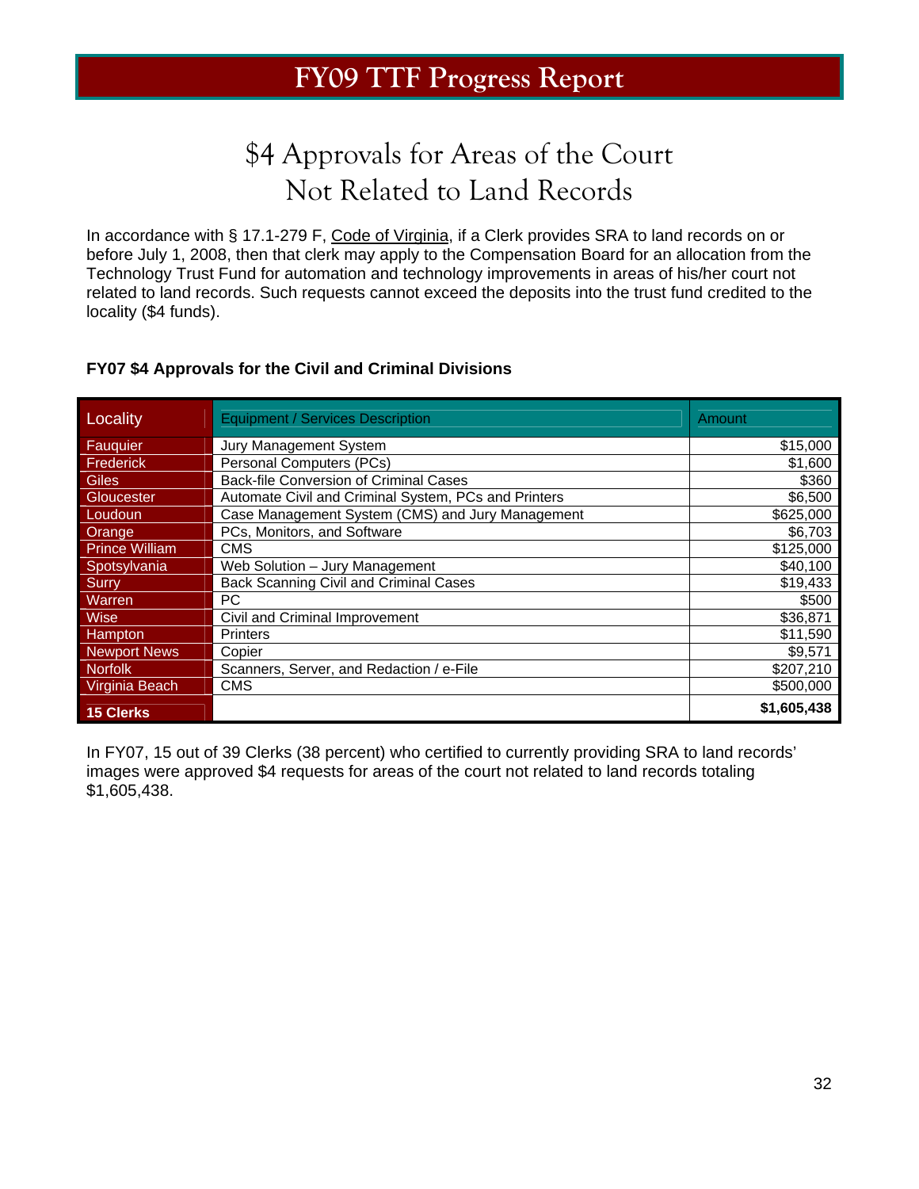# FY09 TTF Progress Report

## $4 Approvals for Areas of the Court Not Related to Land Records

In accordance with § 17.1-279 F, Code of Virginia, if a Clerk provides SRA to land records on or before July 1, 2008, then that clerk may apply to the Compensation Board for an allocation from the Technology Trust Fund for automation and technology improvements in areas of his/her court not related to land records. Such requests cannot exceed the deposits into the trust fund credited to the locality ($4 funds).

**FY07 $4 Approvals for the Civil and Criminal Divisions**

| Locality | Equipment / Services Description | Amount |
|---|---|---|
| Fauquier | Jury Management System | $15,000 |
| Frederick | Personal Computers (PCs) | $1,600 |
| Giles | Back-file Conversion of Criminal Cases | $360 |
| Gloucester | Automate Civil and Criminal System, PCs and Printers | $6,500 |
| Loudoun | Case Management System (CMS) and Jury Management | $625,000 |
| Orange | PCs, Monitors, and Software | $6,703 |
| Prince William | CMS | $125,000 |
| Spotsylvania | Web Solution – Jury Management | $40,100 |
| Surry | Back Scanning Civil and Criminal Cases | $19,433 |
| Warren | PC | $500 |
| Wise | Civil and Criminal Improvement | $36,871 |
| Hampton | Printers | $11,590 |
| Newport News | Copier | $9,571 |
| Norfolk | Scanners, Server, and Redaction / e-File | $207,210 |
| Virginia Beach | CMS | $500,000 |
| **15 Clerks** | | **$1,605,438** |

In FY07, 15 out of 39 Clerks (38 percent) who certified to currently providing SRA to land records' images were approved $4 requests for areas of the court not related to land records totaling $1,605,438.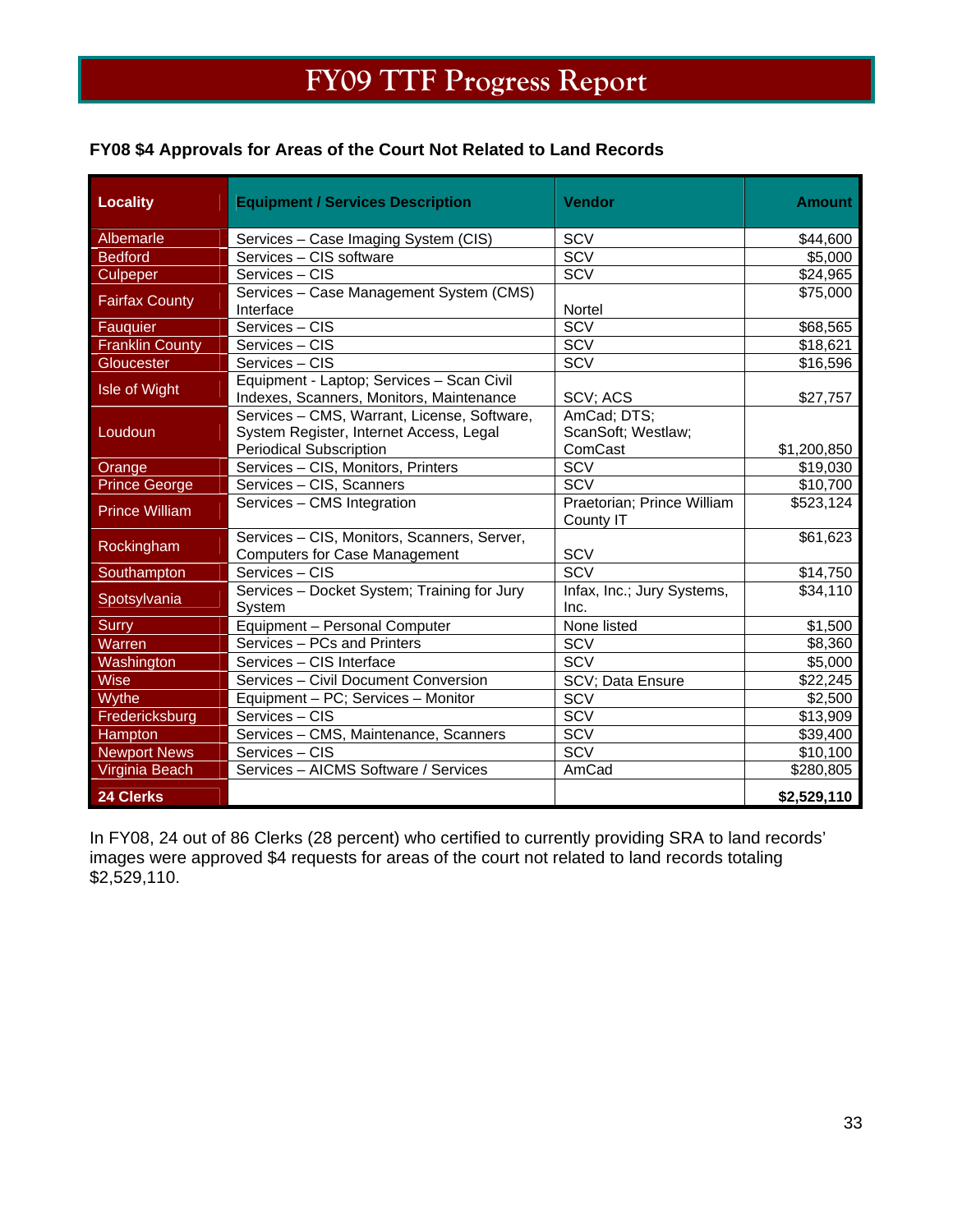# FY09 TTF Progress Report

### FY08 $4 Approvals for Areas of the Court Not Related to Land Records

| Locality | Equipment / Services Description | Vendor | Amount |
|---|---|---|---|
| Albemarle | Services – Case Imaging System (CIS) | SCV | $44,600 |
| Bedford | Services – CIS software | SCV | $5,000 |
| Culpeper | Services – CIS | SCV | $24,965 |
| Fairfax County | Services – Case Management System (CMS) Interface | Nortel | $75,000 |
| Fauquier | Services – CIS | SCV | $68,565 |
| Franklin County | Services – CIS | SCV | $18,621 |
| Gloucester | Services – CIS | SCV | $16,596 |
| Isle of Wight | Equipment - Laptop; Services – Scan Civil Indexes, Scanners, Monitors, Maintenance | SCV; ACS | $27,757 |
| Loudoun | Services – CMS, Warrant, License, Software, System Register, Internet Access, Legal Periodical Subscription | AmCad; DTS; ScanSoft; Westlaw; ComCast | $1,200,850 |
| Orange | Services – CIS, Monitors, Printers | SCV | $19,030 |
| Prince George | Services – CIS, Scanners | SCV | $10,700 |
| Prince William | Services – CMS Integration | Praetorian; Prince William County IT | $523,124 |
| Rockingham | Services – CIS, Monitors, Scanners, Server, Computers for Case Management | SCV | $61,623 |
| Southampton | Services – CIS | SCV | $14,750 |
| Spotsylvania | Services – Docket System; Training for Jury System | Infax, Inc.; Jury Systems, Inc. | $34,110 |
| Surry | Equipment – Personal Computer | None listed | $1,500 |
| Warren | Services – PCs and Printers | SCV | $8,360 |
| Washington | Services – CIS Interface | SCV | $5,000 |
| Wise | Services – Civil Document Conversion | SCV; Data Ensure | $22,245 |
| Wythe | Equipment – PC; Services – Monitor | SCV | $2,500 |
| Fredericksburg | Services – CIS | SCV | $13,909 |
| Hampton | Services – CMS, Maintenance, Scanners | SCV | $39,400 |
| Newport News | Services – CIS | SCV | $10,100 |
| Virginia Beach | Services – AICMS Software / Services | AmCad | $280,805 |
| **24 Clerks** | | | **$2,529,110** |

In FY08, 24 out of 86 Clerks (28 percent) who certified to currently providing SRA to land records' images were approved $4 requests for areas of the court not related to land records totaling $2,529,110.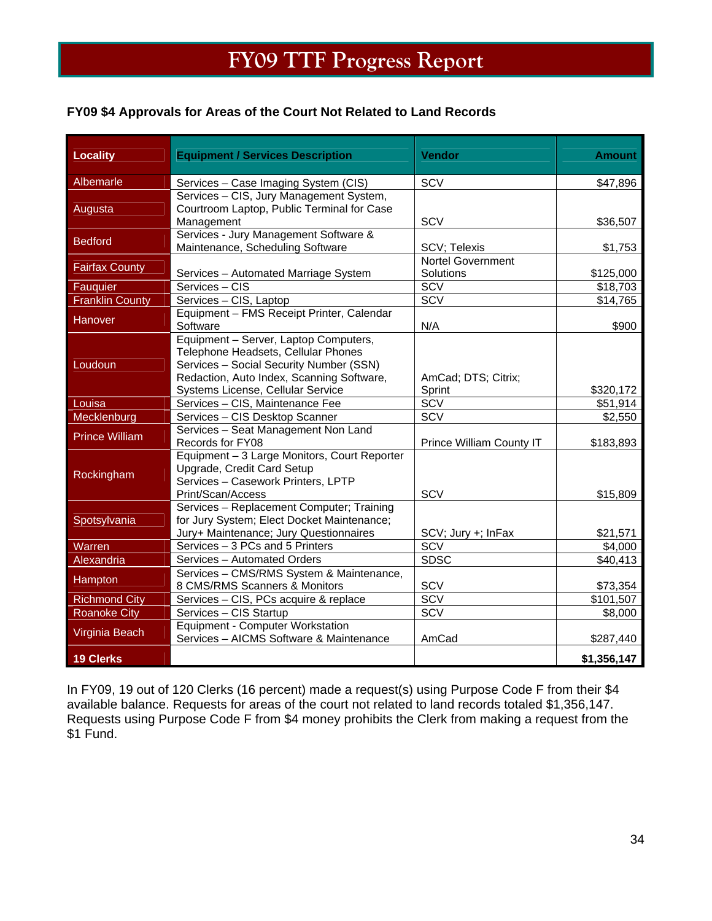# FY09 TTF Progress Report

**FY09 $4 Approvals for Areas of the Court Not Related to Land Records**

| Locality | Equipment / Services Description | Vendor | Amount |
|---|---|---|---|
| Albemarle | Services – Case Imaging System (CIS) | SCV | $47,896 |
| Augusta | Services – CIS, Jury Management System, Courtroom Laptop, Public Terminal for Case Management | SCV | $36,507 |
| Bedford | Services - Jury Management Software & Maintenance, Scheduling Software | SCV; Telexis | $1,753 |
| Fairfax County | Services – Automated Marriage System | Nortel Government Solutions | $125,000 |
| Fauquier | Services – CIS | SCV | $18,703 |
| Franklin County | Services – CIS, Laptop | SCV | $14,765 |
| Hanover | Equipment – FMS Receipt Printer, Calendar Software | N/A | $900 |
| Loudoun | Equipment – Server, Laptop Computers, Telephone Headsets, Cellular Phones Services – Social Security Number (SSN) Redaction, Auto Index, Scanning Software, Systems License, Cellular Service | AmCad; DTS; Citrix; Sprint | $320,172 |
| Louisa | Services – CIS, Maintenance Fee | SCV | $51,914 |
| Mecklenburg | Services – CIS Desktop Scanner | SCV | $2,550 |
| Prince William | Services – Seat Management Non Land Records for FY08 | Prince William County IT | $183,893 |
| Rockingham | Equipment – 3 Large Monitors, Court Reporter Upgrade, Credit Card Setup Services – Casework Printers, LPTP Print/Scan/Access | SCV | $15,809 |
| Spotsylvania | Services – Replacement Computer; Training for Jury System; Elect Docket Maintenance; Jury+ Maintenance; Jury Questionnaires | SCV; Jury +; InFax | $21,571 |
| Warren | Services – 3 PCs and 5 Printers | SCV | $4,000 |
| Alexandria | Services – Automated Orders | SDSC | $40,413 |
| Hampton | Services – CMS/RMS System & Maintenance, 8 CMS/RMS Scanners & Monitors | SCV | $73,354 |
| Richmond City | Services – CIS, PCs acquire & replace | SCV | $101,507 |
| Roanoke City | Services – CIS Startup | SCV | $8,000 |
| Virginia Beach | Equipment - Computer Workstation Services – AICMS Software & Maintenance | AmCad | $287,440 |
| **19 Clerks** | | | **$1,356,147** |

In FY09, 19 out of 120 Clerks (16 percent) made a request(s) using Purpose Code F from their $4 available balance. Requests for areas of the court not related to land records totaled $1,356,147. Requests using Purpose Code F from $4 money prohibits the Clerk from making a request from the $1 Fund.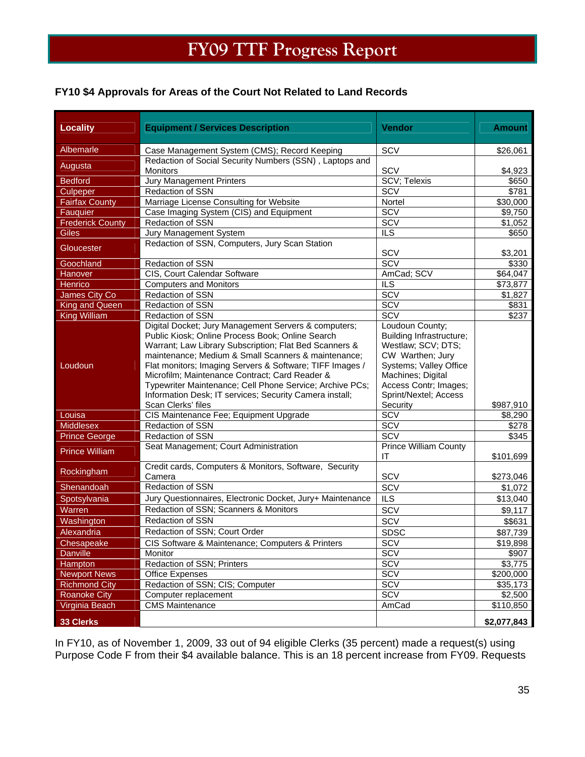# FY09 TTF Progress Report

**FY10 $4 Approvals for Areas of the Court Not Related to Land Records**

| Locality | Equipment / Services Description | Vendor | Amount |
|---|---|---|---|
| Albemarle | Case Management System (CMS); Record Keeping | SCV | $26,061 |
| Augusta | Redaction of Social Security Numbers (SSN) , Laptops and Monitors | SCV | $4,923 |
| Bedford | Jury Management Printers | SCV; Telexis | $650 |
| Culpeper | Redaction of SSN | SCV | $781 |
| Fairfax County | Marriage License Consulting for Website | Nortel | $30,000 |
| Fauquier | Case Imaging System (CIS) and Equipment | SCV | $9,750 |
| Frederick County | Redaction of SSN | SCV | $1,052 |
| Giles | Jury Management System | ILS | $650 |
| Gloucester | Redaction of SSN, Computers, Jury Scan Station | SCV | $3,201 |
| Goochland | Redaction of SSN | SCV | $330 |
| Hanover | CIS, Court Calendar Software | AmCad; SCV | $64,047 |
| Henrico | Computers and Monitors | ILS | $73,877 |
| James City Co | Redaction of SSN | SCV | $1,827 |
| King and Queen | Redaction of SSN | SCV | $831 |
| King William | Redaction of SSN | SCV | $237 |
| Loudoun | Digital Docket; Jury Management Servers & computers; Public Kiosk; Online Process Book; Online Search Warrant; Law Library Subscription; Flat Bed Scanners & maintenance; Medium & Small Scanners & maintenance; Flat monitors; Imaging Servers & Software; TIFF Images / Microfilm; Maintenance Contract; Card Reader & Typewriter Maintenance; Cell Phone Service; Archive PCs; Information Desk; IT services; Security Camera install; Scan Clerks' files | Loudoun County; Building Infrastructure; Westlaw; SCV; DTS; CW Warthen; Jury Systems; Valley Office Machines; Digital Access Contr; Images; Sprint/Nextel; Access Security | $987,910 |
| Louisa | CIS Maintenance Fee; Equipment Upgrade | SCV | $8,290 |
| Middlesex | Redaction of SSN | SCV | $278 |
| Prince George | Redaction of SSN | SCV | $345 |
| Prince William | Seat Management; Court Administration | Prince William County IT | $101,699 |
| Rockingham | Credit cards, Computers & Monitors, Software, Security Camera | SCV | $273,046 |
| Shenandoah | Redaction of SSN | SCV | $1,072 |
| Spotsylvania | Jury Questionnaires, Electronic Docket, Jury+ Maintenance | ILS | $13,040 |
| Warren | Redaction of SSN; Scanners & Monitors | SCV | $9,117 |
| Washington | Redaction of SSN | SCV | $$631 |
| Alexandria | Redaction of SSN; Court Order | SDSC | $87,739 |
| Chesapeake | CIS Software & Maintenance; Computers & Printers | SCV | $19,898 |
| Danville | Monitor | SCV | $907 |
| Hampton | Redaction of SSN; Printers | SCV | $3,775 |
| Newport News | Office Expenses | SCV | $200,000 |
| Richmond City | Redaction of SSN; CIS; Computer | SCV | $35,173 |
| Roanoke City | Computer replacement | SCV | $2,500 |
| Virginia Beach | CMS Maintenance | AmCad | $110,850 |
| **33 Clerks** | | | **$2,077,843** |

In FY10, as of November 1, 2009, 33 out of 94 eligible Clerks (35 percent) made a request(s) using Purpose Code F from their $4 available balance. This is an 18 percent increase from FY09. Requests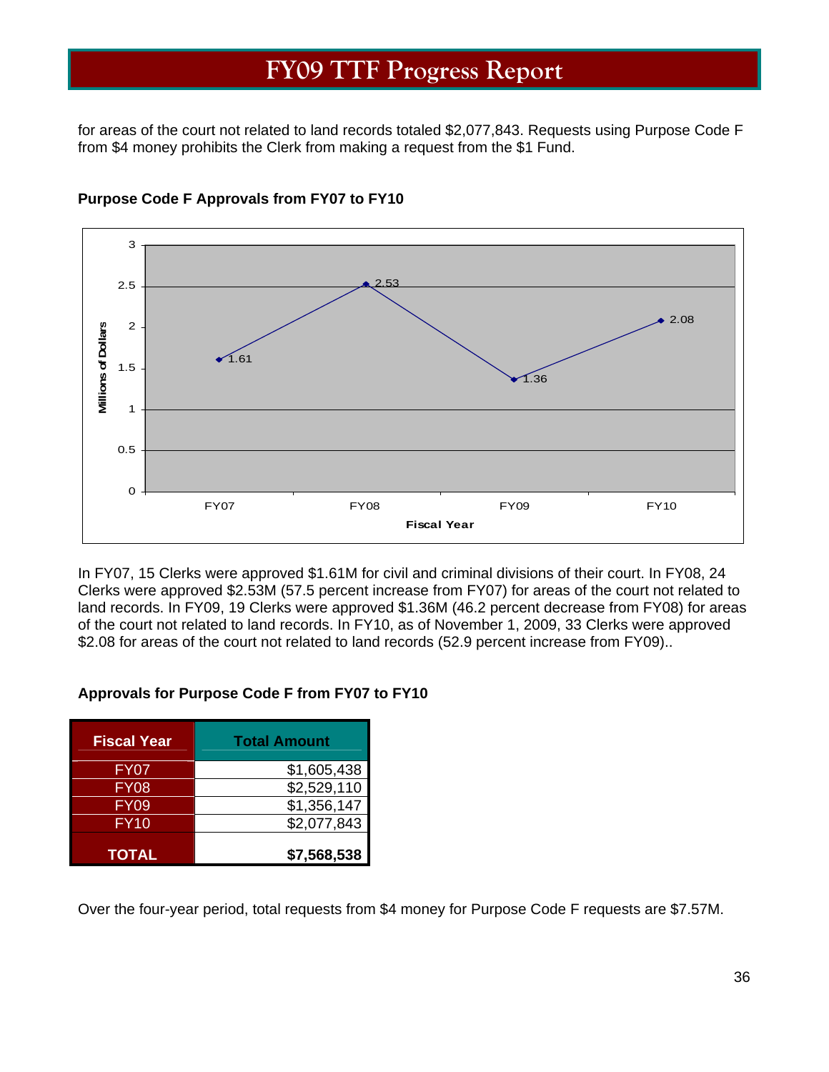for areas of the court not related to land records totaled $2,077,843. Requests using Purpose Code F from $4 money prohibits the Clerk from making a request from the $1 Fund.

**Purpose Code F Approvals from FY07 to FY10**

In FY07, 15 Clerks were approved $1.61M for civil and criminal divisions of their court. In FY08, 24 Clerks were approved $2.53M (57.5 percent increase from FY07) for areas of the court not related to land records. In FY09, 19 Clerks were approved $1.36M (46.2 percent decrease from FY08) for areas of the court not related to land records. In FY10, as of November 1, 2009, 33 Clerks were approved $2.08 for areas of the court not related to land records (52.9 percent increase from FY09)..

**Approvals for Purpose Code F from FY07 to FY10**

| Fiscal Year | Total Amount |
|---|---|
| FY07 | $1,605,438 |
| FY08 | $2,529,110 |
| FY09 | $1,356,147 |
| FY10 | $2,077,843 |
| **TOTAL** | **$7,568,538** |

Over the four-year period, total requests from $4 money for Purpose Code F requests are $7.57M.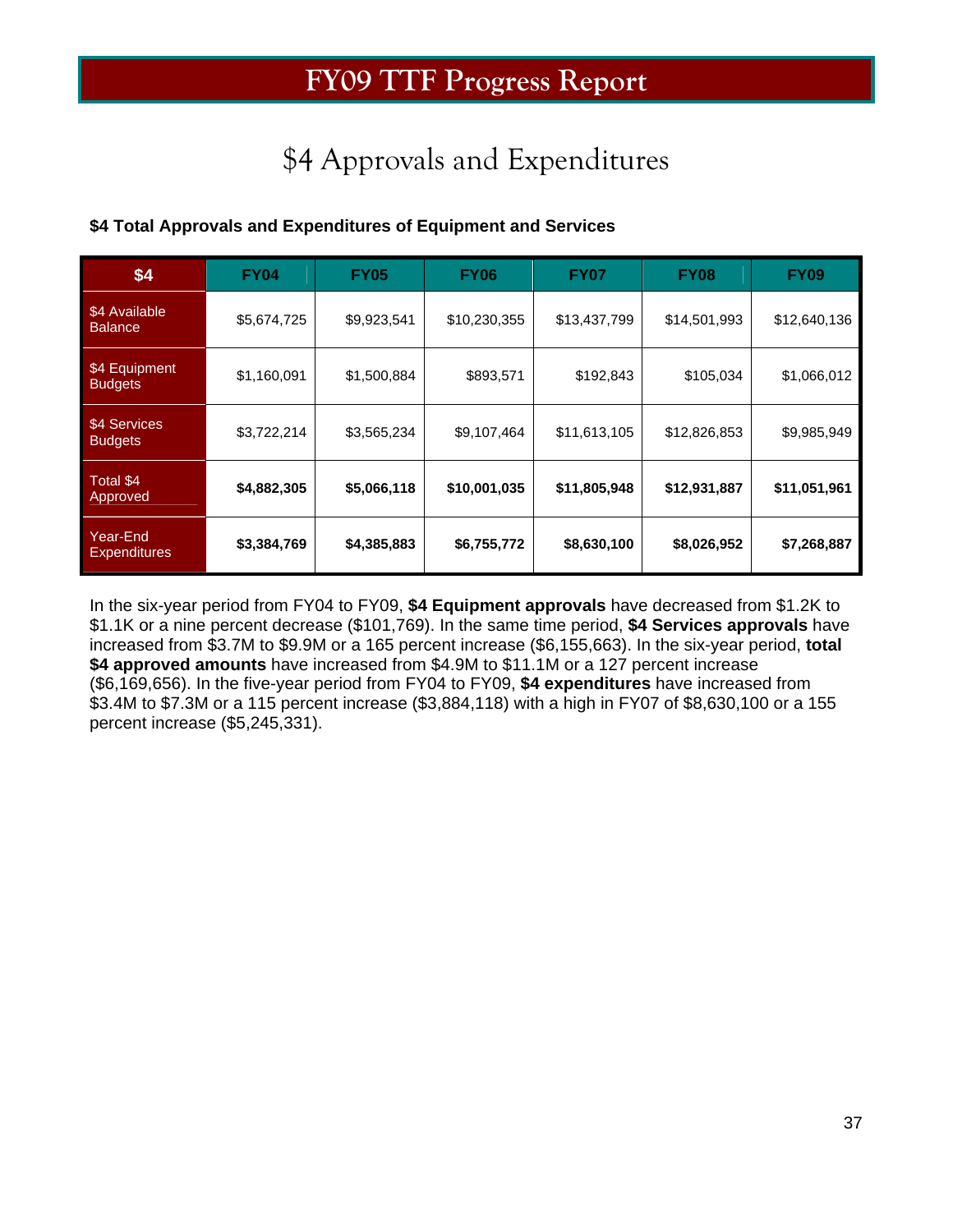# FY09 TTF Progress Report

## $4 Approvals and Expenditures

**$4 Total Approvals and Expenditures of Equipment and Services**

| $4 | FY04 | FY05 | FY06 | FY07 | FY08 | FY09 |
|---|---|---|---|---|---|---|
| $4 Available Balance | $5,674,725 | $9,923,541 | $10,230,355 | $13,437,799 | $14,501,993 | $12,640,136 |
| $4 Equipment Budgets | $1,160,091 | $1,500,884 | $893,571 | $192,843 | $105,034 | $1,066,012 |
| $4 Services Budgets | $3,722,214 | $3,565,234 | $9,107,464 | $11,613,105 | $12,826,853 | $9,985,949 |
| Total $4 Approved | **$4,882,305** | **$5,066,118** | **$10,001,035** | **$11,805,948** | **$12,931,887** | **$11,051,961** |
| Year-End Expenditures | **$3,384,769** | **$4,385,883** | **$6,755,772** | **$8,630,100** | **$8,026,952** | **$7,268,887** |

In the six-year period from FY04 to FY09, **$4 Equipment approvals** have decreased from $1.2K to $1.1K or a nine percent decrease ($101,769). In the same time period, **$4 Services approvals** have increased from $3.7M to $9.9M or a 165 percent increase ($6,155,663). In the six-year period, **total $4 approved amounts** have increased from $4.9M to $11.1M or a 127 percent increase ($6,169,656). In the five-year period from FY04 to FY09, **$4 expenditures** have increased from $3.4M to $7.3M or a 115 percent increase ($3,884,118) with a high in FY07 of $8,630,100 or a 155 percent increase ($5,245,331).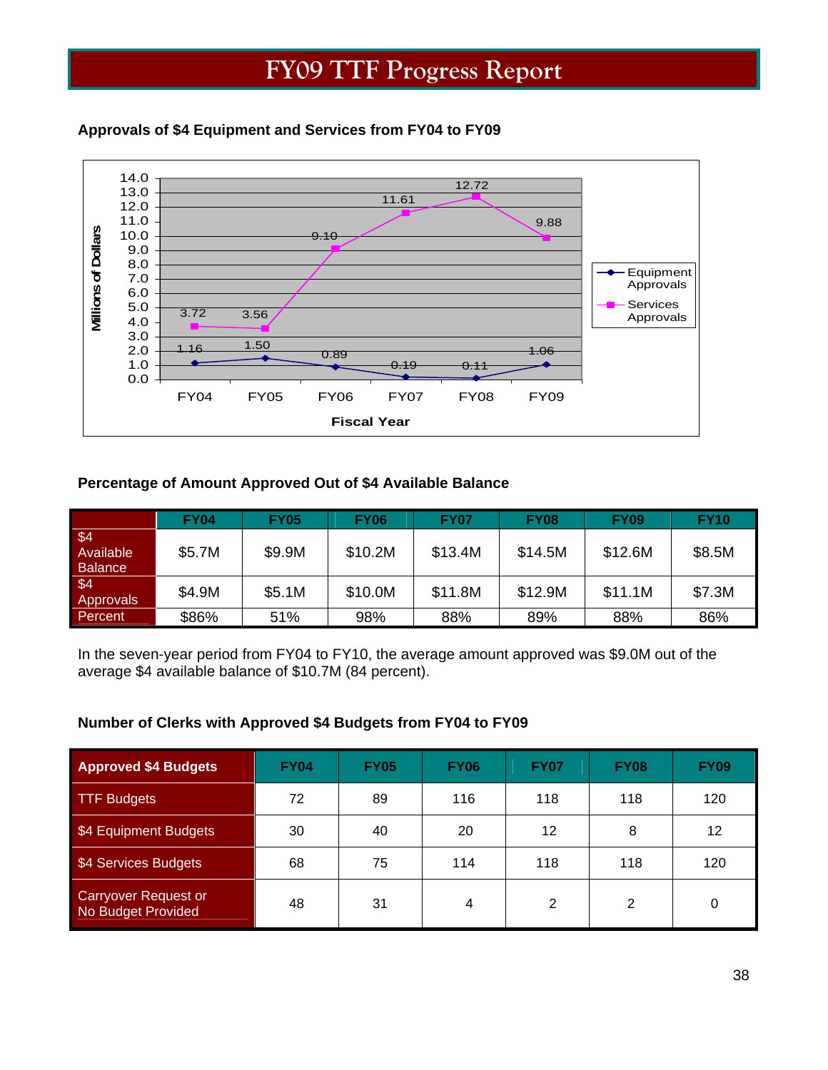# FY09 TTF Progress Report

**Approvals of $4 Equipment and Services from FY04 to FY09**

| Fiscal Year | FY04 | FY05 | FY06 | FY07 | FY08 | FY09 |
|---|---|---|---|---|---|---|
| Equipment Approvals | 1.16 | 1.50 | 0.89 | 0.19 | 0.11 | 1.06 |
| Services Approvals | 3.72 | 3.56 | 9.10 | 11.61 | 12.72 | 9.88 |

Millions of Dollars

**Percentage of Amount Approved Out of $4 Available Balance**

| | FY04 | FY05 | FY06 | FY07 | FY08 | FY09 | FY10 |
|---|---|---|---|---|---|---|---|
| $4 Available Balance | $5.7M | $9.9M | $10.2M | $13.4M | $14.5M | $12.6M | $8.5M |
| $4 Approvals | $4.9M | $5.1M | $10.0M | $11.8M | $12.9M | $11.1M | $7.3M |
| Percent | $86% | 51% | 98% | 88% | 89% | 88% | 86% |

In the seven-year period from FY04 to FY10, the average amount approved was $9.0M out of the average $4 available balance of $10.7M (84 percent).

**Number of Clerks with Approved $4 Budgets from FY04 to FY09**

| Approved $4 Budgets | FY04 | FY05 | FY06 | FY07 | FY08 | FY09 |
|---|---|---|---|---|---|---|
| TTF Budgets | 72 | 89 | 116 | 118 | 118 | 120 |
| $4 Equipment Budgets | 30 | 40 | 20 | 12 | 8 | 12 |
| $4 Services Budgets | 68 | 75 | 114 | 118 | 118 | 120 |
| Carryover Request or No Budget Provided | 48 | 31 | 4 | 2 | 2 | 0 |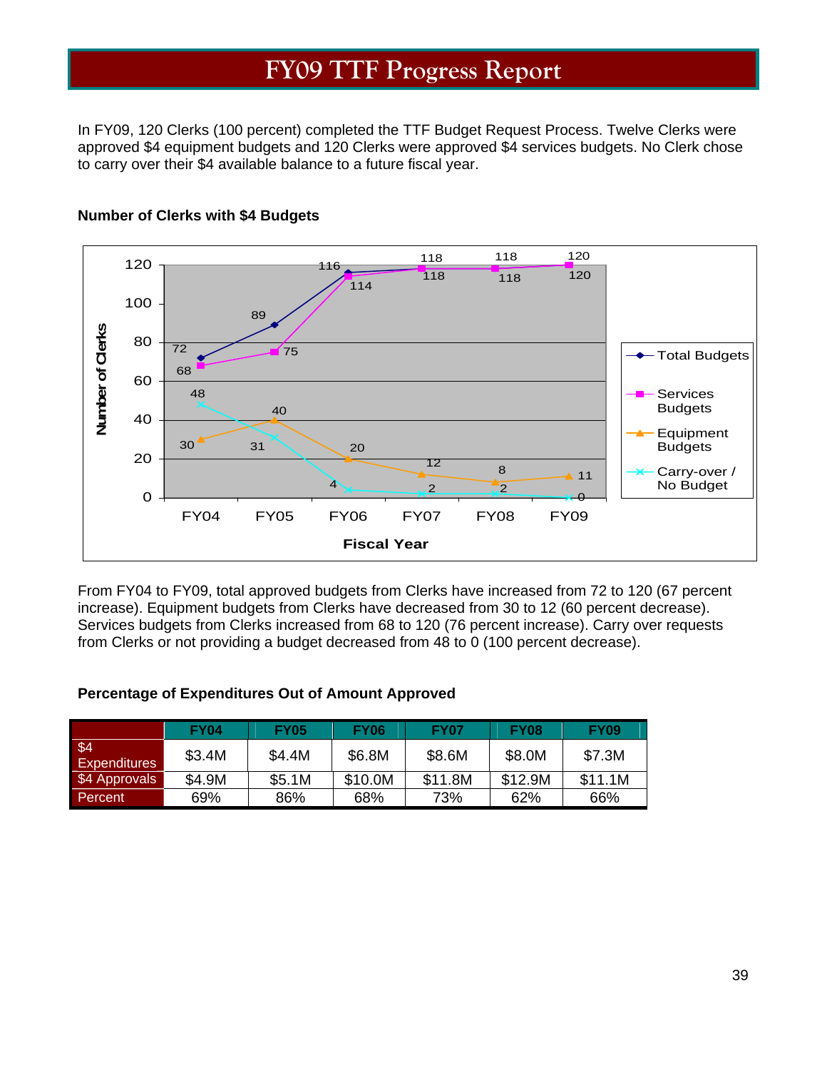# FY09 TTF Progress Report

In FY09, 120 Clerks (100 percent) completed the TTF Budget Request Process. Twelve Clerks were approved $4 equipment budgets and 120 Clerks were approved $4 services budgets. No Clerk chose to carry over their $4 available balance to a future fiscal year.

**Number of Clerks with $4 Budgets**

| Fiscal Year | Total Budgets | Services Budgets | Equipment Budgets | Carry-over / No Budget |
|---|---|---|---|---|
| FY04 | 72 | 68 | 30 | 48 |
| FY05 | 89 | 75 | 40 | 31 |
| FY06 | 116 | 114 | 20 | 4 |
| FY07 | 118 | 118 | 12 | 2 |
| FY08 | 118 | 118 | 8 | 2 |
| FY09 | 120 | 120 | 11 | 0 |

From FY04 to FY09, total approved budgets from Clerks have increased from 72 to 120 (67 percent increase). Equipment budgets from Clerks have decreased from 30 to 12 (60 percent decrease). Services budgets from Clerks increased from 68 to 120 (76 percent increase). Carry over requests from Clerks or not providing a budget decreased from 48 to 0 (100 percent decrease).

**Percentage of Expenditures Out of Amount Approved**

| | FY04 | FY05 | FY06 | FY07 | FY08 | FY09 |
|---|---|---|---|---|---|---|
| $4 Expenditures | $3.4M | $4.4M | $6.8M | $8.6M | $8.0M | $7.3M |
| $4 Approvals | $4.9M | $5.1M | $10.0M | $11.8M | $12.9M | $11.1M |
| Percent | 69% | 86% | 68% | 73% | 62% | 66% |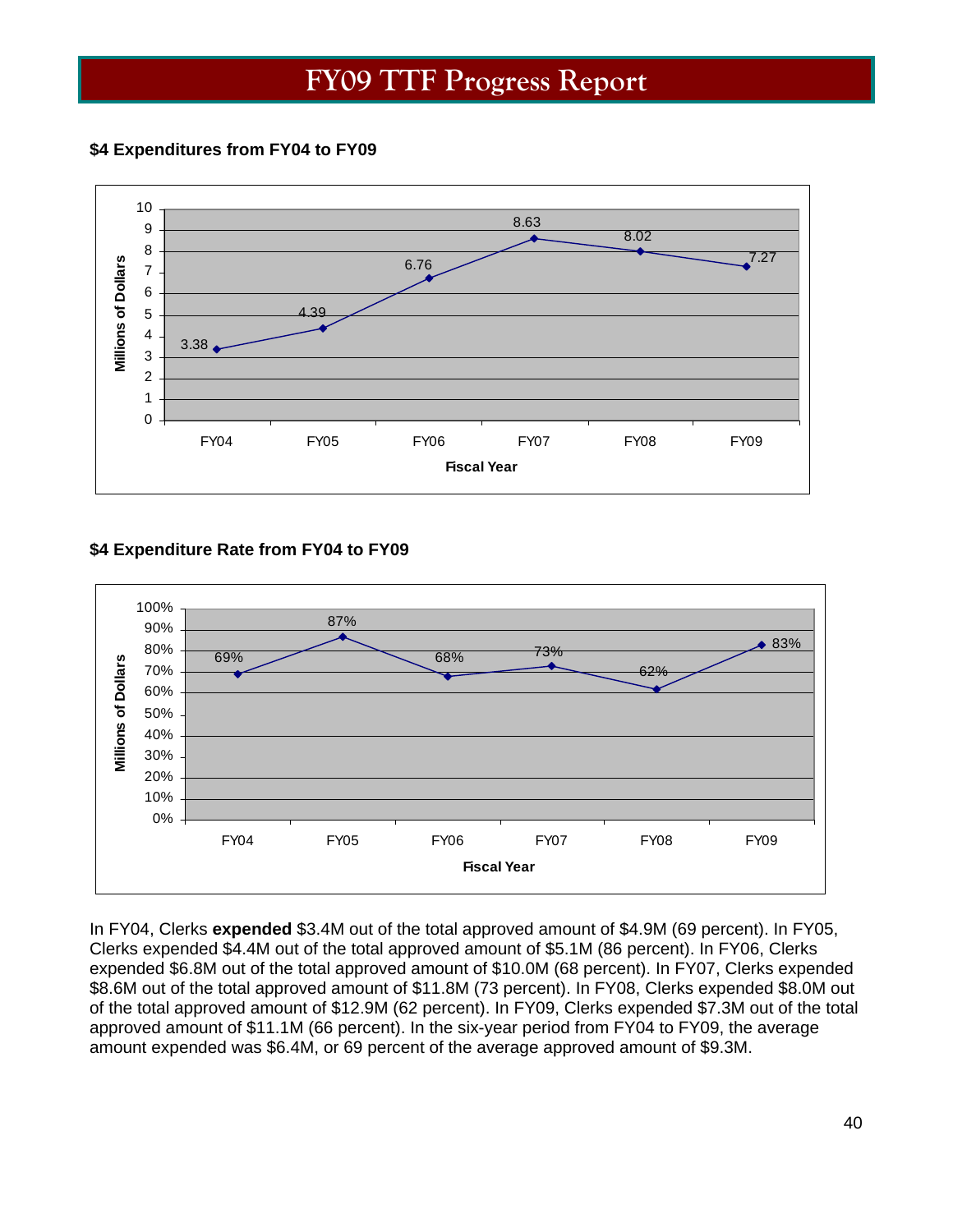# FY09 TTF Progress Report

**$4 Expenditures from FY04 to FY09**

| Fiscal Year | Millions of Dollars |
|---|---|
| FY04 | 3.38 |
| FY05 | 4.39 |
| FY06 | 6.76 |
| FY07 | 8.63 |
| FY08 | 8.02 |
| FY09 | 7.27 |

**$4 Expenditure Rate from FY04 to FY09**

| Fiscal Year | Millions of Dollars |
|---|---|
| FY04 | 69% |
| FY05 | 87% |
| FY06 | 68% |
| FY07 | 73% |
| FY08 | 62% |
| FY09 | 83% |

In FY04, Clerks **expended** $3.4M out of the total approved amount of $4.9M (69 percent). In FY05, Clerks expended $4.4M out of the total approved amount of $5.1M (86 percent). In FY06, Clerks expended $6.8M out of the total approved amount of $10.0M (68 percent). In FY07, Clerks expended $8.6M out of the total approved amount of $11.8M (73 percent). In FY08, Clerks expended $8.0M out of the total approved amount of $12.9M (62 percent). In FY09, Clerks expended $7.3M out of the total approved amount of $11.1M (66 percent). In the six-year period from FY04 to FY09, the average amount expended was $6.4M, or 69 percent of the average approved amount of $9.3M.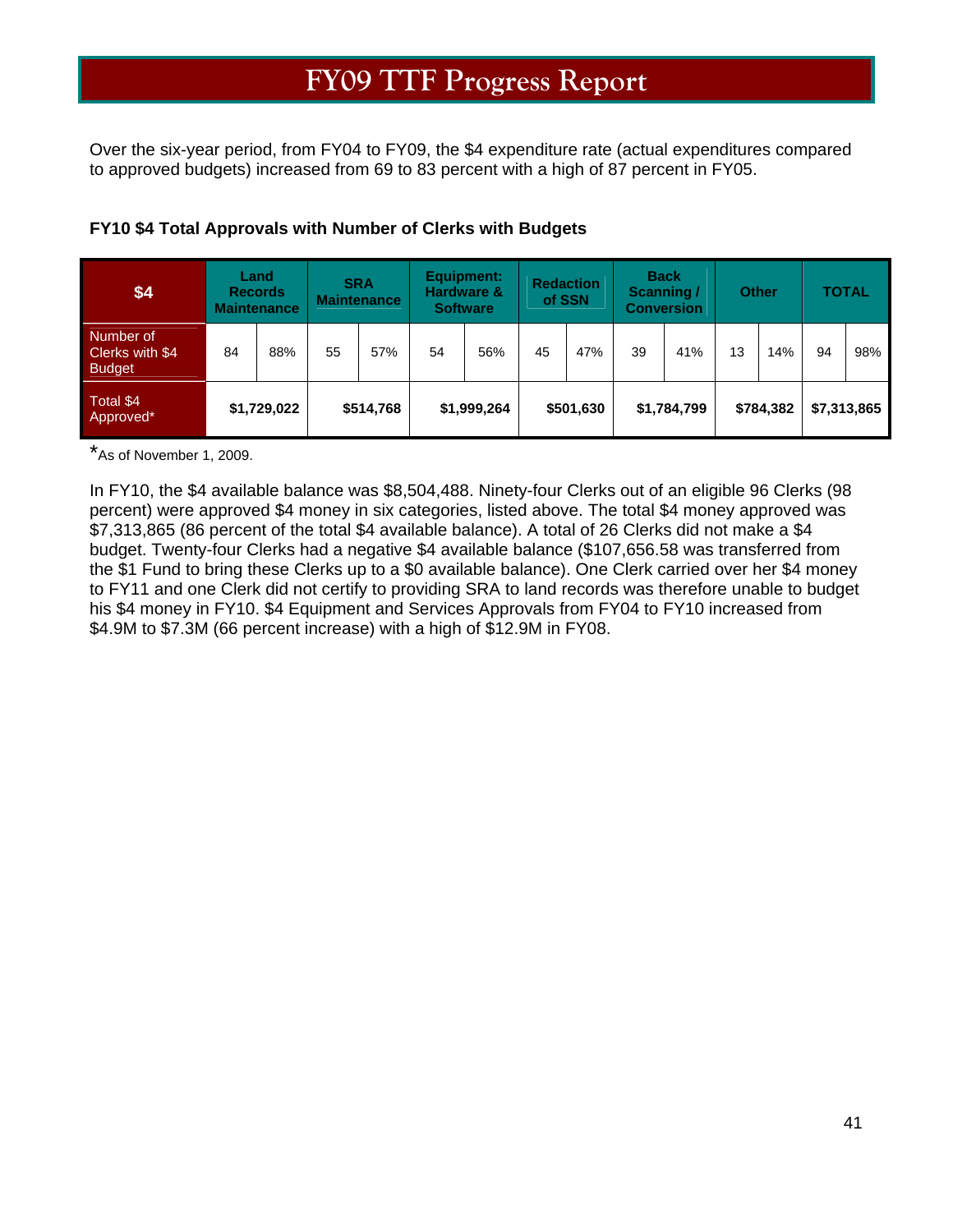// FY09 TTF Progress Report

Over the six-year period, from FY04 to FY09, the $4 expenditure rate (actual expenditures compared to approved budgets) increased from 69 to 83 percent with a high of 87 percent in FY05.

**FY10 $4 Total Approvals with Number of Clerks with Budgets**

| $4 | Land Records Maintenance | | SRA Maintenance | | Equipment: Hardware & Software | | Redaction of SSN | | Back Scanning / Conversion | | Other | | TOTAL | |
|---|---|---|---|---|---|---|---|---|---|---|---|---|---|---|
| Number of Clerks with $4 Budget | 84 | 88% | 55 | 57% | 54 | 56% | 45 | 47% | 39 | 41% | 13 | 14% | 94 | 98% |
| Total $4 Approved* | **$1,729,022** | | **$514,768** | | **$1,999,264** | | **$501,630** | | **$1,784,799** | | **$784,382** | | **$7,313,865** | |

*As of November 1, 2009.

In FY10, the $4 available balance was $8,504,488. Ninety-four Clerks out of an eligible 96 Clerks (98 percent) were approved $4 money in six categories, listed above. The total $4 money approved was $7,313,865 (86 percent of the total $4 available balance). A total of 26 Clerks did not make a $4 budget. Twenty-four Clerks had a negative $4 available balance ($107,656.58 was transferred from the $1 Fund to bring these Clerks up to a $0 available balance). One Clerk carried over her $4 money to FY11 and one Clerk did not certify to providing SRA to land records was therefore unable to budget his $4 money in FY10. $4 Equipment and Services Approvals from FY04 to FY10 increased from $4.9M to $7.3M (66 percent increase) with a high of $12.9M in FY08.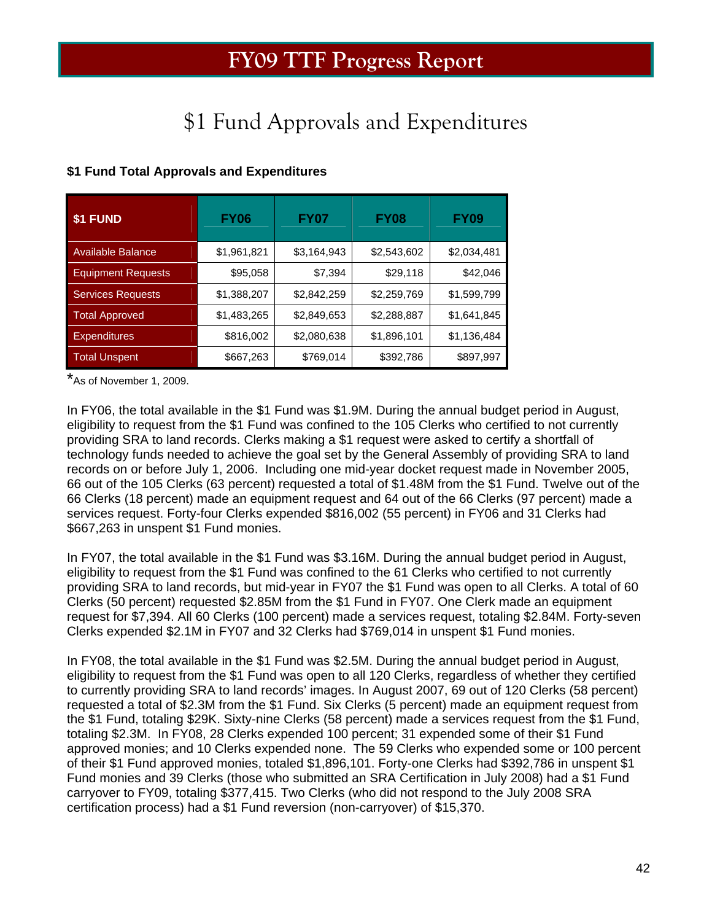# FY09 TTF Progress Report

## $1 Fund Approvals and Expenditures

**$1 Fund Total Approvals and Expenditures**

| $1 FUND | FY06 | FY07 | FY08 | FY09 |
|---|---|---|---|---|
| Available Balance | $1,961,821 | $3,164,943 | $2,543,602 | $2,034,481 |
| Equipment Requests | $95,058 | $7,394 | $29,118 | $42,046 |
| Services Requests | $1,388,207 | $2,842,259 | $2,259,769 | $1,599,799 |
| Total Approved | $1,483,265 | $2,849,653 | $2,288,887 | $1,641,845 |
| Expenditures | $816,002 | $2,080,638 | $1,896,101 | $1,136,484 |
| Total Unspent | $667,263 | $769,014 | $392,786 | $897,997 |

*As of November 1, 2009.

In FY06, the total available in the $1 Fund was $1.9M. During the annual budget period in August, eligibility to request from the $1 Fund was confined to the 105 Clerks who certified to not currently providing SRA to land records. Clerks making a $1 request were asked to certify a shortfall of technology funds needed to achieve the goal set by the General Assembly of providing SRA to land records on or before July 1, 2006. Including one mid-year docket request made in November 2005, 66 out of the 105 Clerks (63 percent) requested a total of $1.48M from the $1 Fund. Twelve out of the 66 Clerks (18 percent) made an equipment request and 64 out of the 66 Clerks (97 percent) made a services request. Forty-four Clerks expended $816,002 (55 percent) in FY06 and 31 Clerks had $667,263 in unspent $1 Fund monies.

In FY07, the total available in the $1 Fund was $3.16M. During the annual budget period in August, eligibility to request from the $1 Fund was confined to the 61 Clerks who certified to not currently providing SRA to land records, but mid-year in FY07 the $1 Fund was open to all Clerks. A total of 60 Clerks (50 percent) requested $2.85M from the $1 Fund in FY07. One Clerk made an equipment request for $7,394. All 60 Clerks (100 percent) made a services request, totaling $2.84M. Forty-seven Clerks expended $2.1M in FY07 and 32 Clerks had $769,014 in unspent $1 Fund monies.

In FY08, the total available in the $1 Fund was $2.5M. During the annual budget period in August, eligibility to request from the $1 Fund was open to all 120 Clerks, regardless of whether they certified to currently providing SRA to land records' images. In August 2007, 69 out of 120 Clerks (58 percent) requested a total of $2.3M from the $1 Fund. Six Clerks (5 percent) made an equipment request from the $1 Fund, totaling $29K. Sixty-nine Clerks (58 percent) made a services request from the $1 Fund, totaling $2.3M. In FY08, 28 Clerks expended 100 percent; 31 expended some of their $1 Fund approved monies; and 10 Clerks expended none. The 59 Clerks who expended some or 100 percent of their $1 Fund approved monies, totaled $1,896,101. Forty-one Clerks had $392,786 in unspent $1 Fund monies and 39 Clerks (those who submitted an SRA Certification in July 2008) had a $1 Fund carryover to FY09, totaling $377,415. Two Clerks (who did not respond to the July 2008 SRA certification process) had a $1 Fund reversion (non-carryover) of $15,370.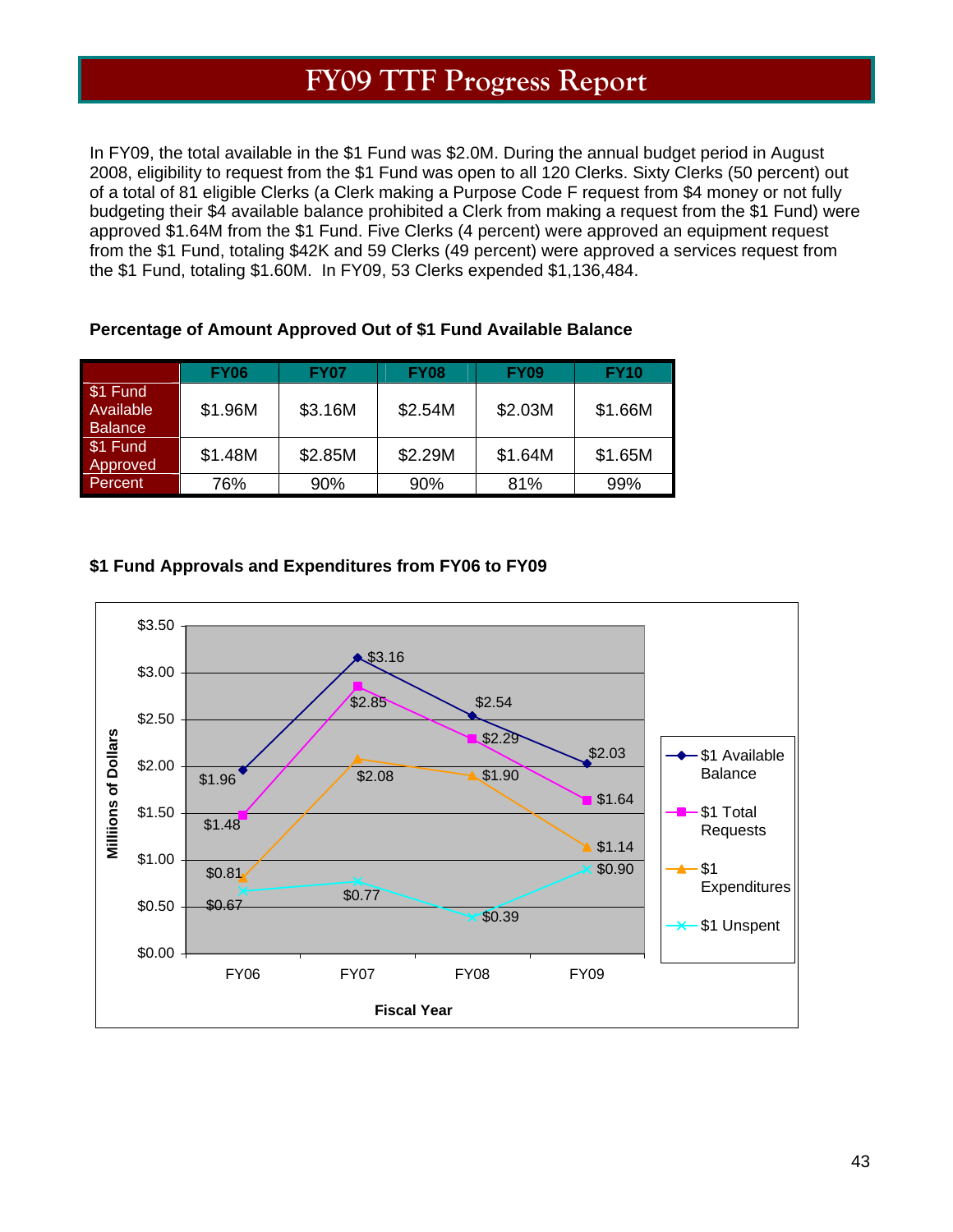# FY09 TTF Progress Report

In FY09, the total available in the $1 Fund was $2.0M. During the annual budget period in August 2008, eligibility to request from the $1 Fund was open to all 120 Clerks. Sixty Clerks (50 percent) out of a total of 81 eligible Clerks (a Clerk making a Purpose Code F request from $4 money or not fully budgeting their $4 available balance prohibited a Clerk from making a request from the $1 Fund) were approved $1.64M from the $1 Fund. Five Clerks (4 percent) were approved an equipment request from the $1 Fund, totaling $42K and 59 Clerks (49 percent) were approved a services request from the $1 Fund, totaling $1.60M. In FY09, 53 Clerks expended $1,136,484.

**Percentage of Amount Approved Out of $1 Fund Available Balance**

| | FY06 | FY07 | FY08 | FY09 | FY10 |
|---|---|---|---|---|---|
| $1 Fund Available Balance | $1.96M | $3.16M | $2.54M | $2.03M | $1.66M |
| $1 Fund Approved | $1.48M | $2.85M | $2.29M | $1.64M | $1.65M |
| Percent | 76% | 90% | 90% | 81% | 99% |

**$1 Fund Approvals and Expenditures from FY06 to FY09**

Millions of Dollars, by Fiscal Year:

| | FY06 | FY07 | FY08 | FY09 |
|---|---|---|---|---|
| $1 Available Balance | $1.96 | $3.16 | $2.54 | $2.03 |
| $1 Total Requests | $1.48 | $2.85 | $2.29 | $1.64 |
| $1 Expenditures | $0.81 | $2.08 | $1.90 | $1.14 |
| $1 Unspent | $0.67 | $0.77 | $0.39 | $0.90 |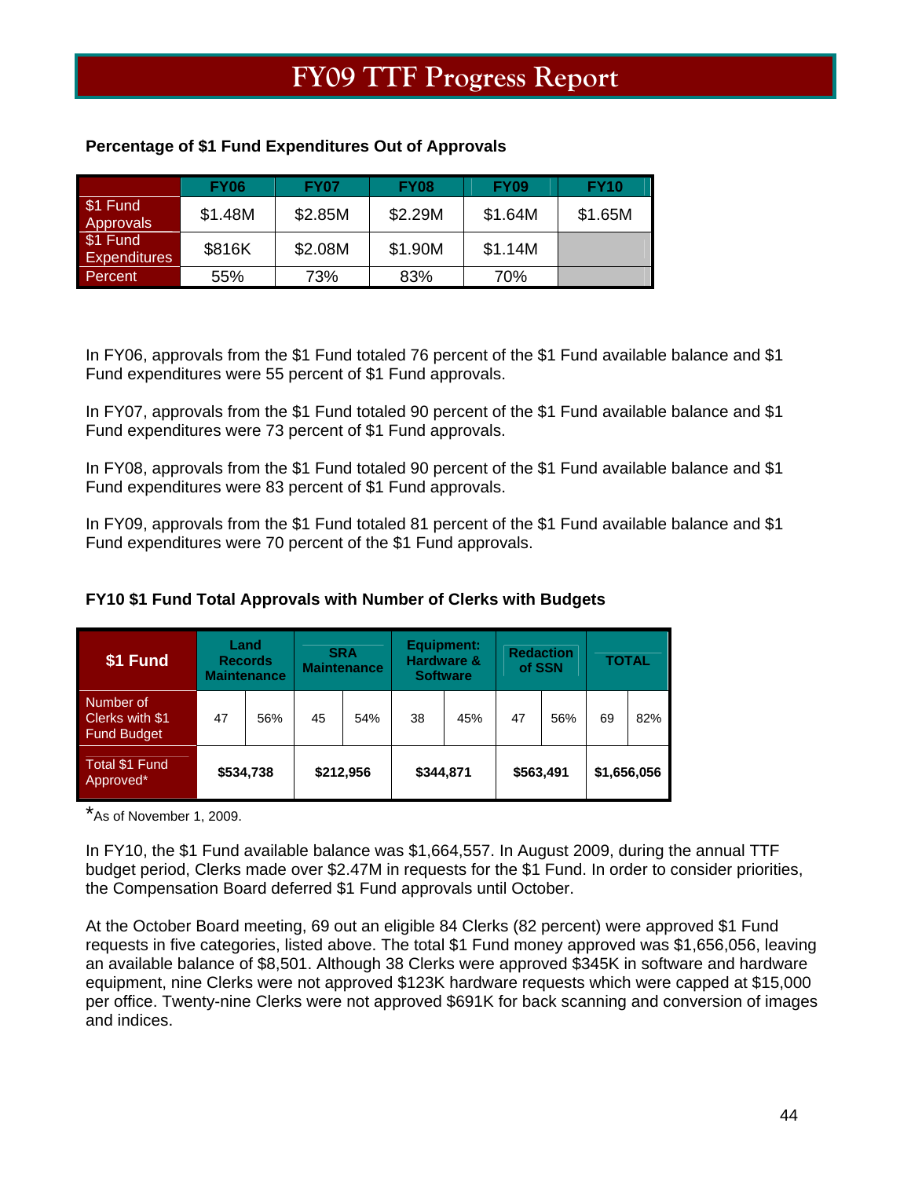# FY09 TTF Progress Report

**Percentage of $1 Fund Expenditures Out of Approvals**

| | FY06 | FY07 | FY08 | FY09 | FY10 |
|---|---|---|---|---|---|
| $1 Fund Approvals | $1.48M | $2.85M | $2.29M | $1.64M | $1.65M |
| $1 Fund Expenditures | $816K | $2.08M | $1.90M | $1.14M | |
| Percent | 55% | 73% | 83% | 70% | |

In FY06, approvals from the $1 Fund totaled 76 percent of the $1 Fund available balance and $1 Fund expenditures were 55 percent of $1 Fund approvals.

In FY07, approvals from the $1 Fund totaled 90 percent of the $1 Fund available balance and $1 Fund expenditures were 73 percent of $1 Fund approvals.

In FY08, approvals from the $1 Fund totaled 90 percent of the $1 Fund available balance and $1 Fund expenditures were 83 percent of $1 Fund approvals.

In FY09, approvals from the $1 Fund totaled 81 percent of the $1 Fund available balance and $1 Fund expenditures were 70 percent of the $1 Fund approvals.

**FY10 $1 Fund Total Approvals with Number of Clerks with Budgets**

| $1 Fund | Land Records Maintenance | | SRA Maintenance | | Equipment: Hardware & Software | | Redaction of SSN | | TOTAL | |
|---|---|---|---|---|---|---|---|---|---|---|
| Number of Clerks with $1 Fund Budget | 47 | 56% | 45 | 54% | 38 | 45% | 47 | 56% | 69 | 82% |
| Total $1 Fund Approved* | $534,738 | | $212,956 | | $344,871 | | $563,491 | | $1,656,056 | |

*As of November 1, 2009.

In FY10, the $1 Fund available balance was $1,664,557. In August 2009, during the annual TTF budget period, Clerks made over $2.47M in requests for the $1 Fund. In order to consider priorities, the Compensation Board deferred $1 Fund approvals until October.

At the October Board meeting, 69 out an eligible 84 Clerks (82 percent) were approved $1 Fund requests in five categories, listed above. The total $1 Fund money approved was $1,656,056, leaving an available balance of $8,501. Although 38 Clerks were approved $345K in software and hardware equipment, nine Clerks were not approved $123K hardware requests which were capped at $15,000 per office. Twenty-nine Clerks were not approved $691K for back scanning and conversion of images and indices.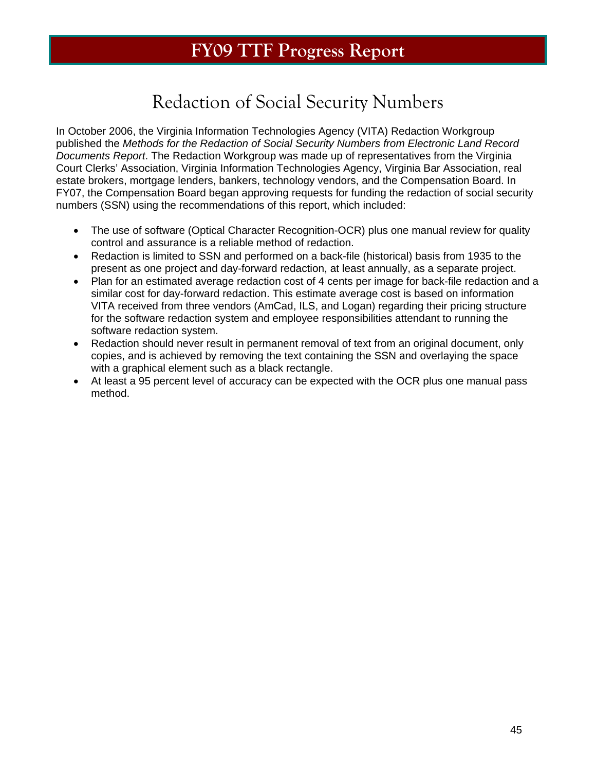## Redaction of Social Security Numbers

In October 2006, the Virginia Information Technologies Agency (VITA) Redaction Workgroup published the *Methods for the Redaction of Social Security Numbers from Electronic Land Record Documents Report*. The Redaction Workgroup was made up of representatives from the Virginia Court Clerks' Association, Virginia Information Technologies Agency, Virginia Bar Association, real estate brokers, mortgage lenders, bankers, technology vendors, and the Compensation Board. In FY07, the Compensation Board began approving requests for funding the redaction of social security numbers (SSN) using the recommendations of this report, which included:

- The use of software (Optical Character Recognition-OCR) plus one manual review for quality control and assurance is a reliable method of redaction.
- Redaction is limited to SSN and performed on a back-file (historical) basis from 1935 to the present as one project and day-forward redaction, at least annually, as a separate project.
- Plan for an estimated average redaction cost of 4 cents per image for back-file redaction and a similar cost for day-forward redaction. This estimate average cost is based on information VITA received from three vendors (AmCad, ILS, and Logan) regarding their pricing structure for the software redaction system and employee responsibilities attendant to running the software redaction system.
- Redaction should never result in permanent removal of text from an original document, only copies, and is achieved by removing the text containing the SSN and overlaying the space with a graphical element such as a black rectangle.
- At least a 95 percent level of accuracy can be expected with the OCR plus one manual pass method.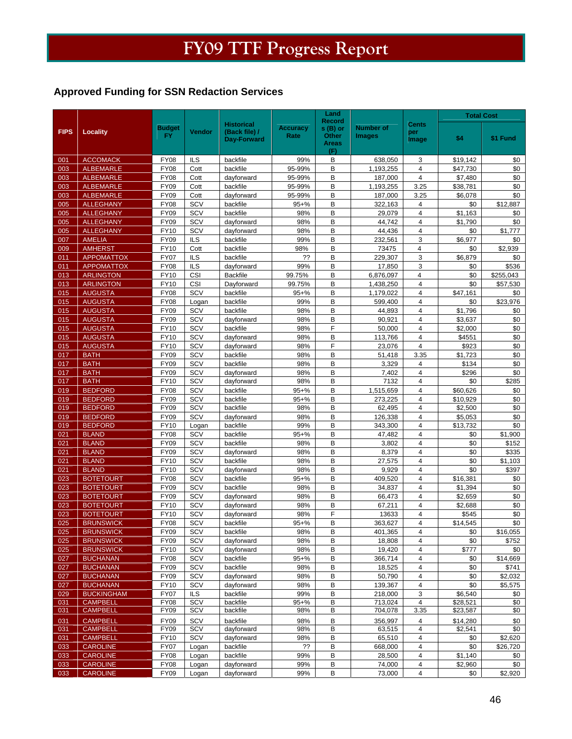# FY09 TTF Progress Report

### Approved Funding for SSN Redaction Services

| FIPS | Locality | Budget FY | Vendor | Historical (Back file) / Day-Forward | Accuracy Rate | Land Records (B) or Other Areas (F) | Number of Images | Cents per Image | Total Cost | |
|---|---|---|---|---|---|---|---|---|---|---|
| | | | | | | | | | $4 | $1 Fund |
| 001 | ACCOMACK | FY08 | ILS | backfile | 99% | B | 638,050 | 3 | $19,142 | $0 |
| 003 | ALBEMARLE | FY08 | Cott | backfile | 95-99% | B | 1,193,255 | 4 | $47,730 | $0 |
| 003 | ALBEMARLE | FY08 | Cott | dayforward | 95-99% | B | 187,000 | 4 | $7,480 | $0 |
| 003 | ALBEMARLE | FY09 | Cott | backfile | 95-99% | B | 1,193,255 | 3.25 | $38,781 | $0 |
| 003 | ALBEMARLE | FY09 | Cott | dayforward | 95-99% | B | 187,000 | 3.25 | $6,078 | $0 |
| 005 | ALLEGHANY | FY08 | SCV | backfile | 95+% | B | 322,163 | 4 | $0 | $12,887 |
| 005 | ALLEGHANY | FY09 | SCV | backfile | 98% | B | 29,079 | 4 | $1,163 | $0 |
| 005 | ALLEGHANY | FY09 | SCV | dayforward | 98% | B | 44,742 | 4 | $1,790 | $0 |
| 005 | ALLEGHANY | FY10 | SCV | dayforward | 98% | B | 44,436 | 4 | $0 | $1,777 |
| 007 | AMELIA | FY09 | ILS | backfile | 99% | B | 232,561 | 3 | $6,977 | $0 |
| 009 | AMHERST | FY10 | Cott | backfile | 98% | B | 73475 | 4 | $0 | $2,939 |
| 011 | APPOMATTOX | FY07 | ILS | backfile | ?? | B | 229,307 | 3 | $6,879 | $0 |
| 011 | APPOMATTOX | FY08 | ILS | dayforward | 99% | B | 17,850 | 3 | $0 | $536 |
| 013 | ARLINGTON | FY10 | CSI | Backfile | 99.75% | B | 6,876,097 | 4 | $0 | $255,043 |
| 013 | ARLINGTON | FY10 | CSI | Dayforward | 99.75% | B | 1,438,250 | 4 | $0 | $57,530 |
| 015 | AUGUSTA | FY08 | SCV | backfile | 95+% | B | 1,179,022 | 4 | $47,161 | $0 |
| 015 | AUGUSTA | FY08 | Logan | backfile | 99% | B | 599,400 | 4 | $0 | $23,976 |
| 015 | AUGUSTA | FY09 | SCV | backfile | 98% | B | 44,893 | 4 | $1,796 | $0 |
| 015 | AUGUSTA | FY09 | SCV | dayforward | 98% | B | 90,921 | 4 | $3,637 | $0 |
| 015 | AUGUSTA | FY10 | SCV | backfile | 98% | F | 50,000 | 4 | $2,000 | $0 |
| 015 | AUGUSTA | FY10 | SCV | dayforward | 98% | B | 113,766 | 4 | $4551 | $0 |
| 015 | AUGUSTA | FY10 | SCV | dayforward | 98% | F | 23,076 | 4 | $923 | $0 |
| 017 | BATH | FY09 | SCV | backfile | 98% | B | 51,418 | 3.35 | $1,723 | $0 |
| 017 | BATH | FY09 | SCV | backfile | 98% | B | 3,329 | 4 | $134 | $0 |
| 017 | BATH | FY09 | SCV | dayforward | 98% | B | 7,402 | 4 | $296 | $0 |
| 017 | BATH | FY10 | SCV | dayforward | 98% | B | 7132 | 4 | $0 | $285 |
| 019 | BEDFORD | FY08 | SCV | backfile | 95+% | B | 1,515,659 | 4 | $60,626 | $0 |
| 019 | BEDFORD | FY09 | SCV | backfile | 95+% | B | 273,225 | 4 | $10,929 | $0 |
| 019 | BEDFORD | FY09 | SCV | backfile | 98% | B | 62,495 | 4 | $2,500 | $0 |
| 019 | BEDFORD | FY09 | SCV | dayforward | 98% | B | 126,338 | 4 | $5,053 | $0 |
| 019 | BEDFORD | FY10 | Logan | backfile | 99% | B | 343,300 | 4 | $13,732 | $0 |
| 021 | BLAND | FY08 | SCV | backfile | 95+% | B | 47,482 | 4 | $0 | $1,900 |
| 021 | BLAND | FY09 | SCV | backfile | 98% | B | 3,802 | 4 | $0 | $152 |
| 021 | BLAND | FY09 | SCV | dayforward | 98% | B | 8,379 | 4 | $0 | $335 |
| 021 | BLAND | FY10 | SCV | backfile | 98% | B | 27,575 | 4 | $0 | $1,103 |
| 021 | BLAND | FY10 | SCV | dayforward | 98% | B | 9,929 | 4 | $0 | $397 |
| 023 | BOTETOURT | FY08 | SCV | backfile | 95+% | B | 409,520 | 4 | $16,381 | $0 |
| 023 | BOTETOURT | FY09 | SCV | backfile | 98% | B | 34,837 | 4 | $1,394 | $0 |
| 023 | BOTETOURT | FY09 | SCV | dayforward | 98% | B | 66,473 | 4 | $2,659 | $0 |
| 023 | BOTETOURT | FY10 | SCV | dayforward | 98% | B | 67,211 | 4 | $2,688 | $0 |
| 023 | BOTETOURT | FY10 | SCV | dayforward | 98% | F | 13633 | 4 | $545 | $0 |
| 025 | BRUNSWICK | FY08 | SCV | backfile | 95+% | B | 363,627 | 4 | $14,545 | $0 |
| 025 | BRUNSWICK | FY09 | SCV | backfile | 98% | B | 401,365 | 4 | $0 | $16,055 |
| 025 | BRUNSWICK | FY09 | SCV | dayforward | 98% | B | 18,808 | 4 | $0 | $752 |
| 025 | BRUNSWICK | FY10 | SCV | dayforward | 98% | B | 19,420 | 4 | $777 | $0 |
| 027 | BUCHANAN | FY08 | SCV | backfile | 95+% | B | 366,714 | 4 | $0 | $14,669 |
| 027 | BUCHANAN | FY09 | SCV | backfile | 98% | B | 18,525 | 4 | $0 | $741 |
| 027 | BUCHANAN | FY09 | SCV | dayforward | 98% | B | 50,790 | 4 | $0 | $2,032 |
| 027 | BUCHANAN | FY10 | SCV | dayforward | 98% | B | 139,367 | 4 | $0 | $5,575 |
| 029 | BUCKINGHAM | FY07 | ILS | backfile | 99% | B | 218,000 | 3 | $6,540 | $0 |
| 031 | CAMPBELL | FY08 | SCV | backfile | 95+% | B | 713,024 | 4 | $28,521 | $0 |
| 031 | CAMPBELL | FY09 | SCV | backfile | 98% | B | 704,078 | 3.35 | $23,587 | $0 |
| 031 | CAMPBELL | FY09 | SCV | backfile | 98% | B | 356,997 | 4 | $14,280 | $0 |
| 031 | CAMPBELL | FY09 | SCV | dayforward | 98% | B | 63,515 | 4 | $2,541 | $0 |
| 031 | CAMPBELL | FY10 | SCV | dayforward | 98% | B | 65,510 | 4 | $0 | $2,620 |
| 033 | CAROLINE | FY07 | Logan | backfile | ?? | B | 668,000 | 4 | $0 | $26,720 |
| 033 | CAROLINE | FY08 | Logan | backfile | 99% | B | 28,500 | 4 | $1,140 | $0 |
| 033 | CAROLINE | FY08 | Logan | dayforward | 99% | B | 74,000 | 4 | $2,960 | $0 |
| 033 | CAROLINE | FY09 | Logan | dayforward | 99% | B | 73,000 | 4 | $0 | $2,920 |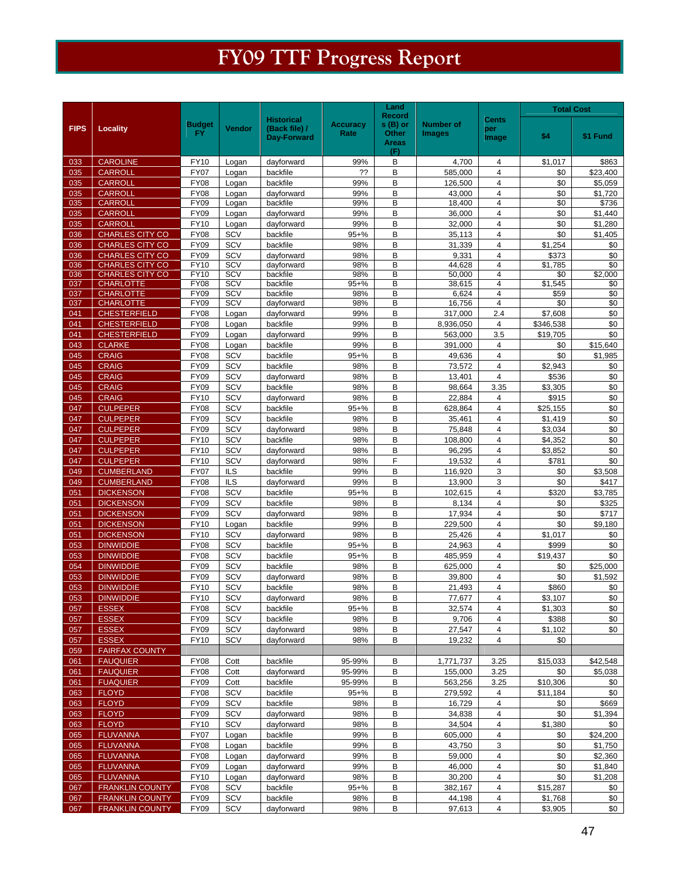# FY09 TTF Progress Report

| FIPS | Locality | Budget FY | Vendor | Historical (Back file) / Day-Forward | Accuracy Rate | Land Records (B) or Other Areas (F) | Number of Images | Cents per Image | Total Cost | |
|---|---|---|---|---|---|---|---|---|---|---|
| | | | | | | | | | $4 | $1 Fund |
| 033 | CAROLINE | FY10 | Logan | dayforward | 99% | B | 4,700 | 4 | $1,017 | $863 |
| 035 | CARROLL | FY07 | Logan | backfile | ?? | B | 585,000 | 4 | $0 | $23,400 |
| 035 | CARROLL | FY08 | Logan | backfile | 99% | B | 126,500 | 4 | $0 | $5,059 |
| 035 | CARROLL | FY08 | Logan | dayforward | 99% | B | 43,000 | 4 | $0 | $1,720 |
| 035 | CARROLL | FY09 | Logan | backfile | 99% | B | 18,400 | 4 | $0 | $736 |
| 035 | CARROLL | FY09 | Logan | dayforward | 99% | B | 36,000 | 4 | $0 | $1,440 |
| 035 | CARROLL | FY10 | Logan | dayforward | 99% | B | 32,000 | 4 | $0 | $1,280 |
| 036 | CHARLES CITY CO | FY08 | SCV | backfile | 95+% | B | 35,113 | 4 | $0 | $1,405 |
| 036 | CHARLES CITY CO | FY09 | SCV | backfile | 98% | B | 31,339 | 4 | $1,254 | $0 |
| 036 | CHARLES CITY CO | FY09 | SCV | dayforward | 98% | B | 9,331 | 4 | $373 | $0 |
| 036 | CHARLES CITY CO | FY10 | SCV | dayforward | 98% | B | 44,628 | 4 | $1,785 | $0 |
| 036 | CHARLES CITY CO | FY10 | SCV | backfile | 98% | B | 50,000 | 4 | $0 | $2,000 |
| 037 | CHARLOTTE | FY08 | SCV | backfile | 95+% | B | 38,615 | 4 | $1,545 | $0 |
| 037 | CHARLOTTE | FY09 | SCV | backfile | 98% | B | 6,624 | 4 | $59 | $0 |
| 037 | CHARLOTTE | FY09 | SCV | dayforward | 98% | B | 16,756 | 4 | $0 | $0 |
| 041 | CHESTERFIELD | FY08 | Logan | dayforward | 99% | B | 317,000 | 2.4 | $7,608 | $0 |
| 041 | CHESTERFIELD | FY08 | Logan | backfile | 99% | B | 8,936,050 | 4 | $346,538 | $0 |
| 041 | CHESTERFIELD | FY09 | Logan | dayforward | 99% | B | 563,000 | 3.5 | $19,705 | $0 |
| 043 | CLARKE | FY08 | Logan | backfile | 99% | B | 391,000 | 4 | $0 | $15,640 |
| 045 | CRAIG | FY08 | SCV | backfile | 95+% | B | 49,636 | 4 | $0 | $1,985 |
| 045 | CRAIG | FY09 | SCV | backfile | 98% | B | 73,572 | 4 | $2,943 | $0 |
| 045 | CRAIG | FY09 | SCV | dayforward | 98% | B | 13,401 | 4 | $536 | $0 |
| 045 | CRAIG | FY09 | SCV | backfile | 98% | B | 98,664 | 3.35 | $3,305 | $0 |
| 045 | CRAIG | FY10 | SCV | dayforward | 98% | B | 22,884 | 4 | $915 | $0 |
| 047 | CULPEPER | FY08 | SCV | backfile | 95+% | B | 628,864 | 4 | $25,155 | $0 |
| 047 | CULPEPER | FY09 | SCV | backfile | 98% | B | 35,461 | 4 | $1,419 | $0 |
| 047 | CULPEPER | FY09 | SCV | dayforward | 98% | B | 75,848 | 4 | $3,034 | $0 |
| 047 | CULPEPER | FY10 | SCV | backfile | 98% | B | 108,800 | 4 | $4,352 | $0 |
| 047 | CULPEPER | FY10 | SCV | dayforward | 98% | B | 96,295 | 4 | $3,852 | $0 |
| 047 | CULPEPER | FY10 | SCV | dayforward | 98% | F | 19,532 | 4 | $781 | $0 |
| 049 | CUMBERLAND | FY07 | ILS | backfile | 99% | B | 116,920 | 3 | $0 | $3,508 |
| 049 | CUMBERLAND | FY08 | ILS | dayforward | 99% | B | 13,900 | 3 | $0 | $417 |
| 051 | DICKENSON | FY08 | SCV | backfile | 95+% | B | 102,615 | 4 | $320 | $3,785 |
| 051 | DICKENSON | FY09 | SCV | backfile | 98% | B | 8,134 | 4 | $0 | $325 |
| 051 | DICKENSON | FY09 | SCV | dayforward | 98% | B | 17,934 | 4 | $0 | $717 |
| 051 | DICKENSON | FY10 | Logan | backfile | 99% | B | 229,500 | 4 | $0 | $9,180 |
| 051 | DICKENSON | FY10 | SCV | dayforward | 98% | B | 25,426 | 4 | $1,017 | $0 |
| 053 | DINWIDDIE | FY08 | SCV | backfile | 95+% | B | 24,963 | 4 | $999 | $0 |
| 053 | DINWIDDIE | FY08 | SCV | backfile | 95+% | B | 485,959 | 4 | $19,437 | $0 |
| 054 | DINWIDDIE | FY09 | SCV | backfile | 98% | B | 625,000 | 4 | $0 | $25,000 |
| 053 | DINWIDDIE | FY09 | SCV | dayforward | 98% | B | 39,800 | 4 | $0 | $1,592 |
| 053 | DINWIDDIE | FY10 | SCV | backfile | 98% | B | 21,493 | 4 | $860 | $0 |
| 053 | DINWIDDIE | FY10 | SCV | dayforward | 98% | B | 77,677 | 4 | $3,107 | $0 |
| 057 | ESSEX | FY08 | SCV | backfile | 95+% | B | 32,574 | 4 | $1,303 | $0 |
| 057 | ESSEX | FY09 | SCV | backfile | 98% | B | 9,706 | 4 | $388 | $0 |
| 057 | ESSEX | FY09 | SCV | dayforward | 98% | B | 27,547 | 4 | $1,102 | $0 |
| 057 | ESSEX | FY10 | SCV | dayforward | 98% | B | 19,232 | 4 | $0 | |
| 059 | FAIRFAX COUNTY | | | | | | | | | |
| 061 | FAUQUIER | FY08 | Cott | backfile | 95-99% | B | 1,771,737 | 3.25 | $15,033 | $42,548 |
| 061 | FAUQUIER | FY08 | Cott | dayforward | 95-99% | B | 155,000 | 3.25 | $0 | $5,038 |
| 061 | FUAQUIER | FY09 | Cott | backfile | 95-99% | B | 563,256 | 3.25 | $10,306 | $0 |
| 063 | FLOYD | FY08 | SCV | backfile | 95+% | B | 279,592 | 4 | $11,184 | $0 |
| 063 | FLOYD | FY09 | SCV | backfile | 98% | B | 16,729 | 4 | $0 | $669 |
| 063 | FLOYD | FY09 | SCV | dayforward | 98% | B | 34,838 | 4 | $0 | $1,394 |
| 063 | FLOYD | FY10 | SCV | dayforward | 98% | B | 34,504 | 4 | $1,380 | $0 |
| 065 | FLUVANNA | FY07 | Logan | backfile | 99% | B | 605,000 | 4 | $0 | $24,200 |
| 065 | FLUVANNA | FY08 | Logan | backfile | 99% | B | 43,750 | 3 | $0 | $1,750 |
| 065 | FLUVANNA | FY08 | Logan | dayforward | 99% | B | 59,000 | 4 | $0 | $2,360 |
| 065 | FLUVANNA | FY09 | Logan | dayforward | 99% | B | 46,000 | 4 | $0 | $1,840 |
| 065 | FLUVANNA | FY10 | Logan | dayforward | 98% | B | 30,200 | 4 | $0 | $1,208 |
| 067 | FRANKLIN COUNTY | FY08 | SCV | backfile | 95+% | B | 382,167 | 4 | $15,287 | $0 |
| 067 | FRANKLIN COUNTY | FY09 | SCV | backfile | 98% | B | 44,198 | 4 | $1,768 | $0 |
| 067 | FRANKLIN COUNTY | FY09 | SCV | dayforward | 98% | B | 97,613 | 4 | $3,905 | $0 |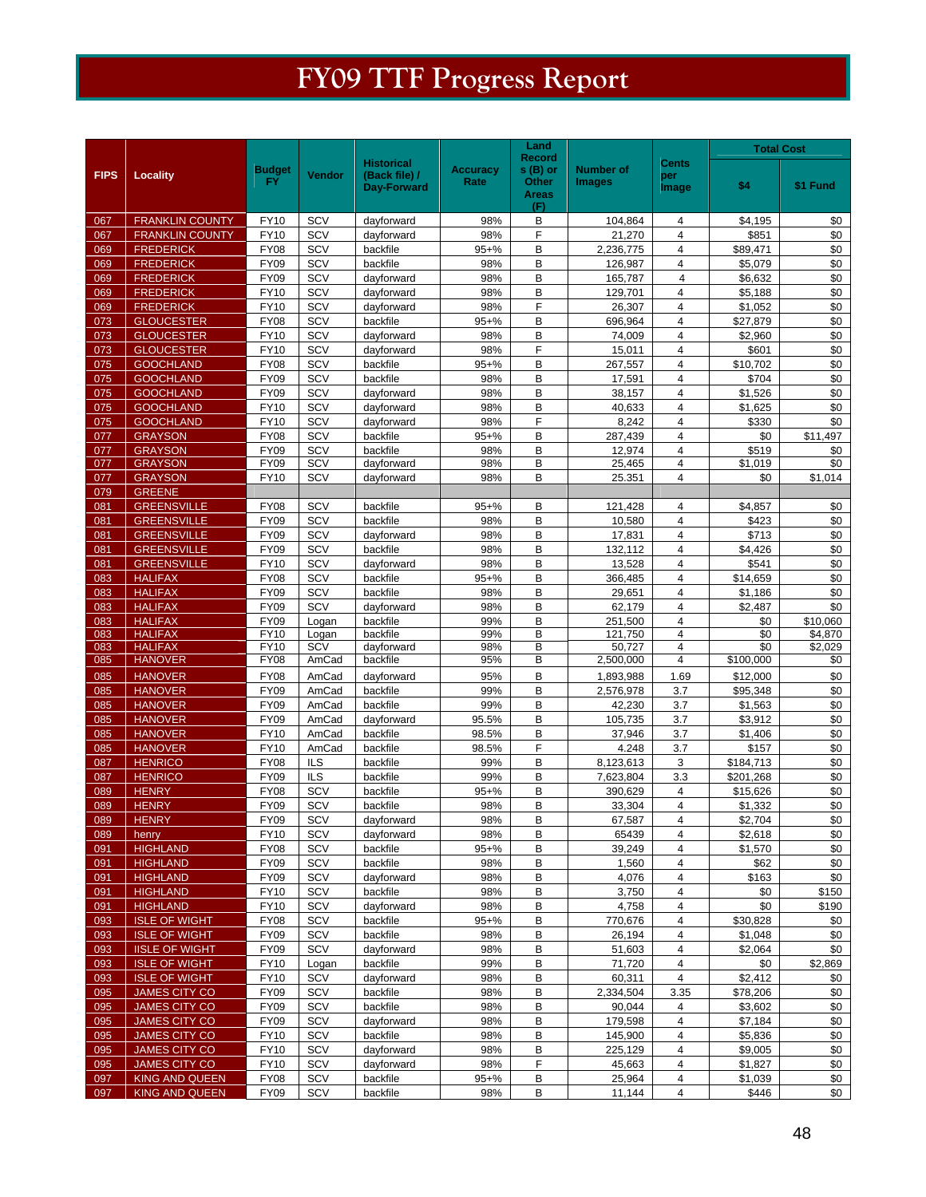# FY09 TTF Progress Report

| FIPS | Locality | Budget FY | Vendor | Historical (Back file) / Day-Forward | Accuracy Rate | Land Records (B) or Other Areas (F) | Number of Images | Cents per Image | Total Cost | |
|---|---|---|---|---|---|---|---|---|---|---|
| | | | | | | | | | $4 | $1 Fund |
| 067 | FRANKLIN COUNTY | FY10 | SCV | dayforward | 98% | B | 104,864 | 4 | $4,195 | $0 |
| 067 | FRANKLIN COUNTY | FY10 | SCV | dayforward | 98% | F | 21,270 | 4 | $851 | $0 |
| 069 | FREDERICK | FY08 | SCV | backfile | 95+% | B | 2,236,775 | 4 | $89,471 | $0 |
| 069 | FREDERICK | FY09 | SCV | backfile | 98% | B | 126,987 | 4 | $5,079 | $0 |
| 069 | FREDERICK | FY09 | SCV | dayforward | 98% | B | 165,787 | 4 | $6,632 | $0 |
| 069 | FREDERICK | FY10 | SCV | dayforward | 98% | B | 129,701 | 4 | $5,188 | $0 |
| 069 | FREDERICK | FY10 | SCV | dayforward | 98% | F | 26,307 | 4 | $1,052 | $0 |
| 073 | GLOUCESTER | FY08 | SCV | backfile | 95+% | B | 696,964 | 4 | $27,879 | $0 |
| 073 | GLOUCESTER | FY10 | SCV | dayforward | 98% | B | 74,009 | 4 | $2,960 | $0 |
| 073 | GLOUCESTER | FY10 | SCV | dayforward | 98% | F | 15,011 | 4 | $601 | $0 |
| 075 | GOOCHLAND | FY08 | SCV | backfile | 95+% | B | 267,557 | 4 | $10,702 | $0 |
| 075 | GOOCHLAND | FY09 | SCV | backfile | 98% | B | 17,591 | 4 | $704 | $0 |
| 075 | GOOCHLAND | FY09 | SCV | dayforward | 98% | B | 38,157 | 4 | $1,526 | $0 |
| 075 | GOOCHLAND | FY10 | SCV | dayforward | 98% | B | 40,633 | 4 | $1,625 | $0 |
| 075 | GOOCHLAND | FY10 | SCV | dayforward | 98% | F | 8,242 | 4 | $330 | $0 |
| 077 | GRAYSON | FY08 | SCV | backfile | 95+% | B | 287,439 | 4 | $0 | $11,497 |
| 077 | GRAYSON | FY09 | SCV | backfile | 98% | B | 12,974 | 4 | $519 | $0 |
| 077 | GRAYSON | FY09 | SCV | dayforward | 98% | B | 25,465 | 4 | $1,019 | $0 |
| 077 | GRAYSON | FY10 | SCV | dayforward | 98% | B | 25.351 | 4 | $0 | $1,014 |
| 079 | GREENE | | | | | | | | | |
| 081 | GREENSVILLE | FY08 | SCV | backfile | 95+% | B | 121,428 | 4 | $4,857 | $0 |
| 081 | GREENSVILLE | FY09 | SCV | backfile | 98% | B | 10,580 | 4 | $423 | $0 |
| 081 | GREENSVILLE | FY09 | SCV | dayforward | 98% | B | 17,831 | 4 | $713 | $0 |
| 081 | GREENSVILLE | FY09 | SCV | backfile | 98% | B | 132,112 | 4 | $4,426 | $0 |
| 081 | GREENSVILLE | FY10 | SCV | dayforward | 98% | B | 13,528 | 4 | $541 | $0 |
| 083 | HALIFAX | FY08 | SCV | backfile | 95+% | B | 366,485 | 4 | $14,659 | $0 |
| 083 | HALIFAX | FY09 | SCV | backfile | 98% | B | 29,651 | 4 | $1,186 | $0 |
| 083 | HALIFAX | FY09 | SCV | dayforward | 98% | B | 62,179 | 4 | $2,487 | $0 |
| 083 | HALIFAX | FY09 | Logan | backfile | 99% | B | 251,500 | 4 | $0 | $10,060 |
| 083 | HALIFAX | FY10 | Logan | backfile | 99% | B | 121,750 | 4 | $0 | $4,870 |
| 083 | HALIFAX | FY10 | SCV | dayforward | 98% | B | 50,727 | 4 | $0 | $2,029 |
| 085 | HANOVER | FY08 | AmCad | backfile | 95% | B | 2,500,000 | 4 | $100,000 | $0 |
| 085 | HANOVER | FY08 | AmCad | dayforward | 95% | B | 1,893,988 | 1.69 | $12,000 | $0 |
| 085 | HANOVER | FY09 | AmCad | backfile | 99% | B | 2,576,978 | 3.7 | $95,348 | $0 |
| 085 | HANOVER | FY09 | AmCad | backfile | 99% | B | 42,230 | 3.7 | $1,563 | $0 |
| 085 | HANOVER | FY09 | AmCad | dayforward | 95.5% | B | 105,735 | 3.7 | $3,912 | $0 |
| 085 | HANOVER | FY10 | AmCad | backfile | 98.5% | B | 37,946 | 3.7 | $1,406 | $0 |
| 085 | HANOVER | FY10 | AmCad | backfile | 98.5% | F | 4.248 | 3.7 | $157 | $0 |
| 087 | HENRICO | FY08 | ILS | backfile | 99% | B | 8,123,613 | 3 | $184,713 | $0 |
| 087 | HENRICO | FY09 | ILS | backfile | 99% | B | 7,623,804 | 3.3 | $201,268 | $0 |
| 089 | HENRY | FY08 | SCV | backfile | 95+% | B | 390,629 | 4 | $15,626 | $0 |
| 089 | HENRY | FY09 | SCV | backfile | 98% | B | 33,304 | 4 | $1,332 | $0 |
| 089 | HENRY | FY09 | SCV | dayforward | 98% | B | 67,587 | 4 | $2,704 | $0 |
| 089 | henry | FY10 | SCV | dayforward | 98% | B | 65439 | 4 | $2,618 | $0 |
| 091 | HIGHLAND | FY08 | SCV | backfile | 95+% | B | 39,249 | 4 | $1,570 | $0 |
| 091 | HIGHLAND | FY09 | SCV | backfile | 98% | B | 1,560 | 4 | $62 | $0 |
| 091 | HIGHLAND | FY09 | SCV | dayforward | 98% | B | 4,076 | 4 | $163 | $0 |
| 091 | HIGHLAND | FY10 | SCV | backfile | 98% | B | 3,750 | 4 | $0 | $150 |
| 091 | HIGHLAND | FY10 | SCV | dayforward | 98% | B | 4,758 | 4 | $0 | $190 |
| 093 | ISLE OF WIGHT | FY08 | SCV | backfile | 95+% | B | 770,676 | 4 | $30,828 | $0 |
| 093 | ISLE OF WIGHT | FY09 | SCV | backfile | 98% | B | 26,194 | 4 | $1,048 | $0 |
| 093 | IISLE OF WIGHT | FY09 | SCV | dayforward | 98% | B | 51,603 | 4 | $2,064 | $0 |
| 093 | ISLE OF WIGHT | FY10 | Logan | backfile | 99% | B | 71,720 | 4 | $0 | $2,869 |
| 093 | ISLE OF WIGHT | FY10 | SCV | dayforward | 98% | B | 60,311 | 4 | $2,412 | $0 |
| 095 | JAMES CITY CO | FY09 | SCV | backfile | 98% | B | 2,334,504 | 3.35 | $78,206 | $0 |
| 095 | JAMES CITY CO | FY09 | SCV | backfile | 98% | B | 90,044 | 4 | $3,602 | $0 |
| 095 | JAMES CITY CO | FY09 | SCV | dayforward | 98% | B | 179,598 | 4 | $7,184 | $0 |
| 095 | JAMES CITY CO | FY10 | SCV | backfile | 98% | B | 145,900 | 4 | $5,836 | $0 |
| 095 | JAMES CITY CO | FY10 | SCV | dayforward | 98% | B | 225,129 | 4 | $9,005 | $0 |
| 095 | JAMES CITY CO | FY10 | SCV | dayforward | 98% | F | 45,663 | 4 | $1,827 | $0 |
| 097 | KING AND QUEEN | FY08 | SCV | backfile | 95+% | B | 25,964 | 4 | $1,039 | $0 |
| 097 | KING AND QUEEN | FY09 | SCV | backfile | 98% | B | 11,144 | 4 | $446 | $0 |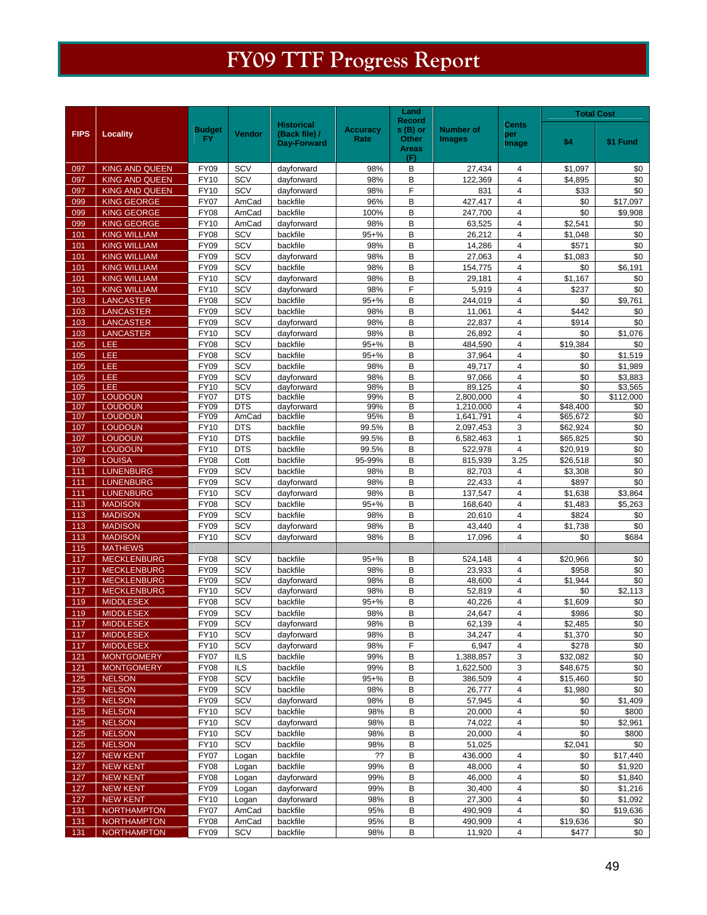# FY09 TTF Progress Report

| FIPS | Locality | Budget FY | Vendor | Historical (Back file) / Day-Forward | Accuracy Rate | Land Record s (B) or Other Areas (F) | Number of Images | Cents per Image | Total Cost | |
|---|---|---|---|---|---|---|---|---|---|---|
| | | | | | | | | | $4 | $1 Fund |
| 097 | KING AND QUEEN | FY09 | SCV | dayforward | 98% | B | 27,434 | 4 | $1,097 | $0 |
| 097 | KING AND QUEEN | FY10 | SCV | dayforward | 98% | B | 122,369 | 4 | $4,895 | $0 |
| 097 | KING AND QUEEN | FY10 | SCV | dayforward | 98% | F | 831 | 4 | $33 | $0 |
| 099 | KING GEORGE | FY07 | AmCad | backfile | 96% | B | 427,417 | 4 | $0 | $17,097 |
| 099 | KING GEORGE | FY08 | AmCad | backfile | 100% | B | 247,700 | 4 | $0 | $9,908 |
| 099 | KING GEORGE | FY10 | AmCad | dayforward | 98% | B | 63,525 | 4 | $2,541 | $0 |
| 101 | KING WILLIAM | FY08 | SCV | backfile | 95+% | B | 26,212 | 4 | $1,048 | $0 |
| 101 | KING WILLIAM | FY09 | SCV | backfile | 98% | B | 14,286 | 4 | $571 | $0 |
| 101 | KING WILLIAM | FY09 | SCV | dayforward | 98% | B | 27,063 | 4 | $1,083 | $0 |
| 101 | KING WILLIAM | FY09 | SCV | backfile | 98% | B | 154,775 | 4 | $0 | $6,191 |
| 101 | KING WILLIAM | FY10 | SCV | dayforward | 98% | B | 29,181 | 4 | $1,167 | $0 |
| 101 | KING WILLIAM | FY10 | SCV | dayforward | 98% | F | 5,919 | 4 | $237 | $0 |
| 103 | LANCASTER | FY08 | SCV | backfile | 95+% | B | 244,019 | 4 | $0 | $9,761 |
| 103 | LANCASTER | FY09 | SCV | backfile | 98% | B | 11,061 | 4 | $442 | $0 |
| 103 | LANCASTER | FY09 | SCV | dayforward | 98% | B | 22,837 | 4 | $914 | $0 |
| 103 | LANCASTER | FY10 | SCV | dayforward | 98% | B | 26,892 | 4 | $0 | $1,076 |
| 105 | LEE | FY08 | SCV | backfile | 95+% | B | 484,590 | 4 | $19,384 | $0 |
| 105 | LEE | FY08 | SCV | backfile | 95+% | B | 37,964 | 4 | $0 | $1,519 |
| 105 | LEE | FY09 | SCV | backfile | 98% | B | 49,717 | 4 | $0 | $1,989 |
| 105 | LEE | FY09 | SCV | dayforward | 98% | B | 97,066 | 4 | $0 | $3,883 |
| 105 | LEE | FY10 | SCV | dayforward | 98% | B | 89,125 | 4 | $0 | $3,565 |
| 107 | LOUDOUN | FY07 | DTS | backfile | 99% | B | 2,800,000 | 4 | $0 | $112,000 |
| 107 | LOUDOUN | FY09 | DTS | dayforward | 99% | B | 1,210,000 | 4 | $48,400 | $0 |
| 107 | LOUDOUN | FY09 | AmCad | backfile | 95% | B | 1,641,791 | 4 | $65,672 | $0 |
| 107 | LOUDOUN | FY10 | DTS | backfile | 99.5% | B | 2,097,453 | 3 | $62,924 | $0 |
| 107 | LOUDOUN | FY10 | DTS | backfile | 99.5% | B | 6,582,463 | 1 | $65,825 | $0 |
| 107 | LOUDOUN | FY10 | DTS | backfile | 99.5% | B | 522,978 | 4 | $20,919 | $0 |
| 109 | LOUISA | FY08 | Cott | backfile | 95-99% | B | 815,939 | 3.25 | $26,518 | $0 |
| 111 | LUNENBURG | FY09 | SCV | backfile | 98% | B | 82,703 | 4 | $3,308 | $0 |
| 111 | LUNENBURG | FY09 | SCV | dayforward | 98% | B | 22,433 | 4 | $897 | $0 |
| 111 | LUNENBURG | FY10 | SCV | dayforward | 98% | B | 137,547 | 4 | $1,638 | $3,864 |
| 113 | MADISON | FY08 | SCV | backfile | 95+% | B | 168,640 | 4 | $1,483 | $5,263 |
| 113 | MADISON | FY09 | SCV | backfile | 98% | B | 20,610 | 4 | $824 | $0 |
| 113 | MADISON | FY09 | SCV | dayforward | 98% | B | 43,440 | 4 | $1,738 | $0 |
| 113 | MADISON | FY10 | SCV | dayforward | 98% | B | 17,096 | 4 | $0 | $684 |
| 115 | MATHEWS | | | | | | | | | |
| 117 | MECKLENBURG | FY08 | SCV | backfile | 95+% | B | 524,148 | 4 | $20,966 | $0 |
| 117 | MECKLENBURG | FY09 | SCV | backfile | 98% | B | 23,933 | 4 | $958 | $0 |
| 117 | MECKLENBURG | FY09 | SCV | dayforward | 98% | B | 48,600 | 4 | $1,944 | $0 |
| 117 | MECKLENBURG | FY10 | SCV | dayforward | 98% | B | 52,819 | 4 | $0 | $2,113 |
| 119 | MIDDLESEX | FY08 | SCV | backfile | 95+% | B | 40,226 | 4 | $1,609 | $0 |
| 119 | MIDDLESEX | FY09 | SCV | backfile | 98% | B | 24,647 | 4 | $986 | $0 |
| 117 | MIDDLESEX | FY09 | SCV | dayforward | 98% | B | 62,139 | 4 | $2,485 | $0 |
| 117 | MIDDLESEX | FY10 | SCV | dayforward | 98% | B | 34,247 | 4 | $1,370 | $0 |
| 117 | MIDDLESEX | FY10 | SCV | dayforward | 98% | F | 6,947 | 4 | $278 | $0 |
| 121 | MONTGOMERY | FY07 | ILS | backfile | 99% | B | 1,388,857 | 3 | $32,082 | $0 |
| 121 | MONTGOMERY | FY08 | ILS | backfile | 99% | B | 1,622,500 | 3 | $48,675 | $0 |
| 125 | NELSON | FY08 | SCV | backfile | 95+% | B | 386,509 | 4 | $15,460 | $0 |
| 125 | NELSON | FY09 | SCV | backfile | 98% | B | 26,777 | 4 | $1,980 | $0 |
| 125 | NELSON | FY09 | SCV | dayforward | 98% | B | 57,945 | 4 | $0 | $1,409 |
| 125 | NELSON | FY10 | SCV | backfile | 98% | B | 20,000 | 4 | $0 | $800 |
| 125 | NELSON | FY10 | SCV | dayforward | 98% | B | 74,022 | 4 | $0 | $2,961 |
| 125 | NELSON | FY10 | SCV | backfile | 98% | B | 20,000 | 4 | $0 | $800 |
| 125 | NELSON | FY10 | SCV | backfile | 98% | B | 51,025 | | $2,041 | $0 |
| 127 | NEW KENT | FY07 | Logan | backfile | ?? | B | 436,000 | 4 | $0 | $17,440 |
| 127 | NEW KENT | FY08 | Logan | backfile | 99% | B | 48,000 | 4 | $0 | $1,920 |
| 127 | NEW KENT | FY08 | Logan | dayforward | 99% | B | 46,000 | 4 | $0 | $1,840 |
| 127 | NEW KENT | FY09 | Logan | dayforward | 99% | B | 30,400 | 4 | $0 | $1,216 |
| 127 | NEW KENT | FY10 | Logan | dayforward | 98% | B | 27,300 | 4 | $0 | $1,092 |
| 131 | NORTHAMPTON | FY07 | AmCad | backfile | 95% | B | 490,909 | 4 | $0 | $19,636 |
| 131 | NORTHAMPTON | FY08 | AmCad | backfile | 95% | B | 490,909 | 4 | $19,636 | $0 |
| 131 | NORTHAMPTON | FY09 | SCV | backfile | 98% | B | 11,920 | 4 | $477 | $0 |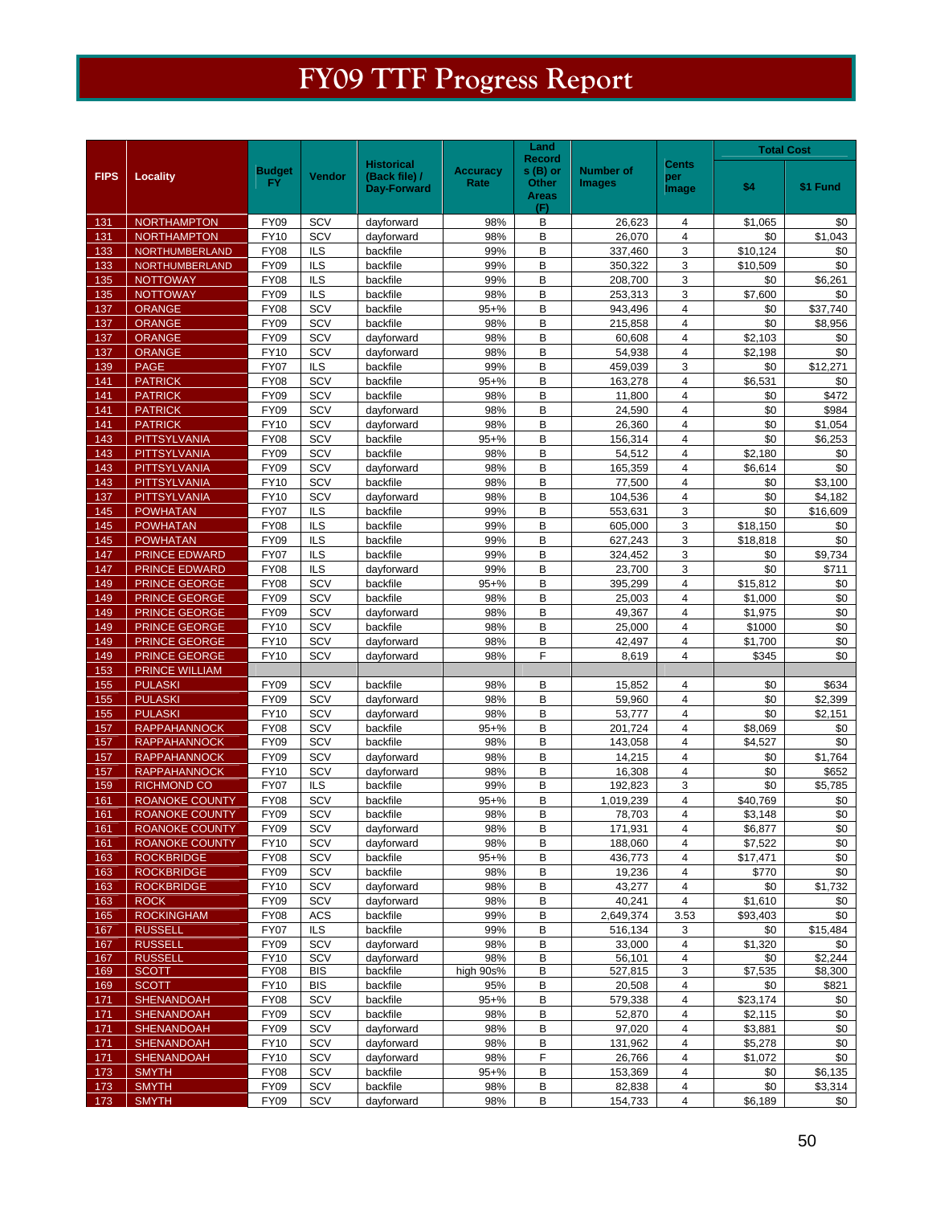# FY09 TTF Progress Report

| FIPS | Locality | Budget FY | Vendor | Historical (Back file) / Day-Forward | Accuracy Rate | Land Records (B) or Other Areas (F) | Number of Images | Cents per Image | Total Cost | |
|---|---|---|---|---|---|---|---|---|---|---|
| | | | | | | | | | $4 | $1 Fund |
| 131 | NORTHAMPTON | FY09 | SCV | dayforward | 98% | B | 26,623 | 4 | $1,065 | $0 |
| 131 | NORTHAMPTON | FY10 | SCV | dayforward | 98% | B | 26,070 | 4 | $0 | $1,043 |
| 133 | NORTHUMBERLAND | FY08 | ILS | backfile | 99% | B | 337,460 | 3 | $10,124 | $0 |
| 133 | NORTHUMBERLAND | FY09 | ILS | backfile | 99% | B | 350,322 | 3 | $10,509 | $0 |
| 135 | NOTTOWAY | FY08 | ILS | backfile | 99% | B | 208,700 | 3 | $0 | $6,261 |
| 135 | NOTTOWAY | FY09 | ILS | backfile | 98% | B | 253,313 | 3 | $7,600 | $0 |
| 137 | ORANGE | FY08 | SCV | backfile | 95+% | B | 943,496 | 4 | $0 | $37,740 |
| 137 | ORANGE | FY09 | SCV | backfile | 98% | B | 215,858 | 4 | $0 | $8,956 |
| 137 | ORANGE | FY09 | SCV | dayforward | 98% | B | 60,608 | 4 | $2,103 | $0 |
| 137 | ORANGE | FY10 | SCV | dayforward | 98% | B | 54,938 | 4 | $2,198 | $0 |
| 139 | PAGE | FY07 | ILS | backfile | 99% | B | 459,039 | 3 | $0 | $12,271 |
| 141 | PATRICK | FY08 | SCV | backfile | 95+% | B | 163,278 | 4 | $6,531 | $0 |
| 141 | PATRICK | FY09 | SCV | backfile | 98% | B | 11,800 | 4 | $0 | $472 |
| 141 | PATRICK | FY09 | SCV | dayforward | 98% | B | 24,590 | 4 | $0 | $984 |
| 141 | PATRICK | FY10 | SCV | dayforward | 98% | B | 26,360 | 4 | $0 | $1,054 |
| 143 | PITTSYLVANIA | FY08 | SCV | backfile | 95+% | B | 156,314 | 4 | $0 | $6,253 |
| 143 | PITTSYLVANIA | FY09 | SCV | backfile | 98% | B | 54,512 | 4 | $2,180 | $0 |
| 143 | PITTSYLVANIA | FY09 | SCV | dayforward | 98% | B | 165,359 | 4 | $6,614 | $0 |
| 143 | PITTSYLVANIA | FY10 | SCV | backfile | 98% | B | 77,500 | 4 | $0 | $3,100 |
| 137 | PITTSYLVANIA | FY10 | SCV | dayforward | 98% | B | 104,536 | 4 | $0 | $4,182 |
| 145 | POWHATAN | FY07 | ILS | backfile | 99% | B | 553,631 | 3 | $0 | $16,609 |
| 145 | POWHATAN | FY08 | ILS | backfile | 99% | B | 605,000 | 3 | $18,150 | $0 |
| 145 | POWHATAN | FY09 | ILS | backfile | 99% | B | 627,243 | 3 | $18,818 | $0 |
| 147 | PRINCE EDWARD | FY07 | ILS | backfile | 99% | B | 324,452 | 3 | $0 | $9,734 |
| 147 | PRINCE EDWARD | FY08 | ILS | dayforward | 99% | B | 23,700 | 3 | $0 | $711 |
| 149 | PRINCE GEORGE | FY08 | SCV | backfile | 95+% | B | 395,299 | 4 | $15,812 | $0 |
| 149 | PRINCE GEORGE | FY09 | SCV | backfile | 98% | B | 25,003 | 4 | $1,000 | $0 |
| 149 | PRINCE GEORGE | FY09 | SCV | dayforward | 98% | B | 49,367 | 4 | $1,975 | $0 |
| 149 | PRINCE GEORGE | FY10 | SCV | backfile | 98% | B | 25,000 | 4 | $1000 | $0 |
| 149 | PRINCE GEORGE | FY10 | SCV | dayforward | 98% | B | 42,497 | 4 | $1,700 | $0 |
| 149 | PRINCE GEORGE | FY10 | SCV | dayforward | 98% | F | 8,619 | 4 | $345 | $0 |
| 153 | PRINCE WILLIAM | | | | | | | | | |
| 155 | PULASKI | FY09 | SCV | backfile | 98% | B | 15,852 | 4 | $0 | $634 |
| 155 | PULASKI | FY09 | SCV | dayforward | 98% | B | 59,960 | 4 | $0 | $2,399 |
| 155 | PULASKI | FY10 | SCV | dayforward | 98% | B | 53,777 | 4 | $0 | $2,151 |
| 157 | RAPPAHANNOCK | FY08 | SCV | backfile | 95+% | B | 201,724 | 4 | $8,069 | $0 |
| 157 | RAPPAHANNOCK | FY09 | SCV | backfile | 98% | B | 143,058 | 4 | $4,527 | $0 |
| 157 | RAPPAHANNOCK | FY09 | SCV | dayforward | 98% | B | 14,215 | 4 | $0 | $1,764 |
| 157 | RAPPAHANNOCK | FY10 | SCV | dayforward | 98% | B | 16,308 | 4 | $0 | $652 |
| 159 | RICHMOND CO | FY07 | ILS | backfile | 99% | B | 192,823 | 3 | $0 | $5,785 |
| 161 | ROANOKE COUNTY | FY08 | SCV | backfile | 95+% | B | 1,019,239 | 4 | $40,769 | $0 |
| 161 | ROANOKE COUNTY | FY09 | SCV | backfile | 98% | B | 78,703 | 4 | $3,148 | $0 |
| 161 | ROANOKE COUNTY | FY09 | SCV | dayforward | 98% | B | 171,931 | 4 | $6,877 | $0 |
| 161 | ROANOKE COUNTY | FY10 | SCV | dayforward | 98% | B | 188,060 | 4 | $7,522 | $0 |
| 163 | ROCKBRIDGE | FY08 | SCV | backfile | 95+% | B | 436,773 | 4 | $17,471 | $0 |
| 163 | ROCKBRIDGE | FY09 | SCV | backfile | 98% | B | 19,236 | 4 | $770 | $0 |
| 163 | ROCKBRIDGE | FY10 | SCV | dayforward | 98% | B | 43,277 | 4 | $0 | $1,732 |
| 163 | ROCK | FY09 | SCV | dayforward | 98% | B | 40,241 | 4 | $1,610 | $0 |
| 165 | ROCKINGHAM | FY08 | ACS | backfile | 99% | B | 2,649,374 | 3.53 | $93,403 | $0 |
| 167 | RUSSELL | FY07 | ILS | backfile | 99% | B | 516,134 | 3 | $0 | $15,484 |
| 167 | RUSSELL | FY09 | SCV | dayforward | 98% | B | 33,000 | 4 | $1,320 | $0 |
| 167 | RUSSELL | FY10 | SCV | dayforward | 98% | B | 56,101 | 4 | $0 | $2,244 |
| 169 | SCOTT | FY08 | BIS | backfile | high 90s% | B | 527,815 | 3 | $7,535 | $8,300 |
| 169 | SCOTT | FY10 | BIS | backfile | 95% | B | 20,508 | 4 | $0 | $821 |
| 171 | SHENANDOAH | FY08 | SCV | backfile | 95+% | B | 579,338 | 4 | $23,174 | $0 |
| 171 | SHENANDOAH | FY09 | SCV | backfile | 98% | B | 52,870 | 4 | $2,115 | $0 |
| 171 | SHENANDOAH | FY09 | SCV | dayforward | 98% | B | 97,020 | 4 | $3,881 | $0 |
| 171 | SHENANDOAH | FY10 | SCV | dayforward | 98% | B | 131,962 | 4 | $5,278 | $0 |
| 171 | SHENANDOAH | FY10 | SCV | dayforward | 98% | F | 26,766 | 4 | $1,072 | $0 |
| 173 | SMYTH | FY08 | SCV | backfile | 95+% | B | 153,369 | 4 | $0 | $6,135 |
| 173 | SMYTH | FY09 | SCV | backfile | 98% | B | 82,838 | 4 | $0 | $3,314 |
| 173 | SMYTH | FY09 | SCV | dayforward | 98% | B | 154,733 | 4 | $6,189 | $0 |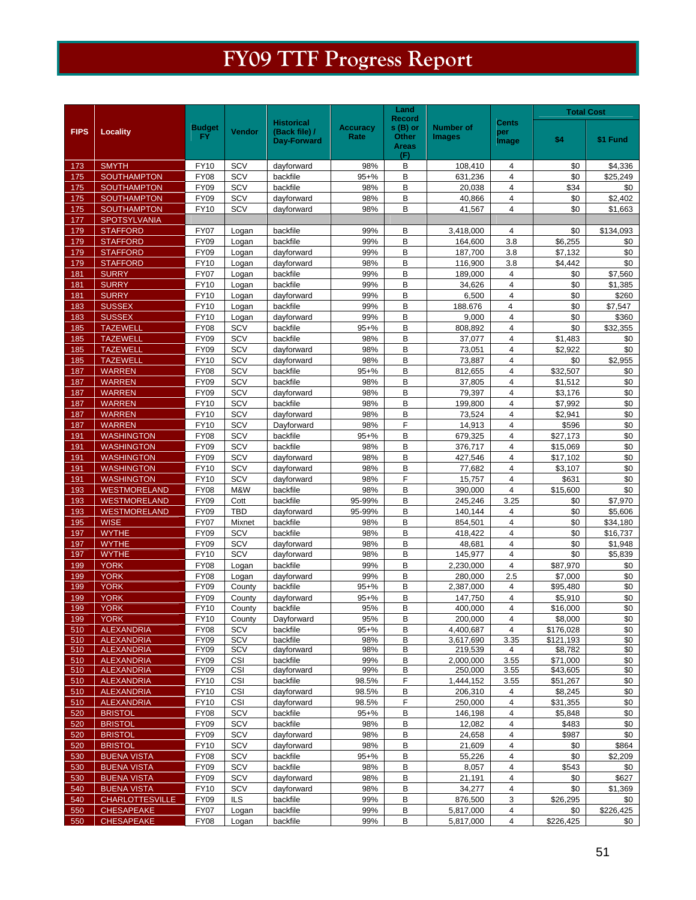# FY09 TTF Progress Report

| FIPS | Locality | Budget FY | Vendor | Historical (Back file) / Day-Forward | Accuracy Rate | Land Records (B) or Other Areas (F) | Number of Images | Cents per Image | Total Cost | |
|---|---|---|---|---|---|---|---|---|---|---|
| | | | | | | | | | $4 | $1 Fund |
| 173 | SMYTH | FY10 | SCV | dayforward | 98% | B | 108,410 | 4 | $0 | $4,336 |
| 175 | SOUTHAMPTON | FY08 | SCV | backfile | 95+% | B | 631,236 | 4 | $0 | $25,249 |
| 175 | SOUTHAMPTON | FY09 | SCV | backfile | 98% | B | 20,038 | 4 | $34 | $0 |
| 175 | SOUTHAMPTON | FY09 | SCV | dayforward | 98% | B | 40,866 | 4 | $0 | $2,402 |
| 175 | SOUTHAMPTON | FY10 | SCV | dayforward | 98% | B | 41,567 | 4 | $0 | $1,663 |
| 177 | SPOTSYLVANIA | | | | | | | | | |
| 179 | STAFFORD | FY07 | Logan | backfile | 99% | B | 3,418,000 | 4 | $0 | $134,093 |
| 179 | STAFFORD | FY09 | Logan | backfile | 99% | B | 164,600 | 3.8 | $6,255 | $0 |
| 179 | STAFFORD | FY09 | Logan | dayforward | 99% | B | 187,700 | 3.8 | $7,132 | $0 |
| 179 | STAFFORD | FY10 | Logan | dayforward | 98% | B | 116,900 | 3.8 | $4,442 | $0 |
| 181 | SURRY | FY07 | Logan | backfile | 99% | B | 189,000 | 4 | $0 | $7,560 |
| 181 | SURRY | FY10 | Logan | backfile | 99% | B | 34,626 | 4 | $0 | $1,385 |
| 181 | SURRY | FY10 | Logan | dayforward | 99% | B | 6,500 | 4 | $0 | $260 |
| 183 | SUSSEX | FY10 | Logan | backfile | 99% | B | 188.676 | 4 | $0 | $7,547 |
| 183 | SUSSEX | FY10 | Logan | dayforward | 99% | B | 9,000 | 4 | $0 | $360 |
| 185 | TAZEWELL | FY08 | SCV | backfile | 95+% | B | 808,892 | 4 | $0 | $32,355 |
| 185 | TAZEWELL | FY09 | SCV | backfile | 98% | B | 37,077 | 4 | $1,483 | $0 |
| 185 | TAZEWELL | FY09 | SCV | dayforward | 98% | B | 73,051 | 4 | $2,922 | $0 |
| 185 | TAZEWELL | FY10 | SCV | dayforward | 98% | B | 73,887 | 4 | $0 | $2,955 |
| 187 | WARREN | FY08 | SCV | backfile | 95+% | B | 812,655 | 4 | $32,507 | $0 |
| 187 | WARREN | FY09 | SCV | backfile | 98% | B | 37,805 | 4 | $1,512 | $0 |
| 187 | WARREN | FY09 | SCV | dayforward | 98% | B | 79,397 | 4 | $3,176 | $0 |
| 187 | WARREN | FY10 | SCV | backfile | 98% | B | 199,800 | 4 | $7,992 | $0 |
| 187 | WARREN | FY10 | SCV | dayforward | 98% | B | 73,524 | 4 | $2,941 | $0 |
| 187 | WARREN | FY10 | SCV | Dayforward | 98% | F | 14,913 | 4 | $596 | $0 |
| 191 | WASHINGTON | FY08 | SCV | backfile | 95+% | B | 679,325 | 4 | $27,173 | $0 |
| 191 | WASHINGTON | FY09 | SCV | backfile | 98% | B | 376,717 | 4 | $15,069 | $0 |
| 191 | WASHINGTON | FY09 | SCV | dayforward | 98% | B | 427,546 | 4 | $17,102 | $0 |
| 191 | WASHINGTON | FY10 | SCV | dayforward | 98% | B | 77,682 | 4 | $3,107 | $0 |
| 191 | WASHINGTON | FY10 | SCV | dayforward | 98% | F | 15,757 | 4 | $631 | $0 |
| 193 | WESTMORELAND | FY08 | M&W | backfile | 98% | B | 390,000 | 4 | $15,600 | $0 |
| 193 | WESTMORELAND | FY09 | Cott | backfile | 95-99% | B | 245,246 | 3.25 | $0 | $7,970 |
| 193 | WESTMORELAND | FY09 | TBD | dayforward | 95-99% | B | 140,144 | 4 | $0 | $5,606 |
| 195 | WISE | FY07 | Mixnet | backfile | 98% | B | 854,501 | 4 | $0 | $34,180 |
| 197 | WYTHE | FY09 | SCV | backfile | 98% | B | 418,422 | 4 | $0 | $16,737 |
| 197 | WYTHE | FY09 | SCV | dayforward | 98% | B | 48,681 | 4 | $0 | $1,948 |
| 197 | WYTHE | FY10 | SCV | dayforward | 98% | B | 145,977 | 4 | $0 | $5,839 |
| 199 | YORK | FY08 | Logan | backfile | 99% | B | 2,230,000 | 4 | $87,970 | $0 |
| 199 | YORK | FY08 | Logan | dayforward | 99% | B | 280,000 | 2.5 | $7,000 | $0 |
| 199 | YORK | FY09 | County | backfile | 95+% | B | 2,387,000 | 4 | $95,480 | $0 |
| 199 | YORK | FY09 | County | dayforward | 95+% | B | 147,750 | 4 | $5,910 | $0 |
| 199 | YORK | FY10 | County | backfile | 95% | B | 400,000 | 4 | $16,000 | $0 |
| 199 | YORK | FY10 | County | Dayforward | 95% | B | 200,000 | 4 | $8,000 | $0 |
| 510 | ALEXANDRIA | FY08 | SCV | backfile | 95+% | B | 4,400,687 | 4 | $176,028 | $0 |
| 510 | ALEXANDRIA | FY09 | SCV | backfile | 98% | B | 3,617,690 | 3.35 | $121,193 | $0 |
| 510 | ALEXANDRIA | FY09 | SCV | dayforward | 98% | B | 219,539 | 4 | $8,782 | $0 |
| 510 | ALEXANDRIA | FY09 | CSI | backfile | 99% | B | 2,000,000 | 3.55 | $71,000 | $0 |
| 510 | ALEXANDRIA | FY09 | CSI | dayforward | 99% | B | 250,000 | 3.55 | $43,605 | $0 |
| 510 | ALEXANDRIA | FY10 | CSI | backfile | 98.5% | F | 1,444,152 | 3.55 | $51,267 | $0 |
| 510 | ALEXANDRIA | FY10 | CSI | dayforward | 98.5% | B | 206,310 | 4 | $8,245 | $0 |
| 510 | ALEXANDRIA | FY10 | CSI | dayforward | 98.5% | F | 250,000 | 4 | $31,355 | $0 |
| 520 | BRISTOL | FY08 | SCV | backfile | 95+% | B | 146,198 | 4 | $5,848 | $0 |
| 520 | BRISTOL | FY09 | SCV | backfile | 98% | B | 12,082 | 4 | $483 | $0 |
| 520 | BRISTOL | FY09 | SCV | dayforward | 98% | B | 24,658 | 4 | $987 | $0 |
| 520 | BRISTOL | FY10 | SCV | dayforward | 98% | B | 21,609 | 4 | $0 | $864 |
| 530 | BUENA VISTA | FY08 | SCV | backfile | 95+% | B | 55,226 | 4 | $0 | $2,209 |
| 530 | BUENA VISTA | FY09 | SCV | backfile | 98% | B | 8,057 | 4 | $543 | $0 |
| 530 | BUENA VISTA | FY09 | SCV | dayforward | 98% | B | 21,191 | 4 | $0 | $627 |
| 540 | BUENA VISTA | FY10 | SCV | dayforward | 98% | B | 34,277 | 4 | $0 | $1,369 |
| 540 | CHARLOTTESVILLE | FY09 | ILS | backfile | 99% | B | 876,500 | 3 | $26,295 | $0 |
| 550 | CHESAPEAKE | FY07 | Logan | backfile | 99% | B | 5,817,000 | 4 | $0 | $226,425 |
| 550 | CHESAPEAKE | FY08 | Logan | backfile | 99% | B | 5,817,000 | 4 | $226,425 | $0 |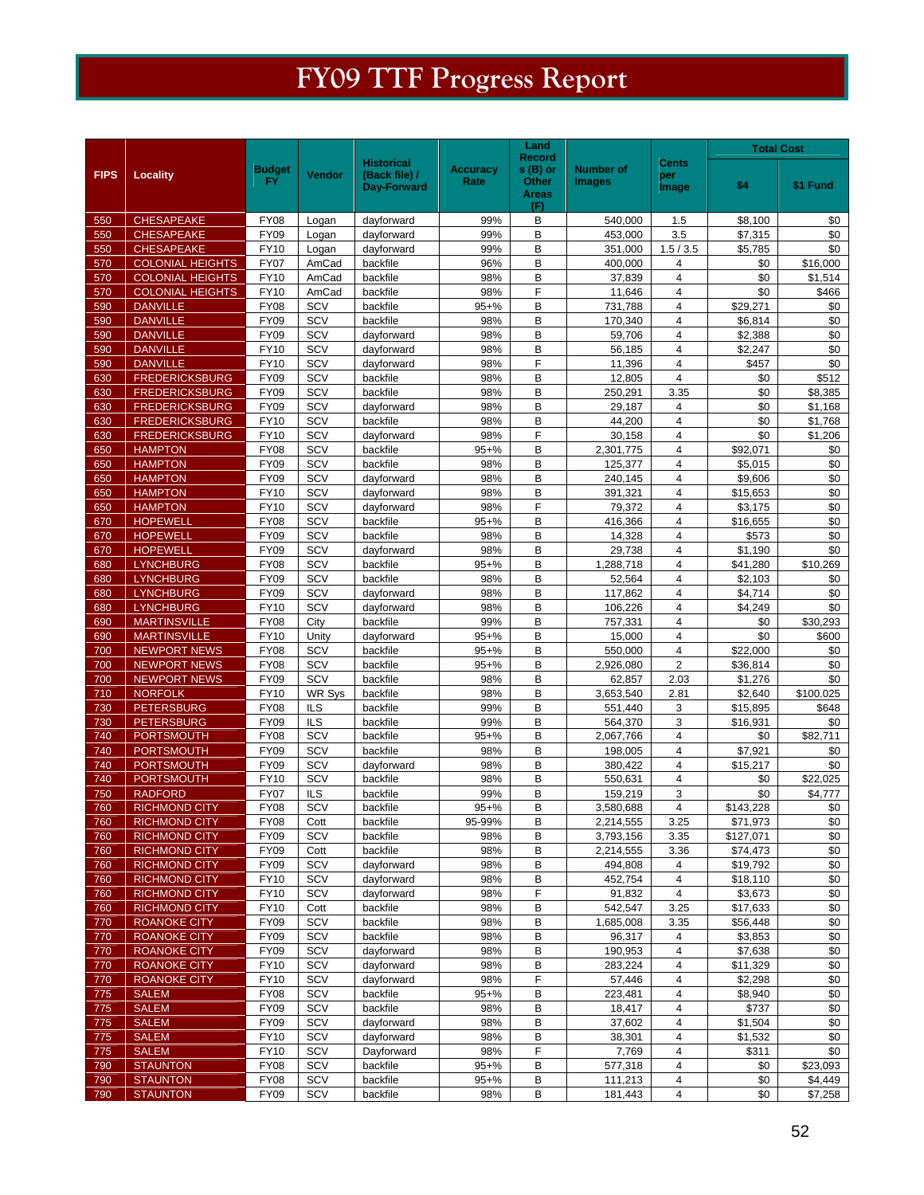# FY09 TTF Progress Report

| FIPS | Locality | Budget FY | Vendor | Historical (Back file) / Day-Forward | Accuracy Rate | Land Record s (B) or Other Areas (F) | Number of Images | Cents per Image | Total Cost | |
|---|---|---|---|---|---|---|---|---|---|---|
| | | | | | | | | | $4 | $1 Fund |
| 550 | CHESAPEAKE | FY08 | Logan | dayforward | 99% | B | 540,000 | 1.5 | $8,100 | $0 |
| 550 | CHESAPEAKE | FY09 | Logan | dayforward | 99% | B | 453,000 | 3.5 | $7,315 | $0 |
| 550 | CHESAPEAKE | FY10 | Logan | dayforward | 99% | B | 351,000 | 1.5 / 3.5 | $5,785 | $0 |
| 570 | COLONIAL HEIGHTS | FY07 | AmCad | backfile | 96% | B | 400,000 | 4 | $0 | $16,000 |
| 570 | COLONIAL HEIGHTS | FY10 | AmCad | backfile | 98% | B | 37,839 | 4 | $0 | $1,514 |
| 570 | COLONIAL HEIGHTS | FY10 | AmCad | backfile | 98% | F | 11,646 | 4 | $0 | $466 |
| 590 | DANVILLE | FY08 | SCV | backfile | 95+% | B | 731,788 | 4 | $29,271 | $0 |
| 590 | DANVILLE | FY09 | SCV | backfile | 98% | B | 170,340 | 4 | $6,814 | $0 |
| 590 | DANVILLE | FY09 | SCV | dayforward | 98% | B | 59,706 | 4 | $2,388 | $0 |
| 590 | DANVILLE | FY10 | SCV | dayforward | 98% | B | 56,185 | 4 | $2,247 | $0 |
| 590 | DANVILLE | FY10 | SCV | dayforward | 98% | F | 11,396 | 4 | $457 | $0 |
| 630 | FREDERICKSBURG | FY09 | SCV | backfile | 98% | B | 12,805 | 4 | $0 | $512 |
| 630 | FREDERICKSBURG | FY09 | SCV | backfile | 98% | B | 250,291 | 3.35 | $0 | $8,385 |
| 630 | FREDERICKSBURG | FY09 | SCV | dayforward | 98% | B | 29,187 | 4 | $0 | $1,168 |
| 630 | FREDERICKSBURG | FY10 | SCV | backfile | 98% | B | 44,200 | 4 | $0 | $1,768 |
| 630 | FREDERICKSBURG | FY10 | SCV | dayforward | 98% | F | 30,158 | 4 | $0 | $1,206 |
| 650 | HAMPTON | FY08 | SCV | backfile | 95+% | B | 2,301,775 | 4 | $92,071 | $0 |
| 650 | HAMPTON | FY09 | SCV | backfile | 98% | B | 125,377 | 4 | $5,015 | $0 |
| 650 | HAMPTON | FY09 | SCV | dayforward | 98% | B | 240,145 | 4 | $9,606 | $0 |
| 650 | HAMPTON | FY10 | SCV | dayforward | 98% | B | 391,321 | 4 | $15,653 | $0 |
| 650 | HAMPTON | FY10 | SCV | dayforward | 98% | F | 79,372 | 4 | $3,175 | $0 |
| 670 | HOPEWELL | FY08 | SCV | backfile | 95+% | B | 416,366 | 4 | $16,655 | $0 |
| 670 | HOPEWELL | FY09 | SCV | backfile | 98% | B | 14,328 | 4 | $573 | $0 |
| 670 | HOPEWELL | FY09 | SCV | dayforward | 98% | B | 29,738 | 4 | $1,190 | $0 |
| 680 | LYNCHBURG | FY08 | SCV | backfile | 95+% | B | 1,288,718 | 4 | $41,280 | $10,269 |
| 680 | LYNCHBURG | FY09 | SCV | backfile | 98% | B | 52,564 | 4 | $2,103 | $0 |
| 680 | LYNCHBURG | FY09 | SCV | dayforward | 98% | B | 117,862 | 4 | $4,714 | $0 |
| 680 | LYNCHBURG | FY10 | SCV | dayforward | 98% | B | 106,226 | 4 | $4,249 | $0 |
| 690 | MARTINSVILLE | FY08 | City | backfile | 99% | B | 757,331 | 4 | $0 | $30,293 |
| 690 | MARTINSVILLE | FY10 | Unity | dayforward | 95+% | B | 15,000 | 4 | $0 | $600 |
| 700 | NEWPORT NEWS | FY08 | SCV | backfile | 95+% | B | 550,000 | 4 | $22,000 | $0 |
| 700 | NEWPORT NEWS | FY08 | SCV | backfile | 95+% | B | 2,926,080 | 2 | $36,814 | $0 |
| 700 | NEWPORT NEWS | FY09 | SCV | backfile | 98% | B | 62,857 | 2.03 | $1,276 | $0 |
| 710 | NORFOLK | FY10 | WR Sys | backfile | 98% | B | 3,653,540 | 2.81 | $2,640 | $100.025 |
| 730 | PETERSBURG | FY08 | ILS | backfile | 99% | B | 551,440 | 3 | $15,895 | $648 |
| 730 | PETERSBURG | FY09 | ILS | backfile | 99% | B | 564,370 | 3 | $16,931 | $0 |
| 740 | PORTSMOUTH | FY08 | SCV | backfile | 95+% | B | 2,067,766 | 4 | $0 | $82,711 |
| 740 | PORTSMOUTH | FY09 | SCV | backfile | 98% | B | 198,005 | 4 | $7,921 | $0 |
| 740 | PORTSMOUTH | FY09 | SCV | dayforward | 98% | B | 380,422 | 4 | $15,217 | $0 |
| 740 | PORTSMOUTH | FY10 | SCV | backfile | 98% | B | 550,631 | 4 | $0 | $22,025 |
| 750 | RADFORD | FY07 | ILS | backfile | 99% | B | 159,219 | 3 | $0 | $4,777 |
| 760 | RICHMOND CITY | FY08 | SCV | backfile | 95+% | B | 3,580,688 | 4 | $143,228 | $0 |
| 760 | RICHMOND CITY | FY08 | Cott | backfile | 95-99% | B | 2,214,555 | 3.25 | $71,973 | $0 |
| 760 | RICHMOND CITY | FY09 | SCV | backfile | 98% | B | 3,793,156 | 3.35 | $127,071 | $0 |
| 760 | RICHMOND CITY | FY09 | Cott | backfile | 98% | B | 2,214,555 | 3.36 | $74,473 | $0 |
| 760 | RICHMOND CITY | FY09 | SCV | dayforward | 98% | B | 494,808 | 4 | $19,792 | $0 |
| 760 | RICHMOND CITY | FY10 | SCV | dayforward | 98% | B | 452,754 | 4 | $18,110 | $0 |
| 760 | RICHMOND CITY | FY10 | SCV | dayforward | 98% | F | 91,832 | 4 | $3,673 | $0 |
| 760 | RICHMOND CITY | FY10 | Cott | backfile | 98% | B | 542,547 | 3.25 | $17,633 | $0 |
| 770 | ROANOKE CITY | FY09 | SCV | backfile | 98% | B | 1,685,008 | 3.35 | $56,448 | $0 |
| 770 | ROANOKE CITY | FY09 | SCV | backfile | 98% | B | 96,317 | 4 | $3,853 | $0 |
| 770 | ROANOKE CITY | FY09 | SCV | dayforward | 98% | B | 190,953 | 4 | $7,638 | $0 |
| 770 | ROANOKE CITY | FY10 | SCV | dayforward | 98% | B | 283,224 | 4 | $11,329 | $0 |
| 770 | ROANOKE CITY | FY10 | SCV | dayforward | 98% | F | 57,446 | 4 | $2,298 | $0 |
| 775 | SALEM | FY08 | SCV | backfile | 95+% | B | 223,481 | 4 | $8,940 | $0 |
| 775 | SALEM | FY09 | SCV | backfile | 98% | B | 18,417 | 4 | $737 | $0 |
| 775 | SALEM | FY09 | SCV | dayforward | 98% | B | 37,602 | 4 | $1,504 | $0 |
| 775 | SALEM | FY10 | SCV | dayforward | 98% | B | 38,301 | 4 | $1,532 | $0 |
| 775 | SALEM | FY10 | SCV | Dayforward | 98% | F | 7,769 | 4 | $311 | $0 |
| 790 | STAUNTON | FY08 | SCV | backfile | 95+% | B | 577,318 | 4 | $0 | $23,093 |
| 790 | STAUNTON | FY08 | SCV | backfile | 95+% | B | 111,213 | 4 | $0 | $4,449 |
| 790 | STAUNTON | FY09 | SCV | backfile | 98% | B | 181,443 | 4 | $0 | $7,258 |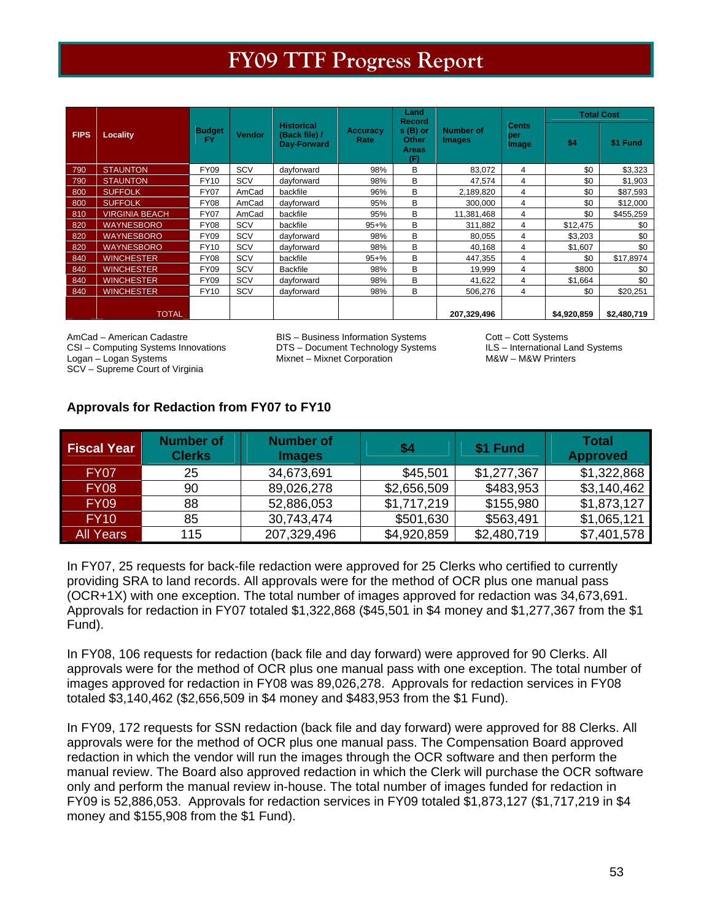# FY09 TTF Progress Report

| FIPS | Locality | Budget FY | Vendor | Historical (Back file) / Day-Forward | Accuracy Rate | Land Records (B) or Other Areas (F) | Number of Images | Cents per Image | Total Cost | |
|---|---|---|---|---|---|---|---|---|---|---|
| | | | | | | | | | $4 | $1 Fund |
| 790 | STAUNTON | FY09 | SCV | dayforward | 98% | B | 83,072 | 4 | $0 | $3,323 |
| 790 | STAUNTON | FY10 | SCV | dayforward | 98% | B | 47,574 | 4 | $0 | $1,903 |
| 800 | SUFFOLK | FY07 | AmCad | backfile | 96% | B | 2,189,820 | 4 | $0 | $87,593 |
| 800 | SUFFOLK | FY08 | AmCad | dayforward | 95% | B | 300,000 | 4 | $0 | $12,000 |
| 810 | VIRGINIA BEACH | FY07 | AmCad | backfile | 95% | B | 11,381,468 | 4 | $0 | $455,259 |
| 820 | WAYNESBORO | FY08 | SCV | backfile | 95+% | B | 311,882 | 4 | $12,475 | $0 |
| 820 | WAYNESBORO | FY09 | SCV | dayforward | 98% | B | 80,055 | 4 | $3,203 | $0 |
| 820 | WAYNESBORO | FY10 | SCV | dayforward | 98% | B | 40,168 | 4 | $1,607 | $0 |
| 840 | WINCHESTER | FY08 | SCV | backfile | 95+% | B | 447,355 | 4 | $0 | $17,8974 |
| 840 | WINCHESTER | FY09 | SCV | Backfile | 98% | B | 19,999 | 4 | $800 | $0 |
| 840 | WINCHESTER | FY09 | SCV | dayforward | 98% | B | 41,622 | 4 | $1,664 | $0 |
| 840 | WINCHESTER | FY10 | SCV | dayforward | 98% | B | 506,276 | 4 | $0 | $20,251 |
| | TOTAL | | | | | | 207,329,496 | | $4,920,859 | $2,480,719 |

AmCad – American Cadastre
CSI – Computing Systems Innovations
Logan – Logan Systems
SCV – Supreme Court of Virginia
BIS – Business Information Systems
DTS – Document Technology Systems
Mixnet – Mixnet Corporation
Cott – Cott Systems
ILS – International Land Systems
M&W – M&W Printers

### Approvals for Redaction from FY07 to FY10

| Fiscal Year | Number of Clerks | Number of Images | $4 | $1 Fund | Total Approved |
|---|---|---|---|---|---|
| FY07 | 25 | 34,673,691 | $45,501 | $1,277,367 | $1,322,868 |
| FY08 | 90 | 89,026,278 | $2,656,509 | $483,953 | $3,140,462 |
| FY09 | 88 | 52,886,053 | $1,717,219 | $155,980 | $1,873,127 |
| FY10 | 85 | 30,743,474 | $501,630 | $563,491 | $1,065,121 |
| All Years | 115 | 207,329,496 | $4,920,859 | $2,480,719 | $7,401,578 |

In FY07, 25 requests for back-file redaction were approved for 25 Clerks who certified to currently providing SRA to land records. All approvals were for the method of OCR plus one manual pass (OCR+1X) with one exception. The total number of images approved for redaction was 34,673,691. Approvals for redaction in FY07 totaled $1,322,868 ($45,501 in $4 money and $1,277,367 from the $1 Fund).

In FY08, 106 requests for redaction (back file and day forward) were approved for 90 Clerks. All approvals were for the method of OCR plus one manual pass with one exception. The total number of images approved for redaction in FY08 was 89,026,278. Approvals for redaction services in FY08 totaled $3,140,462 ($2,656,509 in $4 money and $483,953 from the $1 Fund).

In FY09, 172 requests for SSN redaction (back file and day forward) were approved for 88 Clerks. All approvals were for the method of OCR plus one manual pass. The Compensation Board approved redaction in which the vendor will run the images through the OCR software and then perform the manual review. The Board also approved redaction in which the Clerk will purchase the OCR software only and perform the manual review in-house. The total number of images funded for redaction in FY09 is 52,886,053. Approvals for redaction services in FY09 totaled $1,873,127 ($1,717,219 in $4 money and $155,908 from the $1 Fund).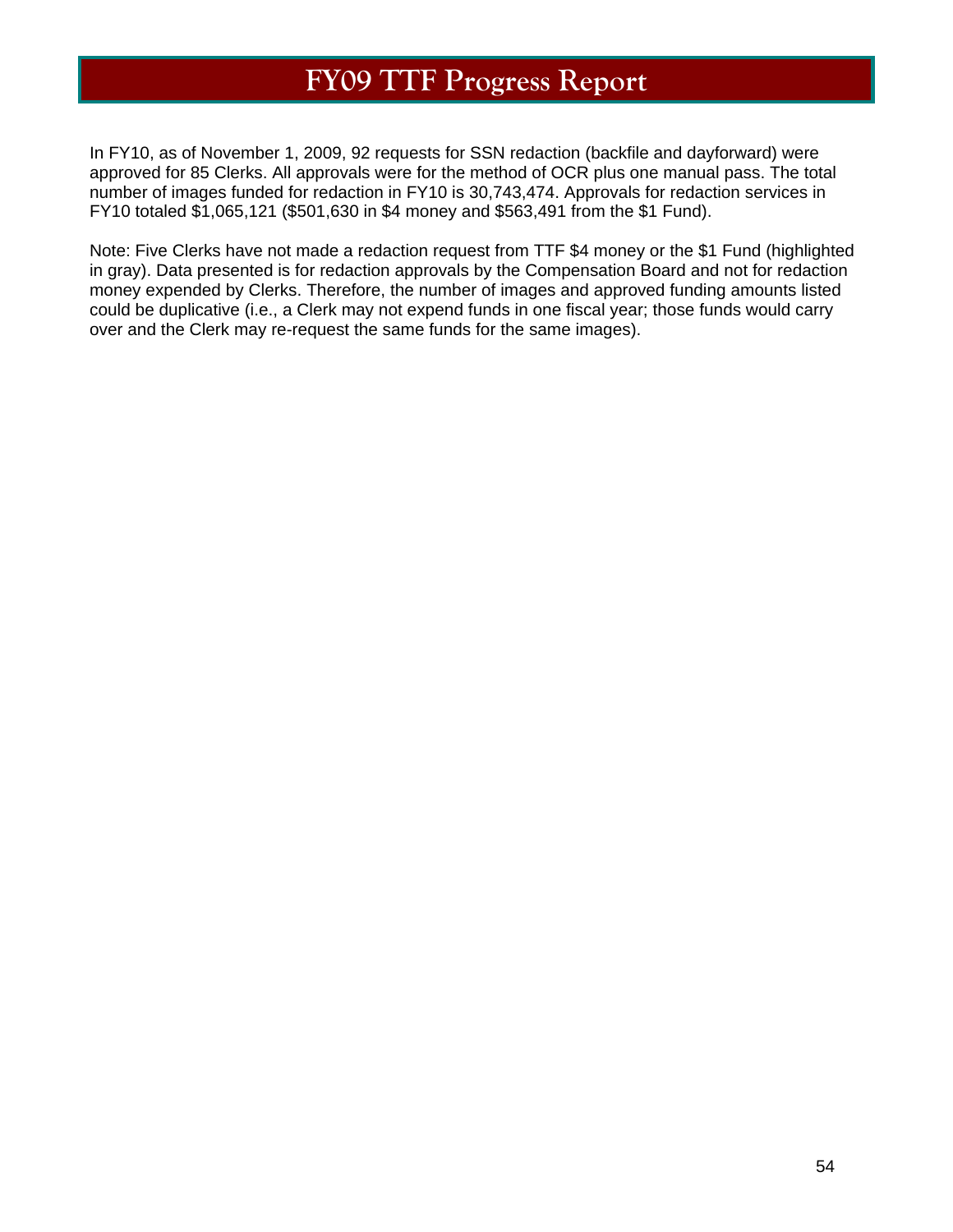# FY09 TTF Progress Report

In FY10, as of November 1, 2009, 92 requests for SSN redaction (backfile and dayforward) were approved for 85 Clerks. All approvals were for the method of OCR plus one manual pass. The total number of images funded for redaction in FY10 is 30,743,474. Approvals for redaction services in FY10 totaled $1,065,121 ($501,630 in $4 money and $563,491 from the $1 Fund).

Note: Five Clerks have not made a redaction request from TTF $4 money or the $1 Fund (highlighted in gray). Data presented is for redaction approvals by the Compensation Board and not for redaction money expended by Clerks. Therefore, the number of images and approved funding amounts listed could be duplicative (i.e., a Clerk may not expend funds in one fiscal year; those funds would carry over and the Clerk may re-request the same funds for the same images).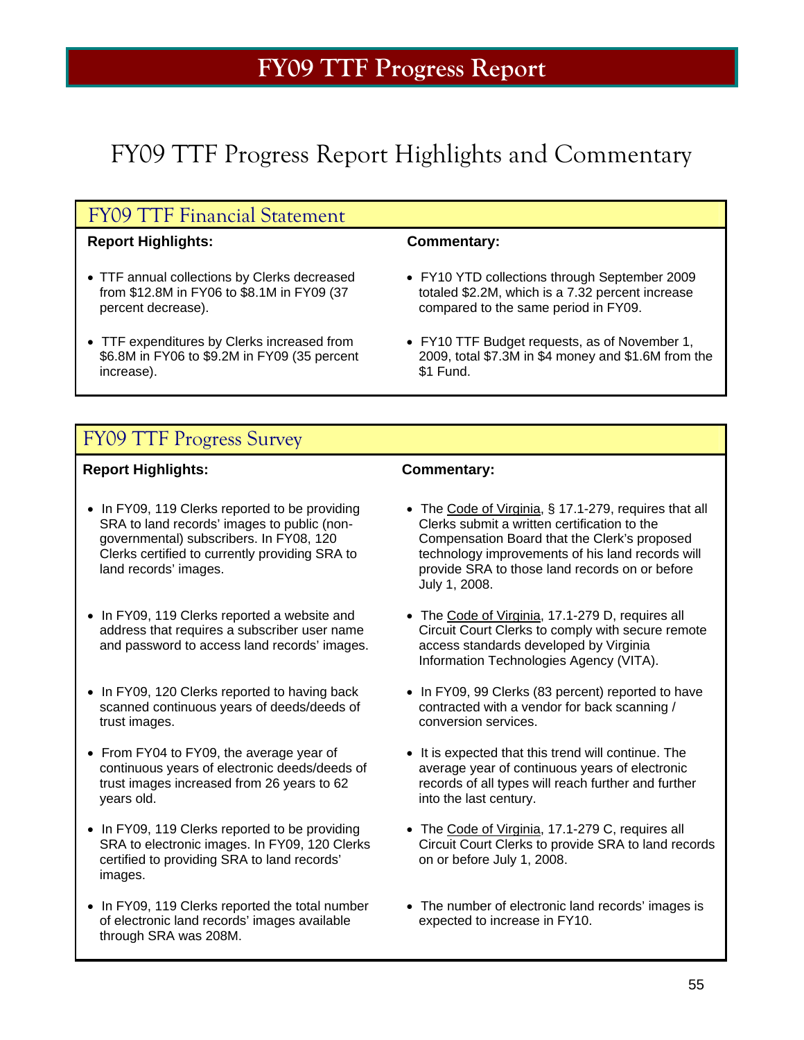# FY09 TTF Progress Report

## FY09 TTF Progress Report Highlights and Commentary

### FY09 TTF Financial Statement

| Report Highlights: | Commentary: |
| --- | --- |
| • TTF annual collections by Clerks decreased from \$12.8M in FY06 to \$8.1M in FY09 (37 percent decrease). | • FY10 YTD collections through September 2009 totaled \$2.2M, which is a 7.32 percent increase compared to the same period in FY09. |
| • TTF expenditures by Clerks increased from \$6.8M in FY06 to \$9.2M in FY09 (35 percent increase). | • FY10 TTF Budget requests, as of November 1, 2009, total \$7.3M in \$4 money and \$1.6M from the \$1 Fund. |

### FY09 TTF Progress Survey

| Report Highlights: | Commentary: |
| --- | --- |
| • In FY09, 119 Clerks reported to be providing SRA to land records' images to public (non-governmental) subscribers. In FY08, 120 Clerks certified to currently providing SRA to land records' images. | • The Code of Virginia, § 17.1-279, requires that all Clerks submit a written certification to the Compensation Board that the Clerk's proposed technology improvements of his land records will provide SRA to those land records on or before July 1, 2008. |
| • In FY09, 119 Clerks reported a website and address that requires a subscriber user name and password to access land records' images. | • The Code of Virginia, 17.1-279 D, requires all Circuit Court Clerks to comply with secure remote access standards developed by Virginia Information Technologies Agency (VITA). |
| • In FY09, 120 Clerks reported to having back scanned continuous years of deeds/deeds of trust images. | • In FY09, 99 Clerks (83 percent) reported to have contracted with a vendor for back scanning / conversion services. |
| • From FY04 to FY09, the average year of continuous years of electronic deeds/deeds of trust images increased from 26 years to 62 years old. | • It is expected that this trend will continue. The average year of continuous years of electronic records of all types will reach further and further into the last century. |
| • In FY09, 119 Clerks reported to be providing SRA to electronic images. In FY09, 120 Clerks certified to providing SRA to land records' images. | • The Code of Virginia, 17.1-279 C, requires all Circuit Court Clerks to provide SRA to land records on or before July 1, 2008. |
| • In FY09, 119 Clerks reported the total number of electronic land records' images available through SRA was 208M. | • The number of electronic land records' images is expected to increase in FY10. |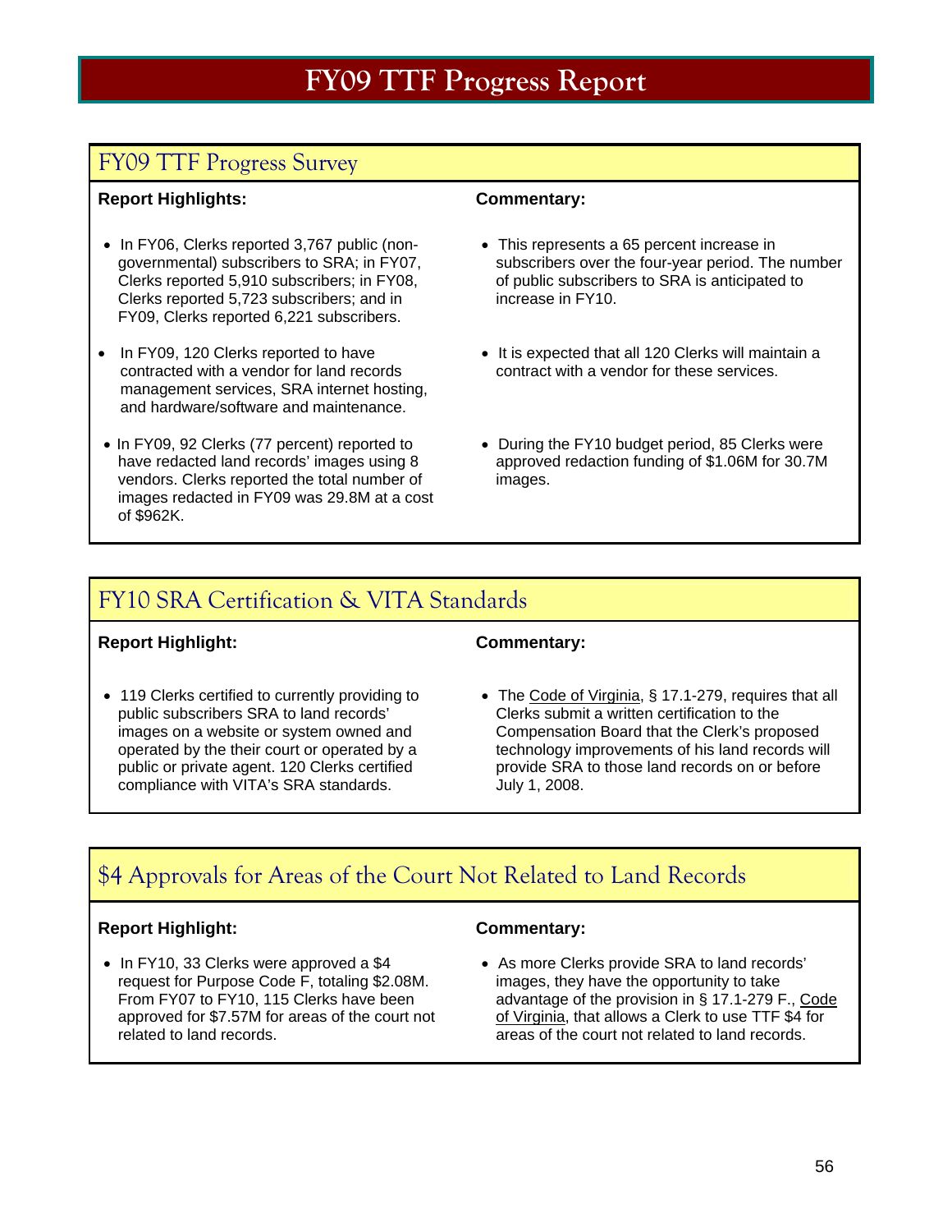# FY09 TTF Progress Report

## FY09 TTF Progress Survey

**Report Highlights:**

- In FY06, Clerks reported 3,767 public (non-governmental) subscribers to SRA; in FY07, Clerks reported 5,910 subscribers; in FY08, Clerks reported 5,723 subscribers; and in FY09, Clerks reported 6,221 subscribers.
- In FY09, 120 Clerks reported to have contracted with a vendor for land records management services, SRA internet hosting, and hardware/software and maintenance.
- In FY09, 92 Clerks (77 percent) reported to have redacted land records' images using 8 vendors. Clerks reported the total number of images redacted in FY09 was 29.8M at a cost of $962K.

**Commentary:**

- This represents a 65 percent increase in subscribers over the four-year period. The number of public subscribers to SRA is anticipated to increase in FY10.
- It is expected that all 120 Clerks will maintain a contract with a vendor for these services.
- During the FY10 budget period, 85 Clerks were approved redaction funding of $1.06M for 30.7M images.

## FY10 SRA Certification & VITA Standards

**Report Highlight:**

- 119 Clerks certified to currently providing to public subscribers SRA to land records' images on a website or system owned and operated by the their court or operated by a public or private agent. 120 Clerks certified compliance with VITA's SRA standards.

**Commentary:**

- The Code of Virginia, § 17.1-279, requires that all Clerks submit a written certification to the Compensation Board that the Clerk's proposed technology improvements of his land records will provide SRA to those land records on or before July 1, 2008.

## $4 Approvals for Areas of the Court Not Related to Land Records

**Report Highlight:**

- In FY10, 33 Clerks were approved a $4 request for Purpose Code F, totaling $2.08M. From FY07 to FY10, 115 Clerks have been approved for $7.57M for areas of the court not related to land records.

**Commentary:**

- As more Clerks provide SRA to land records' images, they have the opportunity to take advantage of the provision in § 17.1-279 F., Code of Virginia, that allows a Clerk to use TTF $4 for areas of the court not related to land records.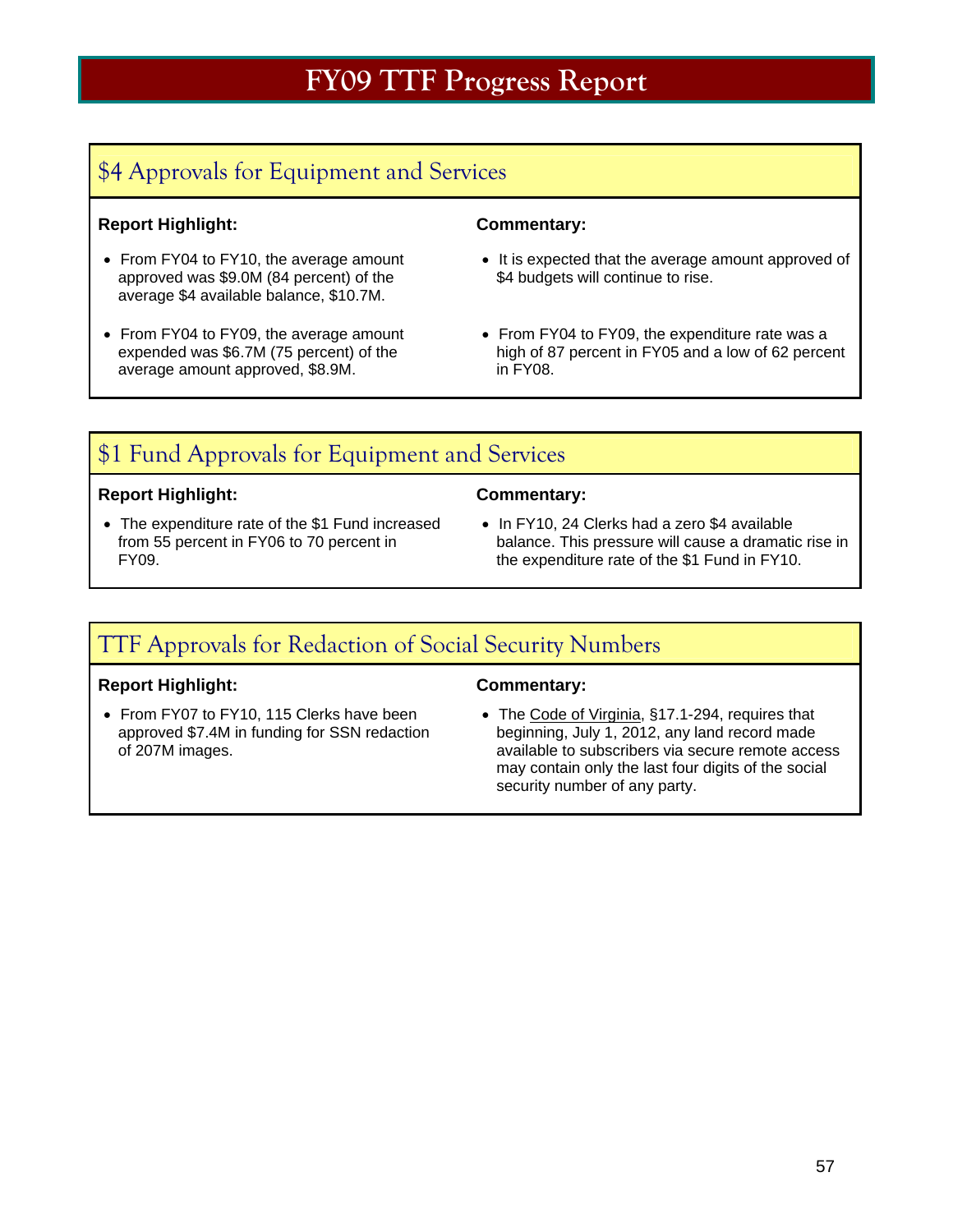# FY09 TTF Progress Report

## $4 Approvals for Equipment and Services

**Report Highlight:**

- From FY04 to FY10, the average amount approved was $9.0M (84 percent) of the average $4 available balance, $10.7M.
- From FY04 to FY09, the average amount expended was $6.7M (75 percent) of the average amount approved, $8.9M.

**Commentary:**

- It is expected that the average amount approved of $4 budgets will continue to rise.
- From FY04 to FY09, the expenditure rate was a high of 87 percent in FY05 and a low of 62 percent in FY08.

## $1 Fund Approvals for Equipment and Services

**Report Highlight:**

- The expenditure rate of the $1 Fund increased from 55 percent in FY06 to 70 percent in FY09.

**Commentary:**

- In FY10, 24 Clerks had a zero $4 available balance. This pressure will cause a dramatic rise in the expenditure rate of the $1 Fund in FY10.

## TTF Approvals for Redaction of Social Security Numbers

**Report Highlight:**

- From FY07 to FY10, 115 Clerks have been approved $7.4M in funding for SSN redaction of 207M images.

**Commentary:**

- The Code of Virginia, §17.1-294, requires that beginning, July 1, 2012, any land record made available to subscribers via secure remote access may contain only the last four digits of the social security number of any party.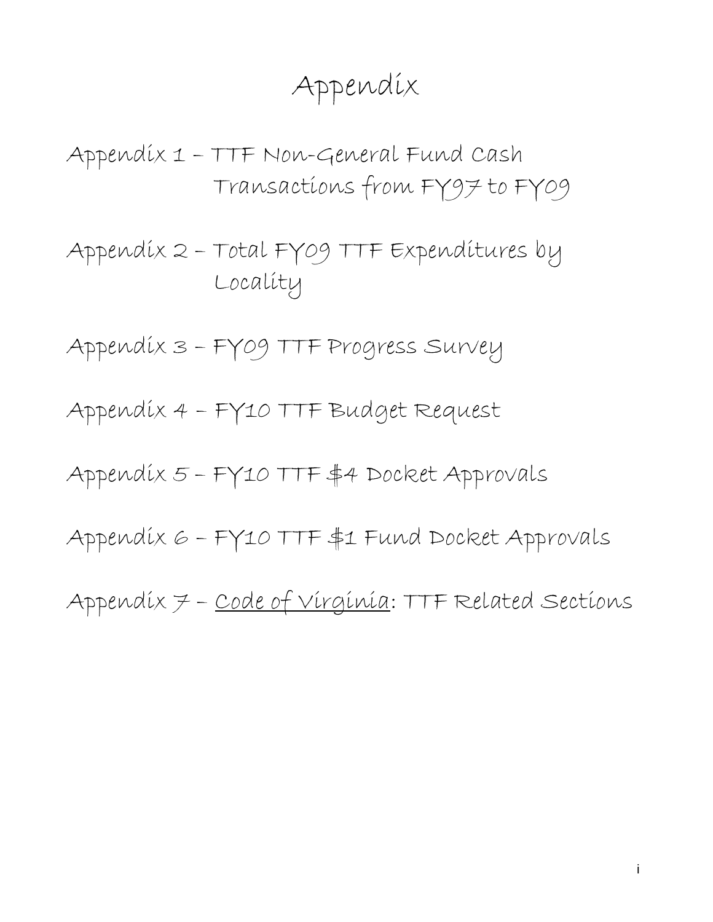# Appendix

Appendix 1 – TTF Non-General Fund Cash Transactions from FY97 to FY09

Appendix 2 – Total FY09 TTF Expenditures by Locality

Appendix 3 – FY09 TTF Progress Survey

Appendix 4 – FY10 TTF Budget Request

Appendix 5 – FY10 TTF $4 Docket Approvals

Appendix 6 – FY10 TTF $1 Fund Docket Approvals

Appendix 7 – Code of Virginia: TTF Related Sections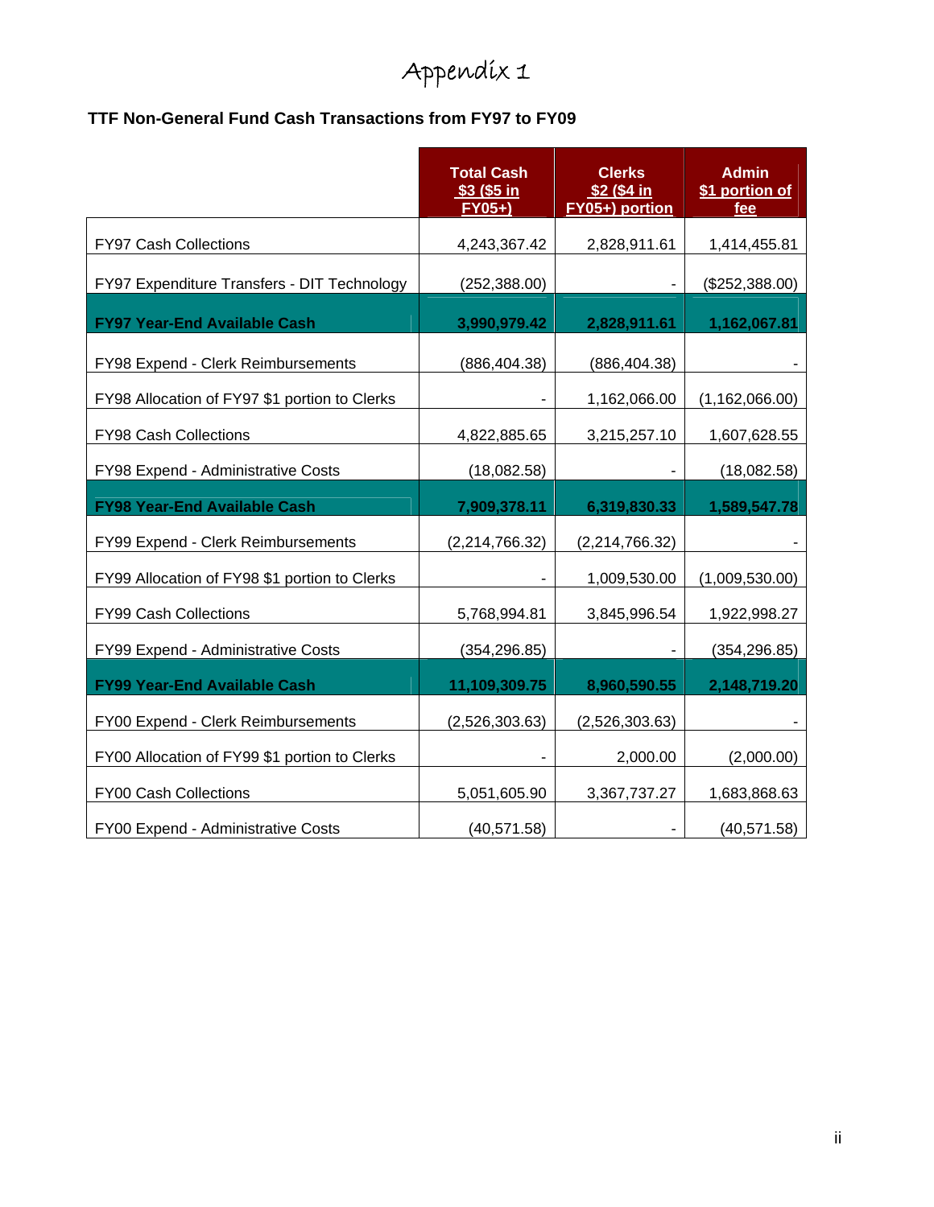# Appendix 1

**TTF Non-General Fund Cash Transactions from FY97 to FY09**

| | Total Cash $3 ($5 in FY05+) | Clerks $2 ($4 in FY05+) portion | Admin $1 portion of fee |
|---|---|---|---|
| FY97 Cash Collections | 4,243,367.42 | 2,828,911.61 | 1,414,455.81 |
| FY97 Expenditure Transfers - DIT Technology | (252,388.00) | - | ($252,388.00) |
| **FY97 Year-End Available Cash** | **3,990,979.42** | **2,828,911.61** | **1,162,067.81** |
| FY98 Expend - Clerk Reimbursements | (886,404.38) | (886,404.38) | - |
| FY98 Allocation of FY97 $1 portion to Clerks | - | 1,162,066.00 | (1,162,066.00) |
| FY98 Cash Collections | 4,822,885.65 | 3,215,257.10 | 1,607,628.55 |
| FY98 Expend - Administrative Costs | (18,082.58) | - | (18,082.58) |
| **FY98 Year-End Available Cash** | **7,909,378.11** | **6,319,830.33** | **1,589,547.78** |
| FY99 Expend - Clerk Reimbursements | (2,214,766.32) | (2,214,766.32) | - |
| FY99 Allocation of FY98 $1 portion to Clerks | - | 1,009,530.00 | (1,009,530.00) |
| FY99 Cash Collections | 5,768,994.81 | 3,845,996.54 | 1,922,998.27 |
| FY99 Expend - Administrative Costs | (354,296.85) | - | (354,296.85) |
| **FY99 Year-End Available Cash** | **11,109,309.75** | **8,960,590.55** | **2,148,719.20** |
| FY00 Expend - Clerk Reimbursements | (2,526,303.63) | (2,526,303.63) | - |
| FY00 Allocation of FY99 $1 portion to Clerks | - | 2,000.00 | (2,000.00) |
| FY00 Cash Collections | 5,051,605.90 | 3,367,737.27 | 1,683,868.63 |
| FY00 Expend - Administrative Costs | (40,571.58) | - | (40,571.58) |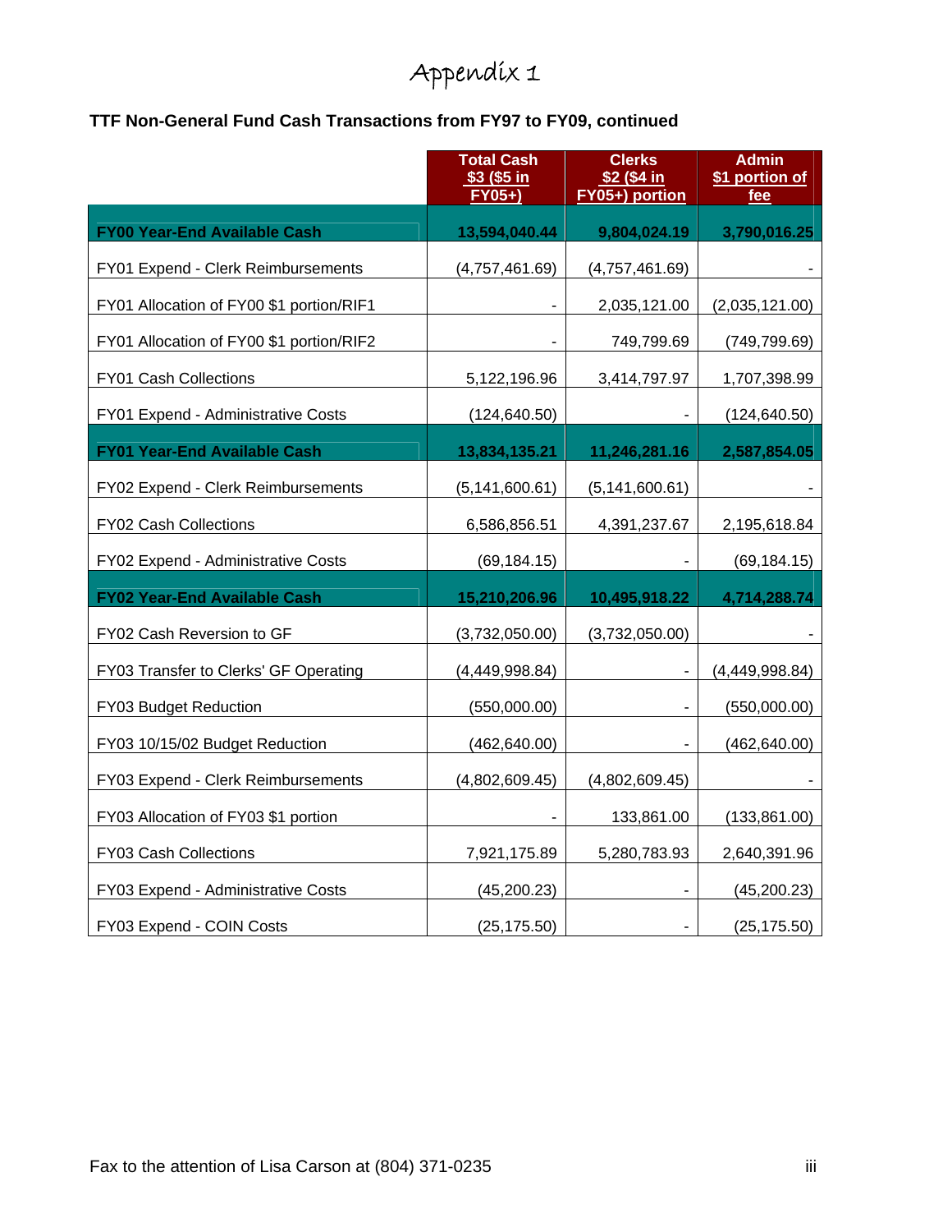# Appendix 1

**TTF Non-General Fund Cash Transactions from FY97 to FY09, continued**

| | Total Cash $3 ($5 in FY05+) | Clerks $2 ($4 in FY05+) portion | Admin $1 portion of fee |
|---|---|---|---|
| **FY00 Year-End Available Cash** | **13,594,040.44** | **9,804,024.19** | **3,790,016.25** |
| FY01 Expend - Clerk Reimbursements | (4,757,461.69) | (4,757,461.69) | - |
| FY01 Allocation of FY00 $1 portion/RIF1 | - | 2,035,121.00 | (2,035,121.00) |
| FY01 Allocation of FY00 $1 portion/RIF2 | - | 749,799.69 | (749,799.69) |
| FY01 Cash Collections | 5,122,196.96 | 3,414,797.97 | 1,707,398.99 |
| FY01 Expend - Administrative Costs | (124,640.50) | - | (124,640.50) |
| **FY01 Year-End Available Cash** | **13,834,135.21** | **11,246,281.16** | **2,587,854.05** |
| FY02 Expend - Clerk Reimbursements | (5,141,600.61) | (5,141,600.61) | - |
| FY02 Cash Collections | 6,586,856.51 | 4,391,237.67 | 2,195,618.84 |
| FY02 Expend - Administrative Costs | (69,184.15) | - | (69,184.15) |
| **FY02 Year-End Available Cash** | **15,210,206.96** | **10,495,918.22** | **4,714,288.74** |
| FY02 Cash Reversion to GF | (3,732,050.00) | (3,732,050.00) | - |
| FY03 Transfer to Clerks' GF Operating | (4,449,998.84) | - | (4,449,998.84) |
| FY03 Budget Reduction | (550,000.00) | - | (550,000.00) |
| FY03 10/15/02 Budget Reduction | (462,640.00) | - | (462,640.00) |
| FY03 Expend - Clerk Reimbursements | (4,802,609.45) | (4,802,609.45) | - |
| FY03 Allocation of FY03 $1 portion | - | 133,861.00 | (133,861.00) |
| FY03 Cash Collections | 7,921,175.89 | 5,280,783.93 | 2,640,391.96 |
| FY03 Expend - Administrative Costs | (45,200.23) | - | (45,200.23) |
| FY03 Expend - COIN Costs | (25,175.50) | - | (25,175.50) |

Fax to the attention of Lisa Carson at (804) 371-0235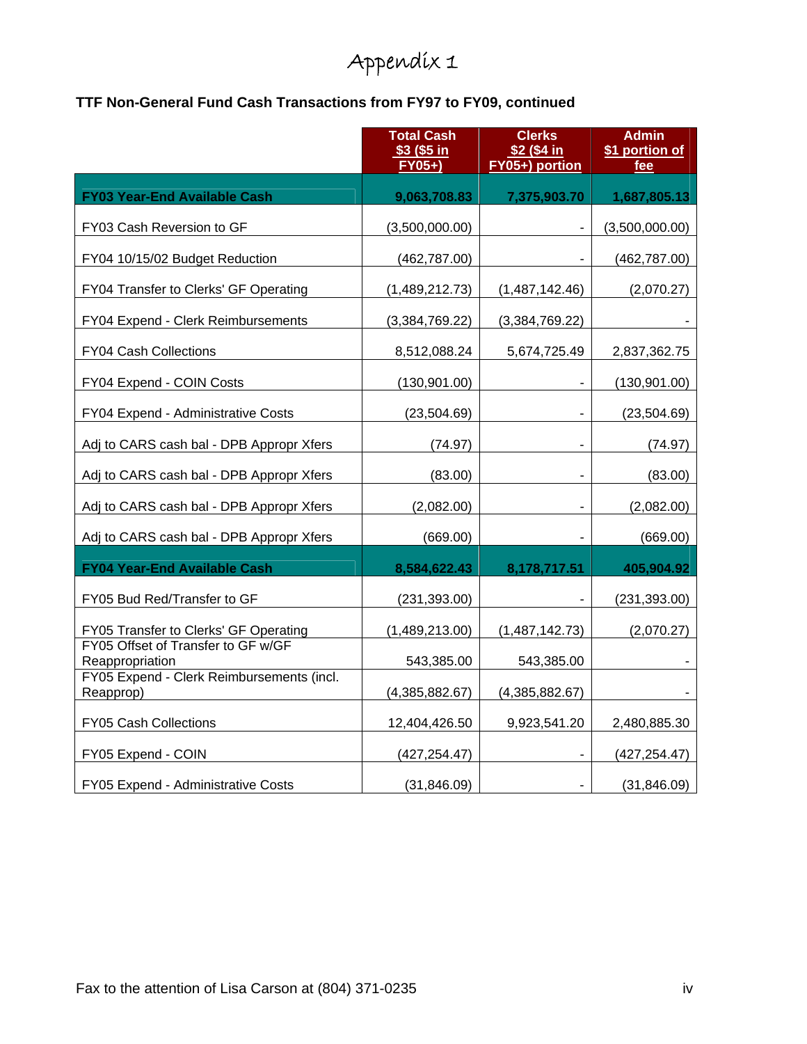# Appendix 1

**TTF Non-General Fund Cash Transactions from FY97 to FY09, continued**

| | Total Cash $3 ($5 in FY05+) | Clerks $2 ($4 in FY05+) portion | Admin $1 portion of fee |
|---|---|---|---|
| **FY03 Year-End Available Cash** | **9,063,708.83** | **7,375,903.70** | **1,687,805.13** |
| FY03 Cash Reversion to GF | (3,500,000.00) | - | (3,500,000.00) |
| FY04 10/15/02 Budget Reduction | (462,787.00) | - | (462,787.00) |
| FY04 Transfer to Clerks' GF Operating | (1,489,212.73) | (1,487,142.46) | (2,070.27) |
| FY04 Expend - Clerk Reimbursements | (3,384,769.22) | (3,384,769.22) | - |
| FY04 Cash Collections | 8,512,088.24 | 5,674,725.49 | 2,837,362.75 |
| FY04 Expend - COIN Costs | (130,901.00) | - | (130,901.00) |
| FY04 Expend - Administrative Costs | (23,504.69) | - | (23,504.69) |
| Adj to CARS cash bal - DPB Appropr Xfers | (74.97) | - | (74.97) |
| Adj to CARS cash bal - DPB Appropr Xfers | (83.00) | - | (83.00) |
| Adj to CARS cash bal - DPB Appropr Xfers | (2,082.00) | - | (2,082.00) |
| Adj to CARS cash bal - DPB Appropr Xfers | (669.00) | - | (669.00) |
| **FY04 Year-End Available Cash** | **8,584,622.43** | **8,178,717.51** | **405,904.92** |
| FY05 Bud Red/Transfer to GF | (231,393.00) | - | (231,393.00) |
| FY05 Transfer to Clerks' GF Operating | (1,489,213.00) | (1,487,142.73) | (2,070.27) |
| FY05 Offset of Transfer to GF w/GF Reappropriation | 543,385.00 | 543,385.00 | - |
| FY05 Expend - Clerk Reimbursements (incl. Reapprop) | (4,385,882.67) | (4,385,882.67) | - |
| FY05 Cash Collections | 12,404,426.50 | 9,923,541.20 | 2,480,885.30 |
| FY05 Expend - COIN | (427,254.47) | - | (427,254.47) |
| FY05 Expend - Administrative Costs | (31,846.09) | - | (31,846.09) |

Fax to the attention of Lisa Carson at (804) 371-0235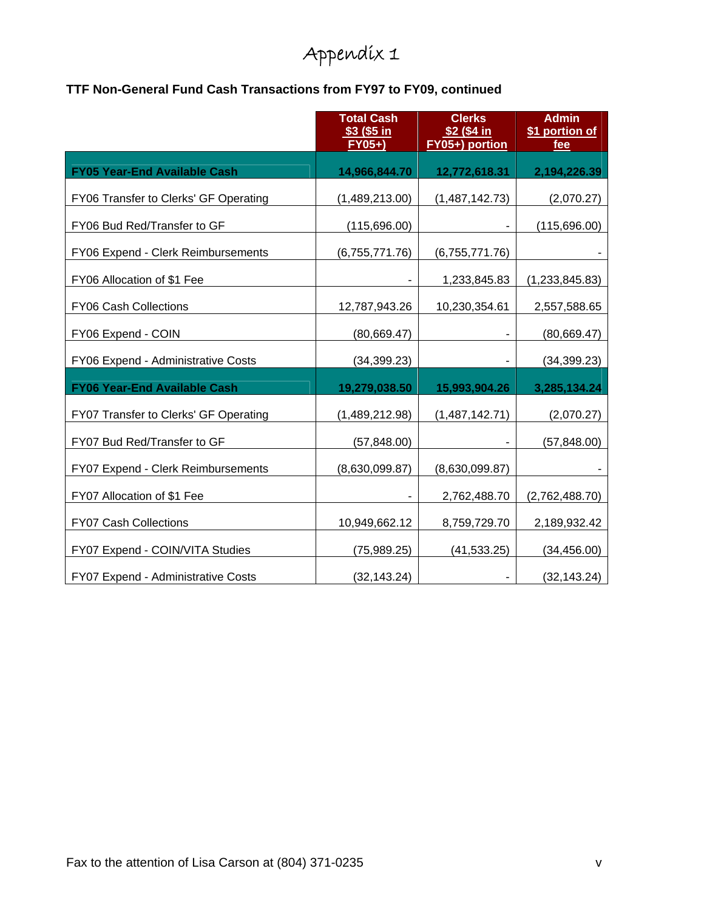# Appendix 1

**TTF Non-General Fund Cash Transactions from FY97 to FY09, continued**

| | Total Cash $3 ($5 in FY05+) | Clerks $2 ($4 in FY05+) portion | Admin $1 portion of fee |
|---|---|---|---|
| **FY05 Year-End Available Cash** | **14,966,844.70** | **12,772,618.31** | **2,194,226.39** |
| FY06 Transfer to Clerks' GF Operating | (1,489,213.00) | (1,487,142.73) | (2,070.27) |
| FY06 Bud Red/Transfer to GF | (115,696.00) | - | (115,696.00) |
| FY06 Expend - Clerk Reimbursements | (6,755,771.76) | (6,755,771.76) | - |
| FY06 Allocation of $1 Fee | - | 1,233,845.83 | (1,233,845.83) |
| FY06 Cash Collections | 12,787,943.26 | 10,230,354.61 | 2,557,588.65 |
| FY06 Expend - COIN | (80,669.47) | - | (80,669.47) |
| FY06 Expend - Administrative Costs | (34,399.23) | - | (34,399.23) |
| **FY06 Year-End Available Cash** | **19,279,038.50** | **15,993,904.26** | **3,285,134.24** |
| FY07 Transfer to Clerks' GF Operating | (1,489,212.98) | (1,487,142.71) | (2,070.27) |
| FY07 Bud Red/Transfer to GF | (57,848.00) | - | (57,848.00) |
| FY07 Expend - Clerk Reimbursements | (8,630,099.87) | (8,630,099.87) | - |
| FY07 Allocation of $1 Fee | - | 2,762,488.70 | (2,762,488.70) |
| FY07 Cash Collections | 10,949,662.12 | 8,759,729.70 | 2,189,932.42 |
| FY07 Expend - COIN/VITA Studies | (75,989.25) | (41,533.25) | (34,456.00) |
| FY07 Expend - Administrative Costs | (32,143.24) | - | (32,143.24) |

Fax to the attention of Lisa Carson at (804) 371-0235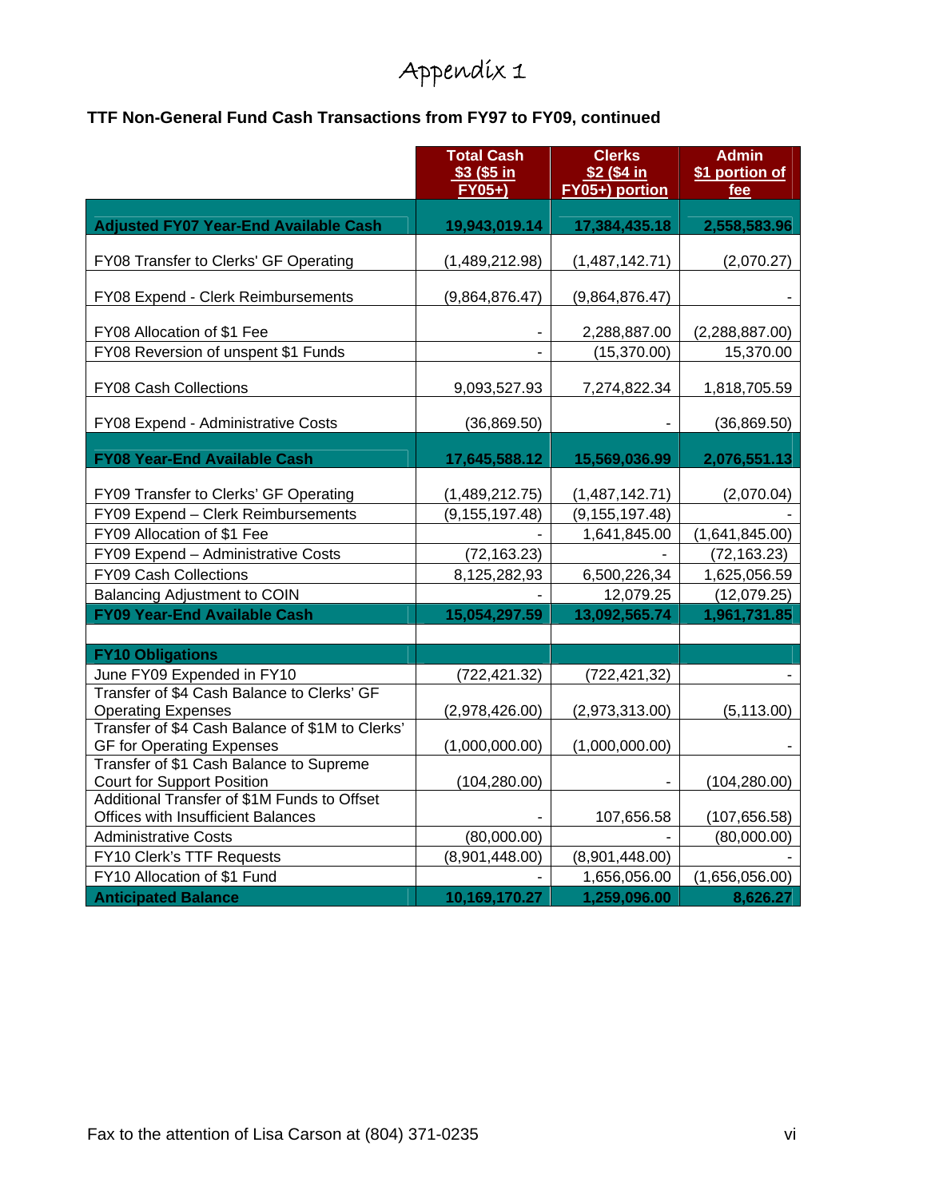# Appendix 1

**TTF Non-General Fund Cash Transactions from FY97 to FY09, continued**

| | Total Cash $3 ($5 in FY05+) | Clerks $2 ($4 in FY05+) portion | Admin $1 portion of fee |
|---|---|---|---|
| **Adjusted FY07 Year-End Available Cash** | **19,943,019.14** | **17,384,435.18** | **2,558,583.96** |
| FY08 Transfer to Clerks' GF Operating | (1,489,212.98) | (1,487,142.71) | (2,070.27) |
| FY08 Expend - Clerk Reimbursements | (9,864,876.47) | (9,864,876.47) | - |
| FY08 Allocation of $1 Fee | - | 2,288,887.00 | (2,288,887.00) |
| FY08 Reversion of unspent $1 Funds | - | (15,370.00) | 15,370.00 |
| FY08 Cash Collections | 9,093,527.93 | 7,274,822.34 | 1,818,705.59 |
| FY08 Expend - Administrative Costs | (36,869.50) | - | (36,869.50) |
| **FY08 Year-End Available Cash** | **17,645,588.12** | **15,569,036.99** | **2,076,551.13** |
| FY09 Transfer to Clerks' GF Operating | (1,489,212.75) | (1,487,142.71) | (2,070.04) |
| FY09 Expend – Clerk Reimbursements | (9,155,197.48) | (9,155,197.48) | - |
| FY09 Allocation of $1 Fee | - | 1,641,845.00 | (1,641,845.00) |
| FY09 Expend – Administrative Costs | (72,163.23) | - | (72,163.23) |
| FY09 Cash Collections | 8,125,282,93 | 6,500,226,34 | 1,625,056.59 |
| Balancing Adjustment to COIN | - | 12,079.25 | (12,079.25) |
| **FY09 Year-End Available Cash** | **15,054,297.59** | **13,092,565.74** | **1,961,731.85** |
| | | | |
| **FY10 Obligations** | | | |
| June FY09 Expended in FY10 | (722,421.32) | (722,421,32) | - |
| Transfer of $4 Cash Balance to Clerks' GF Operating Expenses | (2,978,426.00) | (2,973,313.00) | (5,113.00) |
| Transfer of $4 Cash Balance of $1M to Clerks' GF for Operating Expenses | (1,000,000.00) | (1,000,000.00) | - |
| Transfer of $1 Cash Balance to Supreme Court for Support Position | (104,280.00) | - | (104,280.00) |
| Additional Transfer of $1M Funds to Offset Offices with Insufficient Balances | - | 107,656.58 | (107,656.58) |
| Administrative Costs | (80,000.00) | - | (80,000.00) |
| FY10 Clerk's TTF Requests | (8,901,448.00) | (8,901,448.00) | - |
| FY10 Allocation of $1 Fund | - | 1,656,056.00 | (1,656,056.00) |
| **Anticipated Balance** | **10,169,170.27** | **1,259,096.00** | **8,626.27** |

Fax to the attention of Lisa Carson at (804) 371-0235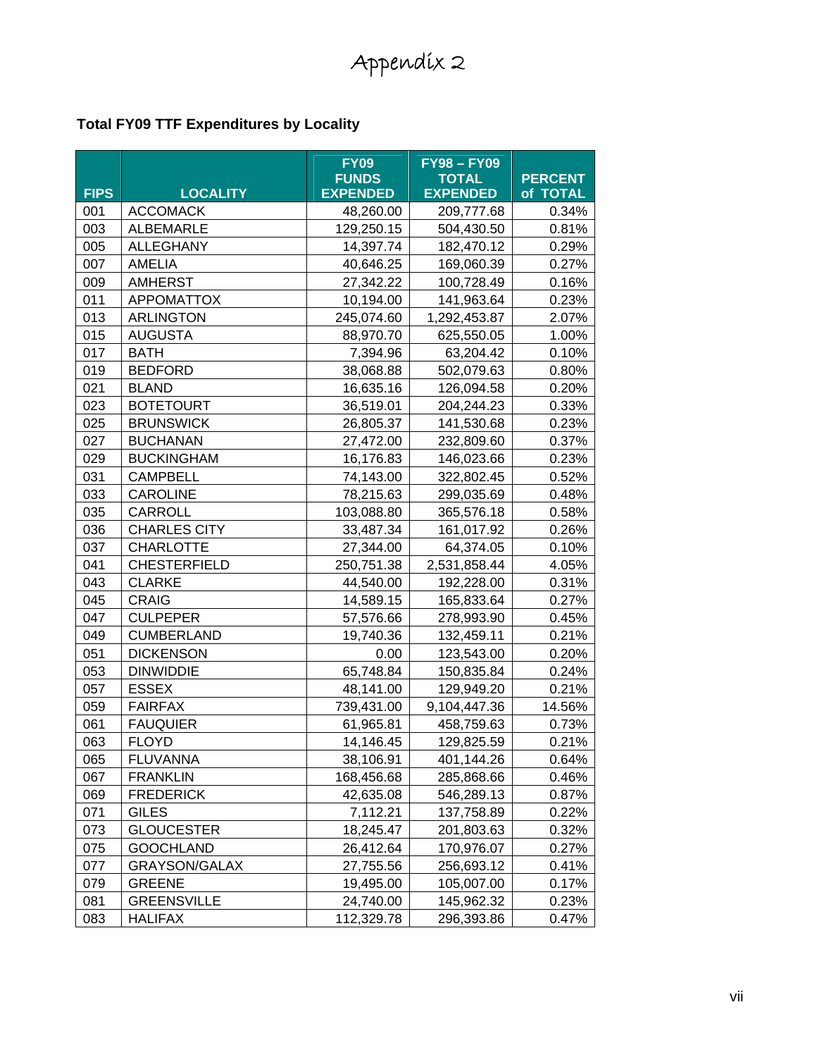# Appendix 2

**Total FY09 TTF Expenditures by Locality**

| FIPS | LOCALITY | FY09 FUNDS EXPENDED | FY98 – FY09 TOTAL EXPENDED | PERCENT of TOTAL |
|---|---|---|---|---|
| 001 | ACCOMACK | 48,260.00 | 209,777.68 | 0.34% |
| 003 | ALBEMARLE | 129,250.15 | 504,430.50 | 0.81% |
| 005 | ALLEGHANY | 14,397.74 | 182,470.12 | 0.29% |
| 007 | AMELIA | 40,646.25 | 169,060.39 | 0.27% |
| 009 | AMHERST | 27,342.22 | 100,728.49 | 0.16% |
| 011 | APPOMATTOX | 10,194.00 | 141,963.64 | 0.23% |
| 013 | ARLINGTON | 245,074.60 | 1,292,453.87 | 2.07% |
| 015 | AUGUSTA | 88,970.70 | 625,550.05 | 1.00% |
| 017 | BATH | 7,394.96 | 63,204.42 | 0.10% |
| 019 | BEDFORD | 38,068.88 | 502,079.63 | 0.80% |
| 021 | BLAND | 16,635.16 | 126,094.58 | 0.20% |
| 023 | BOTETOURT | 36,519.01 | 204,244.23 | 0.33% |
| 025 | BRUNSWICK | 26,805.37 | 141,530.68 | 0.23% |
| 027 | BUCHANAN | 27,472.00 | 232,809.60 | 0.37% |
| 029 | BUCKINGHAM | 16,176.83 | 146,023.66 | 0.23% |
| 031 | CAMPBELL | 74,143.00 | 322,802.45 | 0.52% |
| 033 | CAROLINE | 78,215.63 | 299,035.69 | 0.48% |
| 035 | CARROLL | 103,088.80 | 365,576.18 | 0.58% |
| 036 | CHARLES CITY | 33,487.34 | 161,017.92 | 0.26% |
| 037 | CHARLOTTE | 27,344.00 | 64,374.05 | 0.10% |
| 041 | CHESTERFIELD | 250,751.38 | 2,531,858.44 | 4.05% |
| 043 | CLARKE | 44,540.00 | 192,228.00 | 0.31% |
| 045 | CRAIG | 14,589.15 | 165,833.64 | 0.27% |
| 047 | CULPEPER | 57,576.66 | 278,993.90 | 0.45% |
| 049 | CUMBERLAND | 19,740.36 | 132,459.11 | 0.21% |
| 051 | DICKENSON | 0.00 | 123,543.00 | 0.20% |
| 053 | DINWIDDIE | 65,748.84 | 150,835.84 | 0.24% |
| 057 | ESSEX | 48,141.00 | 129,949.20 | 0.21% |
| 059 | FAIRFAX | 739,431.00 | 9,104,447.36 | 14.56% |
| 061 | FAUQUIER | 61,965.81 | 458,759.63 | 0.73% |
| 063 | FLOYD | 14,146.45 | 129,825.59 | 0.21% |
| 065 | FLUVANNA | 38,106.91 | 401,144.26 | 0.64% |
| 067 | FRANKLIN | 168,456.68 | 285,868.66 | 0.46% |
| 069 | FREDERICK | 42,635.08 | 546,289.13 | 0.87% |
| 071 | GILES | 7,112.21 | 137,758.89 | 0.22% |
| 073 | GLOUCESTER | 18,245.47 | 201,803.63 | 0.32% |
| 075 | GOOCHLAND | 26,412.64 | 170,976.07 | 0.27% |
| 077 | GRAYSON/GALAX | 27,755.56 | 256,693.12 | 0.41% |
| 079 | GREENE | 19,495.00 | 105,007.00 | 0.17% |
| 081 | GREENSVILLE | 24,740.00 | 145,962.32 | 0.23% |
| 083 | HALIFAX | 112,329.78 | 296,393.86 | 0.47% |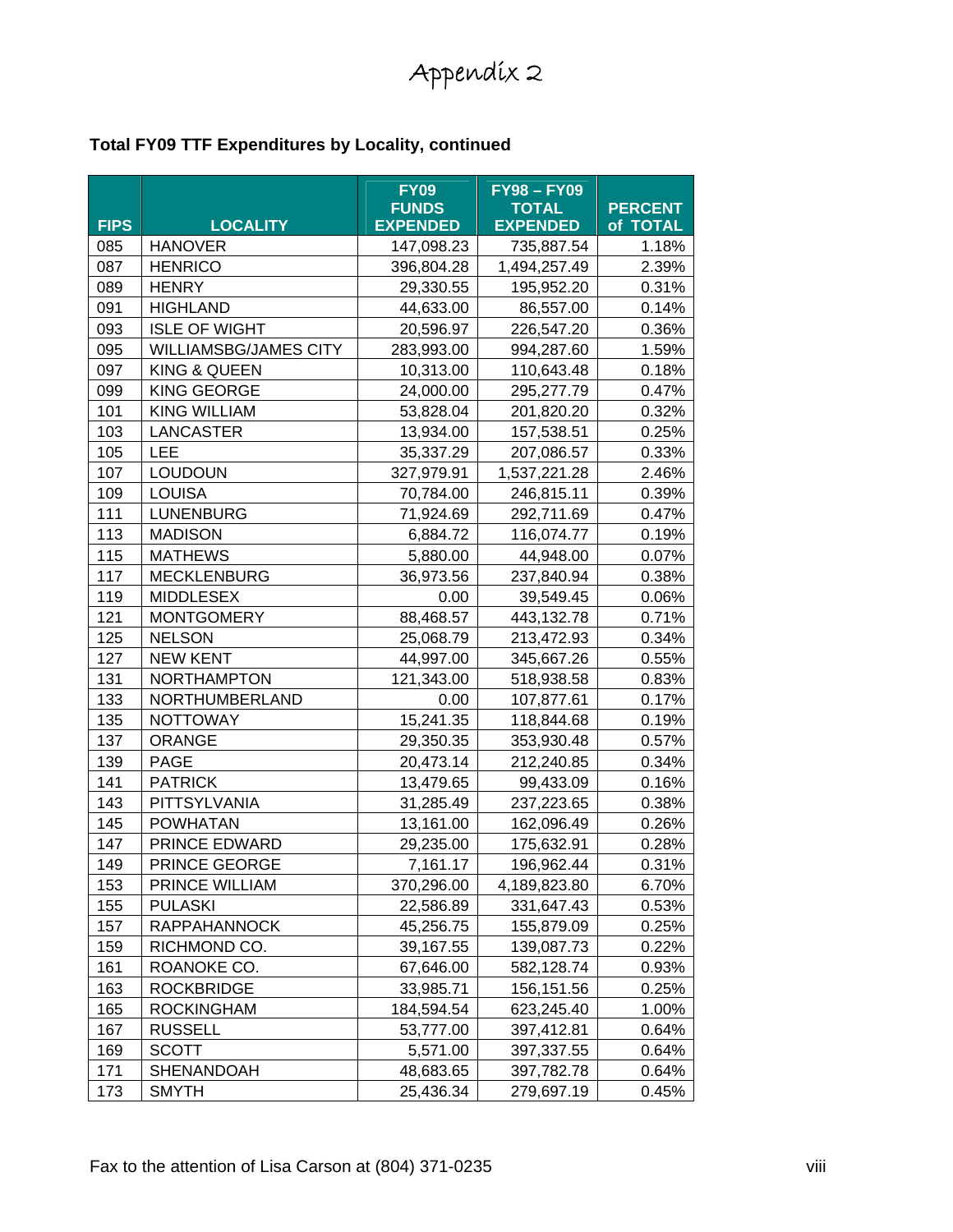# Appendix 2

**Total FY09 TTF Expenditures by Locality, continued**

| FIPS | LOCALITY | FY09 FUNDS EXPENDED | FY98 – FY09 TOTAL EXPENDED | PERCENT of TOTAL |
|---|---|---|---|---|
| 085 | HANOVER | 147,098.23 | 735,887.54 | 1.18% |
| 087 | HENRICO | 396,804.28 | 1,494,257.49 | 2.39% |
| 089 | HENRY | 29,330.55 | 195,952.20 | 0.31% |
| 091 | HIGHLAND | 44,633.00 | 86,557.00 | 0.14% |
| 093 | ISLE OF WIGHT | 20,596.97 | 226,547.20 | 0.36% |
| 095 | WILLIAMSBG/JAMES CITY | 283,993.00 | 994,287.60 | 1.59% |
| 097 | KING & QUEEN | 10,313.00 | 110,643.48 | 0.18% |
| 099 | KING GEORGE | 24,000.00 | 295,277.79 | 0.47% |
| 101 | KING WILLIAM | 53,828.04 | 201,820.20 | 0.32% |
| 103 | LANCASTER | 13,934.00 | 157,538.51 | 0.25% |
| 105 | LEE | 35,337.29 | 207,086.57 | 0.33% |
| 107 | LOUDOUN | 327,979.91 | 1,537,221.28 | 2.46% |
| 109 | LOUISA | 70,784.00 | 246,815.11 | 0.39% |
| 111 | LUNENBURG | 71,924.69 | 292,711.69 | 0.47% |
| 113 | MADISON | 6,884.72 | 116,074.77 | 0.19% |
| 115 | MATHEWS | 5,880.00 | 44,948.00 | 0.07% |
| 117 | MECKLENBURG | 36,973.56 | 237,840.94 | 0.38% |
| 119 | MIDDLESEX | 0.00 | 39,549.45 | 0.06% |
| 121 | MONTGOMERY | 88,468.57 | 443,132.78 | 0.71% |
| 125 | NELSON | 25,068.79 | 213,472.93 | 0.34% |
| 127 | NEW KENT | 44,997.00 | 345,667.26 | 0.55% |
| 131 | NORTHAMPTON | 121,343.00 | 518,938.58 | 0.83% |
| 133 | NORTHUMBERLAND | 0.00 | 107,877.61 | 0.17% |
| 135 | NOTTOWAY | 15,241.35 | 118,844.68 | 0.19% |
| 137 | ORANGE | 29,350.35 | 353,930.48 | 0.57% |
| 139 | PAGE | 20,473.14 | 212,240.85 | 0.34% |
| 141 | PATRICK | 13,479.65 | 99,433.09 | 0.16% |
| 143 | PITTSYLVANIA | 31,285.49 | 237,223.65 | 0.38% |
| 145 | POWHATAN | 13,161.00 | 162,096.49 | 0.26% |
| 147 | PRINCE EDWARD | 29,235.00 | 175,632.91 | 0.28% |
| 149 | PRINCE GEORGE | 7,161.17 | 196,962.44 | 0.31% |
| 153 | PRINCE WILLIAM | 370,296.00 | 4,189,823.80 | 6.70% |
| 155 | PULASKI | 22,586.89 | 331,647.43 | 0.53% |
| 157 | RAPPAHANNOCK | 45,256.75 | 155,879.09 | 0.25% |
| 159 | RICHMOND CO. | 39,167.55 | 139,087.73 | 0.22% |
| 161 | ROANOKE CO. | 67,646.00 | 582,128.74 | 0.93% |
| 163 | ROCKBRIDGE | 33,985.71 | 156,151.56 | 0.25% |
| 165 | ROCKINGHAM | 184,594.54 | 623,245.40 | 1.00% |
| 167 | RUSSELL | 53,777.00 | 397,412.81 | 0.64% |
| 169 | SCOTT | 5,571.00 | 397,337.55 | 0.64% |
| 171 | SHENANDOAH | 48,683.65 | 397,782.78 | 0.64% |
| 173 | SMYTH | 25,436.34 | 279,697.19 | 0.45% |

Fax to the attention of Lisa Carson at (804) 371-0235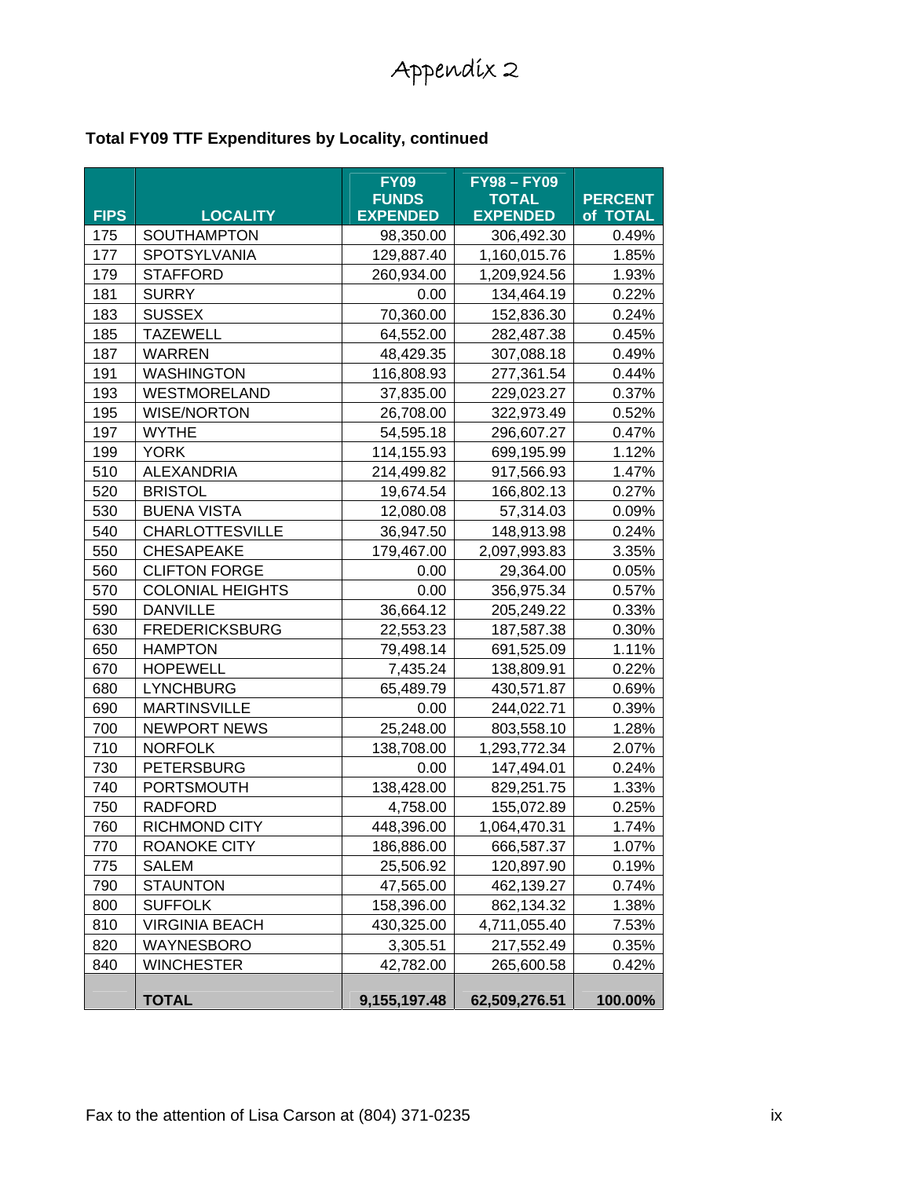# Appendix 2

**Total FY09 TTF Expenditures by Locality, continued**

| FIPS | LOCALITY | FY09 FUNDS EXPENDED | FY98 – FY09 TOTAL EXPENDED | PERCENT of TOTAL |
|---|---|---|---|---|
| 175 | SOUTHAMPTON | 98,350.00 | 306,492.30 | 0.49% |
| 177 | SPOTSYLVANIA | 129,887.40 | 1,160,015.76 | 1.85% |
| 179 | STAFFORD | 260,934.00 | 1,209,924.56 | 1.93% |
| 181 | SURRY | 0.00 | 134,464.19 | 0.22% |
| 183 | SUSSEX | 70,360.00 | 152,836.30 | 0.24% |
| 185 | TAZEWELL | 64,552.00 | 282,487.38 | 0.45% |
| 187 | WARREN | 48,429.35 | 307,088.18 | 0.49% |
| 191 | WASHINGTON | 116,808.93 | 277,361.54 | 0.44% |
| 193 | WESTMORELAND | 37,835.00 | 229,023.27 | 0.37% |
| 195 | WISE/NORTON | 26,708.00 | 322,973.49 | 0.52% |
| 197 | WYTHE | 54,595.18 | 296,607.27 | 0.47% |
| 199 | YORK | 114,155.93 | 699,195.99 | 1.12% |
| 510 | ALEXANDRIA | 214,499.82 | 917,566.93 | 1.47% |
| 520 | BRISTOL | 19,674.54 | 166,802.13 | 0.27% |
| 530 | BUENA VISTA | 12,080.08 | 57,314.03 | 0.09% |
| 540 | CHARLOTTESVILLE | 36,947.50 | 148,913.98 | 0.24% |
| 550 | CHESAPEAKE | 179,467.00 | 2,097,993.83 | 3.35% |
| 560 | CLIFTON FORGE | 0.00 | 29,364.00 | 0.05% |
| 570 | COLONIAL HEIGHTS | 0.00 | 356,975.34 | 0.57% |
| 590 | DANVILLE | 36,664.12 | 205,249.22 | 0.33% |
| 630 | FREDERICKSBURG | 22,553.23 | 187,587.38 | 0.30% |
| 650 | HAMPTON | 79,498.14 | 691,525.09 | 1.11% |
| 670 | HOPEWELL | 7,435.24 | 138,809.91 | 0.22% |
| 680 | LYNCHBURG | 65,489.79 | 430,571.87 | 0.69% |
| 690 | MARTINSVILLE | 0.00 | 244,022.71 | 0.39% |
| 700 | NEWPORT NEWS | 25,248.00 | 803,558.10 | 1.28% |
| 710 | NORFOLK | 138,708.00 | 1,293,772.34 | 2.07% |
| 730 | PETERSBURG | 0.00 | 147,494.01 | 0.24% |
| 740 | PORTSMOUTH | 138,428.00 | 829,251.75 | 1.33% |
| 750 | RADFORD | 4,758.00 | 155,072.89 | 0.25% |
| 760 | RICHMOND CITY | 448,396.00 | 1,064,470.31 | 1.74% |
| 770 | ROANOKE CITY | 186,886.00 | 666,587.37 | 1.07% |
| 775 | SALEM | 25,506.92 | 120,897.90 | 0.19% |
| 790 | STAUNTON | 47,565.00 | 462,139.27 | 0.74% |
| 800 | SUFFOLK | 158,396.00 | 862,134.32 | 1.38% |
| 810 | VIRGINIA BEACH | 430,325.00 | 4,711,055.40 | 7.53% |
| 820 | WAYNESBORO | 3,305.51 | 217,552.49 | 0.35% |
| 840 | WINCHESTER | 42,782.00 | 265,600.58 | 0.42% |
| | **TOTAL** | **9,155,197.48** | **62,509,276.51** | **100.00%** |

Fax to the attention of Lisa Carson at (804) 371-0235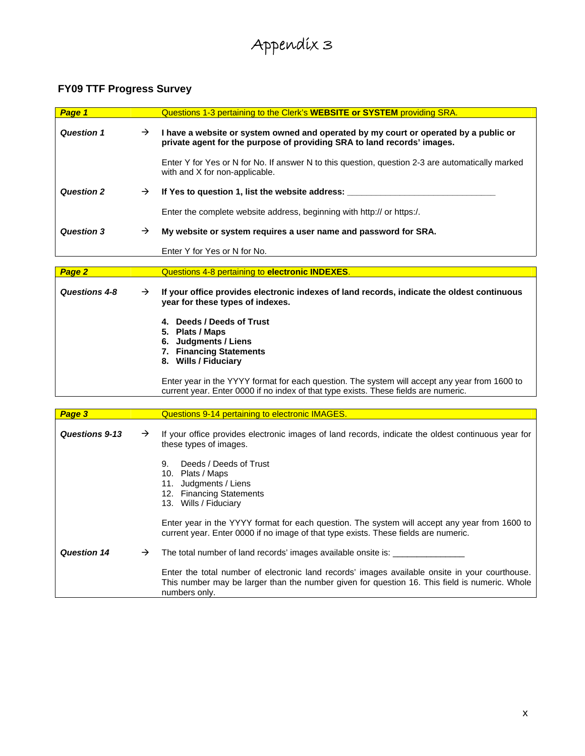# Appendix 3

## FY09 TTF Progress Survey

| ***Page 1*** | | Questions 1-3 pertaining to the Clerk's **WEBSITE or SYSTEM** providing SRA. |
|---|---|---|
| ***Question 1*** | → | **I have a website or system owned and operated by my court or operated by a public or private agent for the purpose of providing SRA to land records' images.** |
| | | Enter Y for Yes or N for No. If answer N to this question, question 2-3 are automatically marked with and X for non-applicable. |
| ***Question 2*** | → | **If Yes to question 1, list the website address:** _______________________________ |
| | | Enter the complete website address, beginning with http:// or https:/. |
| ***Question 3*** | → | **My website or system requires a user name and password for SRA.** |
| | | Enter Y for Yes or N for No. |

| ***Page 2*** | | Questions 4-8 pertaining to **electronic INDEXES**. |
|---|---|---|
| ***Questions 4-8*** | → | **If your office provides electronic indexes of land records, indicate the oldest continuous year for these types of indexes.** |
| | | **4. Deeds / Deeds of Trust**<br>**5. Plats / Maps**<br>**6. Judgments / Liens**<br>**7. Financing Statements**<br>**8. Wills / Fiduciary** |
| | | Enter year in the YYYY format for each question. The system will accept any year from 1600 to current year. Enter 0000 if no index of that type exists. These fields are numeric. |

| ***Page 3*** | | Questions 9-14 pertaining to electronic IMAGES. |
|---|---|---|
| ***Questions 9-13*** | → | If your office provides electronic images of land records, indicate the oldest continuous year for these types of images. |
| | | 9. Deeds / Deeds of Trust<br>10. Plats / Maps<br>11. Judgments / Liens<br>12. Financing Statements<br>13. Wills / Fiduciary |
| | | Enter year in the YYYY format for each question. The system will accept any year from 1600 to current year. Enter 0000 if no image of that type exists. These fields are numeric. |
| ***Question 14*** | → | The total number of land records' images available onsite is: _______________ |
| | | Enter the total number of electronic land records' images available onsite in your courthouse. This number may be larger than the number given for question 16. This field is numeric. Whole numbers only. |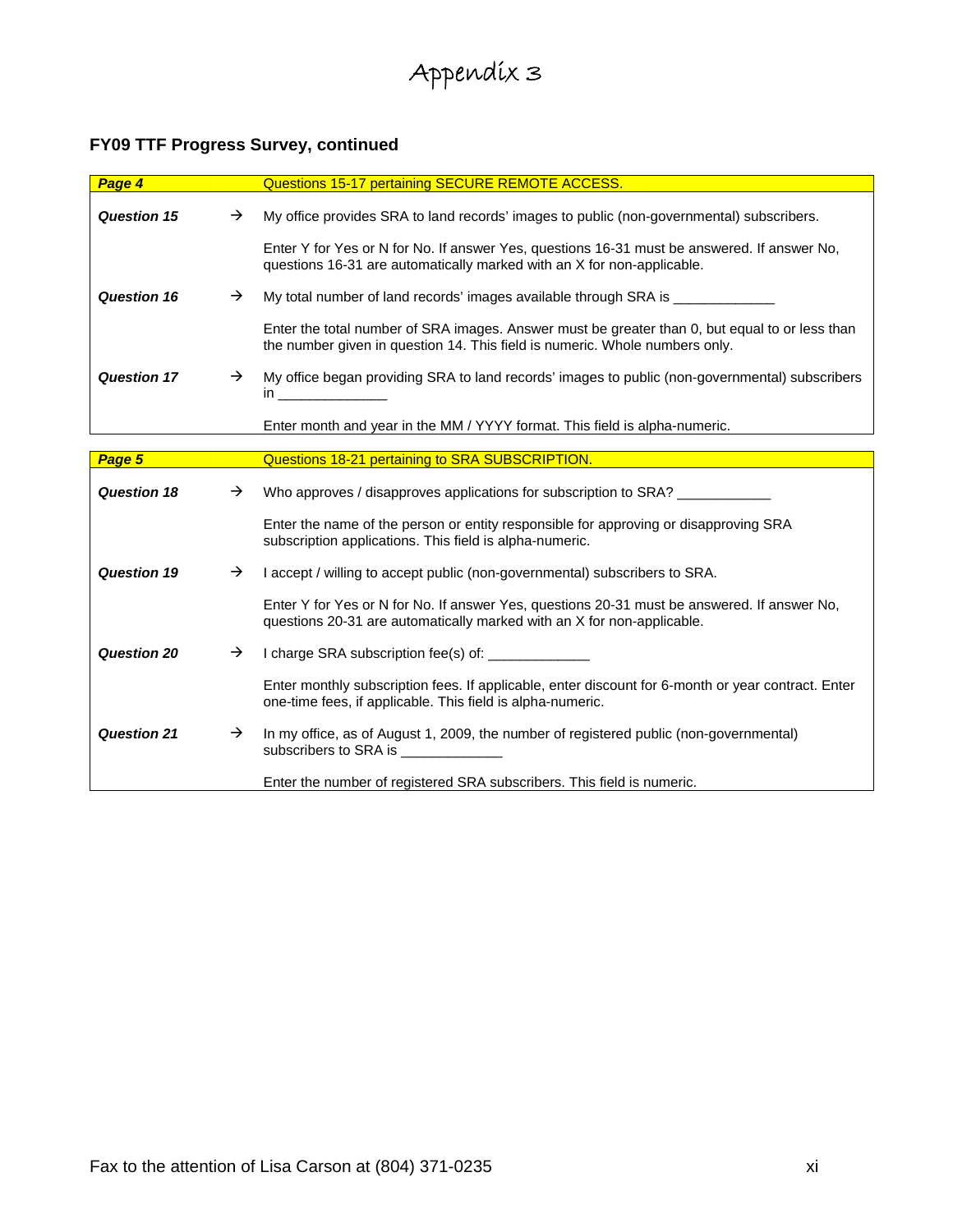# Appendix 3

## FY09 TTF Progress Survey, continued

| ***Page 4*** | | Questions 15-17 pertaining SECURE REMOTE ACCESS. |
|---|---|---|
| ***Question 15*** | → | My office provides SRA to land records' images to public (non-governmental) subscribers. |
| | | Enter Y for Yes or N for No. If answer Yes, questions 16-31 must be answered. If answer No, questions 16-31 are automatically marked with an X for non-applicable. |
| ***Question 16*** | → | My total number of land records' images available through SRA is _____________ |
| | | Enter the total number of SRA images. Answer must be greater than 0, but equal to or less than the number given in question 14. This field is numeric. Whole numbers only. |
| ***Question 17*** | → | My office began providing SRA to land records' images to public (non-governmental) subscribers in ______________ |
| | | Enter month and year in the MM / YYYY format. This field is alpha-numeric. |

| ***Page 5*** | | Questions 18-21 pertaining to SRA SUBSCRIPTION. |
|---|---|---|
| ***Question 18*** | → | Who approves / disapproves applications for subscription to SRA? ____________ |
| | | Enter the name of the person or entity responsible for approving or disapproving SRA subscription applications. This field is alpha-numeric. |
| ***Question 19*** | → | I accept / willing to accept public (non-governmental) subscribers to SRA. |
| | | Enter Y for Yes or N for No. If answer Yes, questions 20-31 must be answered. If answer No, questions 20-31 are automatically marked with an X for non-applicable. |
| ***Question 20*** | → | I charge SRA subscription fee(s) of: _____________ |
| | | Enter monthly subscription fees. If applicable, enter discount for 6-month or year contract. Enter one-time fees, if applicable. This field is alpha-numeric. |
| ***Question 21*** | → | In my office, as of August 1, 2009, the number of registered public (non-governmental) subscribers to SRA is _____________ |
| | | Enter the number of registered SRA subscribers. This field is numeric. |

Fax to the attention of Lisa Carson at (804) 371-0235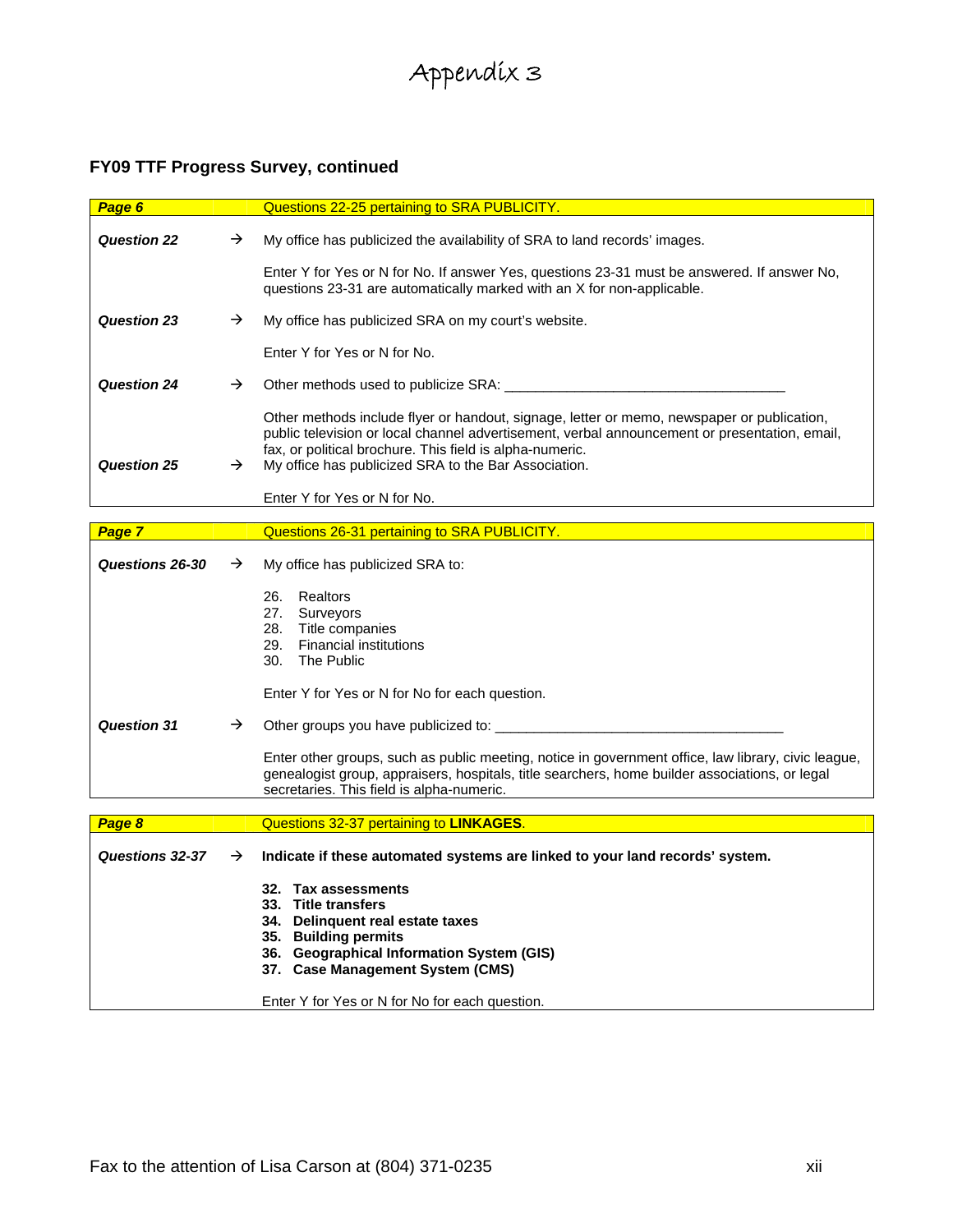# Appendix 3

## FY09 TTF Progress Survey, continued

| ***Page 6*** | | Questions 22-25 pertaining to SRA PUBLICITY. |
|---|---|---|
| ***Question 22*** | → | My office has publicized the availability of SRA to land records' images.<br><br>Enter Y for Yes or N for No. If answer Yes, questions 23-31 must be answered. If answer No, questions 23-31 are automatically marked with an X for non-applicable. |
| ***Question 23*** | → | My office has publicized SRA on my court's website.<br><br>Enter Y for Yes or N for No. |
| ***Question 24*** | → | Other methods used to publicize SRA: ____________________________________<br><br>Other methods include flyer or handout, signage, letter or memo, newspaper or publication, public television or local channel advertisement, verbal announcement or presentation, email, fax, or political brochure. This field is alpha-numeric. |
| ***Question 25*** | → | My office has publicized SRA to the Bar Association.<br><br>Enter Y for Yes or N for No. |

| ***Page 7*** | | Questions 26-31 pertaining to SRA PUBLICITY. |
|---|---|---|
| ***Questions 26-30*** | → | My office has publicized SRA to:<br><br>26. Realtors<br>27. Surveyors<br>28. Title companies<br>29. Financial institutions<br>30. The Public<br><br>Enter Y for Yes or N for No for each question. |
| ***Question 31*** | → | Other groups you have publicized to: ____________________________________<br><br>Enter other groups, such as public meeting, notice in government office, law library, civic league, genealogist group, appraisers, hospitals, title searchers, home builder associations, or legal secretaries. This field is alpha-numeric. |

| ***Page 8*** | | Questions 32-37 pertaining to **LINKAGES**. |
|---|---|---|
| ***Questions 32-37*** | → | **Indicate if these automated systems are linked to your land records' system.**<br><br>**32. Tax assessments**<br>**33. Title transfers**<br>**34. Delinquent real estate taxes**<br>**35. Building permits**<br>**36. Geographical Information System (GIS)**<br>**37. Case Management System (CMS)**<br><br>Enter Y for Yes or N for No for each question. |

Fax to the attention of Lisa Carson at (804) 371-0235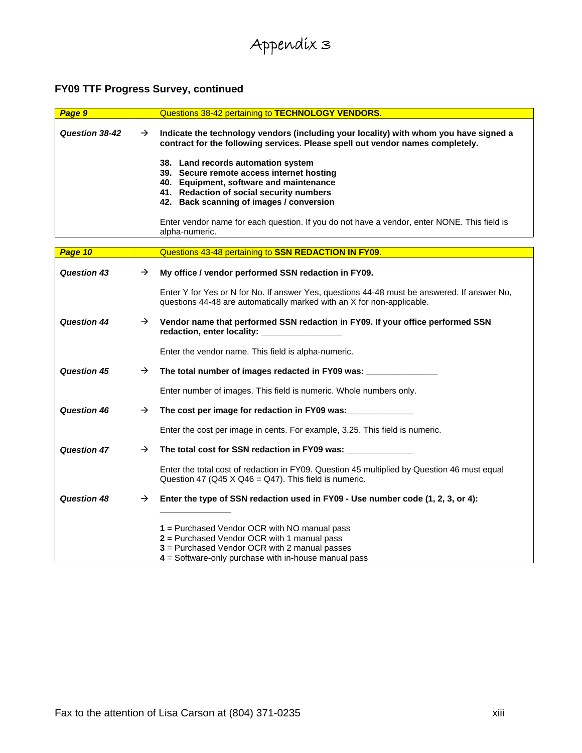# Appendix 3

## FY09 TTF Progress Survey, continued

| ***Page 9*** | | Questions 38-42 pertaining to **TECHNOLOGY VENDORS**. |
|---|---|---|
| ***Question 38-42*** | → | **Indicate the technology vendors (including your locality) with whom you have signed a contract for the following services. Please spell out vendor names completely.**<br><br>**38. Land records automation system**<br>**39. Secure remote access internet hosting**<br>**40. Equipment, software and maintenance**<br>**41. Redaction of social security numbers**<br>**42. Back scanning of images / conversion**<br><br>Enter vendor name for each question. If you do not have a vendor, enter NONE. This field is alpha-numeric. |

| ***Page 10*** | | Questions 43-48 pertaining to **SSN REDACTION IN FY09**. |
|---|---|---|
| ***Question 43*** | → | **My office / vendor performed SSN redaction in FY09.**<br><br>Enter Y for Yes or N for No. If answer Yes, questions 44-48 must be answered. If answer No, questions 44-48 are automatically marked with an X for non-applicable. |
| ***Question 44*** | → | **Vendor name that performed SSN redaction in FY09. If your office performed SSN redaction, enter locality: ________________**<br><br>Enter the vendor name. This field is alpha-numeric. |
| ***Question 45*** | → | **The total number of images redacted in FY09 was: ______________**<br><br>Enter number of images. This field is numeric. Whole numbers only. |
| ***Question 46*** | → | **The cost per image for redaction in FY09 was:_____________**<br><br>Enter the cost per image in cents. For example, 3.25. This field is numeric. |
| ***Question 47*** | → | **The total cost for SSN redaction in FY09 was: _____________**<br><br>Enter the total cost of redaction in FY09. Question 45 multiplied by Question 46 must equal Question 47 (Q45 X Q46 = Q47). This field is numeric. |
| ***Question 48*** | → | **Enter the type of SSN redaction used in FY09 - Use number code (1, 2, 3, or 4):**<br>**______________**<br><br>**1** = Purchased Vendor OCR with NO manual pass<br>**2** = Purchased Vendor OCR with 1 manual pass<br>**3** = Purchased Vendor OCR with 2 manual passes<br>**4** = Software-only purchase with in-house manual pass |

Fax to the attention of Lisa Carson at (804) 371-0235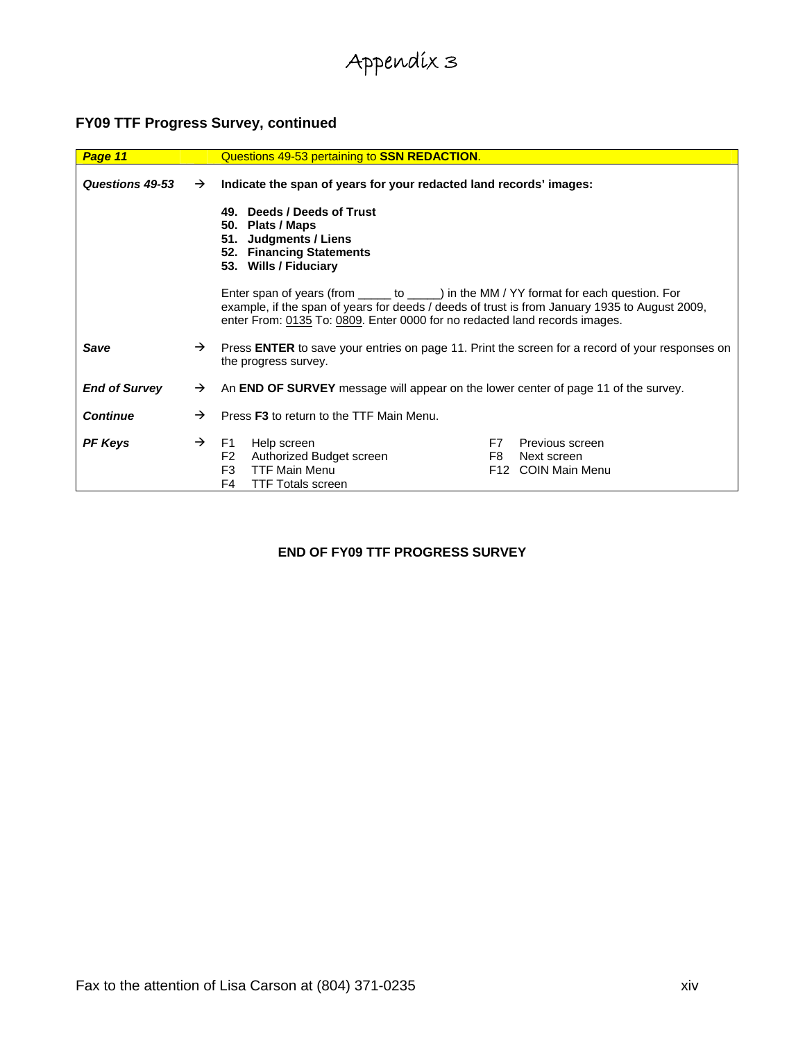# Appendix 3

## FY09 TTF Progress Survey, continued

| ***Page 11*** | | Questions 49-53 pertaining to **SSN REDACTION**. |
|---|---|---|
| ***Questions 49-53*** | → | **Indicate the span of years for your redacted land records' images:**<br><br>**49. Deeds / Deeds of Trust**<br>**50. Plats / Maps**<br>**51. Judgments / Liens**<br>**52. Financing Statements**<br>**53. Wills / Fiduciary**<br><br>Enter span of years (from _____ to _____) in the MM / YY format for each question. For example, if the span of years for deeds / deeds of trust is from January 1935 to August 2009, enter From: 0135 To: 0809. Enter 0000 for no redacted land records images. |
| ***Save*** | → | Press **ENTER** to save your entries on page 11. Print the screen for a record of your responses on the progress survey. |
| ***End of Survey*** | → | An **END OF SURVEY** message will appear on the lower center of page 11 of the survey. |
| ***Continue*** | → | Press **F3** to return to the TTF Main Menu. |
| ***PF Keys*** | → | F1 Help screen<br>F2 Authorized Budget screen<br>F3 TTF Main Menu<br>F4 TTF Totals screen<br>F7 Previous screen<br>F8 Next screen<br>F12 COIN Main Menu |

**END OF FY09 TTF PROGRESS SURVEY**

Fax to the attention of Lisa Carson at (804) 371-0235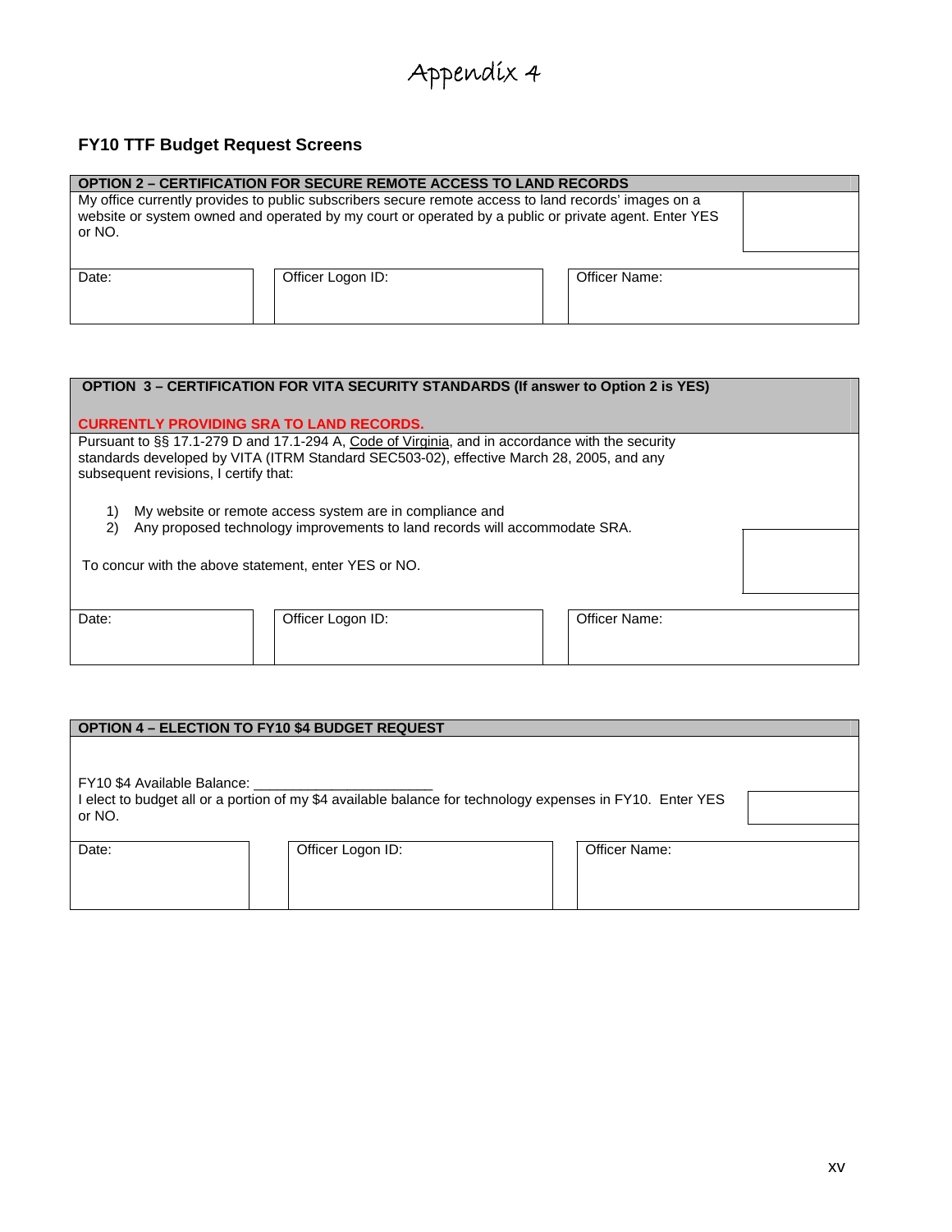# Appendix 4

## FY10 TTF Budget Request Screens

| OPTION 2 – CERTIFICATION FOR SECURE REMOTE ACCESS TO LAND RECORDS | | |
|---|---|---|
| My office currently provides to public subscribers secure remote access to land records' images on a website or system owned and operated by my court or operated by a public or private agent. Enter YES or NO. | | |
| Date: | Officer Logon ID: | Officer Name: |

| OPTION 3 – CERTIFICATION FOR VITA SECURITY STANDARDS (If answer to Option 2 is YES)<br><br>CURRENTLY PROVIDING SRA TO LAND RECORDS. | | |
|---|---|---|
| Pursuant to §§ 17.1-279 D and 17.1-294 A, Code of Virginia, and in accordance with the security standards developed by VITA (ITRM Standard SEC503-02), effective March 28, 2005, and any subsequent revisions, I certify that:<br><br>1) My website or remote access system are in compliance and<br>2) Any proposed technology improvements to land records will accommodate SRA.<br><br>To concur with the above statement, enter YES or NO. | | |
| Date: | Officer Logon ID: | Officer Name: |

| OPTION 4 – ELECTION TO FY10 $4 BUDGET REQUEST | | |
|---|---|---|
| FY10 $4 Available Balance: ______________________<br>I elect to budget all or a portion of my $4 available balance for technology expenses in FY10. Enter YES or NO. | | |
| Date: | Officer Logon ID: | Officer Name: |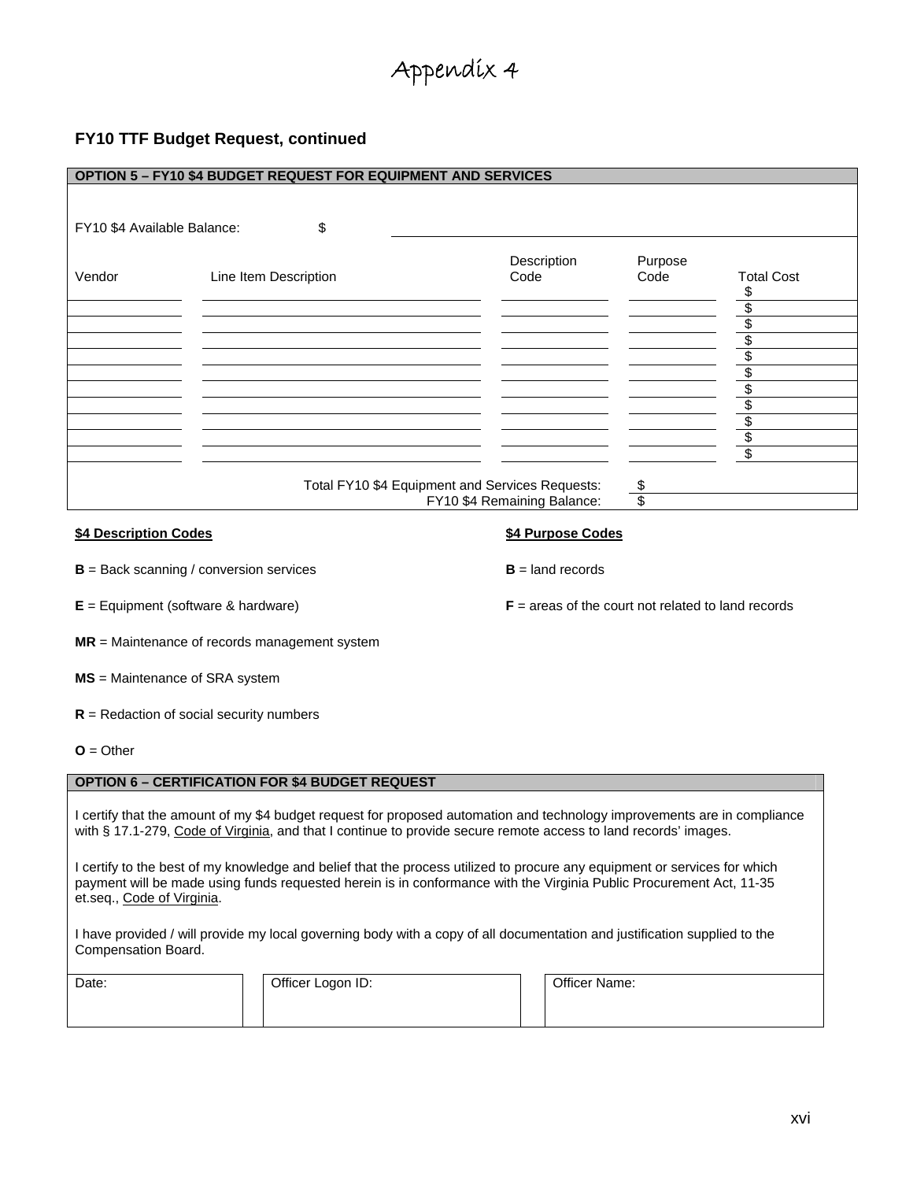# Appendix 4

## FY10 TTF Budget Request, continued

**OPTION 5 – FY10 $4 BUDGET REQUEST FOR EQUIPMENT AND SERVICES**

FY10 $4 Available Balance: $ 

| Vendor | Line Item Description | Description Code | Purpose Code | Total Cost |
|---|---|---|---|---|
| | | | | $ |
| | | | | $ |
| | | | | $ |
| | | | | $ |
| | | | | $ |
| | | | | $ |
| | | | | $ |
| | | | | $ |
| | | | | $ |
| | | | | $ |
| | | | | $ |

Total FY10 $4 Equipment and Services Requests: $

FY10 $4 Remaining Balance: $

**$4 Description Codes**

**B** = Back scanning / conversion services

**E** = Equipment (software & hardware)

**MR** = Maintenance of records management system

**MS** = Maintenance of SRA system

**R** = Redaction of social security numbers

**O** = Other

**$4 Purpose Codes**

**B** = land records

**F** = areas of the court not related to land records

**OPTION 6 – CERTIFICATION FOR $4 BUDGET REQUEST**

I certify that the amount of my $4 budget request for proposed automation and technology improvements are in compliance with § 17.1-279, Code of Virginia, and that I continue to provide secure remote access to land records' images.

I certify to the best of my knowledge and belief that the process utilized to procure any equipment or services for which payment will be made using funds requested herein is in conformance with the Virginia Public Procurement Act, 11-35 et.seq., Code of Virginia.

I have provided / will provide my local governing body with a copy of all documentation and justification supplied to the Compensation Board.

| Date: | Officer Logon ID: | Officer Name: |
|---|---|---|
| | | |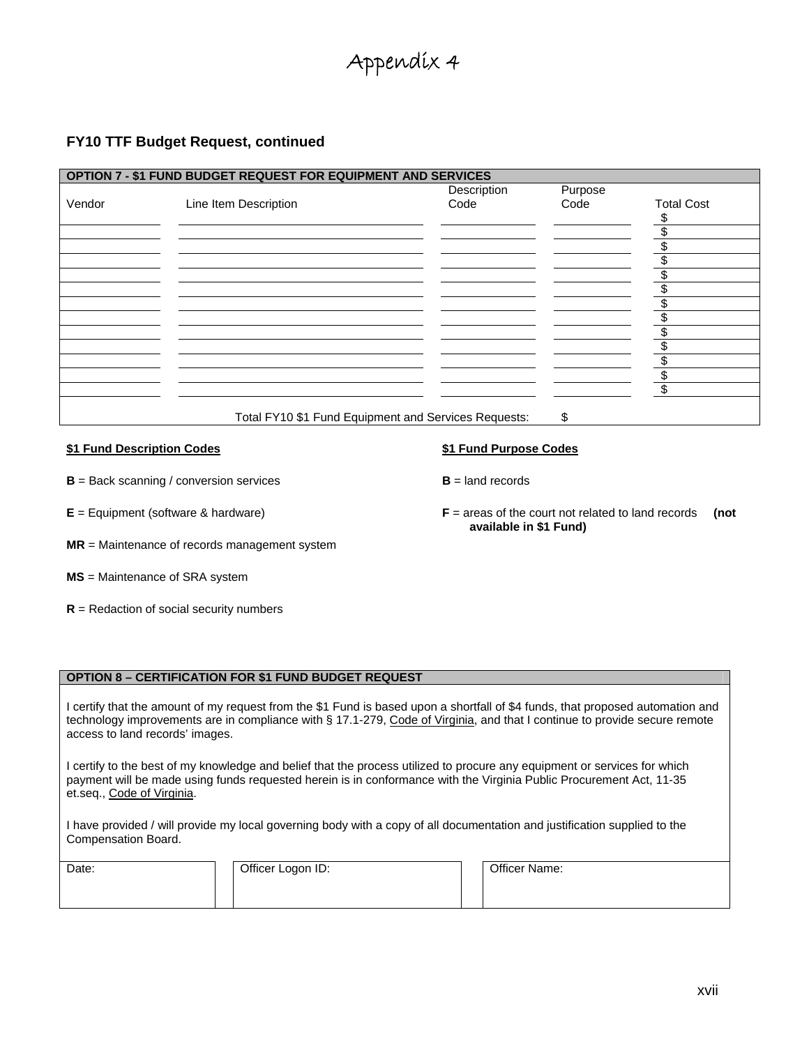# Appendix 4

## FY10 TTF Budget Request, continued

| OPTION 7 - $1 FUND BUDGET REQUEST FOR EQUIPMENT AND SERVICES | | | | |
|---|---|---|---|---|
| Vendor | Line Item Description | Description Code | Purpose Code | Total Cost |
| | | | | $ |
| | | | | $ |
| | | | | $ |
| | | | | $ |
| | | | | $ |
| | | | | $ |
| | | | | $ |
| | | | | $ |
| | | | | $ |
| | | | | $ |
| | | | | $ |
| | | | | $ |
| | | | | $ |
| | Total FY10 $1 Fund Equipment and Services Requests: | | $ | |

**$1 Fund Description Codes**

**B** = Back scanning / conversion services

**E** = Equipment (software & hardware)

**MR** = Maintenance of records management system

**MS** = Maintenance of SRA system

**R** = Redaction of social security numbers

**$1 Fund Purpose Codes**

**B** = land records

**F** = areas of the court not related to land records **(not available in $1 Fund)**

| OPTION 8 – CERTIFICATION FOR $1 FUND BUDGET REQUEST |
|---|

I certify that the amount of my request from the $1 Fund is based upon a shortfall of $4 funds, that proposed automation and technology improvements are in compliance with § 17.1-279, Code of Virginia, and that I continue to provide secure remote access to land records' images.

I certify to the best of my knowledge and belief that the process utilized to procure any equipment or services for which payment will be made using funds requested herein is in conformance with the Virginia Public Procurement Act, 11-35 et.seq., Code of Virginia.

I have provided / will provide my local governing body with a copy of all documentation and justification supplied to the Compensation Board.

| Date: | Officer Logon ID: | Officer Name: |
|---|---|---|
| | | |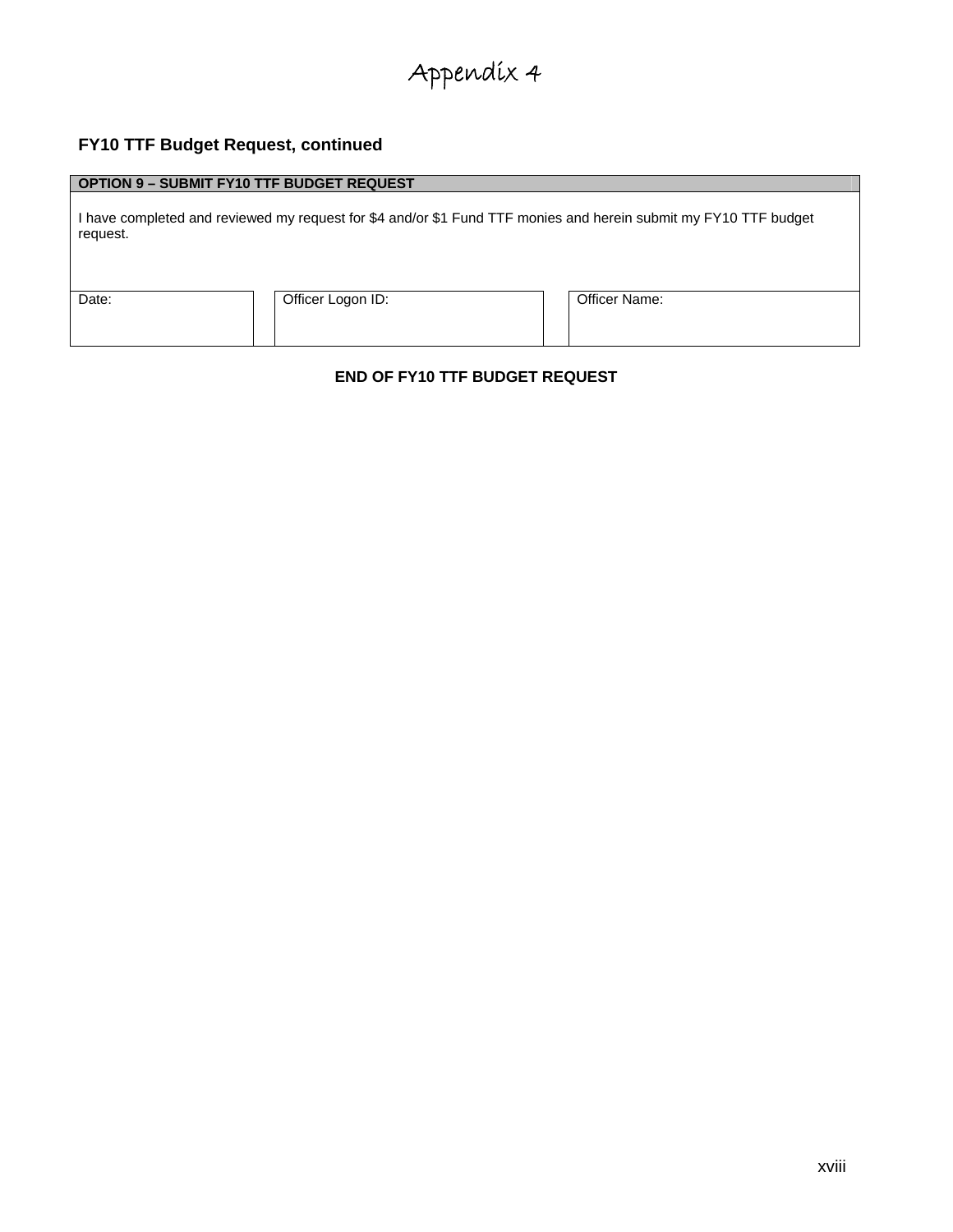# Appendix 4

### FY10 TTF Budget Request, continued

| OPTION 9 – SUBMIT FY10 TTF BUDGET REQUEST | | |
|---|---|---|
| I have completed and reviewed my request for $4 and/or $1 Fund TTF monies and herein submit my FY10 TTF budget request. | | |
| Date: | Officer Logon ID: | Officer Name: |

**END OF FY10 TTF BUDGET REQUEST**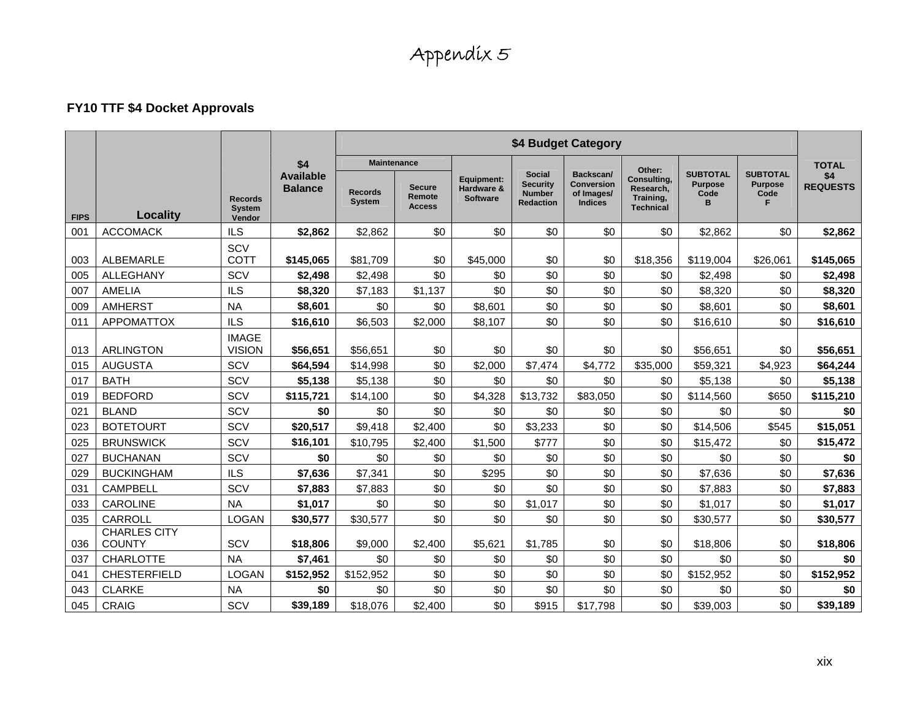# Appendix 5

**FY10 TTF $4 Docket Approvals**

| FIPS | Locality | Records System Vendor | $4 Available Balance | $4 Budget Category | | | | | | | | | TOTAL $4 REQUESTS |
|---|---|---|---|---|---|---|---|---|---|---|---|---|---|
| | | | | Maintenance | | Equipment: Hardware & Software | Social Security Number Redaction | Backscan/ Conversion of Images/ Indices | Other: Consulting, Research, Training, Technical | SUBTOTAL Purpose Code B | SUBTOTAL Purpose Code F | |
| | | | | Records System | Secure Remote Access | | | | | | | |
| 001 | ACCOMACK | ILS | **$2,862** | $2,862 | $0 | $0 | $0 | $0 | $0 | $2,862 | $0 | **$2,862** |
| 003 | ALBEMARLE | SCV COTT | **$145,065** | $81,709 | $0 | $45,000 | $0 | $0 | $18,356 | $119,004 | $26,061 | **$145,065** |
| 005 | ALLEGHANY | SCV | **$2,498** | $2,498 | $0 | $0 | $0 | $0 | $0 | $2,498 | $0 | **$2,498** |
| 007 | AMELIA | ILS | **$8,320** | $7,183 | $1,137 | $0 | $0 | $0 | $0 | $8,320 | $0 | **$8,320** |
| 009 | AMHERST | NA | **$8,601** | $0 | $0 | $8,601 | $0 | $0 | $0 | $8,601 | $0 | **$8,601** |
| 011 | APPOMATTOX | ILS | **$16,610** | $6,503 | $2,000 | $8,107 | $0 | $0 | $0 | $16,610 | $0 | **$16,610** |
| 013 | ARLINGTON | IMAGE VISION | **$56,651** | $56,651 | $0 | $0 | $0 | $0 | $0 | $56,651 | $0 | **$56,651** |
| 015 | AUGUSTA | SCV | **$64,594** | $14,998 | $0 | $2,000 | $7,474 | $4,772 | $35,000 | $59,321 | $4,923 | **$64,244** |
| 017 | BATH | SCV | **$5,138** | $5,138 | $0 | $0 | $0 | $0 | $0 | $5,138 | $0 | **$5,138** |
| 019 | BEDFORD | SCV | **$115,721** | $14,100 | $0 | $4,328 | $13,732 | $83,050 | $0 | $114,560 | $650 | **$115,210** |
| 021 | BLAND | SCV | **$0** | $0 | $0 | $0 | $0 | $0 | $0 | $0 | $0 | **$0** |
| 023 | BOTETOURT | SCV | **$20,517** | $9,418 | $2,400 | $0 | $3,233 | $0 | $0 | $14,506 | $545 | **$15,051** |
| 025 | BRUNSWICK | SCV | **$16,101** | $10,795 | $2,400 | $1,500 | $777 | $0 | $0 | $15,472 | $0 | **$15,472** |
| 027 | BUCHANAN | SCV | **$0** | $0 | $0 | $0 | $0 | $0 | $0 | $0 | $0 | **$0** |
| 029 | BUCKINGHAM | ILS | **$7,636** | $7,341 | $0 | $295 | $0 | $0 | $0 | $7,636 | $0 | **$7,636** |
| 031 | CAMPBELL | SCV | **$7,883** | $7,883 | $0 | $0 | $0 | $0 | $0 | $7,883 | $0 | **$7,883** |
| 033 | CAROLINE | NA | **$1,017** | $0 | $0 | $0 | $1,017 | $0 | $0 | $1,017 | $0 | **$1,017** |
| 035 | CARROLL | LOGAN | **$30,577** | $30,577 | $0 | $0 | $0 | $0 | $0 | $30,577 | $0 | **$30,577** |
| 036 | CHARLES CITY COUNTY | SCV | **$18,806** | $9,000 | $2,400 | $5,621 | $1,785 | $0 | $0 | $18,806 | $0 | **$18,806** |
| 037 | CHARLOTTE | NA | **$7,461** | $0 | $0 | $0 | $0 | $0 | $0 | $0 | $0 | **$0** |
| 041 | CHESTERFIELD | LOGAN | **$152,952** | $152,952 | $0 | $0 | $0 | $0 | $0 | $152,952 | $0 | **$152,952** |
| 043 | CLARKE | NA | **$0** | $0 | $0 | $0 | $0 | $0 | $0 | $0 | $0 | **$0** |
| 045 | CRAIG | SCV | **$39,189** | $18,076 | $2,400 | $0 | $915 | $17,798 | $0 | $39,003 | $0 | **$39,189** |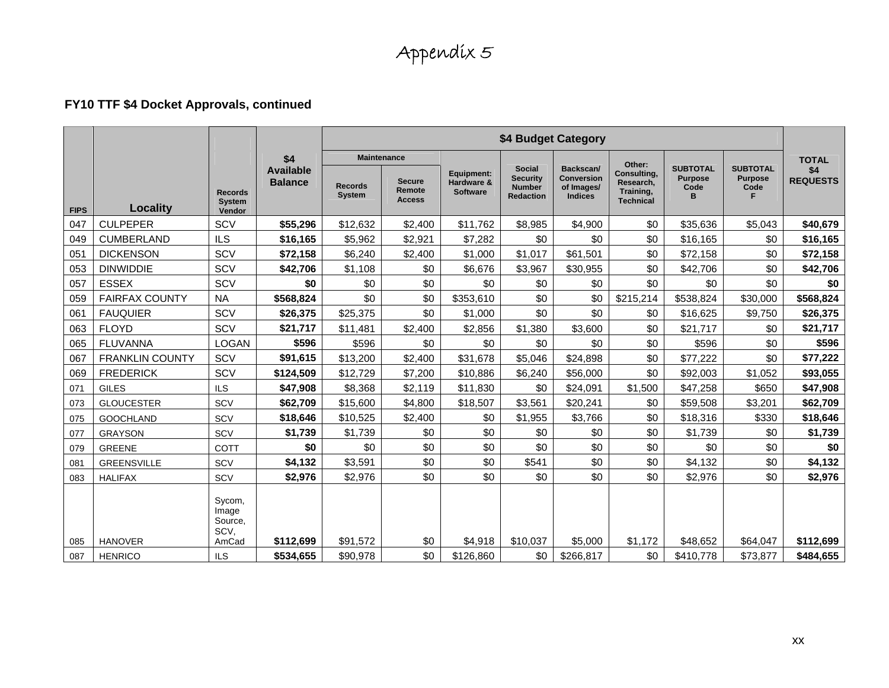# Appendix 5

**FY10 TTF $4 Docket Approvals, continued**

| FIPS | Locality | Records System Vendor | $4 Available Balance | $4 Budget Category | | | | | | | | | TOTAL $4 REQUESTS |
|---|---|---|---|---|---|---|---|---|---|---|---|---|---|
| | | | | Maintenance | | Equipment: Hardware & Software | Social Security Number Redaction | Backscan/ Conversion of Images/ Indices | Other: Consulting, Research, Training, Technical | SUBTOTAL Purpose Code B | SUBTOTAL Purpose Code F | | |
| | | | | Records System | Secure Remote Access | | | | | | | | |
| 047 | CULPEPER | SCV | **$55,296** | $12,632 | $2,400 | $11,762 | $8,985 | $4,900 | $0 | $35,636 | $5,043 | | **$40,679** |
| 049 | CUMBERLAND | ILS | **$16,165** | $5,962 | $2,921 | $7,282 | $0 | $0 | $0 | $16,165 | $0 | | **$16,165** |
| 051 | DICKENSON | SCV | **$72,158** | $6,240 | $2,400 | $1,000 | $1,017 | $61,501 | $0 | $72,158 | $0 | | **$72,158** |
| 053 | DINWIDDIE | SCV | **$42,706** | $1,108 | $0 | $6,676 | $3,967 | $30,955 | $0 | $42,706 | $0 | | **$42,706** |
| 057 | ESSEX | SCV | **$0** | $0 | $0 | $0 | $0 | $0 | $0 | $0 | $0 | | **$0** |
| 059 | FAIRFAX COUNTY | NA | **$568,824** | $0 | $0 | $353,610 | $0 | $0 | $215,214 | $538,824 | $30,000 | | **$568,824** |
| 061 | FAUQUIER | SCV | **$26,375** | $25,375 | $0 | $1,000 | $0 | $0 | $0 | $16,625 | $9,750 | | **$26,375** |
| 063 | FLOYD | SCV | **$21,717** | $11,481 | $2,400 | $2,856 | $1,380 | $3,600 | $0 | $21,717 | $0 | | **$21,717** |
| 065 | FLUVANNA | LOGAN | **$596** | $596 | $0 | $0 | $0 | $0 | $0 | $596 | $0 | | **$596** |
| 067 | FRANKLIN COUNTY | SCV | **$91,615** | $13,200 | $2,400 | $31,678 | $5,046 | $24,898 | $0 | $77,222 | $0 | | **$77,222** |
| 069 | FREDERICK | SCV | **$124,509** | $12,729 | $7,200 | $10,886 | $6,240 | $56,000 | $0 | $92,003 | $1,052 | | **$93,055** |
| 071 | GILES | ILS | **$47,908** | $8,368 | $2,119 | $11,830 | $0 | $24,091 | $1,500 | $47,258 | $650 | | **$47,908** |
| 073 | GLOUCESTER | SCV | **$62,709** | $15,600 | $4,800 | $18,507 | $3,561 | $20,241 | $0 | $59,508 | $3,201 | | **$62,709** |
| 075 | GOOCHLAND | SCV | **$18,646** | $10,525 | $2,400 | $0 | $1,955 | $3,766 | $0 | $18,316 | $330 | | **$18,646** |
| 077 | GRAYSON | SCV | **$1,739** | $1,739 | $0 | $0 | $0 | $0 | $0 | $1,739 | $0 | | **$1,739** |
| 079 | GREENE | COTT | **$0** | $0 | $0 | $0 | $0 | $0 | $0 | $0 | $0 | | **$0** |
| 081 | GREENSVILLE | SCV | **$4,132** | $3,591 | $0 | $0 | $541 | $0 | $0 | $4,132 | $0 | | **$4,132** |
| 083 | HALIFAX | SCV | **$2,976** | $2,976 | $0 | $0 | $0 | $0 | $0 | $2,976 | $0 | | **$2,976** |
| 085 | HANOVER | Sycom, Image Source, SCV, AmCad | **$112,699** | $91,572 | $0 | $4,918 | $10,037 | $5,000 | $1,172 | $48,652 | $64,047 | | **$112,699** |
| 087 | HENRICO | ILS | **$534,655** | $90,978 | $0 | $126,860 | $0 | $266,817 | $0 | $410,778 | $73,877 | | **$484,655** |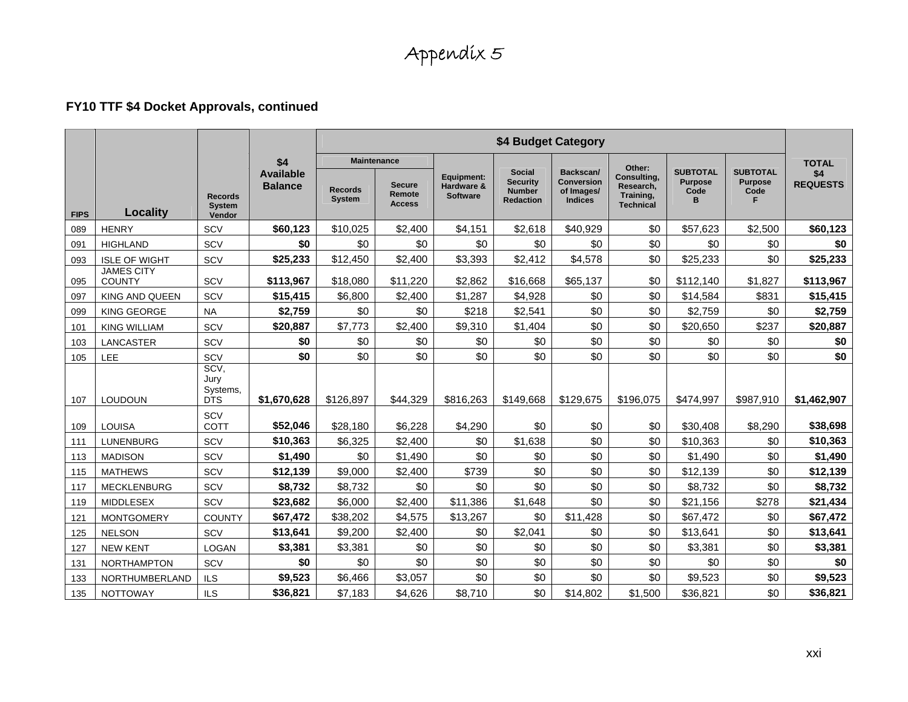# Appendix 5

**FY10 TTF $4 Docket Approvals, continued**

| FIPS | Locality | Records System Vendor | $4 Available Balance | $4 Budget Category | | | | | | | | TOTAL $4 REQUESTS |
|---|---|---|---|---|---|---|---|---|---|---|---|---|
| | | | | Maintenance | | Equipment: Hardware & Software | Social Security Number Redaction | Backscan/ Conversion of Images/ Indices | Other: Consulting, Research, Training, Technical | SUBTOTAL Purpose Code B | SUBTOTAL Purpose Code F | |
| | | | | Records System | Secure Remote Access | | | | | | | |
| 089 | HENRY | SCV | **$60,123** | $10,025 | $2,400 | $4,151 | $2,618 | $40,929 | $0 | $57,623 | $2,500 | **$60,123** |
| 091 | HIGHLAND | SCV | **$0** | $0 | $0 | $0 | $0 | $0 | $0 | $0 | $0 | **$0** |
| 093 | ISLE OF WIGHT | SCV | **$25,233** | $12,450 | $2,400 | $3,393 | $2,412 | $4,578 | $0 | $25,233 | $0 | **$25,233** |
| 095 | JAMES CITY COUNTY | SCV | **$113,967** | $18,080 | $11,220 | $2,862 | $16,668 | $65,137 | $0 | $112,140 | $1,827 | **$113,967** |
| 097 | KING AND QUEEN | SCV | **$15,415** | $6,800 | $2,400 | $1,287 | $4,928 | $0 | $0 | $14,584 | $831 | **$15,415** |
| 099 | KING GEORGE | NA | **$2,759** | $0 | $0 | $218 | $2,541 | $0 | $0 | $2,759 | $0 | **$2,759** |
| 101 | KING WILLIAM | SCV | **$20,887** | $7,773 | $2,400 | $9,310 | $1,404 | $0 | $0 | $20,650 | $237 | **$20,887** |
| 103 | LANCASTER | SCV | **$0** | $0 | $0 | $0 | $0 | $0 | $0 | $0 | $0 | **$0** |
| 105 | LEE | SCV | **$0** | $0 | $0 | $0 | $0 | $0 | $0 | $0 | $0 | **$0** |
| 107 | LOUDOUN | SCV, Jury Systems, DTS | **$1,670,628** | $126,897 | $44,329 | $816,263 | $149,668 | $129,675 | $196,075 | $474,997 | $987,910 | **$1,462,907** |
| 109 | LOUISA | SCV COTT | **$52,046** | $28,180 | $6,228 | $4,290 | $0 | $0 | $0 | $30,408 | $8,290 | **$38,698** |
| 111 | LUNENBURG | SCV | **$10,363** | $6,325 | $2,400 | $0 | $1,638 | $0 | $0 | $10,363 | $0 | **$10,363** |
| 113 | MADISON | SCV | **$1,490** | $0 | $1,490 | $0 | $0 | $0 | $0 | $1,490 | $0 | **$1,490** |
| 115 | MATHEWS | SCV | **$12,139** | $9,000 | $2,400 | $739 | $0 | $0 | $0 | $12,139 | $0 | **$12,139** |
| 117 | MECKLENBURG | SCV | **$8,732** | $8,732 | $0 | $0 | $0 | $0 | $0 | $8,732 | $0 | **$8,732** |
| 119 | MIDDLESEX | SCV | **$23,682** | $6,000 | $2,400 | $11,386 | $1,648 | $0 | $0 | $21,156 | $278 | **$21,434** |
| 121 | MONTGOMERY | COUNTY | **$67,472** | $38,202 | $4,575 | $13,267 | $0 | $11,428 | $0 | $67,472 | $0 | **$67,472** |
| 125 | NELSON | SCV | **$13,641** | $9,200 | $2,400 | $0 | $2,041 | $0 | $0 | $13,641 | $0 | **$13,641** |
| 127 | NEW KENT | LOGAN | **$3,381** | $3,381 | $0 | $0 | $0 | $0 | $0 | $3,381 | $0 | **$3,381** |
| 131 | NORTHAMPTON | SCV | **$0** | $0 | $0 | $0 | $0 | $0 | $0 | $0 | $0 | **$0** |
| 133 | NORTHUMBERLAND | ILS | **$9,523** | $6,466 | $3,057 | $0 | $0 | $0 | $0 | $9,523 | $0 | **$9,523** |
| 135 | NOTTOWAY | ILS | **$36,821** | $7,183 | $4,626 | $8,710 | $0 | $14,802 | $1,500 | $36,821 | $0 | **$36,821** |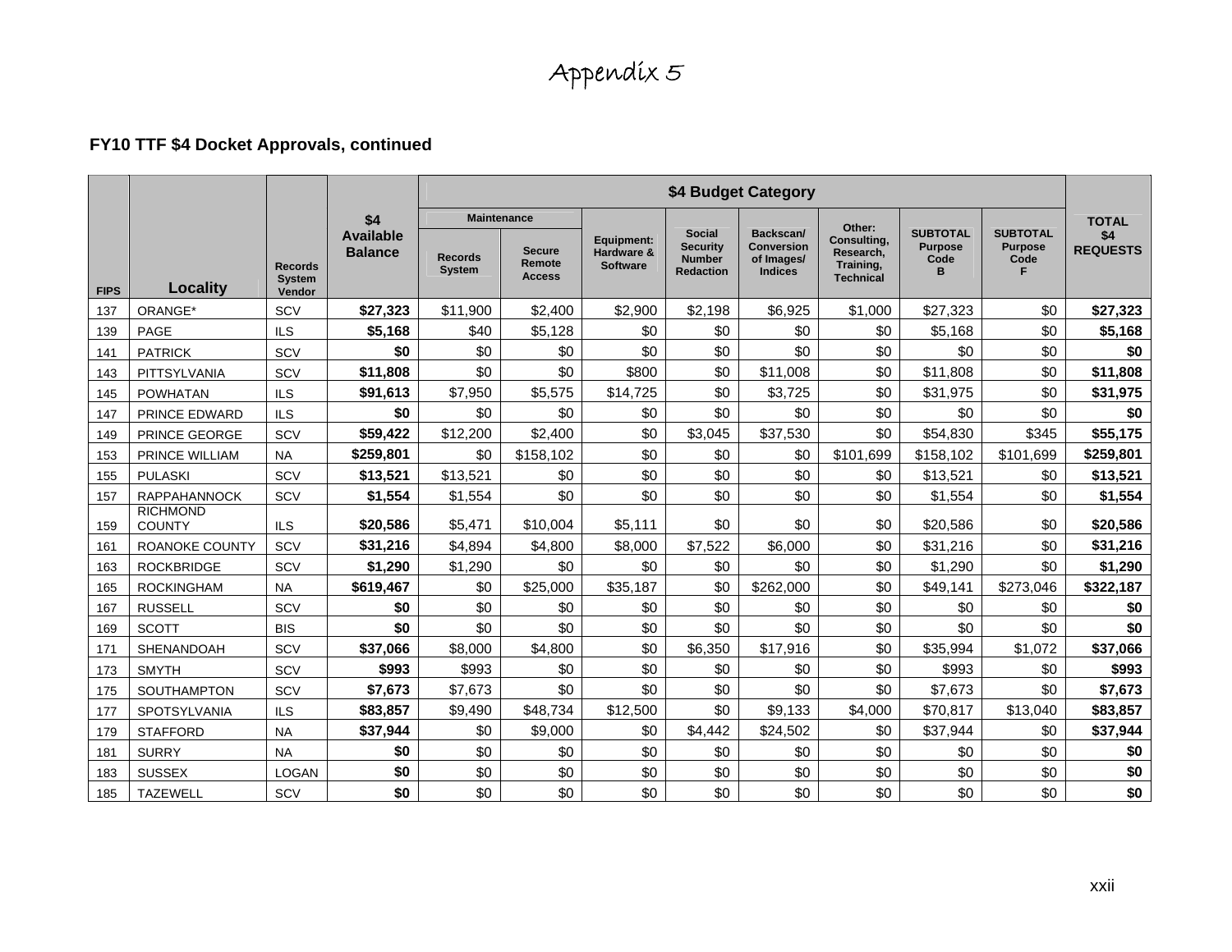# Appendix 5

**FY10 TTF $4 Docket Approvals, continued**

| FIPS | Locality | Records System Vendor | $4 Available Balance | $4 Budget Category | | | | | | | | TOTAL $4 REQUESTS |
|---|---|---|---|---|---|---|---|---|---|---|---|---|
| | | | | Maintenance | | Equipment: Hardware & Software | Social Security Number Redaction | Backscan/ Conversion of Images/ Indices | Other: Consulting, Research, Training, Technical | SUBTOTAL Purpose Code B | SUBTOTAL Purpose Code F | |
| | | | | Records System | Secure Remote Access | | | | | | | |
| 137 | ORANGE* | SCV | **$27,323** | $11,900 | $2,400 | $2,900 | $2,198 | $6,925 | $1,000 | $27,323 | $0 | **$27,323** |
| 139 | PAGE | ILS | **$5,168** | $40 | $5,128 | $0 | $0 | $0 | $0 | $5,168 | $0 | **$5,168** |
| 141 | PATRICK | SCV | **$0** | $0 | $0 | $0 | $0 | $0 | $0 | $0 | $0 | **$0** |
| 143 | PITTSYLVANIA | SCV | **$11,808** | $0 | $0 | $800 | $0 | $11,008 | $0 | $11,808 | $0 | **$11,808** |
| 145 | POWHATAN | ILS | **$91,613** | $7,950 | $5,575 | $14,725 | $0 | $3,725 | $0 | $31,975 | $0 | **$31,975** |
| 147 | PRINCE EDWARD | ILS | **$0** | $0 | $0 | $0 | $0 | $0 | $0 | $0 | $0 | **$0** |
| 149 | PRINCE GEORGE | SCV | **$59,422** | $12,200 | $2,400 | $0 | $3,045 | $37,530 | $0 | $54,830 | $345 | **$55,175** |
| 153 | PRINCE WILLIAM | NA | **$259,801** | $0 | $158,102 | $0 | $0 | $0 | $101,699 | $158,102 | $101,699 | **$259,801** |
| 155 | PULASKI | SCV | **$13,521** | $13,521 | $0 | $0 | $0 | $0 | $0 | $13,521 | $0 | **$13,521** |
| 157 | RAPPAHANNOCK | SCV | **$1,554** | $1,554 | $0 | $0 | $0 | $0 | $0 | $1,554 | $0 | **$1,554** |
| 159 | RICHMOND COUNTY | ILS | **$20,586** | $5,471 | $10,004 | $5,111 | $0 | $0 | $0 | $20,586 | $0 | **$20,586** |
| 161 | ROANOKE COUNTY | SCV | **$31,216** | $4,894 | $4,800 | $8,000 | $7,522 | $6,000 | $0 | $31,216 | $0 | **$31,216** |
| 163 | ROCKBRIDGE | SCV | **$1,290** | $1,290 | $0 | $0 | $0 | $0 | $0 | $1,290 | $0 | **$1,290** |
| 165 | ROCKINGHAM | NA | **$619,467** | $0 | $25,000 | $35,187 | $0 | $262,000 | $0 | $49,141 | $273,046 | **$322,187** |
| 167 | RUSSELL | SCV | **$0** | $0 | $0 | $0 | $0 | $0 | $0 | $0 | $0 | **$0** |
| 169 | SCOTT | BIS | **$0** | $0 | $0 | $0 | $0 | $0 | $0 | $0 | $0 | **$0** |
| 171 | SHENANDOAH | SCV | **$37,066** | $8,000 | $4,800 | $0 | $6,350 | $17,916 | $0 | $35,994 | $1,072 | **$37,066** |
| 173 | SMYTH | SCV | **$993** | $993 | $0 | $0 | $0 | $0 | $0 | $993 | $0 | **$993** |
| 175 | SOUTHAMPTON | SCV | **$7,673** | $7,673 | $0 | $0 | $0 | $0 | $0 | $7,673 | $0 | **$7,673** |
| 177 | SPOTSYLVANIA | ILS | **$83,857** | $9,490 | $48,734 | $12,500 | $0 | $9,133 | $4,000 | $70,817 | $13,040 | **$83,857** |
| 179 | STAFFORD | NA | **$37,944** | $0 | $9,000 | $0 | $4,442 | $24,502 | $0 | $37,944 | $0 | **$37,944** |
| 181 | SURRY | NA | **$0** | $0 | $0 | $0 | $0 | $0 | $0 | $0 | $0 | **$0** |
| 183 | SUSSEX | LOGAN | **$0** | $0 | $0 | $0 | $0 | $0 | $0 | $0 | $0 | **$0** |
| 185 | TAZEWELL | SCV | **$0** | $0 | $0 | $0 | $0 | $0 | $0 | $0 | $0 | **$0** |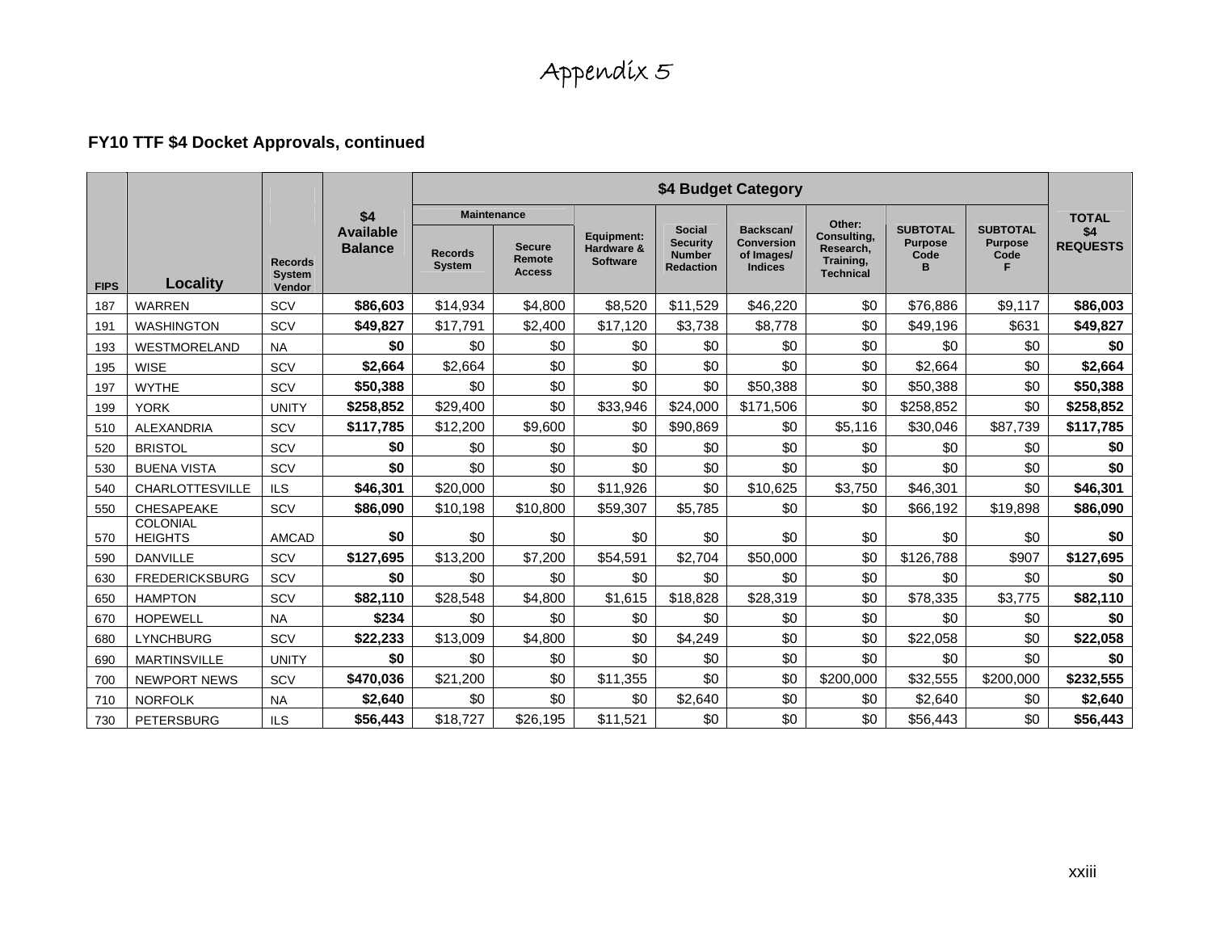# Appendix 5

**FY10 TTF $4 Docket Approvals, continued**

| FIPS | Locality | Records System Vendor | $4 Available Balance | $4 Budget Category | | | | | | | | TOTAL $4 REQUESTS |
|---|---|---|---|---|---|---|---|---|---|---|---|---|
| | | | | Maintenance | | Equipment: Hardware & Software | Social Security Number Redaction | Backscan/ Conversion of Images/ Indices | Other: Consulting, Research, Training, Technical | SUBTOTAL Purpose Code B | SUBTOTAL Purpose Code F | |
| | | | | Records System | Secure Remote Access | | | | | | | |
| 187 | WARREN | SCV | **$86,603** | $14,934 | $4,800 | $8,520 | $11,529 | $46,220 | $0 | $76,886 | $9,117 | **$86,003** |
| 191 | WASHINGTON | SCV | **$49,827** | $17,791 | $2,400 | $17,120 | $3,738 | $8,778 | $0 | $49,196 | $631 | **$49,827** |
| 193 | WESTMORELAND | NA | **$0** | $0 | $0 | $0 | $0 | $0 | $0 | $0 | $0 | **$0** |
| 195 | WISE | SCV | **$2,664** | $2,664 | $0 | $0 | $0 | $0 | $0 | $2,664 | $0 | **$2,664** |
| 197 | WYTHE | SCV | **$50,388** | $0 | $0 | $0 | $0 | $50,388 | $0 | $50,388 | $0 | **$50,388** |
| 199 | YORK | UNITY | **$258,852** | $29,400 | $0 | $33,946 | $24,000 | $171,506 | $0 | $258,852 | $0 | **$258,852** |
| 510 | ALEXANDRIA | SCV | **$117,785** | $12,200 | $9,600 | $0 | $90,869 | $0 | $5,116 | $30,046 | $87,739 | **$117,785** |
| 520 | BRISTOL | SCV | **$0** | $0 | $0 | $0 | $0 | $0 | $0 | $0 | $0 | **$0** |
| 530 | BUENA VISTA | SCV | **$0** | $0 | $0 | $0 | $0 | $0 | $0 | $0 | $0 | **$0** |
| 540 | CHARLOTTESVILLE | ILS | **$46,301** | $20,000 | $0 | $11,926 | $0 | $10,625 | $3,750 | $46,301 | $0 | **$46,301** |
| 550 | CHESAPEAKE | SCV | **$86,090** | $10,198 | $10,800 | $59,307 | $5,785 | $0 | $0 | $66,192 | $19,898 | **$86,090** |
| 570 | COLONIAL HEIGHTS | AMCAD | **$0** | $0 | $0 | $0 | $0 | $0 | $0 | $0 | $0 | **$0** |
| 590 | DANVILLE | SCV | **$127,695** | $13,200 | $7,200 | $54,591 | $2,704 | $50,000 | $0 | $126,788 | $907 | **$127,695** |
| 630 | FREDERICKSBURG | SCV | **$0** | $0 | $0 | $0 | $0 | $0 | $0 | $0 | $0 | **$0** |
| 650 | HAMPTON | SCV | **$82,110** | $28,548 | $4,800 | $1,615 | $18,828 | $28,319 | $0 | $78,335 | $3,775 | **$82,110** |
| 670 | HOPEWELL | NA | **$234** | $0 | $0 | $0 | $0 | $0 | $0 | $0 | $0 | **$0** |
| 680 | LYNCHBURG | SCV | **$22,233** | $13,009 | $4,800 | $0 | $4,249 | $0 | $0 | $22,058 | $0 | **$22,058** |
| 690 | MARTINSVILLE | UNITY | **$0** | $0 | $0 | $0 | $0 | $0 | $0 | $0 | $0 | **$0** |
| 700 | NEWPORT NEWS | SCV | **$470,036** | $21,200 | $0 | $11,355 | $0 | $0 | $200,000 | $32,555 | $200,000 | **$232,555** |
| 710 | NORFOLK | NA | **$2,640** | $0 | $0 | $0 | $2,640 | $0 | $0 | $2,640 | $0 | **$2,640** |
| 730 | PETERSBURG | ILS | **$56,443** | $18,727 | $26,195 | $11,521 | $0 | $0 | $0 | $56,443 | $0 | **$56,443** |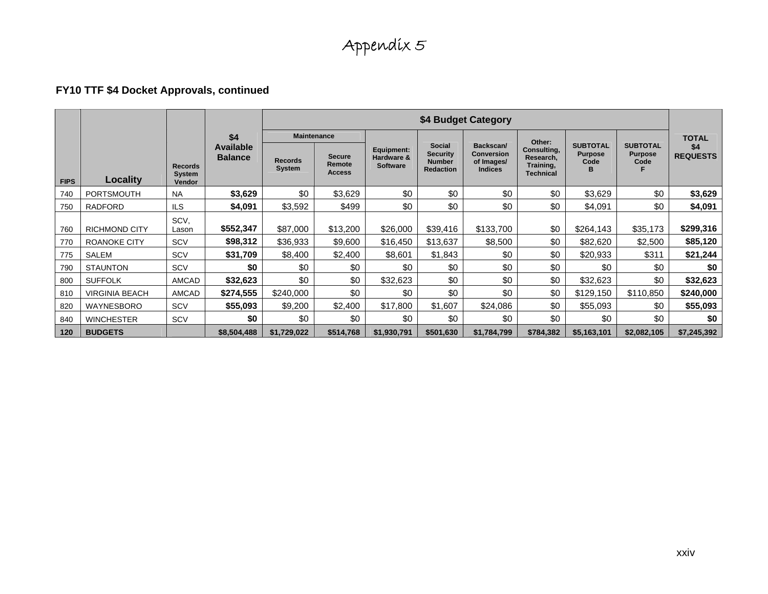# Appendix 5

**FY10 TTF $4 Docket Approvals, continued**

| FIPS | Locality | Records System Vendor | $4 Available Balance | $4 Budget Category | | | | | | | | TOTAL $4 REQUESTS |
|---|---|---|---|---|---|---|---|---|---|---|---|---|
| | | | | Maintenance | | Equipment: Hardware & Software | Social Security Number Redaction | Backscan/ Conversion of Images/ Indices | Other: Consulting, Research, Training, Technical | SUBTOTAL Purpose Code B | SUBTOTAL Purpose Code F | |
| | | | | Records System | Secure Remote Access | | | | | | | |
| 740 | PORTSMOUTH | NA | **$3,629** | $0 | $3,629 | $0 | $0 | $0 | $0 | $3,629 | $0 | **$3,629** |
| 750 | RADFORD | ILS | **$4,091** | $3,592 | $499 | $0 | $0 | $0 | $0 | $4,091 | $0 | **$4,091** |
| 760 | RICHMOND CITY | SCV, Lason | **$552,347** | $87,000 | $13,200 | $26,000 | $39,416 | $133,700 | $0 | $264,143 | $35,173 | **$299,316** |
| 770 | ROANOKE CITY | SCV | **$98,312** | $36,933 | $9,600 | $16,450 | $13,637 | $8,500 | $0 | $82,620 | $2,500 | **$85,120** |
| 775 | SALEM | SCV | **$31,709** | $8,400 | $2,400 | $8,601 | $1,843 | $0 | $0 | $20,933 | $311 | **$21,244** |
| 790 | STAUNTON | SCV | **$0** | $0 | $0 | $0 | $0 | $0 | $0 | $0 | $0 | **$0** |
| 800 | SUFFOLK | AMCAD | **$32,623** | $0 | $0 | $32,623 | $0 | $0 | $0 | $32,623 | $0 | **$32,623** |
| 810 | VIRGINIA BEACH | AMCAD | **$274,555** | $240,000 | $0 | $0 | $0 | $0 | $0 | $129,150 | $110,850 | **$240,000** |
| 820 | WAYNESBORO | SCV | **$55,093** | $9,200 | $2,400 | $17,800 | $1,607 | $24,086 | $0 | $55,093 | $0 | **$55,093** |
| 840 | WINCHESTER | SCV | **$0** | $0 | $0 | $0 | $0 | $0 | $0 | $0 | $0 | **$0** |
| **120** | **BUDGETS** | | **$8,504,488** | **$1,729,022** | **$514,768** | **$1,930,791** | **$501,630** | **$1,784,799** | **$784,382** | **$5,163,101** | **$2,082,105** | **$7,245,392** |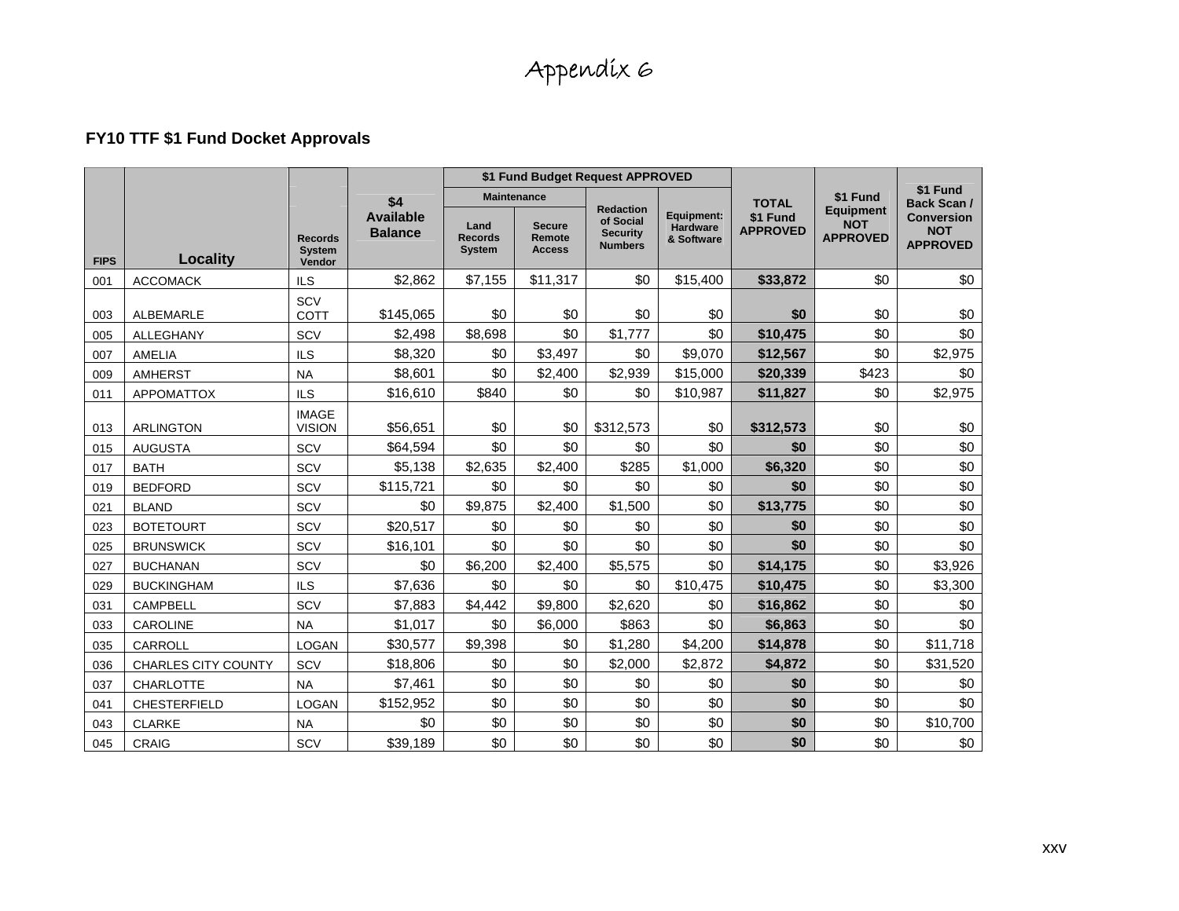# Appendix 6

## FY10 TTF $1 Fund Docket Approvals

| FIPS | Locality | Records System Vendor | $4 Available Balance | $1 Fund Budget Request APPROVED | | | | TOTAL $1 Fund APPROVED | $1 Fund Equipment NOT APPROVED | $1 Fund Back Scan / Conversion NOT APPROVED |
|---|---|---|---|---|---|---|---|---|---|---|
| | | | | Maintenance | | Redaction of Social Security Numbers | Equipment: Hardware & Software | | | |
| | | | | Land Records System | Secure Remote Access | | | | | |
| 001 | ACCOMACK | ILS | $2,862 | $7,155 | $11,317 | $0 | $15,400 | **$33,872** | $0 | $0 |
| 003 | ALBEMARLE | SCV COTT | $145,065 | $0 | $0 | $0 | $0 | **$0** | $0 | $0 |
| 005 | ALLEGHANY | SCV | $2,498 | $8,698 | $0 | $1,777 | $0 | **$10,475** | $0 | $0 |
| 007 | AMELIA | ILS | $8,320 | $0 | $3,497 | $0 | $9,070 | **$12,567** | $0 | $2,975 |
| 009 | AMHERST | NA | $8,601 | $0 | $2,400 | $2,939 | $15,000 | **$20,339** | $423 | $0 |
| 011 | APPOMATTOX | ILS | $16,610 | $840 | $0 | $0 | $10,987 | **$11,827** | $0 | $2,975 |
| 013 | ARLINGTON | IMAGE VISION | $56,651 | $0 | $0 | $312,573 | $0 | **$312,573** | $0 | $0 |
| 015 | AUGUSTA | SCV | $64,594 | $0 | $0 | $0 | $0 | **$0** | $0 | $0 |
| 017 | BATH | SCV | $5,138 | $2,635 | $2,400 | $285 | $1,000 | **$6,320** | $0 | $0 |
| 019 | BEDFORD | SCV | $115,721 | $0 | $0 | $0 | $0 | **$0** | $0 | $0 |
| 021 | BLAND | SCV | $0 | $9,875 | $2,400 | $1,500 | $0 | **$13,775** | $0 | $0 |
| 023 | BOTETOURT | SCV | $20,517 | $0 | $0 | $0 | $0 | **$0** | $0 | $0 |
| 025 | BRUNSWICK | SCV | $16,101 | $0 | $0 | $0 | $0 | **$0** | $0 | $0 |
| 027 | BUCHANAN | SCV | $0 | $6,200 | $2,400 | $5,575 | $0 | **$14,175** | $0 | $3,926 |
| 029 | BUCKINGHAM | ILS | $7,636 | $0 | $0 | $0 | $10,475 | **$10,475** | $0 | $3,300 |
| 031 | CAMPBELL | SCV | $7,883 | $4,442 | $9,800 | $2,620 | $0 | **$16,862** | $0 | $0 |
| 033 | CAROLINE | NA | $1,017 | $0 | $6,000 | $863 | $0 | **$6,863** | $0 | $0 |
| 035 | CARROLL | LOGAN | $30,577 | $9,398 | $0 | $1,280 | $4,200 | **$14,878** | $0 | $11,718 |
| 036 | CHARLES CITY COUNTY | SCV | $18,806 | $0 | $0 | $2,000 | $2,872 | **$4,872** | $0 | $31,520 |
| 037 | CHARLOTTE | NA | $7,461 | $0 | $0 | $0 | $0 | **$0** | $0 | $0 |
| 041 | CHESTERFIELD | LOGAN | $152,952 | $0 | $0 | $0 | $0 | **$0** | $0 | $0 |
| 043 | CLARKE | NA | $0 | $0 | $0 | $0 | $0 | **$0** | $0 | $10,700 |
| 045 | CRAIG | SCV | $39,189 | $0 | $0 | $0 | $0 | **$0** | $0 | $0 |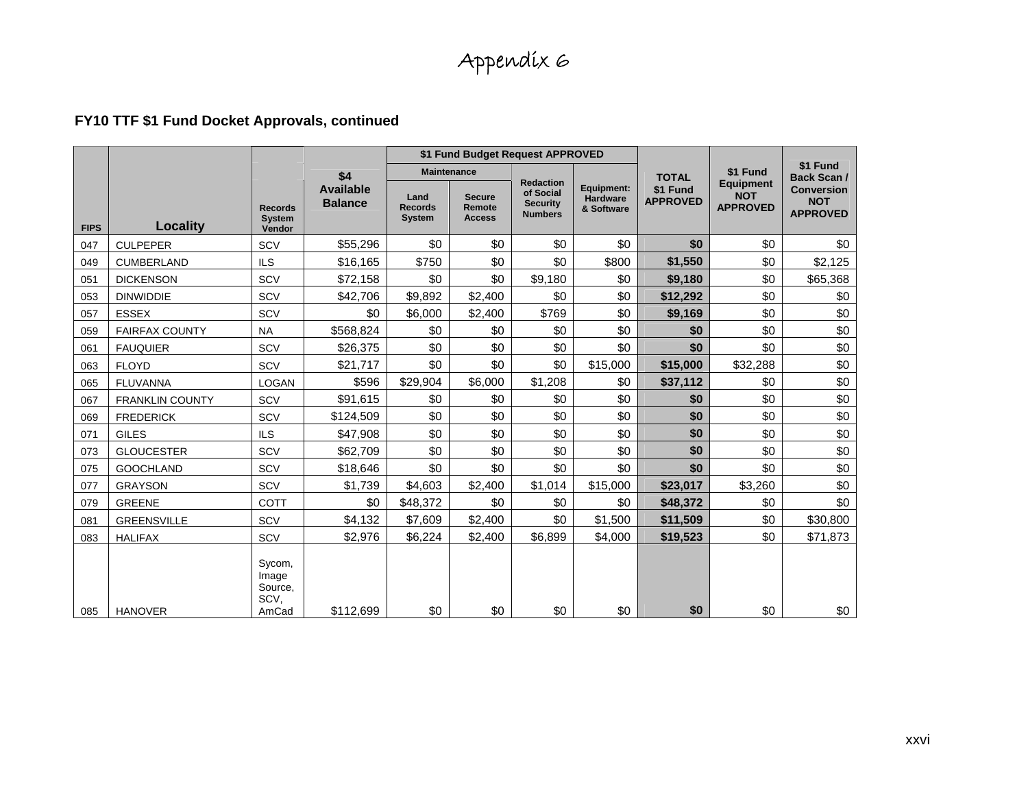# Appendix 6

### FY10 TTF $1 Fund Docket Approvals, continued

| FIPS | Locality | Records System Vendor | $4 Available Balance | $1 Fund Budget Request APPROVED | | | | TOTAL $1 Fund APPROVED | $1 Fund Equipment NOT APPROVED | $1 Fund Back Scan / Conversion NOT APPROVED |
|---|---|---|---|---|---|---|---|---|---|---|
| | | | | Maintenance | | Redaction of Social Security Numbers | Equipment: Hardware & Software | | | |
| | | | | Land Records System | Secure Remote Access | | | | | |
| 047 | CULPEPER | SCV | $55,296 | $0 | $0 | $0 | $0 | **$0** | $0 | $0 |
| 049 | CUMBERLAND | ILS | $16,165 | $750 | $0 | $0 | $800 | **$1,550** | $0 | $2,125 |
| 051 | DICKENSON | SCV | $72,158 | $0 | $0 | $9,180 | $0 | **$9,180** | $0 | $65,368 |
| 053 | DINWIDDIE | SCV | $42,706 | $9,892 | $2,400 | $0 | $0 | **$12,292** | $0 | $0 |
| 057 | ESSEX | SCV | $0 | $6,000 | $2,400 | $769 | $0 | **$9,169** | $0 | $0 |
| 059 | FAIRFAX COUNTY | NA | $568,824 | $0 | $0 | $0 | $0 | **$0** | $0 | $0 |
| 061 | FAUQUIER | SCV | $26,375 | $0 | $0 | $0 | $0 | **$0** | $0 | $0 |
| 063 | FLOYD | SCV | $21,717 | $0 | $0 | $0 | $15,000 | **$15,000** | $32,288 | $0 |
| 065 | FLUVANNA | LOGAN | $596 | $29,904 | $6,000 | $1,208 | $0 | **$37,112** | $0 | $0 |
| 067 | FRANKLIN COUNTY | SCV | $91,615 | $0 | $0 | $0 | $0 | **$0** | $0 | $0 |
| 069 | FREDERICK | SCV | $124,509 | $0 | $0 | $0 | $0 | **$0** | $0 | $0 |
| 071 | GILES | ILS | $47,908 | $0 | $0 | $0 | $0 | **$0** | $0 | $0 |
| 073 | GLOUCESTER | SCV | $62,709 | $0 | $0 | $0 | $0 | **$0** | $0 | $0 |
| 075 | GOOCHLAND | SCV | $18,646 | $0 | $0 | $0 | $0 | **$0** | $0 | $0 |
| 077 | GRAYSON | SCV | $1,739 | $4,603 | $2,400 | $1,014 | $15,000 | **$23,017** | $3,260 | $0 |
| 079 | GREENE | COTT | $0 | $48,372 | $0 | $0 | $0 | **$48,372** | $0 | $0 |
| 081 | GREENSVILLE | SCV | $4,132 | $7,609 | $2,400 | $0 | $1,500 | **$11,509** | $0 | $30,800 |
| 083 | HALIFAX | SCV | $2,976 | $6,224 | $2,400 | $6,899 | $4,000 | **$19,523** | $0 | $71,873 |
| 085 | HANOVER | Sycom, Image Source, SCV, AmCad | $112,699 | $0 | $0 | $0 | $0 | **$0** | $0 | $0 |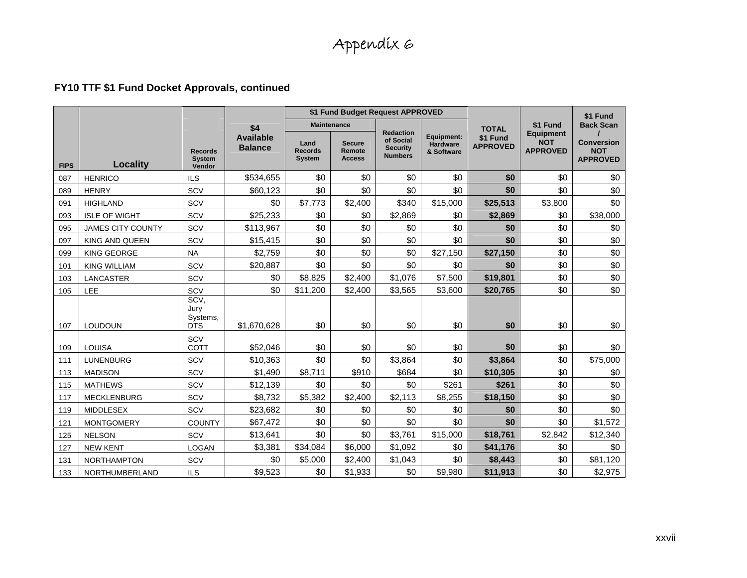# Appendix 6

### FY10 TTF $1 Fund Docket Approvals, continued

| FIPS | Locality | Records System Vendor | $4 Available Balance | $1 Fund Budget Request APPROVED | | | | TOTAL $1 Fund APPROVED | $1 Fund Equipment NOT APPROVED | $1 Fund Back Scan / Conversion NOT APPROVED |
|---|---|---|---|---|---|---|---|---|---|---|
| | | | | Maintenance | | Redaction of Social Security Numbers | Equipment: Hardware & Software | | | |
| | | | | Land Records System | Secure Remote Access | | | | | |
| 087 | HENRICO | ILS | $534,655 | $0 | $0 | $0 | $0 | **$0** | $0 | $0 |
| 089 | HENRY | SCV | $60,123 | $0 | $0 | $0 | $0 | **$0** | $0 | $0 |
| 091 | HIGHLAND | SCV | $0 | $7,773 | $2,400 | $340 | $15,000 | **$25,513** | $3,800 | $0 |
| 093 | ISLE OF WIGHT | SCV | $25,233 | $0 | $0 | $2,869 | $0 | **$2,869** | $0 | $38,000 |
| 095 | JAMES CITY COUNTY | SCV | $113,967 | $0 | $0 | $0 | $0 | **$0** | $0 | $0 |
| 097 | KING AND QUEEN | SCV | $15,415 | $0 | $0 | $0 | $0 | **$0** | $0 | $0 |
| 099 | KING GEORGE | NA | $2,759 | $0 | $0 | $0 | $27,150 | **$27,150** | $0 | $0 |
| 101 | KING WILLIAM | SCV | $20,887 | $0 | $0 | $0 | $0 | **$0** | $0 | $0 |
| 103 | LANCASTER | SCV | $0 | $8,825 | $2,400 | $1,076 | $7,500 | **$19,801** | $0 | $0 |
| 105 | LEE | SCV | $0 | $11,200 | $2,400 | $3,565 | $3,600 | **$20,765** | $0 | $0 |
| 107 | LOUDOUN | SCV, Jury Systems, DTS | $1,670,628 | $0 | $0 | $0 | $0 | **$0** | $0 | $0 |
| 109 | LOUISA | SCV COTT | $52,046 | $0 | $0 | $0 | $0 | **$0** | $0 | $0 |
| 111 | LUNENBURG | SCV | $10,363 | $0 | $0 | $3,864 | $0 | **$3,864** | $0 | $75,000 |
| 113 | MADISON | SCV | $1,490 | $8,711 | $910 | $684 | $0 | **$10,305** | $0 | $0 |
| 115 | MATHEWS | SCV | $12,139 | $0 | $0 | $0 | $261 | **$261** | $0 | $0 |
| 117 | MECKLENBURG | SCV | $8,732 | $5,382 | $2,400 | $2,113 | $8,255 | **$18,150** | $0 | $0 |
| 119 | MIDDLESEX | SCV | $23,682 | $0 | $0 | $0 | $0 | **$0** | $0 | $0 |
| 121 | MONTGOMERY | COUNTY | $67,472 | $0 | $0 | $0 | $0 | **$0** | $0 | $1,572 |
| 125 | NELSON | SCV | $13,641 | $0 | $0 | $3,761 | $15,000 | **$18,761** | $2,842 | $12,340 |
| 127 | NEW KENT | LOGAN | $3,381 | $34,084 | $6,000 | $1,092 | $0 | **$41,176** | $0 | $0 |
| 131 | NORTHAMPTON | SCV | $0 | $5,000 | $2,400 | $1,043 | $0 | **$8,443** | $0 | $81,120 |
| 133 | NORTHUMBERLAND | ILS | $9,523 | $0 | $1,933 | $0 | $9,980 | **$11,913** | $0 | $2,975 |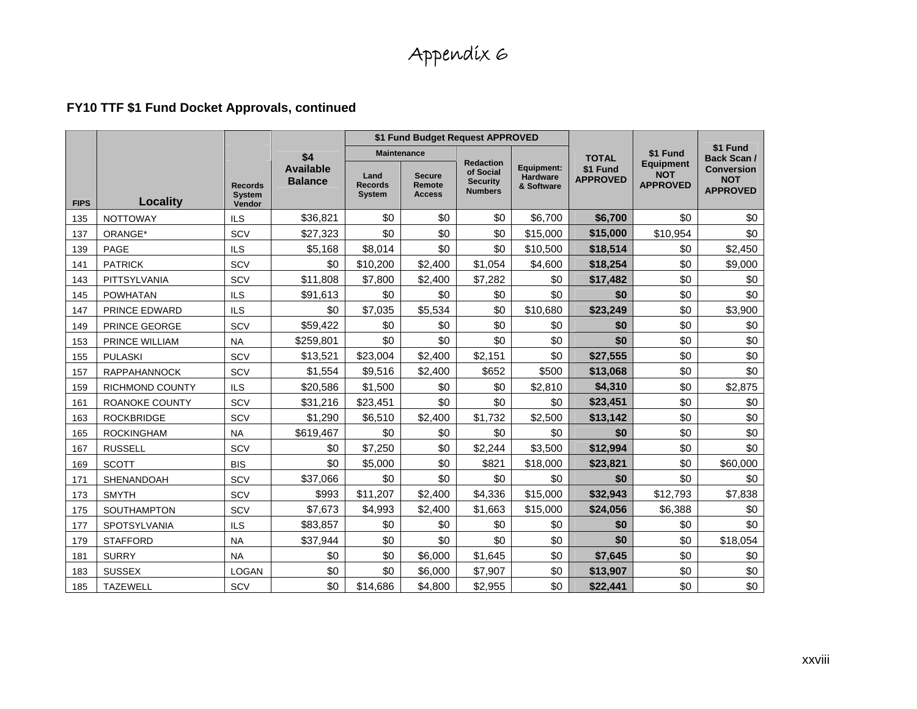# Appendix 6

**FY10 TTF $1 Fund Docket Approvals, continued**

| FIPS | Locality | Records System Vendor | $4 Available Balance | $1 Fund Budget Request APPROVED | | | | TOTAL $1 Fund APPROVED | $1 Fund Equipment NOT APPROVED | $1 Fund Back Scan / Conversion NOT APPROVED |
|---|---|---|---|---|---|---|---|---|---|---|
| | | | | Maintenance | | Redaction of Social Security Numbers | Equipment: Hardware & Software | | | |
| | | | | Land Records System | Secure Remote Access | | | | | |
| 135 | NOTTOWAY | ILS | $36,821 | $0 | $0 | $0 | $6,700 | **$6,700** | $0 | $0 |
| 137 | ORANGE* | SCV | $27,323 | $0 | $0 | $0 | $15,000 | **$15,000** | $10,954 | $0 |
| 139 | PAGE | ILS | $5,168 | $8,014 | $0 | $0 | $10,500 | **$18,514** | $0 | $2,450 |
| 141 | PATRICK | SCV | $0 | $10,200 | $2,400 | $1,054 | $4,600 | **$18,254** | $0 | $9,000 |
| 143 | PITTSYLVANIA | SCV | $11,808 | $7,800 | $2,400 | $7,282 | $0 | **$17,482** | $0 | $0 |
| 145 | POWHATAN | ILS | $91,613 | $0 | $0 | $0 | $0 | **$0** | $0 | $0 |
| 147 | PRINCE EDWARD | ILS | $0 | $7,035 | $5,534 | $0 | $10,680 | **$23,249** | $0 | $3,900 |
| 149 | PRINCE GEORGE | SCV | $59,422 | $0 | $0 | $0 | $0 | **$0** | $0 | $0 |
| 153 | PRINCE WILLIAM | NA | $259,801 | $0 | $0 | $0 | $0 | **$0** | $0 | $0 |
| 155 | PULASKI | SCV | $13,521 | $23,004 | $2,400 | $2,151 | $0 | **$27,555** | $0 | $0 |
| 157 | RAPPAHANNOCK | SCV | $1,554 | $9,516 | $2,400 | $652 | $500 | **$13,068** | $0 | $0 |
| 159 | RICHMOND COUNTY | ILS | $20,586 | $1,500 | $0 | $0 | $2,810 | **$4,310** | $0 | $2,875 |
| 161 | ROANOKE COUNTY | SCV | $31,216 | $23,451 | $0 | $0 | $0 | **$23,451** | $0 | $0 |
| 163 | ROCKBRIDGE | SCV | $1,290 | $6,510 | $2,400 | $1,732 | $2,500 | **$13,142** | $0 | $0 |
| 165 | ROCKINGHAM | NA | $619,467 | $0 | $0 | $0 | $0 | **$0** | $0 | $0 |
| 167 | RUSSELL | SCV | $0 | $7,250 | $0 | $2,244 | $3,500 | **$12,994** | $0 | $0 |
| 169 | SCOTT | BIS | $0 | $5,000 | $0 | $821 | $18,000 | **$23,821** | $0 | $60,000 |
| 171 | SHENANDOAH | SCV | $37,066 | $0 | $0 | $0 | $0 | **$0** | $0 | $0 |
| 173 | SMYTH | SCV | $993 | $11,207 | $2,400 | $4,336 | $15,000 | **$32,943** | $12,793 | $7,838 |
| 175 | SOUTHAMPTON | SCV | $7,673 | $4,993 | $2,400 | $1,663 | $15,000 | **$24,056** | $6,388 | $0 |
| 177 | SPOTSYLVANIA | ILS | $83,857 | $0 | $0 | $0 | $0 | **$0** | $0 | $0 |
| 179 | STAFFORD | NA | $37,944 | $0 | $0 | $0 | $0 | **$0** | $0 | $18,054 |
| 181 | SURRY | NA | $0 | $0 | $6,000 | $1,645 | $0 | **$7,645** | $0 | $0 |
| 183 | SUSSEX | LOGAN | $0 | $0 | $6,000 | $7,907 | $0 | **$13,907** | $0 | $0 |
| 185 | TAZEWELL | SCV | $0 | $14,686 | $4,800 | $2,955 | $0 | **$22,441** | $0 | $0 |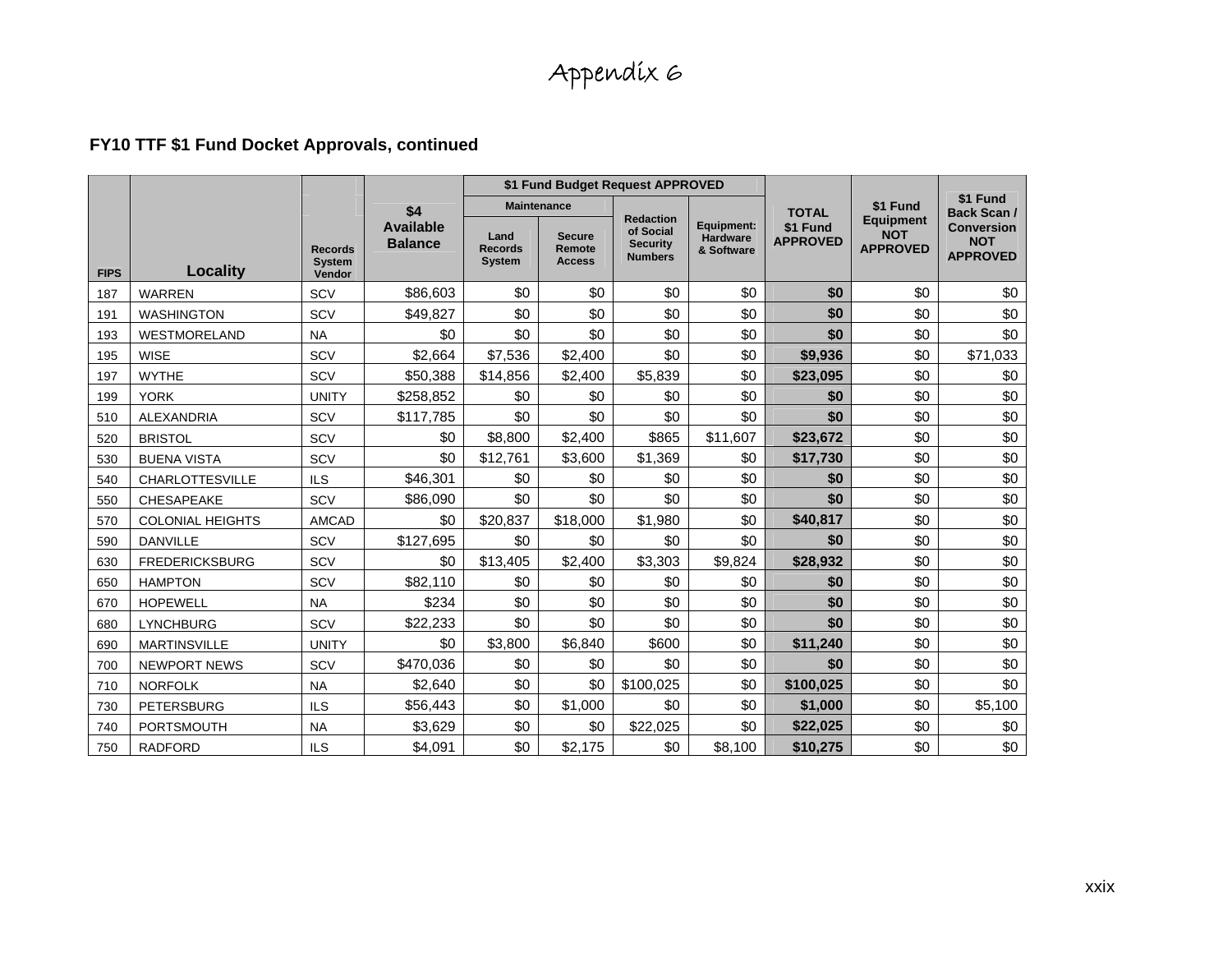# Appendix 6

**FY10 TTF $1 Fund Docket Approvals, continued**

| FIPS | Locality | Records System Vendor | $4 Available Balance | $1 Fund Budget Request APPROVED | | | | TOTAL $1 Fund APPROVED | $1 Fund Equipment NOT APPROVED | $1 Fund Back Scan / Conversion NOT APPROVED |
|---|---|---|---|---|---|---|---|---|---|---|
| | | | | Maintenance | | Redaction of Social Security Numbers | Equipment: Hardware & Software | | | |
| | | | | Land Records System | Secure Remote Access | | | | | |
| 187 | WARREN | SCV | $86,603 | $0 | $0 | $0 | $0 | **$0** | $0 | $0 |
| 191 | WASHINGTON | SCV | $49,827 | $0 | $0 | $0 | $0 | **$0** | $0 | $0 |
| 193 | WESTMORELAND | NA | $0 | $0 | $0 | $0 | $0 | **$0** | $0 | $0 |
| 195 | WISE | SCV | $2,664 | $7,536 | $2,400 | $0 | $0 | **$9,936** | $0 | $71,033 |
| 197 | WYTHE | SCV | $50,388 | $14,856 | $2,400 | $5,839 | $0 | **$23,095** | $0 | $0 |
| 199 | YORK | UNITY | $258,852 | $0 | $0 | $0 | $0 | **$0** | $0 | $0 |
| 510 | ALEXANDRIA | SCV | $117,785 | $0 | $0 | $0 | $0 | **$0** | $0 | $0 |
| 520 | BRISTOL | SCV | $0 | $8,800 | $2,400 | $865 | $11,607 | **$23,672** | $0 | $0 |
| 530 | BUENA VISTA | SCV | $0 | $12,761 | $3,600 | $1,369 | $0 | **$17,730** | $0 | $0 |
| 540 | CHARLOTTESVILLE | ILS | $46,301 | $0 | $0 | $0 | $0 | **$0** | $0 | $0 |
| 550 | CHESAPEAKE | SCV | $86,090 | $0 | $0 | $0 | $0 | **$0** | $0 | $0 |
| 570 | COLONIAL HEIGHTS | AMCAD | $0 | $20,837 | $18,000 | $1,980 | $0 | **$40,817** | $0 | $0 |
| 590 | DANVILLE | SCV | $127,695 | $0 | $0 | $0 | $0 | **$0** | $0 | $0 |
| 630 | FREDERICKSBURG | SCV | $0 | $13,405 | $2,400 | $3,303 | $9,824 | **$28,932** | $0 | $0 |
| 650 | HAMPTON | SCV | $82,110 | $0 | $0 | $0 | $0 | **$0** | $0 | $0 |
| 670 | HOPEWELL | NA | $234 | $0 | $0 | $0 | $0 | **$0** | $0 | $0 |
| 680 | LYNCHBURG | SCV | $22,233 | $0 | $0 | $0 | $0 | **$0** | $0 | $0 |
| 690 | MARTINSVILLE | UNITY | $0 | $3,800 | $6,840 | $600 | $0 | **$11,240** | $0 | $0 |
| 700 | NEWPORT NEWS | SCV | $470,036 | $0 | $0 | $0 | $0 | **$0** | $0 | $0 |
| 710 | NORFOLK | NA | $2,640 | $0 | $0 | $100,025 | $0 | **$100,025** | $0 | $0 |
| 730 | PETERSBURG | ILS | $56,443 | $0 | $1,000 | $0 | $0 | **$1,000** | $0 | $5,100 |
| 740 | PORTSMOUTH | NA | $3,629 | $0 | $0 | $22,025 | $0 | **$22,025** | $0 | $0 |
| 750 | RADFORD | ILS | $4,091 | $0 | $2,175 | $0 | $8,100 | **$10,275** | $0 | $0 |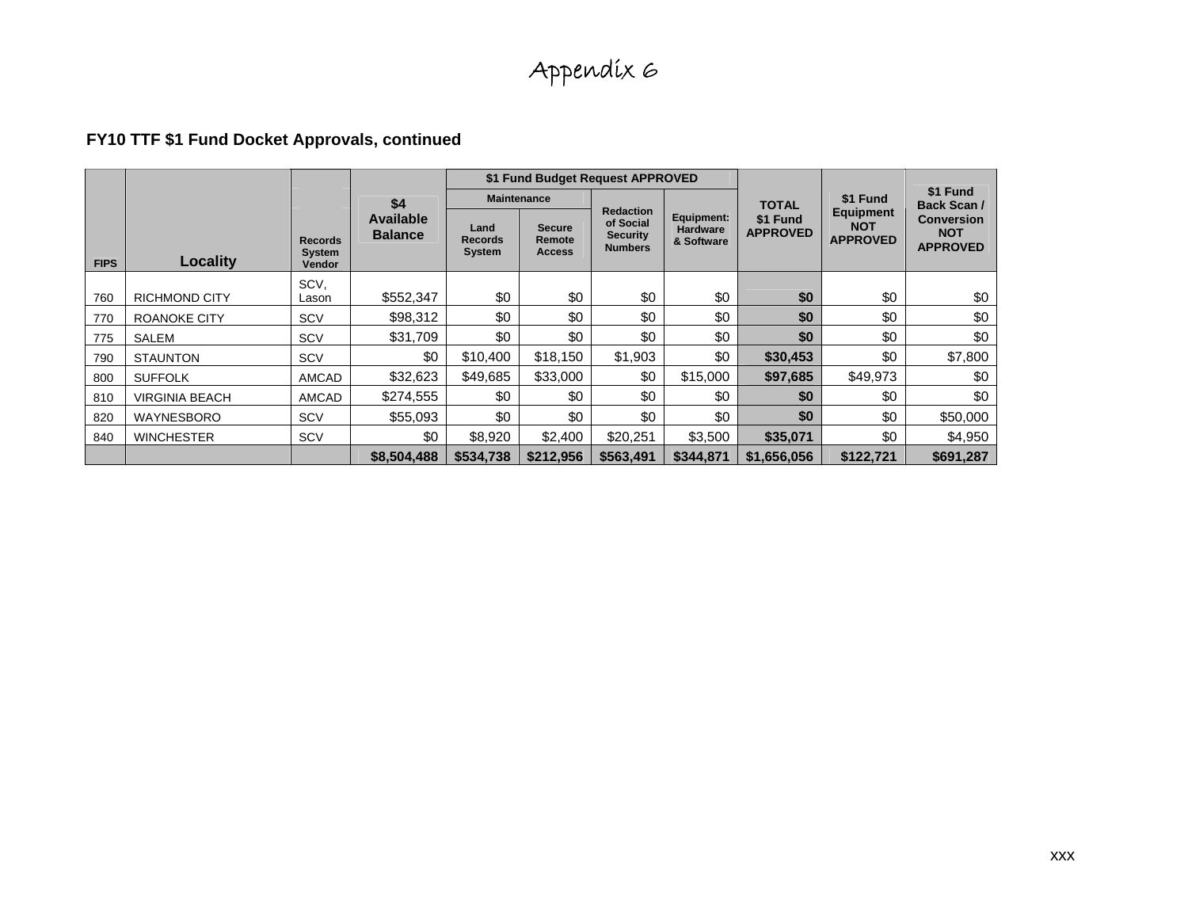# Appendix 6

**FY10 TTF $1 Fund Docket Approvals, continued**

| FIPS | Locality | Records System Vendor | $4 Available Balance | $1 Fund Budget Request APPROVED | | | | TOTAL $1 Fund APPROVED | $1 Fund Equipment NOT APPROVED | $1 Fund Back Scan / Conversion NOT APPROVED |
|---|---|---|---|---|---|---|---|---|---|---|
| | | | | Maintenance | | Redaction of Social Security Numbers | Equipment: Hardware & Software | | | |
| | | | | Land Records System | Secure Remote Access | | | | | |
| 760 | RICHMOND CITY | SCV, Lason | $552,347 | $0 | $0 | $0 | $0 | **$0** | $0 | $0 |
| 770 | ROANOKE CITY | SCV | $98,312 | $0 | $0 | $0 | $0 | **$0** | $0 | $0 |
| 775 | SALEM | SCV | $31,709 | $0 | $0 | $0 | $0 | **$0** | $0 | $0 |
| 790 | STAUNTON | SCV | $0 | $10,400 | $18,150 | $1,903 | $0 | **$30,453** | $0 | $7,800 |
| 800 | SUFFOLK | AMCAD | $32,623 | $49,685 | $33,000 | $0 | $15,000 | **$97,685** | $49,973 | $0 |
| 810 | VIRGINIA BEACH | AMCAD | $274,555 | $0 | $0 | $0 | $0 | **$0** | $0 | $0 |
| 820 | WAYNESBORO | SCV | $55,093 | $0 | $0 | $0 | $0 | **$0** | $0 | $50,000 |
| 840 | WINCHESTER | SCV | $0 | $8,920 | $2,400 | $20,251 | $3,500 | **$35,071** | $0 | $4,950 |
| | | | **$8,504,488** | **$534,738** | **$212,956** | **$563,491** | **$344,871** | **$1,656,056** | **$122,721** | **$691,287** |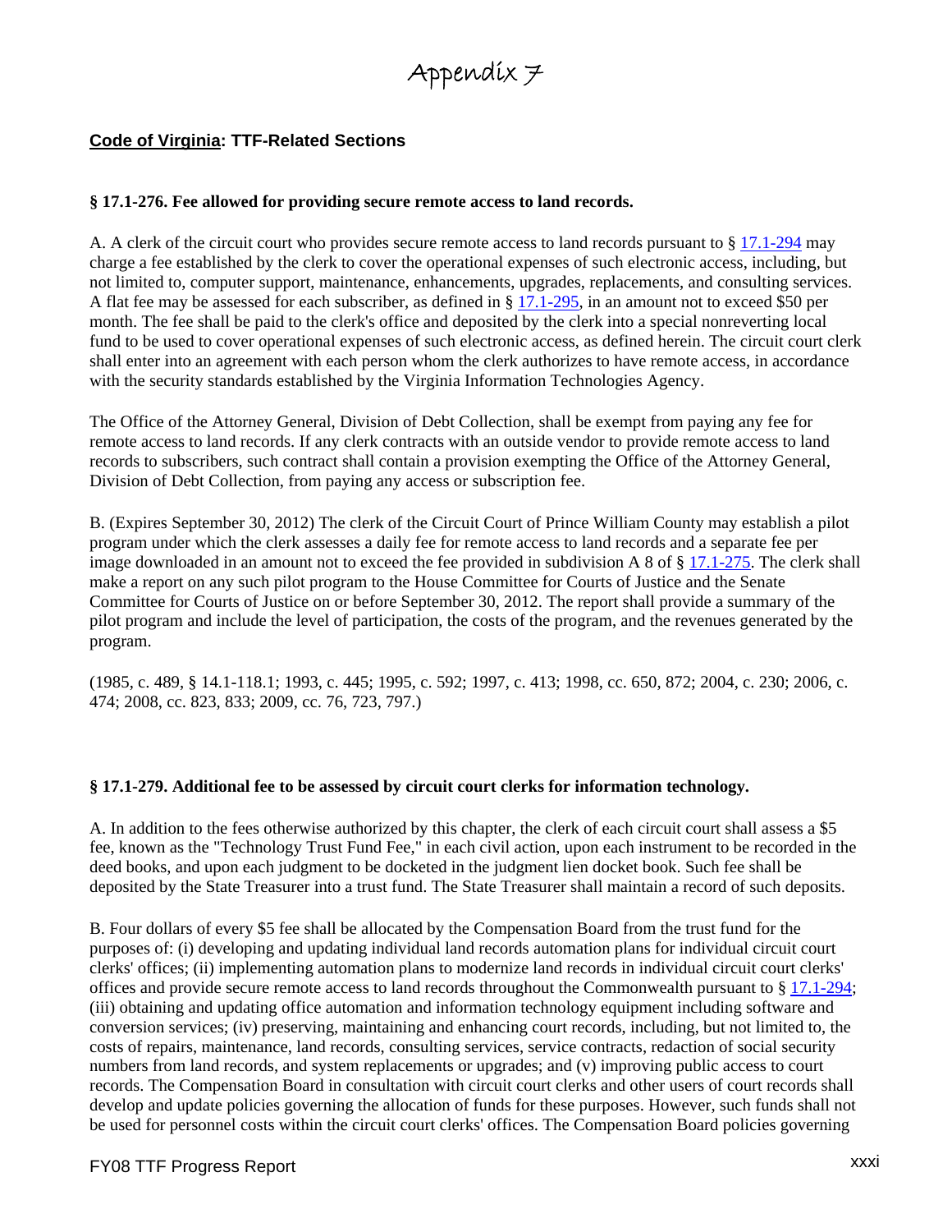# Appendix 7

## Code of Virginia: TTF-Related Sections

### § 17.1-276. Fee allowed for providing secure remote access to land records.

A. A clerk of the circuit court who provides secure remote access to land records pursuant to § 17.1-294 may charge a fee established by the clerk to cover the operational expenses of such electronic access, including, but not limited to, computer support, maintenance, enhancements, upgrades, replacements, and consulting services. A flat fee may be assessed for each subscriber, as defined in § 17.1-295, in an amount not to exceed $50 per month. The fee shall be paid to the clerk's office and deposited by the clerk into a special nonreverting local fund to be used to cover operational expenses of such electronic access, as defined herein. The circuit court clerk shall enter into an agreement with each person whom the clerk authorizes to have remote access, in accordance with the security standards established by the Virginia Information Technologies Agency.

The Office of the Attorney General, Division of Debt Collection, shall be exempt from paying any fee for remote access to land records. If any clerk contracts with an outside vendor to provide remote access to land records to subscribers, such contract shall contain a provision exempting the Office of the Attorney General, Division of Debt Collection, from paying any access or subscription fee.

B. (Expires September 30, 2012) The clerk of the Circuit Court of Prince William County may establish a pilot program under which the clerk assesses a daily fee for remote access to land records and a separate fee per image downloaded in an amount not to exceed the fee provided in subdivision A 8 of § 17.1-275. The clerk shall make a report on any such pilot program to the House Committee for Courts of Justice and the Senate Committee for Courts of Justice on or before September 30, 2012. The report shall provide a summary of the pilot program and include the level of participation, the costs of the program, and the revenues generated by the program.

(1985, c. 489, § 14.1-118.1; 1993, c. 445; 1995, c. 592; 1997, c. 413; 1998, cc. 650, 872; 2004, c. 230; 2006, c. 474; 2008, cc. 823, 833; 2009, cc. 76, 723, 797.)

### § 17.1-279. Additional fee to be assessed by circuit court clerks for information technology.

A. In addition to the fees otherwise authorized by this chapter, the clerk of each circuit court shall assess a $5 fee, known as the "Technology Trust Fund Fee," in each civil action, upon each instrument to be recorded in the deed books, and upon each judgment to be docketed in the judgment lien docket book. Such fee shall be deposited by the State Treasurer into a trust fund. The State Treasurer shall maintain a record of such deposits.

B. Four dollars of every $5 fee shall be allocated by the Compensation Board from the trust fund for the purposes of: (i) developing and updating individual land records automation plans for individual circuit court clerks' offices; (ii) implementing automation plans to modernize land records in individual circuit court clerks' offices and provide secure remote access to land records throughout the Commonwealth pursuant to § 17.1-294; (iii) obtaining and updating office automation and information technology equipment including software and conversion services; (iv) preserving, maintaining and enhancing court records, including, but not limited to, the costs of repairs, maintenance, land records, consulting services, service contracts, redaction of social security numbers from land records, and system replacements or upgrades; and (v) improving public access to court records. The Compensation Board in consultation with circuit court clerks and other users of court records shall develop and update policies governing the allocation of funds for these purposes. However, such funds shall not be used for personnel costs within the circuit court clerks' offices. The Compensation Board policies governing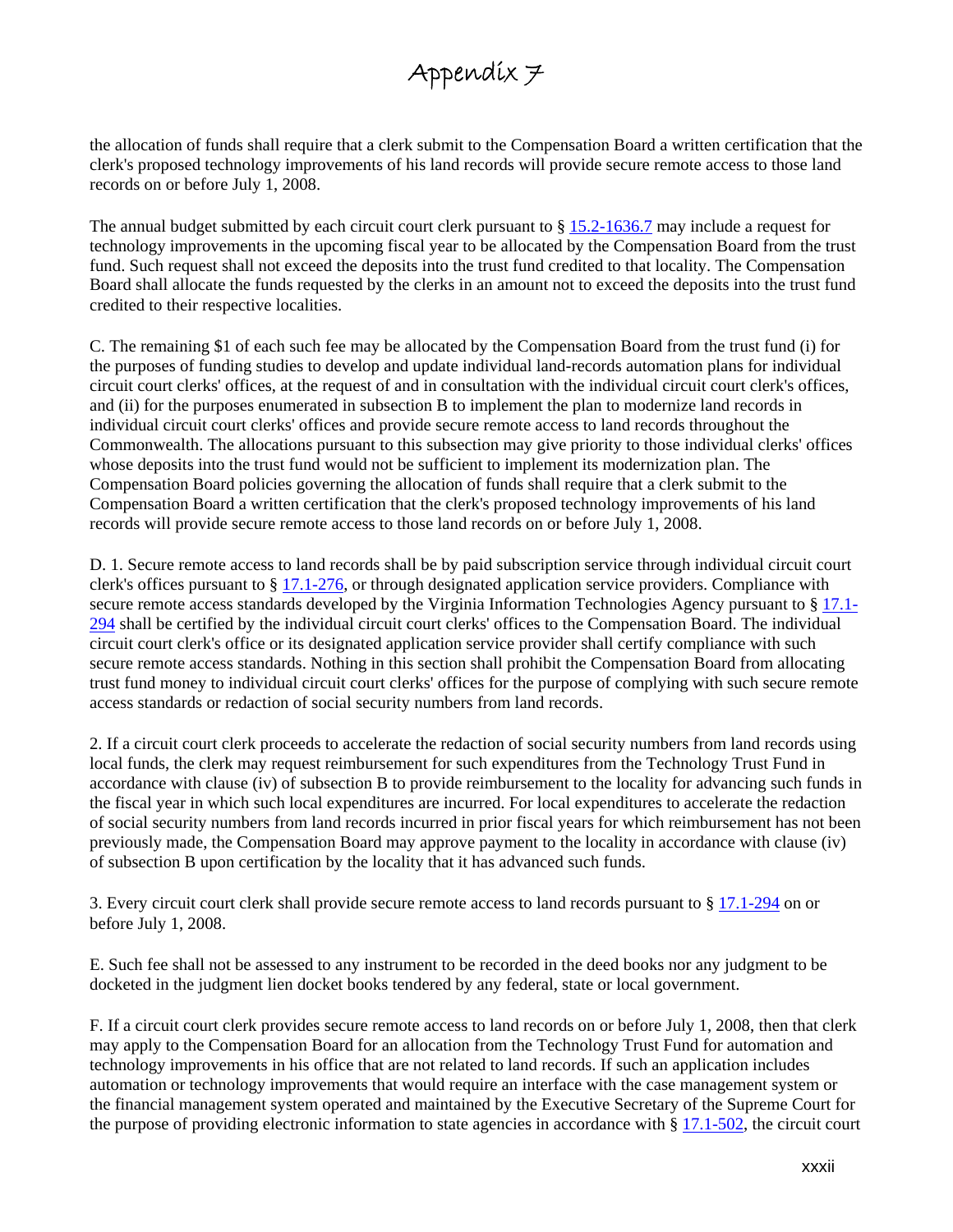# Appendix 7

the allocation of funds shall require that a clerk submit to the Compensation Board a written certification that the clerk's proposed technology improvements of his land records will provide secure remote access to those land records on or before July 1, 2008.

The annual budget submitted by each circuit court clerk pursuant to § 15.2-1636.7 may include a request for technology improvements in the upcoming fiscal year to be allocated by the Compensation Board from the trust fund. Such request shall not exceed the deposits into the trust fund credited to that locality. The Compensation Board shall allocate the funds requested by the clerks in an amount not to exceed the deposits into the trust fund credited to their respective localities.

C. The remaining $1 of each such fee may be allocated by the Compensation Board from the trust fund (i) for the purposes of funding studies to develop and update individual land-records automation plans for individual circuit court clerks' offices, at the request of and in consultation with the individual circuit court clerk's offices, and (ii) for the purposes enumerated in subsection B to implement the plan to modernize land records in individual circuit court clerks' offices and provide secure remote access to land records throughout the Commonwealth. The allocations pursuant to this subsection may give priority to those individual clerks' offices whose deposits into the trust fund would not be sufficient to implement its modernization plan. The Compensation Board policies governing the allocation of funds shall require that a clerk submit to the Compensation Board a written certification that the clerk's proposed technology improvements of his land records will provide secure remote access to those land records on or before July 1, 2008.

D. 1. Secure remote access to land records shall be by paid subscription service through individual circuit court clerk's offices pursuant to § 17.1-276, or through designated application service providers. Compliance with secure remote access standards developed by the Virginia Information Technologies Agency pursuant to § 17.1-294 shall be certified by the individual circuit court clerks' offices to the Compensation Board. The individual circuit court clerk's office or its designated application service provider shall certify compliance with such secure remote access standards. Nothing in this section shall prohibit the Compensation Board from allocating trust fund money to individual circuit court clerks' offices for the purpose of complying with such secure remote access standards or redaction of social security numbers from land records.

2. If a circuit court clerk proceeds to accelerate the redaction of social security numbers from land records using local funds, the clerk may request reimbursement for such expenditures from the Technology Trust Fund in accordance with clause (iv) of subsection B to provide reimbursement to the locality for advancing such funds in the fiscal year in which such local expenditures are incurred. For local expenditures to accelerate the redaction of social security numbers from land records incurred in prior fiscal years for which reimbursement has not been previously made, the Compensation Board may approve payment to the locality in accordance with clause (iv) of subsection B upon certification by the locality that it has advanced such funds.

3. Every circuit court clerk shall provide secure remote access to land records pursuant to § 17.1-294 on or before July 1, 2008.

E. Such fee shall not be assessed to any instrument to be recorded in the deed books nor any judgment to be docketed in the judgment lien docket books tendered by any federal, state or local government.

F. If a circuit court clerk provides secure remote access to land records on or before July 1, 2008, then that clerk may apply to the Compensation Board for an allocation from the Technology Trust Fund for automation and technology improvements in his office that are not related to land records. If such an application includes automation or technology improvements that would require an interface with the case management system or the financial management system operated and maintained by the Executive Secretary of the Supreme Court for the purpose of providing electronic information to state agencies in accordance with § 17.1-502, the circuit court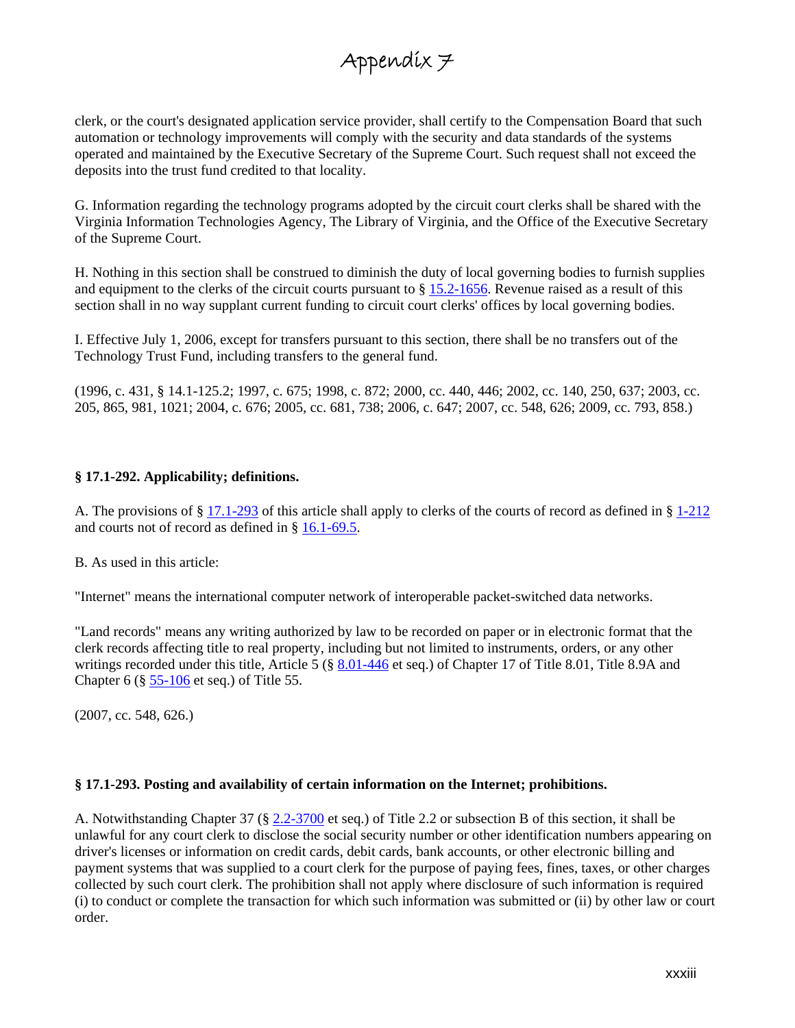clerk, or the court's designated application service provider, shall certify to the Compensation Board that such automation or technology improvements will comply with the security and data standards of the systems operated and maintained by the Executive Secretary of the Supreme Court. Such request shall not exceed the deposits into the trust fund credited to that locality.

G. Information regarding the technology programs adopted by the circuit court clerks shall be shared with the Virginia Information Technologies Agency, The Library of Virginia, and the Office of the Executive Secretary of the Supreme Court.

H. Nothing in this section shall be construed to diminish the duty of local governing bodies to furnish supplies and equipment to the clerks of the circuit courts pursuant to § 15.2-1656. Revenue raised as a result of this section shall in no way supplant current funding to circuit court clerks' offices by local governing bodies.

I. Effective July 1, 2006, except for transfers pursuant to this section, there shall be no transfers out of the Technology Trust Fund, including transfers to the general fund.

(1996, c. 431, § 14.1-125.2; 1997, c. 675; 1998, c. 872; 2000, cc. 440, 446; 2002, cc. 140, 250, 637; 2003, cc. 205, 865, 981, 1021; 2004, c. 676; 2005, cc. 681, 738; 2006, c. 647; 2007, cc. 548, 626; 2009, cc. 793, 858.)

**§ 17.1-292. Applicability; definitions.**

A. The provisions of § 17.1-293 of this article shall apply to clerks of the courts of record as defined in § 1-212 and courts not of record as defined in § 16.1-69.5.

B. As used in this article:

"Internet" means the international computer network of interoperable packet-switched data networks.

"Land records" means any writing authorized by law to be recorded on paper or in electronic format that the clerk records affecting title to real property, including but not limited to instruments, orders, or any other writings recorded under this title, Article 5 (§ 8.01-446 et seq.) of Chapter 17 of Title 8.01, Title 8.9A and Chapter 6 (§ 55-106 et seq.) of Title 55.

(2007, cc. 548, 626.)

**§ 17.1-293. Posting and availability of certain information on the Internet; prohibitions.**

A. Notwithstanding Chapter 37 (§ 2.2-3700 et seq.) of Title 2.2 or subsection B of this section, it shall be unlawful for any court clerk to disclose the social security number or other identification numbers appearing on driver's licenses or information on credit cards, debit cards, bank accounts, or other electronic billing and payment systems that was supplied to a court clerk for the purpose of paying fees, fines, taxes, or other charges collected by such court clerk. The prohibition shall not apply where disclosure of such information is required (i) to conduct or complete the transaction for which such information was submitted or (ii) by other law or court order.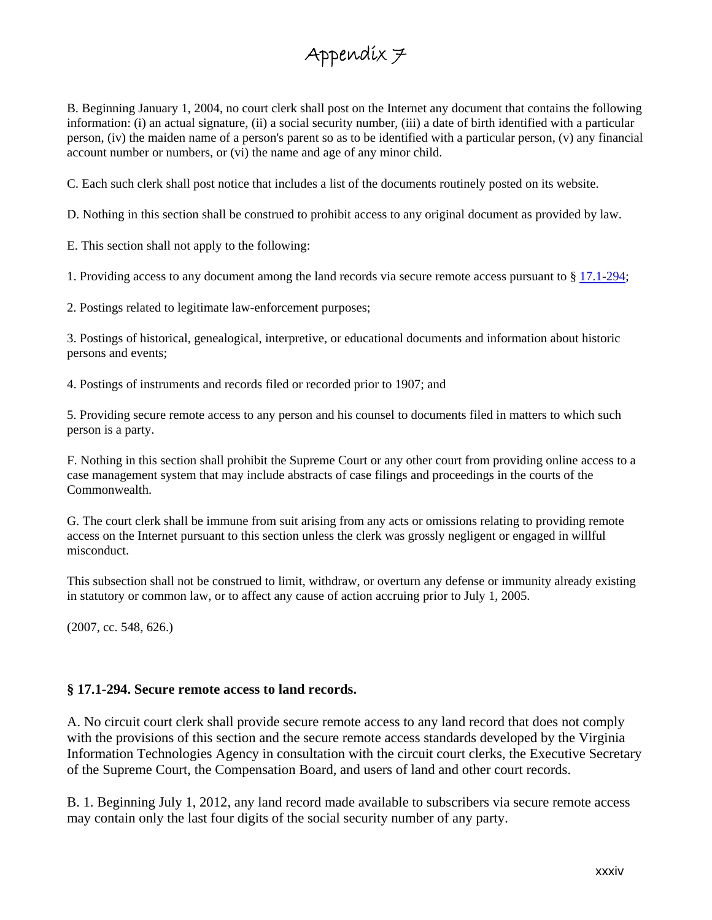# Appendix 7

B. Beginning January 1, 2004, no court clerk shall post on the Internet any document that contains the following information: (i) an actual signature, (ii) a social security number, (iii) a date of birth identified with a particular person, (iv) the maiden name of a person's parent so as to be identified with a particular person, (v) any financial account number or numbers, or (vi) the name and age of any minor child.

C. Each such clerk shall post notice that includes a list of the documents routinely posted on its website.

D. Nothing in this section shall be construed to prohibit access to any original document as provided by law.

E. This section shall not apply to the following:

1. Providing access to any document among the land records via secure remote access pursuant to § 17.1-294;

2. Postings related to legitimate law-enforcement purposes;

3. Postings of historical, genealogical, interpretive, or educational documents and information about historic persons and events;

4. Postings of instruments and records filed or recorded prior to 1907; and

5. Providing secure remote access to any person and his counsel to documents filed in matters to which such person is a party.

F. Nothing in this section shall prohibit the Supreme Court or any other court from providing online access to a case management system that may include abstracts of case filings and proceedings in the courts of the Commonwealth.

G. The court clerk shall be immune from suit arising from any acts or omissions relating to providing remote access on the Internet pursuant to this section unless the clerk was grossly negligent or engaged in willful misconduct.

This subsection shall not be construed to limit, withdraw, or overturn any defense or immunity already existing in statutory or common law, or to affect any cause of action accruing prior to July 1, 2005.

(2007, cc. 548, 626.)

### § 17.1-294. Secure remote access to land records.

A. No circuit court clerk shall provide secure remote access to any land record that does not comply with the provisions of this section and the secure remote access standards developed by the Virginia Information Technologies Agency in consultation with the circuit court clerks, the Executive Secretary of the Supreme Court, the Compensation Board, and users of land and other court records.

B. 1. Beginning July 1, 2012, any land record made available to subscribers via secure remote access may contain only the last four digits of the social security number of any party.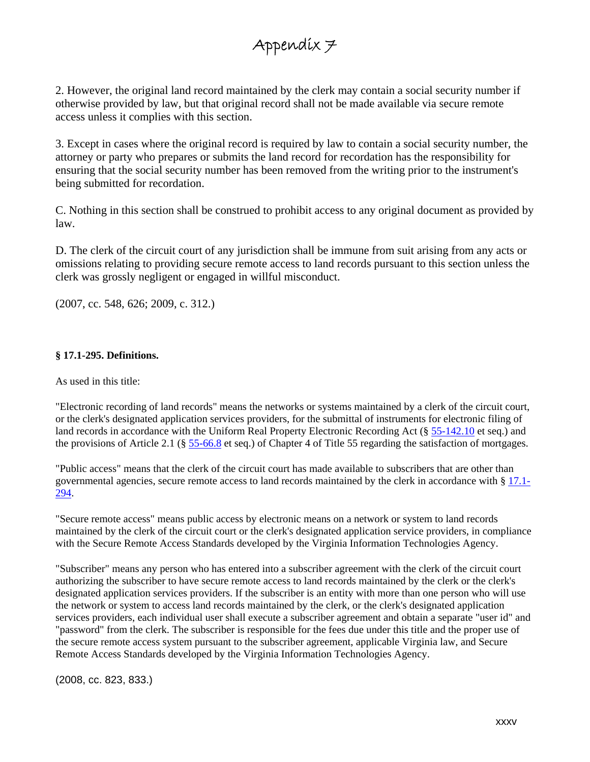2. However, the original land record maintained by the clerk may contain a social security number if otherwise provided by law, but that original record shall not be made available via secure remote access unless it complies with this section.

3. Except in cases where the original record is required by law to contain a social security number, the attorney or party who prepares or submits the land record for recordation has the responsibility for ensuring that the social security number has been removed from the writing prior to the instrument's being submitted for recordation.

C. Nothing in this section shall be construed to prohibit access to any original document as provided by law.

D. The clerk of the circuit court of any jurisdiction shall be immune from suit arising from any acts or omissions relating to providing secure remote access to land records pursuant to this section unless the clerk was grossly negligent or engaged in willful misconduct.

(2007, cc. 548, 626; 2009, c. 312.)

**§ 17.1-295. Definitions.**

As used in this title:

"Electronic recording of land records" means the networks or systems maintained by a clerk of the circuit court, or the clerk's designated application services providers, for the submittal of instruments for electronic filing of land records in accordance with the Uniform Real Property Electronic Recording Act (§ 55-142.10 et seq.) and the provisions of Article 2.1 (§ 55-66.8 et seq.) of Chapter 4 of Title 55 regarding the satisfaction of mortgages.

"Public access" means that the clerk of the circuit court has made available to subscribers that are other than governmental agencies, secure remote access to land records maintained by the clerk in accordance with § 17.1-294.

"Secure remote access" means public access by electronic means on a network or system to land records maintained by the clerk of the circuit court or the clerk's designated application service providers, in compliance with the Secure Remote Access Standards developed by the Virginia Information Technologies Agency.

"Subscriber" means any person who has entered into a subscriber agreement with the clerk of the circuit court authorizing the subscriber to have secure remote access to land records maintained by the clerk or the clerk's designated application services providers. If the subscriber is an entity with more than one person who will use the network or system to access land records maintained by the clerk, or the clerk's designated application services providers, each individual user shall execute a subscriber agreement and obtain a separate "user id" and "password" from the clerk. The subscriber is responsible for the fees due under this title and the proper use of the secure remote access system pursuant to the subscriber agreement, applicable Virginia law, and Secure Remote Access Standards developed by the Virginia Information Technologies Agency.

(2008, cc. 823, 833.)